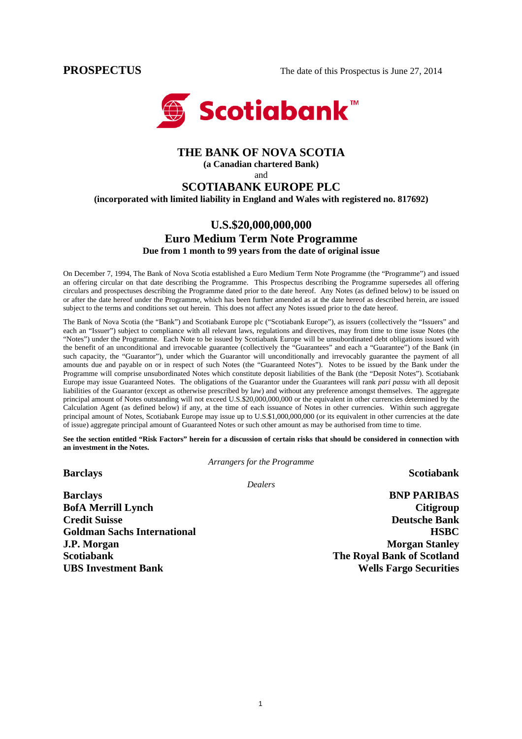**PROSPECTUS** The date of this Prospectus is June 27, 2014

Scotiabank™

# THE BANK OF NOVA SCOTIA

**(a Canadian chartered Bank)**

and

# SCOTIABANK EUROPE PLC

**(incorporated with limited liability in England and Wales with registered no. 817692)**

## U.S.$20,000,000,000
## Euro Medium Term Note Programme

**Due from 1 month to 99 years from the date of original issue**

On December 7, 1994, The Bank of Nova Scotia established a Euro Medium Term Note Programme (the "Programme") and issued an offering circular on that date describing the Programme. This Prospectus describing the Programme supersedes all offering circulars and prospectuses describing the Programme dated prior to the date hereof. Any Notes (as defined below) to be issued on or after the date hereof under the Programme, which has been further amended as at the date hereof as described herein, are issued subject to the terms and conditions set out herein. This does not affect any Notes issued prior to the date hereof.

The Bank of Nova Scotia (the "Bank") and Scotiabank Europe plc ("Scotiabank Europe"), as issuers (collectively the "Issuers" and each an "Issuer") subject to compliance with all relevant laws, regulations and directives, may from time to time issue Notes (the "Notes") under the Programme. Each Note to be issued by Scotiabank Europe will be unsubordinated debt obligations issued with the benefit of an unconditional and irrevocable guarantee (collectively the "Guarantees" and each a "Guarantee") of the Bank (in such capacity, the "Guarantor"), under which the Guarantor will unconditionally and irrevocably guarantee the payment of all amounts due and payable on or in respect of such Notes (the "Guaranteed Notes"). Notes to be issued by the Bank under the Programme will comprise unsubordinated Notes which constitute deposit liabilities of the Bank (the "Deposit Notes"). Scotiabank Europe may issue Guaranteed Notes. The obligations of the Guarantor under the Guarantees will rank *pari passu* with all deposit liabilities of the Guarantor (except as otherwise prescribed by law) and without any preference amongst themselves. The aggregate principal amount of Notes outstanding will not exceed U.S.$20,000,000,000 or the equivalent in other currencies determined by the Calculation Agent (as defined below) if any, at the time of each issuance of Notes in other currencies. Within such aggregate principal amount of Notes, Scotiabank Europe may issue up to U.S.$1,000,000,000 (or its equivalent in other currencies at the date of issue) aggregate principal amount of Guaranteed Notes or such other amount as may be authorised from time to time.

**See the section entitled "Risk Factors" herein for a discussion of certain risks that should be considered in connection with an investment in the Notes.**

*Arrangers for the Programme*

**Barclays** **Scotiabank**

*Dealers*

**Barclays**
**BNP PARIBAS**
**BofA Merrill Lynch**
**Citigroup**
**Credit Suisse**
**Deutsche Bank**
**Goldman Sachs International**
**HSBC**
**J.P. Morgan**
**Morgan Stanley**
**Scotiabank**
**The Royal Bank of Scotland**
**UBS Investment Bank**
**Wells Fargo Securities**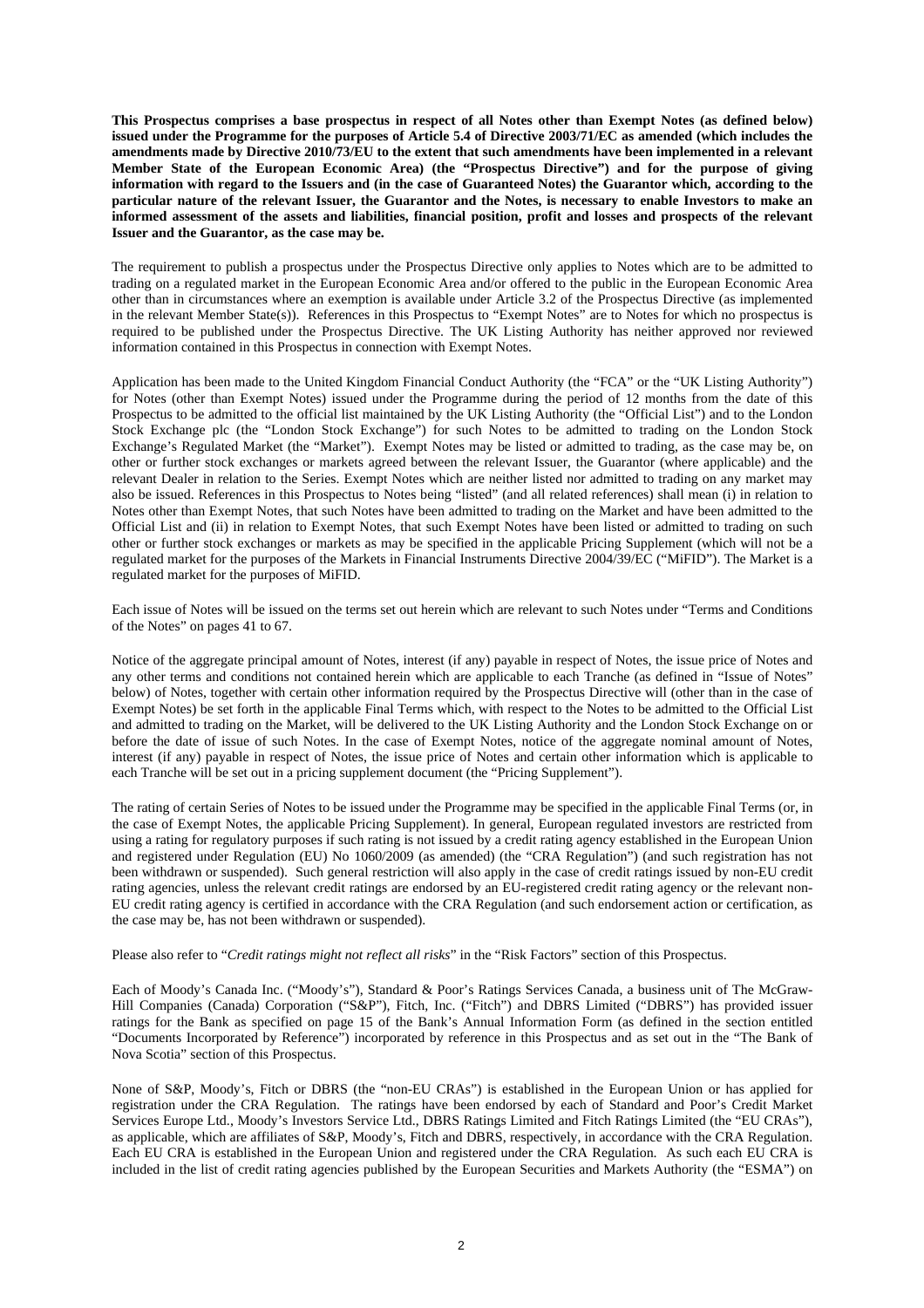**This Prospectus comprises a base prospectus in respect of all Notes other than Exempt Notes (as defined below) issued under the Programme for the purposes of Article 5.4 of Directive 2003/71/EC as amended (which includes the amendments made by Directive 2010/73/EU to the extent that such amendments have been implemented in a relevant Member State of the European Economic Area) (the "Prospectus Directive") and for the purpose of giving information with regard to the Issuers and (in the case of Guaranteed Notes) the Guarantor which, according to the particular nature of the relevant Issuer, the Guarantor and the Notes, is necessary to enable Investors to make an informed assessment of the assets and liabilities, financial position, profit and losses and prospects of the relevant Issuer and the Guarantor, as the case may be.**

The requirement to publish a prospectus under the Prospectus Directive only applies to Notes which are to be admitted to trading on a regulated market in the European Economic Area and/or offered to the public in the European Economic Area other than in circumstances where an exemption is available under Article 3.2 of the Prospectus Directive (as implemented in the relevant Member State(s)). References in this Prospectus to "Exempt Notes" are to Notes for which no prospectus is required to be published under the Prospectus Directive. The UK Listing Authority has neither approved nor reviewed information contained in this Prospectus in connection with Exempt Notes.

Application has been made to the United Kingdom Financial Conduct Authority (the "FCA" or the "UK Listing Authority") for Notes (other than Exempt Notes) issued under the Programme during the period of 12 months from the date of this Prospectus to be admitted to the official list maintained by the UK Listing Authority (the "Official List") and to the London Stock Exchange plc (the "London Stock Exchange") for such Notes to be admitted to trading on the London Stock Exchange's Regulated Market (the "Market"). Exempt Notes may be listed or admitted to trading, as the case may be, on other or further stock exchanges or markets agreed between the relevant Issuer, the Guarantor (where applicable) and the relevant Dealer in relation to the Series. Exempt Notes which are neither listed nor admitted to trading on any market may also be issued. References in this Prospectus to Notes being "listed" (and all related references) shall mean (i) in relation to Notes other than Exempt Notes, that such Notes have been admitted to trading on the Market and have been admitted to the Official List and (ii) in relation to Exempt Notes, that such Exempt Notes have been listed or admitted to trading on such other or further stock exchanges or markets as may be specified in the applicable Pricing Supplement (which will not be a regulated market for the purposes of the Markets in Financial Instruments Directive 2004/39/EC ("MiFID"). The Market is a regulated market for the purposes of MiFID.

Each issue of Notes will be issued on the terms set out herein which are relevant to such Notes under "Terms and Conditions of the Notes" on pages 41 to 67.

Notice of the aggregate principal amount of Notes, interest (if any) payable in respect of Notes, the issue price of Notes and any other terms and conditions not contained herein which are applicable to each Tranche (as defined in "Issue of Notes" below) of Notes, together with certain other information required by the Prospectus Directive will (other than in the case of Exempt Notes) be set forth in the applicable Final Terms which, with respect to the Notes to be admitted to the Official List and admitted to trading on the Market, will be delivered to the UK Listing Authority and the London Stock Exchange on or before the date of issue of such Notes. In the case of Exempt Notes, notice of the aggregate nominal amount of Notes, interest (if any) payable in respect of Notes, the issue price of Notes and certain other information which is applicable to each Tranche will be set out in a pricing supplement document (the "Pricing Supplement").

The rating of certain Series of Notes to be issued under the Programme may be specified in the applicable Final Terms (or, in the case of Exempt Notes, the applicable Pricing Supplement). In general, European regulated investors are restricted from using a rating for regulatory purposes if such rating is not issued by a credit rating agency established in the European Union and registered under Regulation (EU) No 1060/2009 (as amended) (the "CRA Regulation") (and such registration has not been withdrawn or suspended). Such general restriction will also apply in the case of credit ratings issued by non-EU credit rating agencies, unless the relevant credit ratings are endorsed by an EU-registered credit rating agency or the relevant non-EU credit rating agency is certified in accordance with the CRA Regulation (and such endorsement action or certification, as the case may be, has not been withdrawn or suspended).

Please also refer to "*Credit ratings might not reflect all risks*" in the "Risk Factors" section of this Prospectus.

Each of Moody's Canada Inc. ("Moody's"), Standard & Poor's Ratings Services Canada, a business unit of The McGraw-Hill Companies (Canada) Corporation ("S&P"), Fitch, Inc. ("Fitch") and DBRS Limited ("DBRS") has provided issuer ratings for the Bank as specified on page 15 of the Bank's Annual Information Form (as defined in the section entitled "Documents Incorporated by Reference") incorporated by reference in this Prospectus and as set out in the "The Bank of Nova Scotia" section of this Prospectus.

None of S&P, Moody's, Fitch or DBRS (the "non-EU CRAs") is established in the European Union or has applied for registration under the CRA Regulation. The ratings have been endorsed by each of Standard and Poor's Credit Market Services Europe Ltd., Moody's Investors Service Ltd., DBRS Ratings Limited and Fitch Ratings Limited (the "EU CRAs"), as applicable, which are affiliates of S&P, Moody's, Fitch and DBRS, respectively, in accordance with the CRA Regulation. Each EU CRA is established in the European Union and registered under the CRA Regulation. As such each EU CRA is included in the list of credit rating agencies published by the European Securities and Markets Authority (the "ESMA") on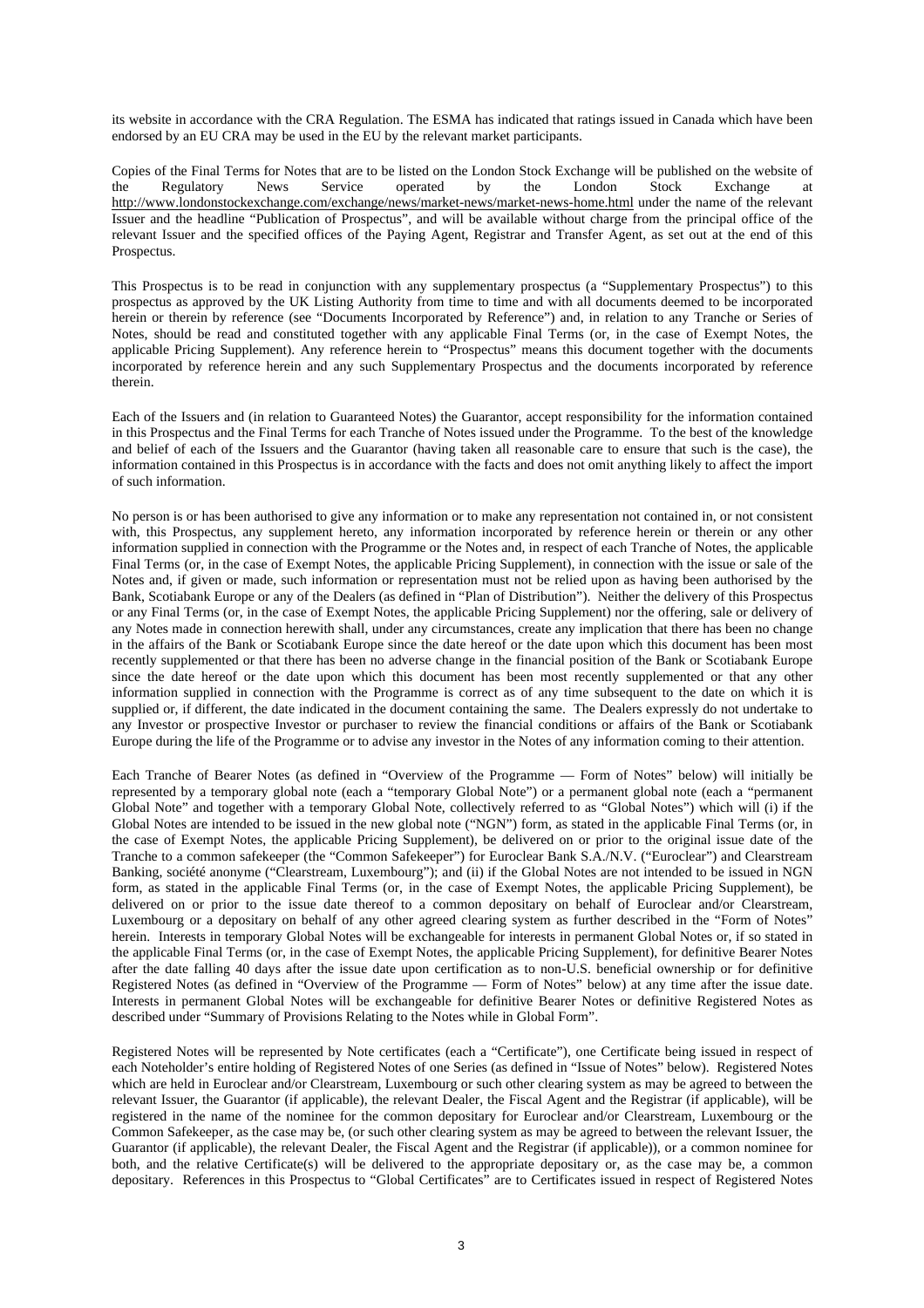its website in accordance with the CRA Regulation. The ESMA has indicated that ratings issued in Canada which have been endorsed by an EU CRA may be used in the EU by the relevant market participants.

Copies of the Final Terms for Notes that are to be listed on the London Stock Exchange will be published on the website of the Regulatory News Service operated by the London Stock Exchange at http://www.londonstockexchange.com/exchange/news/market-news/market-news-home.html under the name of the relevant Issuer and the headline "Publication of Prospectus", and will be available without charge from the principal office of the relevant Issuer and the specified offices of the Paying Agent, Registrar and Transfer Agent, as set out at the end of this Prospectus.

This Prospectus is to be read in conjunction with any supplementary prospectus (a "Supplementary Prospectus") to this prospectus as approved by the UK Listing Authority from time to time and with all documents deemed to be incorporated herein or therein by reference (see "Documents Incorporated by Reference") and, in relation to any Tranche or Series of Notes, should be read and constituted together with any applicable Final Terms (or, in the case of Exempt Notes, the applicable Pricing Supplement). Any reference herein to "Prospectus" means this document together with the documents incorporated by reference herein and any such Supplementary Prospectus and the documents incorporated by reference therein.

Each of the Issuers and (in relation to Guaranteed Notes) the Guarantor, accept responsibility for the information contained in this Prospectus and the Final Terms for each Tranche of Notes issued under the Programme. To the best of the knowledge and belief of each of the Issuers and the Guarantor (having taken all reasonable care to ensure that such is the case), the information contained in this Prospectus is in accordance with the facts and does not omit anything likely to affect the import of such information.

No person is or has been authorised to give any information or to make any representation not contained in, or not consistent with, this Prospectus, any supplement hereto, any information incorporated by reference herein or therein or any other information supplied in connection with the Programme or the Notes and, in respect of each Tranche of Notes, the applicable Final Terms (or, in the case of Exempt Notes, the applicable Pricing Supplement), in connection with the issue or sale of the Notes and, if given or made, such information or representation must not be relied upon as having been authorised by the Bank, Scotiabank Europe or any of the Dealers (as defined in "Plan of Distribution"). Neither the delivery of this Prospectus or any Final Terms (or, in the case of Exempt Notes, the applicable Pricing Supplement) nor the offering, sale or delivery of any Notes made in connection herewith shall, under any circumstances, create any implication that there has been no change in the affairs of the Bank or Scotiabank Europe since the date hereof or the date upon which this document has been most recently supplemented or that there has been no adverse change in the financial position of the Bank or Scotiabank Europe since the date hereof or the date upon which this document has been most recently supplemented or that any other information supplied in connection with the Programme is correct as of any time subsequent to the date on which it is supplied or, if different, the date indicated in the document containing the same. The Dealers expressly do not undertake to any Investor or prospective Investor or purchaser to review the financial conditions or affairs of the Bank or Scotiabank Europe during the life of the Programme or to advise any investor in the Notes of any information coming to their attention.

Each Tranche of Bearer Notes (as defined in "Overview of the Programme — Form of Notes" below) will initially be represented by a temporary global note (each a "temporary Global Note") or a permanent global note (each a "permanent Global Note" and together with a temporary Global Note, collectively referred to as "Global Notes") which will (i) if the Global Notes are intended to be issued in the new global note ("NGN") form, as stated in the applicable Final Terms (or, in the case of Exempt Notes, the applicable Pricing Supplement), be delivered on or prior to the original issue date of the Tranche to a common safekeeper (the "Common Safekeeper") for Euroclear Bank S.A./N.V. ("Euroclear") and Clearstream Banking, société anonyme ("Clearstream, Luxembourg"); and (ii) if the Global Notes are not intended to be issued in NGN form, as stated in the applicable Final Terms (or, in the case of Exempt Notes, the applicable Pricing Supplement), be delivered on or prior to the issue date thereof to a common depositary on behalf of Euroclear and/or Clearstream, Luxembourg or a depositary on behalf of any other agreed clearing system as further described in the "Form of Notes" herein. Interests in temporary Global Notes will be exchangeable for interests in permanent Global Notes or, if so stated in the applicable Final Terms (or, in the case of Exempt Notes, the applicable Pricing Supplement), for definitive Bearer Notes after the date falling 40 days after the issue date upon certification as to non-U.S. beneficial ownership or for definitive Registered Notes (as defined in "Overview of the Programme — Form of Notes" below) at any time after the issue date. Interests in permanent Global Notes will be exchangeable for definitive Bearer Notes or definitive Registered Notes as described under "Summary of Provisions Relating to the Notes while in Global Form".

Registered Notes will be represented by Note certificates (each a "Certificate"), one Certificate being issued in respect of each Noteholder's entire holding of Registered Notes of one Series (as defined in "Issue of Notes" below). Registered Notes which are held in Euroclear and/or Clearstream, Luxembourg or such other clearing system as may be agreed to between the relevant Issuer, the Guarantor (if applicable), the relevant Dealer, the Fiscal Agent and the Registrar (if applicable), will be registered in the name of the nominee for the common depositary for Euroclear and/or Clearstream, Luxembourg or the Common Safekeeper, as the case may be, (or such other clearing system as may be agreed to between the relevant Issuer, the Guarantor (if applicable), the relevant Dealer, the Fiscal Agent and the Registrar (if applicable)), or a common nominee for both, and the relative Certificate(s) will be delivered to the appropriate depositary or, as the case may be, a common depositary. References in this Prospectus to "Global Certificates" are to Certificates issued in respect of Registered Notes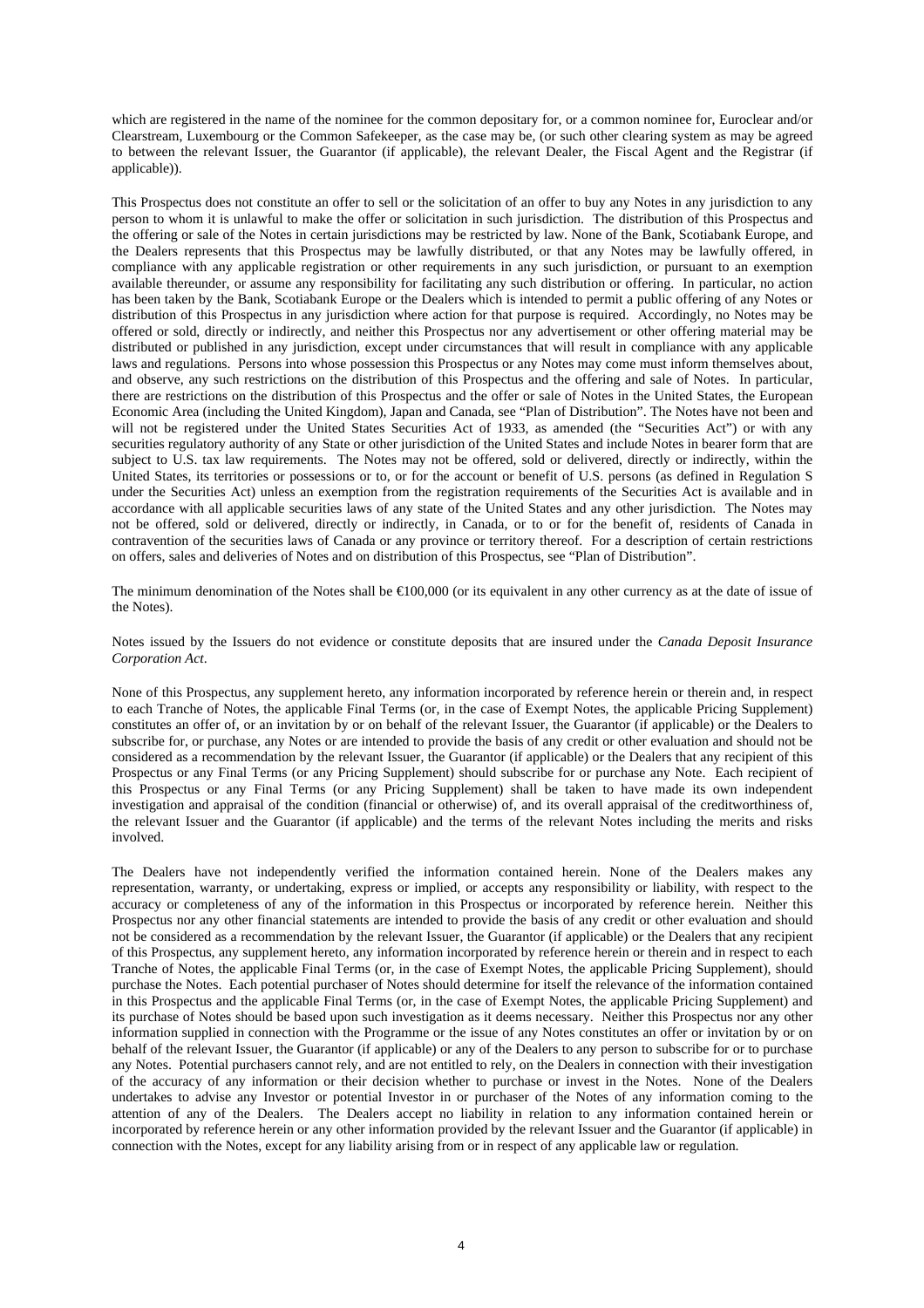which are registered in the name of the nominee for the common depositary for, or a common nominee for, Euroclear and/or Clearstream, Luxembourg or the Common Safekeeper, as the case may be, (or such other clearing system as may be agreed to between the relevant Issuer, the Guarantor (if applicable), the relevant Dealer, the Fiscal Agent and the Registrar (if applicable)).

This Prospectus does not constitute an offer to sell or the solicitation of an offer to buy any Notes in any jurisdiction to any person to whom it is unlawful to make the offer or solicitation in such jurisdiction. The distribution of this Prospectus and the offering or sale of the Notes in certain jurisdictions may be restricted by law. None of the Bank, Scotiabank Europe, and the Dealers represents that this Prospectus may be lawfully distributed, or that any Notes may be lawfully offered, in compliance with any applicable registration or other requirements in any such jurisdiction, or pursuant to an exemption available thereunder, or assume any responsibility for facilitating any such distribution or offering. In particular, no action has been taken by the Bank, Scotiabank Europe or the Dealers which is intended to permit a public offering of any Notes or distribution of this Prospectus in any jurisdiction where action for that purpose is required. Accordingly, no Notes may be offered or sold, directly or indirectly, and neither this Prospectus nor any advertisement or other offering material may be distributed or published in any jurisdiction, except under circumstances that will result in compliance with any applicable laws and regulations. Persons into whose possession this Prospectus or any Notes may come must inform themselves about, and observe, any such restrictions on the distribution of this Prospectus and the offering and sale of Notes. In particular, there are restrictions on the distribution of this Prospectus and the offer or sale of Notes in the United States, the European Economic Area (including the United Kingdom), Japan and Canada, see "Plan of Distribution". The Notes have not been and will not be registered under the United States Securities Act of 1933, as amended (the "Securities Act") or with any securities regulatory authority of any State or other jurisdiction of the United States and include Notes in bearer form that are subject to U.S. tax law requirements. The Notes may not be offered, sold or delivered, directly or indirectly, within the United States, its territories or possessions or to, or for the account or benefit of U.S. persons (as defined in Regulation S under the Securities Act) unless an exemption from the registration requirements of the Securities Act is available and in accordance with all applicable securities laws of any state of the United States and any other jurisdiction. The Notes may not be offered, sold or delivered, directly or indirectly, in Canada, or to or for the benefit of, residents of Canada in contravention of the securities laws of Canada or any province or territory thereof. For a description of certain restrictions on offers, sales and deliveries of Notes and on distribution of this Prospectus, see "Plan of Distribution".

The minimum denomination of the Notes shall be €100,000 (or its equivalent in any other currency as at the date of issue of the Notes).

Notes issued by the Issuers do not evidence or constitute deposits that are insured under the *Canada Deposit Insurance Corporation Act*.

None of this Prospectus, any supplement hereto, any information incorporated by reference herein or therein and, in respect to each Tranche of Notes, the applicable Final Terms (or, in the case of Exempt Notes, the applicable Pricing Supplement) constitutes an offer of, or an invitation by or on behalf of the relevant Issuer, the Guarantor (if applicable) or the Dealers to subscribe for, or purchase, any Notes or are intended to provide the basis of any credit or other evaluation and should not be considered as a recommendation by the relevant Issuer, the Guarantor (if applicable) or the Dealers that any recipient of this Prospectus or any Final Terms (or any Pricing Supplement) should subscribe for or purchase any Note. Each recipient of this Prospectus or any Final Terms (or any Pricing Supplement) shall be taken to have made its own independent investigation and appraisal of the condition (financial or otherwise) of, and its overall appraisal of the creditworthiness of, the relevant Issuer and the Guarantor (if applicable) and the terms of the relevant Notes including the merits and risks involved.

The Dealers have not independently verified the information contained herein. None of the Dealers makes any representation, warranty, or undertaking, express or implied, or accepts any responsibility or liability, with respect to the accuracy or completeness of any of the information in this Prospectus or incorporated by reference herein. Neither this Prospectus nor any other financial statements are intended to provide the basis of any credit or other evaluation and should not be considered as a recommendation by the relevant Issuer, the Guarantor (if applicable) or the Dealers that any recipient of this Prospectus, any supplement hereto, any information incorporated by reference herein or therein and in respect to each Tranche of Notes, the applicable Final Terms (or, in the case of Exempt Notes, the applicable Pricing Supplement), should purchase the Notes. Each potential purchaser of Notes should determine for itself the relevance of the information contained in this Prospectus and the applicable Final Terms (or, in the case of Exempt Notes, the applicable Pricing Supplement) and its purchase of Notes should be based upon such investigation as it deems necessary. Neither this Prospectus nor any other information supplied in connection with the Programme or the issue of any Notes constitutes an offer or invitation by or on behalf of the relevant Issuer, the Guarantor (if applicable) or any of the Dealers to any person to subscribe for or to purchase any Notes. Potential purchasers cannot rely, and are not entitled to rely, on the Dealers in connection with their investigation of the accuracy of any information or their decision whether to purchase or invest in the Notes. None of the Dealers undertakes to advise any Investor or potential Investor in or purchaser of the Notes of any information coming to the attention of any of the Dealers. The Dealers accept no liability in relation to any information contained herein or incorporated by reference herein or any other information provided by the relevant Issuer and the Guarantor (if applicable) in connection with the Notes, except for any liability arising from or in respect of any applicable law or regulation.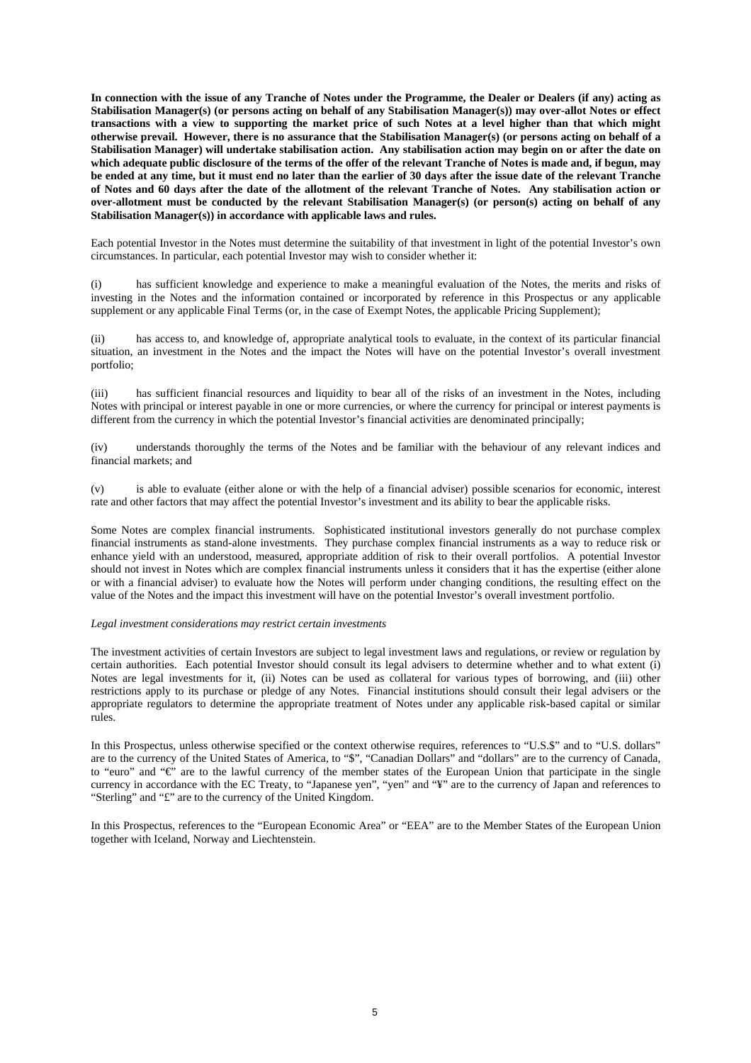**In connection with the issue of any Tranche of Notes under the Programme, the Dealer or Dealers (if any) acting as Stabilisation Manager(s) (or persons acting on behalf of any Stabilisation Manager(s)) may over-allot Notes or effect transactions with a view to supporting the market price of such Notes at a level higher than that which might otherwise prevail. However, there is no assurance that the Stabilisation Manager(s) (or persons acting on behalf of a Stabilisation Manager) will undertake stabilisation action. Any stabilisation action may begin on or after the date on which adequate public disclosure of the terms of the offer of the relevant Tranche of Notes is made and, if begun, may be ended at any time, but it must end no later than the earlier of 30 days after the issue date of the relevant Tranche of Notes and 60 days after the date of the allotment of the relevant Tranche of Notes. Any stabilisation action or over-allotment must be conducted by the relevant Stabilisation Manager(s) (or person(s) acting on behalf of any Stabilisation Manager(s)) in accordance with applicable laws and rules.**

Each potential Investor in the Notes must determine the suitability of that investment in light of the potential Investor's own circumstances. In particular, each potential Investor may wish to consider whether it:

(i) has sufficient knowledge and experience to make a meaningful evaluation of the Notes, the merits and risks of investing in the Notes and the information contained or incorporated by reference in this Prospectus or any applicable supplement or any applicable Final Terms (or, in the case of Exempt Notes, the applicable Pricing Supplement);

(ii) has access to, and knowledge of, appropriate analytical tools to evaluate, in the context of its particular financial situation, an investment in the Notes and the impact the Notes will have on the potential Investor's overall investment portfolio;

(iii) has sufficient financial resources and liquidity to bear all of the risks of an investment in the Notes, including Notes with principal or interest payable in one or more currencies, or where the currency for principal or interest payments is different from the currency in which the potential Investor's financial activities are denominated principally;

(iv) understands thoroughly the terms of the Notes and be familiar with the behaviour of any relevant indices and financial markets; and

(v) is able to evaluate (either alone or with the help of a financial adviser) possible scenarios for economic, interest rate and other factors that may affect the potential Investor's investment and its ability to bear the applicable risks.

Some Notes are complex financial instruments. Sophisticated institutional investors generally do not purchase complex financial instruments as stand-alone investments. They purchase complex financial instruments as a way to reduce risk or enhance yield with an understood, measured, appropriate addition of risk to their overall portfolios. A potential Investor should not invest in Notes which are complex financial instruments unless it considers that it has the expertise (either alone or with a financial adviser) to evaluate how the Notes will perform under changing conditions, the resulting effect on the value of the Notes and the impact this investment will have on the potential Investor's overall investment portfolio.

*Legal investment considerations may restrict certain investments*

The investment activities of certain Investors are subject to legal investment laws and regulations, or review or regulation by certain authorities. Each potential Investor should consult its legal advisers to determine whether and to what extent (i) Notes are legal investments for it, (ii) Notes can be used as collateral for various types of borrowing, and (iii) other restrictions apply to its purchase or pledge of any Notes. Financial institutions should consult their legal advisers or the appropriate regulators to determine the appropriate treatment of Notes under any applicable risk-based capital or similar rules.

In this Prospectus, unless otherwise specified or the context otherwise requires, references to "U.S.$" and to "U.S. dollars" are to the currency of the United States of America, to "$", "Canadian Dollars" and "dollars" are to the currency of Canada, to "euro" and "€" are to the lawful currency of the member states of the European Union that participate in the single currency in accordance with the EC Treaty, to "Japanese yen", "yen" and "¥" are to the currency of Japan and references to "Sterling" and "£" are to the currency of the United Kingdom.

In this Prospectus, references to the "European Economic Area" or "EEA" are to the Member States of the European Union together with Iceland, Norway and Liechtenstein.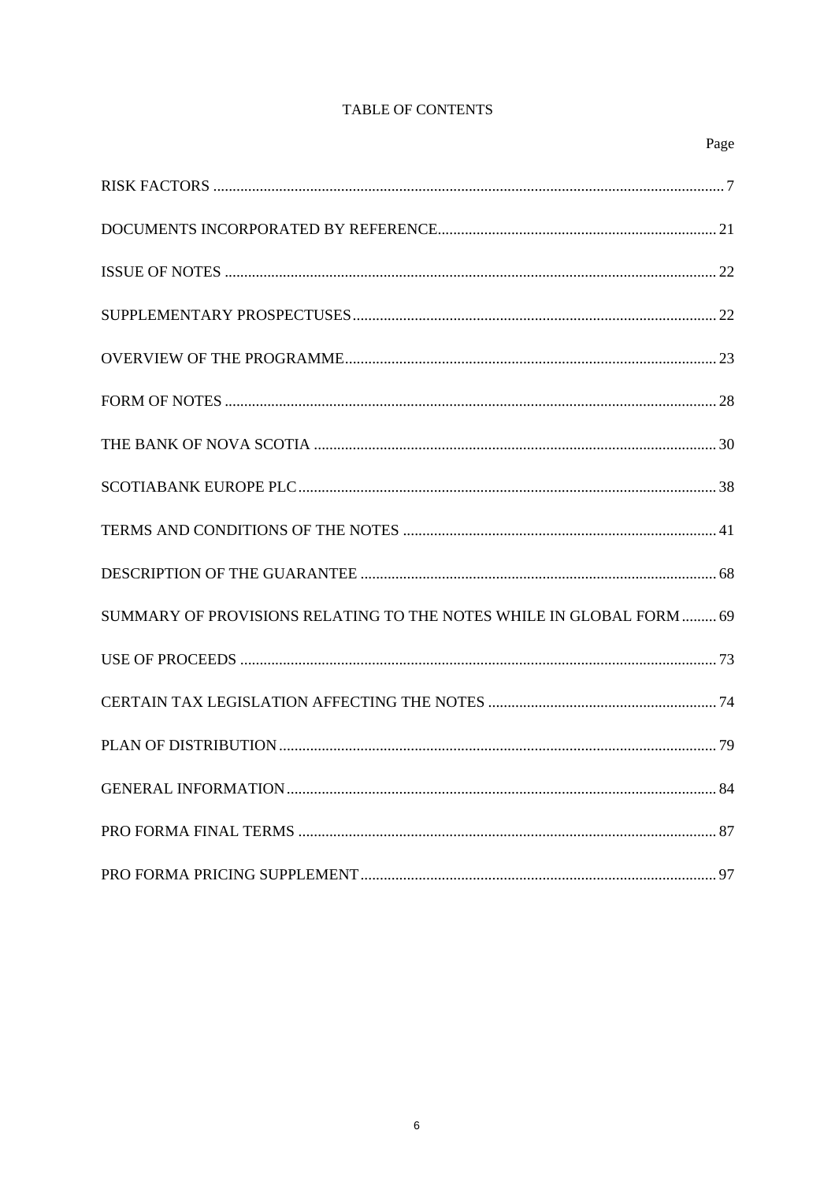# TABLE OF CONTENTS

| | Page |
|---|---|
| RISK FACTORS | 7 |
| DOCUMENTS INCORPORATED BY REFERENCE | 21 |
| ISSUE OF NOTES | 22 |
| SUPPLEMENTARY PROSPECTUSES | 22 |
| OVERVIEW OF THE PROGRAMME | 23 |
| FORM OF NOTES | 28 |
| THE BANK OF NOVA SCOTIA | 30 |
| SCOTIABANK EUROPE PLC | 38 |
| TERMS AND CONDITIONS OF THE NOTES | 41 |
| DESCRIPTION OF THE GUARANTEE | 68 |
| SUMMARY OF PROVISIONS RELATING TO THE NOTES WHILE IN GLOBAL FORM | 69 |
| USE OF PROCEEDS | 73 |
| CERTAIN TAX LEGISLATION AFFECTING THE NOTES | 74 |
| PLAN OF DISTRIBUTION | 79 |
| GENERAL INFORMATION | 84 |
| PRO FORMA FINAL TERMS | 87 |
| PRO FORMA PRICING SUPPLEMENT | 97 |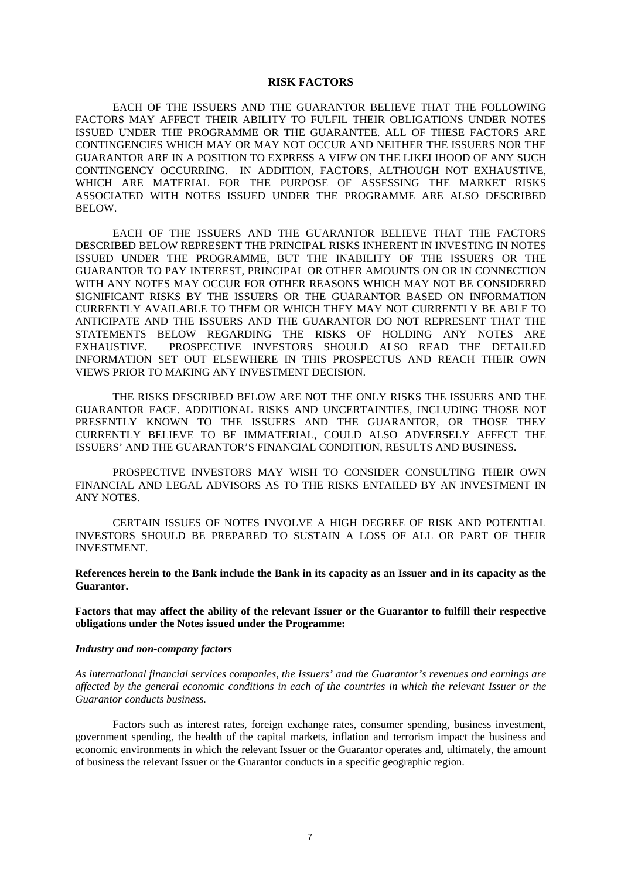# RISK FACTORS

EACH OF THE ISSUERS AND THE GUARANTOR BELIEVE THAT THE FOLLOWING FACTORS MAY AFFECT THEIR ABILITY TO FULFIL THEIR OBLIGATIONS UNDER NOTES ISSUED UNDER THE PROGRAMME OR THE GUARANTEE. ALL OF THESE FACTORS ARE CONTINGENCIES WHICH MAY OR MAY NOT OCCUR AND NEITHER THE ISSUERS NOR THE GUARANTOR ARE IN A POSITION TO EXPRESS A VIEW ON THE LIKELIHOOD OF ANY SUCH CONTINGENCY OCCURRING. IN ADDITION, FACTORS, ALTHOUGH NOT EXHAUSTIVE, WHICH ARE MATERIAL FOR THE PURPOSE OF ASSESSING THE MARKET RISKS ASSOCIATED WITH NOTES ISSUED UNDER THE PROGRAMME ARE ALSO DESCRIBED BELOW.

EACH OF THE ISSUERS AND THE GUARANTOR BELIEVE THAT THE FACTORS DESCRIBED BELOW REPRESENT THE PRINCIPAL RISKS INHERENT IN INVESTING IN NOTES ISSUED UNDER THE PROGRAMME, BUT THE INABILITY OF THE ISSUERS OR THE GUARANTOR TO PAY INTEREST, PRINCIPAL OR OTHER AMOUNTS ON OR IN CONNECTION WITH ANY NOTES MAY OCCUR FOR OTHER REASONS WHICH MAY NOT BE CONSIDERED SIGNIFICANT RISKS BY THE ISSUERS OR THE GUARANTOR BASED ON INFORMATION CURRENTLY AVAILABLE TO THEM OR WHICH THEY MAY NOT CURRENTLY BE ABLE TO ANTICIPATE AND THE ISSUERS AND THE GUARANTOR DO NOT REPRESENT THAT THE STATEMENTS BELOW REGARDING THE RISKS OF HOLDING ANY NOTES ARE EXHAUSTIVE. PROSPECTIVE INVESTORS SHOULD ALSO READ THE DETAILED INFORMATION SET OUT ELSEWHERE IN THIS PROSPECTUS AND REACH THEIR OWN VIEWS PRIOR TO MAKING ANY INVESTMENT DECISION.

THE RISKS DESCRIBED BELOW ARE NOT THE ONLY RISKS THE ISSUERS AND THE GUARANTOR FACE. ADDITIONAL RISKS AND UNCERTAINTIES, INCLUDING THOSE NOT PRESENTLY KNOWN TO THE ISSUERS AND THE GUARANTOR, OR THOSE THEY CURRENTLY BELIEVE TO BE IMMATERIAL, COULD ALSO ADVERSELY AFFECT THE ISSUERS' AND THE GUARANTOR'S FINANCIAL CONDITION, RESULTS AND BUSINESS.

PROSPECTIVE INVESTORS MAY WISH TO CONSIDER CONSULTING THEIR OWN FINANCIAL AND LEGAL ADVISORS AS TO THE RISKS ENTAILED BY AN INVESTMENT IN ANY NOTES.

CERTAIN ISSUES OF NOTES INVOLVE A HIGH DEGREE OF RISK AND POTENTIAL INVESTORS SHOULD BE PREPARED TO SUSTAIN A LOSS OF ALL OR PART OF THEIR INVESTMENT.

**References herein to the Bank include the Bank in its capacity as an Issuer and in its capacity as the Guarantor.**

**Factors that may affect the ability of the relevant Issuer or the Guarantor to fulfill their respective obligations under the Notes issued under the Programme:**

***Industry and non-company factors***

*As international financial services companies, the Issuers' and the Guarantor's revenues and earnings are affected by the general economic conditions in each of the countries in which the relevant Issuer or the Guarantor conducts business.*

Factors such as interest rates, foreign exchange rates, consumer spending, business investment, government spending, the health of the capital markets, inflation and terrorism impact the business and economic environments in which the relevant Issuer or the Guarantor operates and, ultimately, the amount of business the relevant Issuer or the Guarantor conducts in a specific geographic region.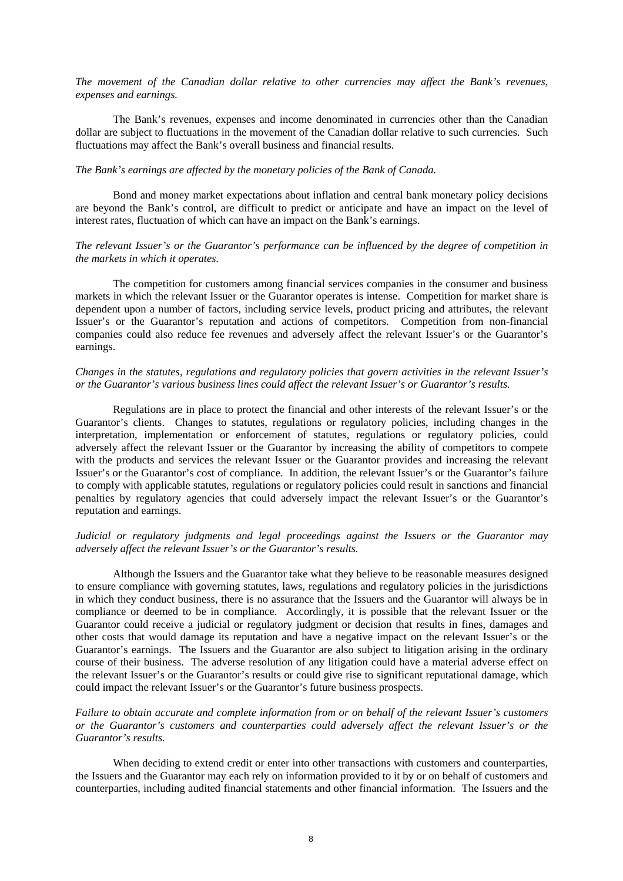*The movement of the Canadian dollar relative to other currencies may affect the Bank's revenues, expenses and earnings.*

The Bank's revenues, expenses and income denominated in currencies other than the Canadian dollar are subject to fluctuations in the movement of the Canadian dollar relative to such currencies. Such fluctuations may affect the Bank's overall business and financial results.

*The Bank's earnings are affected by the monetary policies of the Bank of Canada.*

Bond and money market expectations about inflation and central bank monetary policy decisions are beyond the Bank's control, are difficult to predict or anticipate and have an impact on the level of interest rates, fluctuation of which can have an impact on the Bank's earnings.

*The relevant Issuer's or the Guarantor's performance can be influenced by the degree of competition in the markets in which it operates.*

The competition for customers among financial services companies in the consumer and business markets in which the relevant Issuer or the Guarantor operates is intense. Competition for market share is dependent upon a number of factors, including service levels, product pricing and attributes, the relevant Issuer's or the Guarantor's reputation and actions of competitors. Competition from non-financial companies could also reduce fee revenues and adversely affect the relevant Issuer's or the Guarantor's earnings.

*Changes in the statutes, regulations and regulatory policies that govern activities in the relevant Issuer's or the Guarantor's various business lines could affect the relevant Issuer's or Guarantor's results.*

Regulations are in place to protect the financial and other interests of the relevant Issuer's or the Guarantor's clients. Changes to statutes, regulations or regulatory policies, including changes in the interpretation, implementation or enforcement of statutes, regulations or regulatory policies, could adversely affect the relevant Issuer or the Guarantor by increasing the ability of competitors to compete with the products and services the relevant Issuer or the Guarantor provides and increasing the relevant Issuer's or the Guarantor's cost of compliance. In addition, the relevant Issuer's or the Guarantor's failure to comply with applicable statutes, regulations or regulatory policies could result in sanctions and financial penalties by regulatory agencies that could adversely impact the relevant Issuer's or the Guarantor's reputation and earnings.

*Judicial or regulatory judgments and legal proceedings against the Issuers or the Guarantor may adversely affect the relevant Issuer's or the Guarantor's results.*

Although the Issuers and the Guarantor take what they believe to be reasonable measures designed to ensure compliance with governing statutes, laws, regulations and regulatory policies in the jurisdictions in which they conduct business, there is no assurance that the Issuers and the Guarantor will always be in compliance or deemed to be in compliance. Accordingly, it is possible that the relevant Issuer or the Guarantor could receive a judicial or regulatory judgment or decision that results in fines, damages and other costs that would damage its reputation and have a negative impact on the relevant Issuer's or the Guarantor's earnings. The Issuers and the Guarantor are also subject to litigation arising in the ordinary course of their business. The adverse resolution of any litigation could have a material adverse effect on the relevant Issuer's or the Guarantor's results or could give rise to significant reputational damage, which could impact the relevant Issuer's or the Guarantor's future business prospects.

*Failure to obtain accurate and complete information from or on behalf of the relevant Issuer's customers or the Guarantor's customers and counterparties could adversely affect the relevant Issuer's or the Guarantor's results.*

When deciding to extend credit or enter into other transactions with customers and counterparties, the Issuers and the Guarantor may each rely on information provided to it by or on behalf of customers and counterparties, including audited financial statements and other financial information. The Issuers and the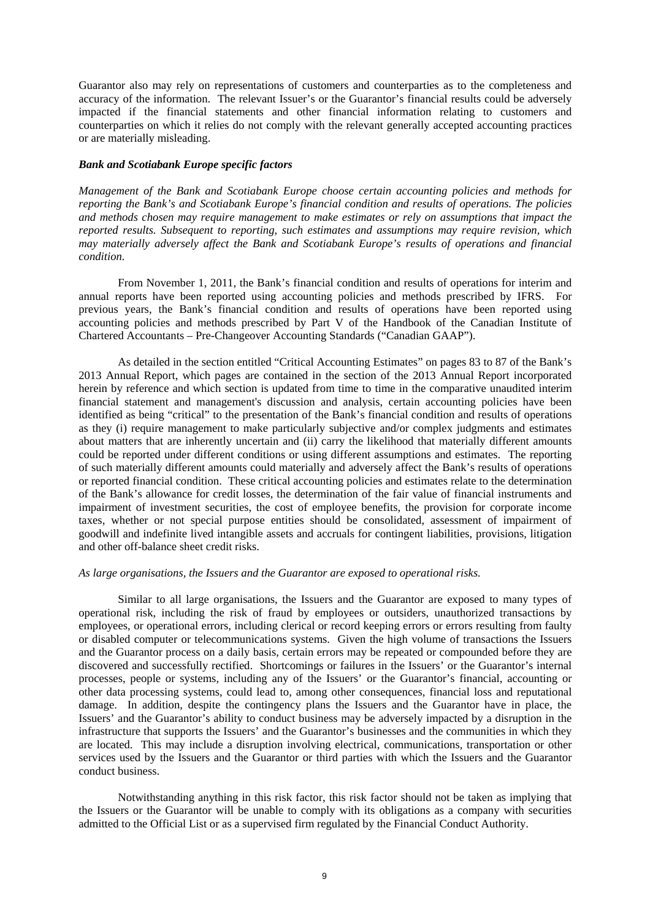Guarantor also may rely on representations of customers and counterparties as to the completeness and accuracy of the information. The relevant Issuer's or the Guarantor's financial results could be adversely impacted if the financial statements and other financial information relating to customers and counterparties on which it relies do not comply with the relevant generally accepted accounting practices or are materially misleading.

***Bank and Scotiabank Europe specific factors***

*Management of the Bank and Scotiabank Europe choose certain accounting policies and methods for reporting the Bank's and Scotiabank Europe's financial condition and results of operations. The policies and methods chosen may require management to make estimates or rely on assumptions that impact the reported results. Subsequent to reporting, such estimates and assumptions may require revision, which may materially adversely affect the Bank and Scotiabank Europe's results of operations and financial condition.*

From November 1, 2011, the Bank's financial condition and results of operations for interim and annual reports have been reported using accounting policies and methods prescribed by IFRS. For previous years, the Bank's financial condition and results of operations have been reported using accounting policies and methods prescribed by Part V of the Handbook of the Canadian Institute of Chartered Accountants – Pre-Changeover Accounting Standards ("Canadian GAAP").

As detailed in the section entitled "Critical Accounting Estimates" on pages 83 to 87 of the Bank's 2013 Annual Report, which pages are contained in the section of the 2013 Annual Report incorporated herein by reference and which section is updated from time to time in the comparative unaudited interim financial statement and management's discussion and analysis, certain accounting policies have been identified as being "critical" to the presentation of the Bank's financial condition and results of operations as they (i) require management to make particularly subjective and/or complex judgments and estimates about matters that are inherently uncertain and (ii) carry the likelihood that materially different amounts could be reported under different conditions or using different assumptions and estimates. The reporting of such materially different amounts could materially and adversely affect the Bank's results of operations or reported financial condition. These critical accounting policies and estimates relate to the determination of the Bank's allowance for credit losses, the determination of the fair value of financial instruments and impairment of investment securities, the cost of employee benefits, the provision for corporate income taxes, whether or not special purpose entities should be consolidated, assessment of impairment of goodwill and indefinite lived intangible assets and accruals for contingent liabilities, provisions, litigation and other off-balance sheet credit risks.

*As large organisations, the Issuers and the Guarantor are exposed to operational risks.*

Similar to all large organisations, the Issuers and the Guarantor are exposed to many types of operational risk, including the risk of fraud by employees or outsiders, unauthorized transactions by employees, or operational errors, including clerical or record keeping errors or errors resulting from faulty or disabled computer or telecommunications systems. Given the high volume of transactions the Issuers and the Guarantor process on a daily basis, certain errors may be repeated or compounded before they are discovered and successfully rectified. Shortcomings or failures in the Issuers' or the Guarantor's internal processes, people or systems, including any of the Issuers' or the Guarantor's financial, accounting or other data processing systems, could lead to, among other consequences, financial loss and reputational damage. In addition, despite the contingency plans the Issuers and the Guarantor have in place, the Issuers' and the Guarantor's ability to conduct business may be adversely impacted by a disruption in the infrastructure that supports the Issuers' and the Guarantor's businesses and the communities in which they are located. This may include a disruption involving electrical, communications, transportation or other services used by the Issuers and the Guarantor or third parties with which the Issuers and the Guarantor conduct business.

Notwithstanding anything in this risk factor, this risk factor should not be taken as implying that the Issuers or the Guarantor will be unable to comply with its obligations as a company with securities admitted to the Official List or as a supervised firm regulated by the Financial Conduct Authority.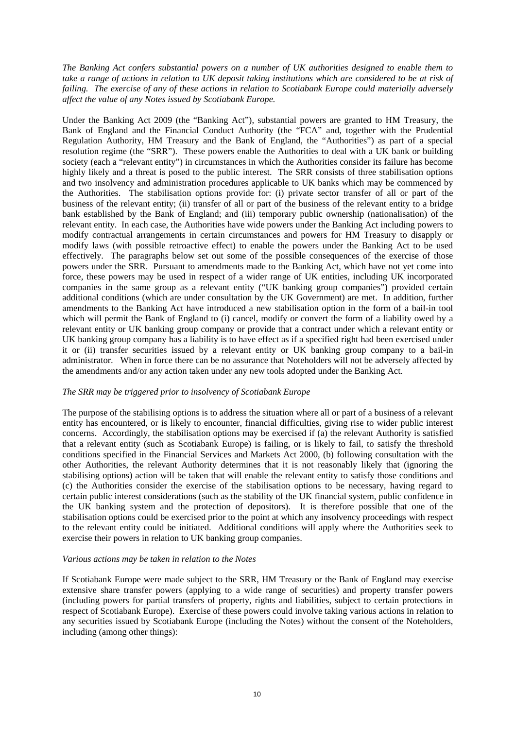*The Banking Act confers substantial powers on a number of UK authorities designed to enable them to take a range of actions in relation to UK deposit taking institutions which are considered to be at risk of failing. The exercise of any of these actions in relation to Scotiabank Europe could materially adversely affect the value of any Notes issued by Scotiabank Europe.*

Under the Banking Act 2009 (the "Banking Act"), substantial powers are granted to HM Treasury, the Bank of England and the Financial Conduct Authority (the "FCA" and, together with the Prudential Regulation Authority, HM Treasury and the Bank of England, the "Authorities") as part of a special resolution regime (the "SRR"). These powers enable the Authorities to deal with a UK bank or building society (each a "relevant entity") in circumstances in which the Authorities consider its failure has become highly likely and a threat is posed to the public interest. The SRR consists of three stabilisation options and two insolvency and administration procedures applicable to UK banks which may be commenced by the Authorities. The stabilisation options provide for: (i) private sector transfer of all or part of the business of the relevant entity; (ii) transfer of all or part of the business of the relevant entity to a bridge bank established by the Bank of England; and (iii) temporary public ownership (nationalisation) of the relevant entity. In each case, the Authorities have wide powers under the Banking Act including powers to modify contractual arrangements in certain circumstances and powers for HM Treasury to disapply or modify laws (with possible retroactive effect) to enable the powers under the Banking Act to be used effectively. The paragraphs below set out some of the possible consequences of the exercise of those powers under the SRR. Pursuant to amendments made to the Banking Act, which have not yet come into force, these powers may be used in respect of a wider range of UK entities, including UK incorporated companies in the same group as a relevant entity ("UK banking group companies") provided certain additional conditions (which are under consultation by the UK Government) are met. In addition, further amendments to the Banking Act have introduced a new stabilisation option in the form of a bail-in tool which will permit the Bank of England to (i) cancel, modify or convert the form of a liability owed by a relevant entity or UK banking group company or provide that a contract under which a relevant entity or UK banking group company has a liability is to have effect as if a specified right had been exercised under it or (ii) transfer securities issued by a relevant entity or UK banking group company to a bail-in administrator. When in force there can be no assurance that Noteholders will not be adversely affected by the amendments and/or any action taken under any new tools adopted under the Banking Act.

*The SRR may be triggered prior to insolvency of Scotiabank Europe*

The purpose of the stabilising options is to address the situation where all or part of a business of a relevant entity has encountered, or is likely to encounter, financial difficulties, giving rise to wider public interest concerns. Accordingly, the stabilisation options may be exercised if (a) the relevant Authority is satisfied that a relevant entity (such as Scotiabank Europe) is failing, or is likely to fail, to satisfy the threshold conditions specified in the Financial Services and Markets Act 2000, (b) following consultation with the other Authorities, the relevant Authority determines that it is not reasonably likely that (ignoring the stabilising options) action will be taken that will enable the relevant entity to satisfy those conditions and (c) the Authorities consider the exercise of the stabilisation options to be necessary, having regard to certain public interest considerations (such as the stability of the UK financial system, public confidence in the UK banking system and the protection of depositors). It is therefore possible that one of the stabilisation options could be exercised prior to the point at which any insolvency proceedings with respect to the relevant entity could be initiated. Additional conditions will apply where the Authorities seek to exercise their powers in relation to UK banking group companies.

*Various actions may be taken in relation to the Notes*

If Scotiabank Europe were made subject to the SRR, HM Treasury or the Bank of England may exercise extensive share transfer powers (applying to a wide range of securities) and property transfer powers (including powers for partial transfers of property, rights and liabilities, subject to certain protections in respect of Scotiabank Europe). Exercise of these powers could involve taking various actions in relation to any securities issued by Scotiabank Europe (including the Notes) without the consent of the Noteholders, including (among other things):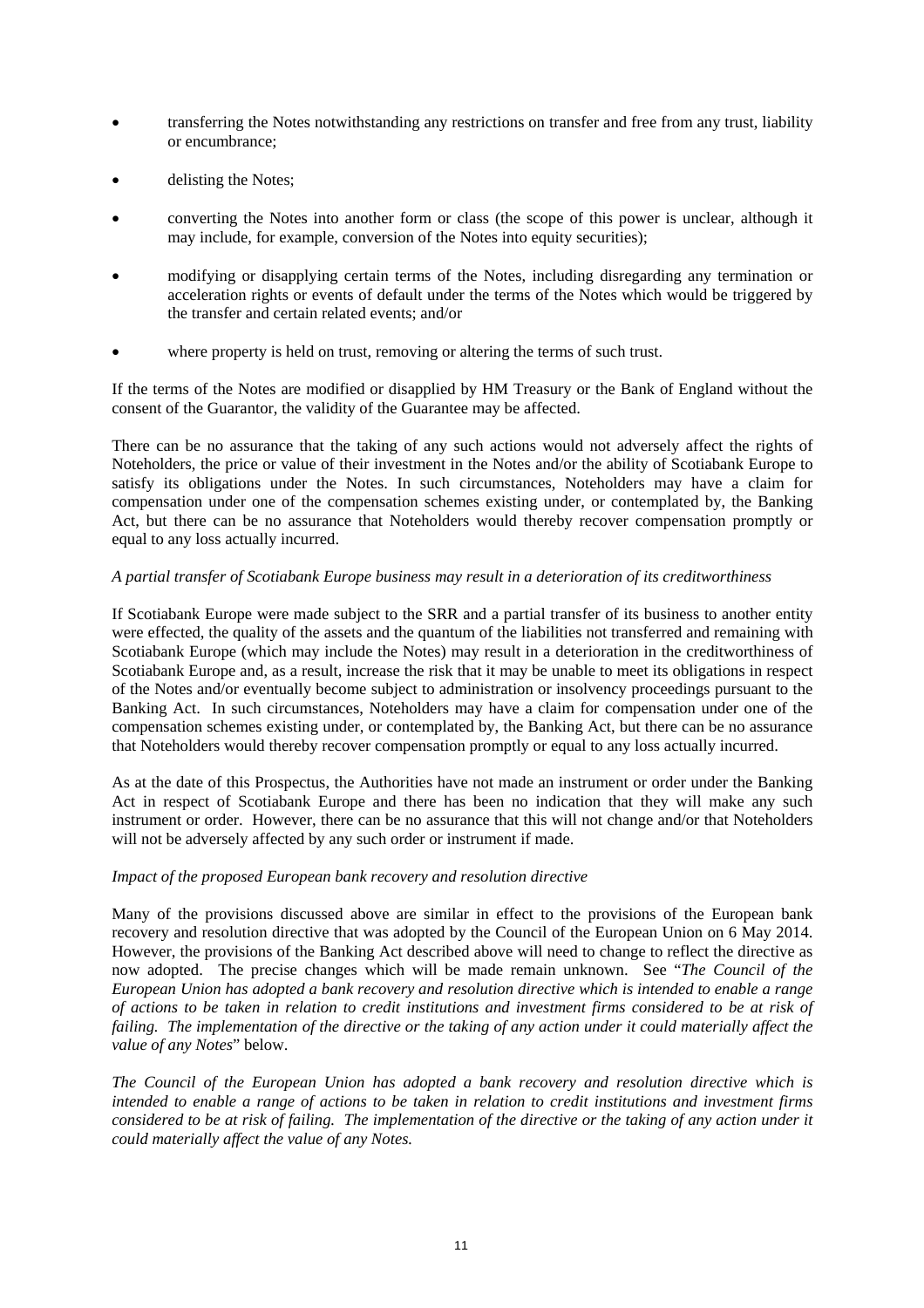- transferring the Notes notwithstanding any restrictions on transfer and free from any trust, liability or encumbrance;
- delisting the Notes;
- converting the Notes into another form or class (the scope of this power is unclear, although it may include, for example, conversion of the Notes into equity securities);
- modifying or disapplying certain terms of the Notes, including disregarding any termination or acceleration rights or events of default under the terms of the Notes which would be triggered by the transfer and certain related events; and/or
- where property is held on trust, removing or altering the terms of such trust.

If the terms of the Notes are modified or disapplied by HM Treasury or the Bank of England without the consent of the Guarantor, the validity of the Guarantee may be affected.

There can be no assurance that the taking of any such actions would not adversely affect the rights of Noteholders, the price or value of their investment in the Notes and/or the ability of Scotiabank Europe to satisfy its obligations under the Notes. In such circumstances, Noteholders may have a claim for compensation under one of the compensation schemes existing under, or contemplated by, the Banking Act, but there can be no assurance that Noteholders would thereby recover compensation promptly or equal to any loss actually incurred.

*A partial transfer of Scotiabank Europe business may result in a deterioration of its creditworthiness*

If Scotiabank Europe were made subject to the SRR and a partial transfer of its business to another entity were effected, the quality of the assets and the quantum of the liabilities not transferred and remaining with Scotiabank Europe (which may include the Notes) may result in a deterioration in the creditworthiness of Scotiabank Europe and, as a result, increase the risk that it may be unable to meet its obligations in respect of the Notes and/or eventually become subject to administration or insolvency proceedings pursuant to the Banking Act. In such circumstances, Noteholders may have a claim for compensation under one of the compensation schemes existing under, or contemplated by, the Banking Act, but there can be no assurance that Noteholders would thereby recover compensation promptly or equal to any loss actually incurred.

As at the date of this Prospectus, the Authorities have not made an instrument or order under the Banking Act in respect of Scotiabank Europe and there has been no indication that they will make any such instrument or order. However, there can be no assurance that this will not change and/or that Noteholders will not be adversely affected by any such order or instrument if made.

*Impact of the proposed European bank recovery and resolution directive*

Many of the provisions discussed above are similar in effect to the provisions of the European bank recovery and resolution directive that was adopted by the Council of the European Union on 6 May 2014. However, the provisions of the Banking Act described above will need to change to reflect the directive as now adopted. The precise changes which will be made remain unknown. See "*The Council of the European Union has adopted a bank recovery and resolution directive which is intended to enable a range of actions to be taken in relation to credit institutions and investment firms considered to be at risk of failing. The implementation of the directive or the taking of any action under it could materially affect the value of any Notes*" below.

*The Council of the European Union has adopted a bank recovery and resolution directive which is intended to enable a range of actions to be taken in relation to credit institutions and investment firms considered to be at risk of failing. The implementation of the directive or the taking of any action under it could materially affect the value of any Notes.*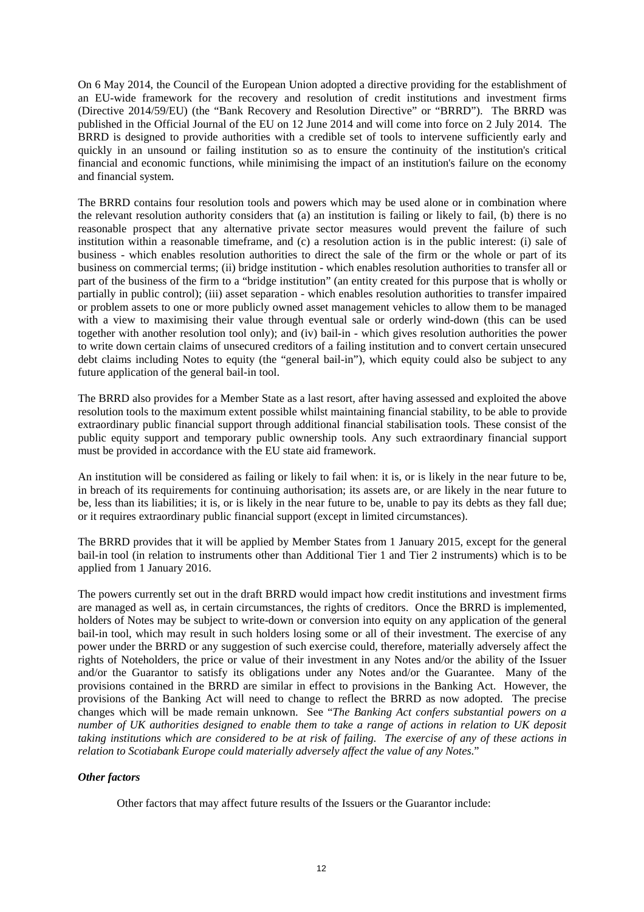On 6 May 2014, the Council of the European Union adopted a directive providing for the establishment of an EU-wide framework for the recovery and resolution of credit institutions and investment firms (Directive 2014/59/EU) (the "Bank Recovery and Resolution Directive" or "BRRD"). The BRRD was published in the Official Journal of the EU on 12 June 2014 and will come into force on 2 July 2014. The BRRD is designed to provide authorities with a credible set of tools to intervene sufficiently early and quickly in an unsound or failing institution so as to ensure the continuity of the institution's critical financial and economic functions, while minimising the impact of an institution's failure on the economy and financial system.

The BRRD contains four resolution tools and powers which may be used alone or in combination where the relevant resolution authority considers that (a) an institution is failing or likely to fail, (b) there is no reasonable prospect that any alternative private sector measures would prevent the failure of such institution within a reasonable timeframe, and (c) a resolution action is in the public interest: (i) sale of business - which enables resolution authorities to direct the sale of the firm or the whole or part of its business on commercial terms; (ii) bridge institution - which enables resolution authorities to transfer all or part of the business of the firm to a "bridge institution" (an entity created for this purpose that is wholly or partially in public control); (iii) asset separation - which enables resolution authorities to transfer impaired or problem assets to one or more publicly owned asset management vehicles to allow them to be managed with a view to maximising their value through eventual sale or orderly wind-down (this can be used together with another resolution tool only); and (iv) bail-in - which gives resolution authorities the power to write down certain claims of unsecured creditors of a failing institution and to convert certain unsecured debt claims including Notes to equity (the "general bail-in"), which equity could also be subject to any future application of the general bail-in tool.

The BRRD also provides for a Member State as a last resort, after having assessed and exploited the above resolution tools to the maximum extent possible whilst maintaining financial stability, to be able to provide extraordinary public financial support through additional financial stabilisation tools. These consist of the public equity support and temporary public ownership tools. Any such extraordinary financial support must be provided in accordance with the EU state aid framework.

An institution will be considered as failing or likely to fail when: it is, or is likely in the near future to be, in breach of its requirements for continuing authorisation; its assets are, or are likely in the near future to be, less than its liabilities; it is, or is likely in the near future to be, unable to pay its debts as they fall due; or it requires extraordinary public financial support (except in limited circumstances).

The BRRD provides that it will be applied by Member States from 1 January 2015, except for the general bail-in tool (in relation to instruments other than Additional Tier 1 and Tier 2 instruments) which is to be applied from 1 January 2016.

The powers currently set out in the draft BRRD would impact how credit institutions and investment firms are managed as well as, in certain circumstances, the rights of creditors. Once the BRRD is implemented, holders of Notes may be subject to write-down or conversion into equity on any application of the general bail-in tool, which may result in such holders losing some or all of their investment. The exercise of any power under the BRRD or any suggestion of such exercise could, therefore, materially adversely affect the rights of Noteholders, the price or value of their investment in any Notes and/or the ability of the Issuer and/or the Guarantor to satisfy its obligations under any Notes and/or the Guarantee. Many of the provisions contained in the BRRD are similar in effect to provisions in the Banking Act. However, the provisions of the Banking Act will need to change to reflect the BRRD as now adopted. The precise changes which will be made remain unknown. See "*The Banking Act confers substantial powers on a number of UK authorities designed to enable them to take a range of actions in relation to UK deposit taking institutions which are considered to be at risk of failing. The exercise of any of these actions in relation to Scotiabank Europe could materially adversely affect the value of any Notes.*"

***Other factors***

Other factors that may affect future results of the Issuers or the Guarantor include: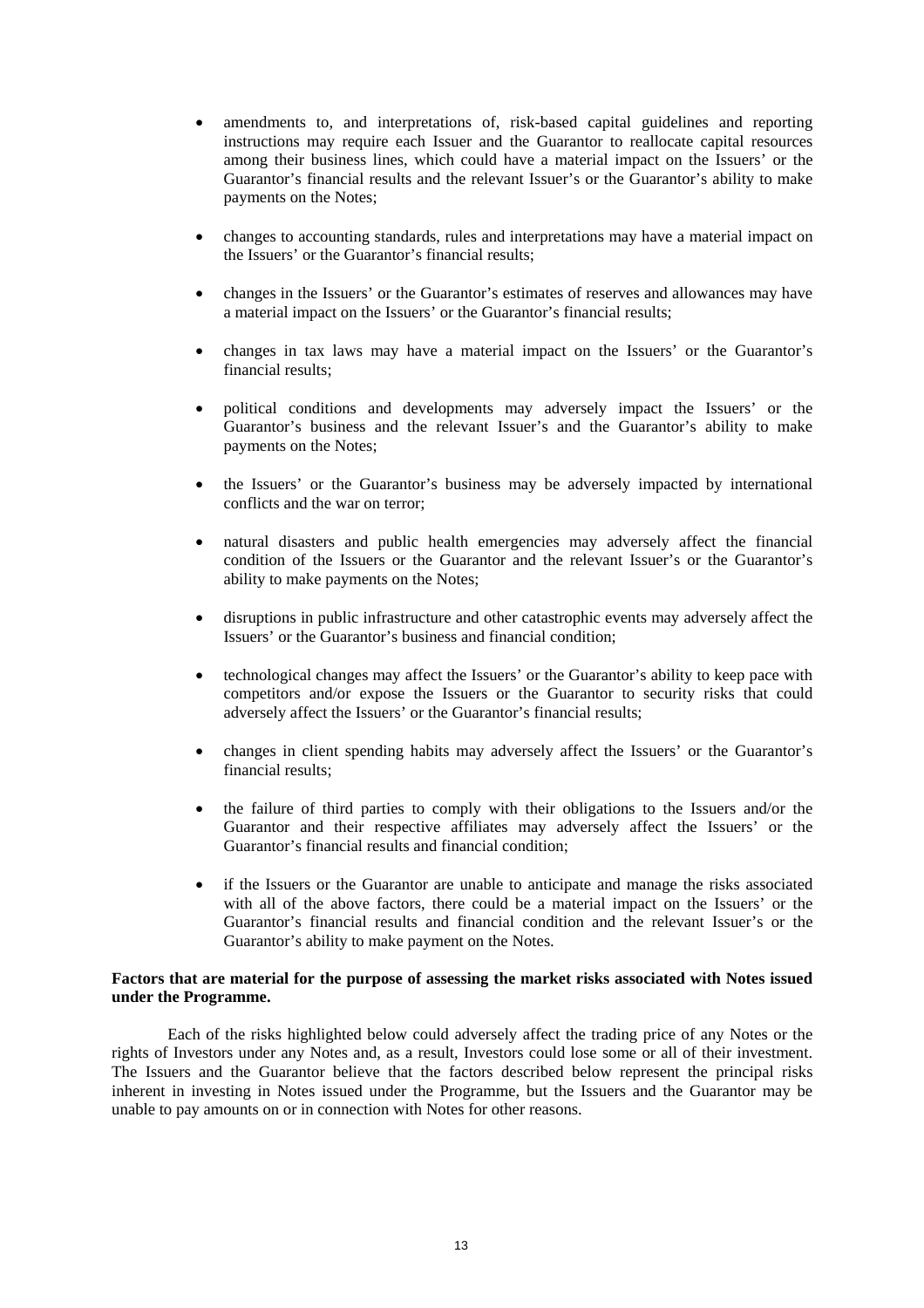- amendments to, and interpretations of, risk-based capital guidelines and reporting instructions may require each Issuer and the Guarantor to reallocate capital resources among their business lines, which could have a material impact on the Issuers' or the Guarantor's financial results and the relevant Issuer's or the Guarantor's ability to make payments on the Notes;

- changes to accounting standards, rules and interpretations may have a material impact on the Issuers' or the Guarantor's financial results;

- changes in the Issuers' or the Guarantor's estimates of reserves and allowances may have a material impact on the Issuers' or the Guarantor's financial results;

- changes in tax laws may have a material impact on the Issuers' or the Guarantor's financial results;

- political conditions and developments may adversely impact the Issuers' or the Guarantor's business and the relevant Issuer's and the Guarantor's ability to make payments on the Notes;

- the Issuers' or the Guarantor's business may be adversely impacted by international conflicts and the war on terror;

- natural disasters and public health emergencies may adversely affect the financial condition of the Issuers or the Guarantor and the relevant Issuer's or the Guarantor's ability to make payments on the Notes;

- disruptions in public infrastructure and other catastrophic events may adversely affect the Issuers' or the Guarantor's business and financial condition;

- technological changes may affect the Issuers' or the Guarantor's ability to keep pace with competitors and/or expose the Issuers or the Guarantor to security risks that could adversely affect the Issuers' or the Guarantor's financial results;

- changes in client spending habits may adversely affect the Issuers' or the Guarantor's financial results;

- the failure of third parties to comply with their obligations to the Issuers and/or the Guarantor and their respective affiliates may adversely affect the Issuers' or the Guarantor's financial results and financial condition;

- if the Issuers or the Guarantor are unable to anticipate and manage the risks associated with all of the above factors, there could be a material impact on the Issuers' or the Guarantor's financial results and financial condition and the relevant Issuer's or the Guarantor's ability to make payment on the Notes.

**Factors that are material for the purpose of assessing the market risks associated with Notes issued under the Programme.**

Each of the risks highlighted below could adversely affect the trading price of any Notes or the rights of Investors under any Notes and, as a result, Investors could lose some or all of their investment. The Issuers and the Guarantor believe that the factors described below represent the principal risks inherent in investing in Notes issued under the Programme, but the Issuers and the Guarantor may be unable to pay amounts on or in connection with Notes for other reasons.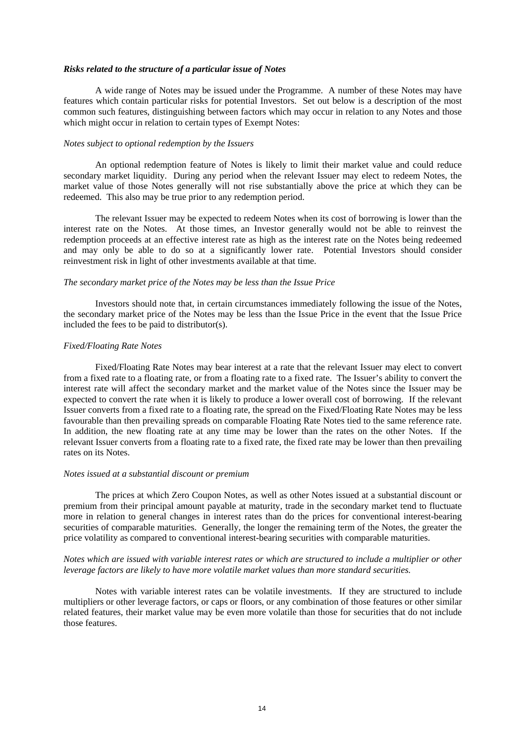***Risks related to the structure of a particular issue of Notes***

A wide range of Notes may be issued under the Programme. A number of these Notes may have features which contain particular risks for potential Investors. Set out below is a description of the most common such features, distinguishing between factors which may occur in relation to any Notes and those which might occur in relation to certain types of Exempt Notes:

*Notes subject to optional redemption by the Issuers*

An optional redemption feature of Notes is likely to limit their market value and could reduce secondary market liquidity. During any period when the relevant Issuer may elect to redeem Notes, the market value of those Notes generally will not rise substantially above the price at which they can be redeemed. This also may be true prior to any redemption period.

The relevant Issuer may be expected to redeem Notes when its cost of borrowing is lower than the interest rate on the Notes. At those times, an Investor generally would not be able to reinvest the redemption proceeds at an effective interest rate as high as the interest rate on the Notes being redeemed and may only be able to do so at a significantly lower rate. Potential Investors should consider reinvestment risk in light of other investments available at that time.

*The secondary market price of the Notes may be less than the Issue Price*

Investors should note that, in certain circumstances immediately following the issue of the Notes, the secondary market price of the Notes may be less than the Issue Price in the event that the Issue Price included the fees to be paid to distributor(s).

*Fixed/Floating Rate Notes*

Fixed/Floating Rate Notes may bear interest at a rate that the relevant Issuer may elect to convert from a fixed rate to a floating rate, or from a floating rate to a fixed rate. The Issuer's ability to convert the interest rate will affect the secondary market and the market value of the Notes since the Issuer may be expected to convert the rate when it is likely to produce a lower overall cost of borrowing. If the relevant Issuer converts from a fixed rate to a floating rate, the spread on the Fixed/Floating Rate Notes may be less favourable than then prevailing spreads on comparable Floating Rate Notes tied to the same reference rate. In addition, the new floating rate at any time may be lower than the rates on the other Notes. If the relevant Issuer converts from a floating rate to a fixed rate, the fixed rate may be lower than then prevailing rates on its Notes.

*Notes issued at a substantial discount or premium*

The prices at which Zero Coupon Notes, as well as other Notes issued at a substantial discount or premium from their principal amount payable at maturity, trade in the secondary market tend to fluctuate more in relation to general changes in interest rates than do the prices for conventional interest-bearing securities of comparable maturities. Generally, the longer the remaining term of the Notes, the greater the price volatility as compared to conventional interest-bearing securities with comparable maturities.

*Notes which are issued with variable interest rates or which are structured to include a multiplier or other leverage factors are likely to have more volatile market values than more standard securities.*

Notes with variable interest rates can be volatile investments. If they are structured to include multipliers or other leverage factors, or caps or floors, or any combination of those features or other similar related features, their market value may be even more volatile than those for securities that do not include those features.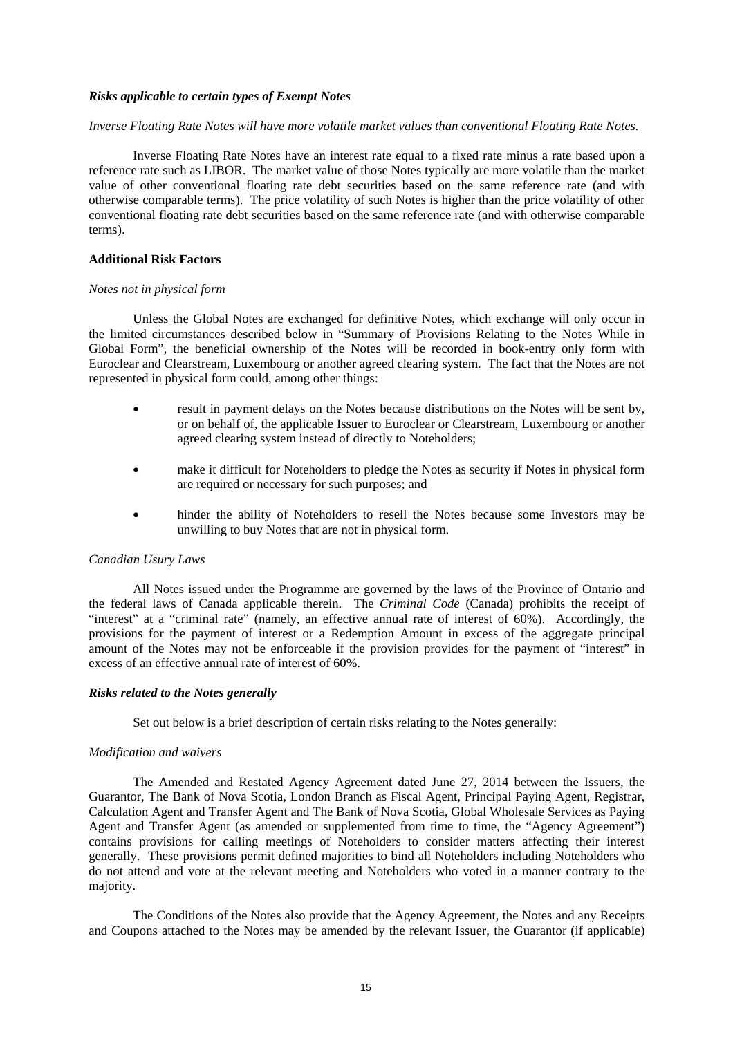***Risks applicable to certain types of Exempt Notes***

*Inverse Floating Rate Notes will have more volatile market values than conventional Floating Rate Notes.*

Inverse Floating Rate Notes have an interest rate equal to a fixed rate minus a rate based upon a reference rate such as LIBOR. The market value of those Notes typically are more volatile than the market value of other conventional floating rate debt securities based on the same reference rate (and with otherwise comparable terms). The price volatility of such Notes is higher than the price volatility of other conventional floating rate debt securities based on the same reference rate (and with otherwise comparable terms).

**Additional Risk Factors**

*Notes not in physical form*

Unless the Global Notes are exchanged for definitive Notes, which exchange will only occur in the limited circumstances described below in "Summary of Provisions Relating to the Notes While in Global Form", the beneficial ownership of the Notes will be recorded in book-entry only form with Euroclear and Clearstream, Luxembourg or another agreed clearing system. The fact that the Notes are not represented in physical form could, among other things:

- result in payment delays on the Notes because distributions on the Notes will be sent by, or on behalf of, the applicable Issuer to Euroclear or Clearstream, Luxembourg or another agreed clearing system instead of directly to Noteholders;
- make it difficult for Noteholders to pledge the Notes as security if Notes in physical form are required or necessary for such purposes; and
- hinder the ability of Noteholders to resell the Notes because some Investors may be unwilling to buy Notes that are not in physical form.

*Canadian Usury Laws*

All Notes issued under the Programme are governed by the laws of the Province of Ontario and the federal laws of Canada applicable therein. The *Criminal Code* (Canada) prohibits the receipt of "interest" at a "criminal rate" (namely, an effective annual rate of interest of 60%). Accordingly, the provisions for the payment of interest or a Redemption Amount in excess of the aggregate principal amount of the Notes may not be enforceable if the provision provides for the payment of "interest" in excess of an effective annual rate of interest of 60%.

***Risks related to the Notes generally***

Set out below is a brief description of certain risks relating to the Notes generally:

*Modification and waivers*

The Amended and Restated Agency Agreement dated June 27, 2014 between the Issuers, the Guarantor, The Bank of Nova Scotia, London Branch as Fiscal Agent, Principal Paying Agent, Registrar, Calculation Agent and Transfer Agent and The Bank of Nova Scotia, Global Wholesale Services as Paying Agent and Transfer Agent (as amended or supplemented from time to time, the "Agency Agreement") contains provisions for calling meetings of Noteholders to consider matters affecting their interest generally. These provisions permit defined majorities to bind all Noteholders including Noteholders who do not attend and vote at the relevant meeting and Noteholders who voted in a manner contrary to the majority.

The Conditions of the Notes also provide that the Agency Agreement, the Notes and any Receipts and Coupons attached to the Notes may be amended by the relevant Issuer, the Guarantor (if applicable)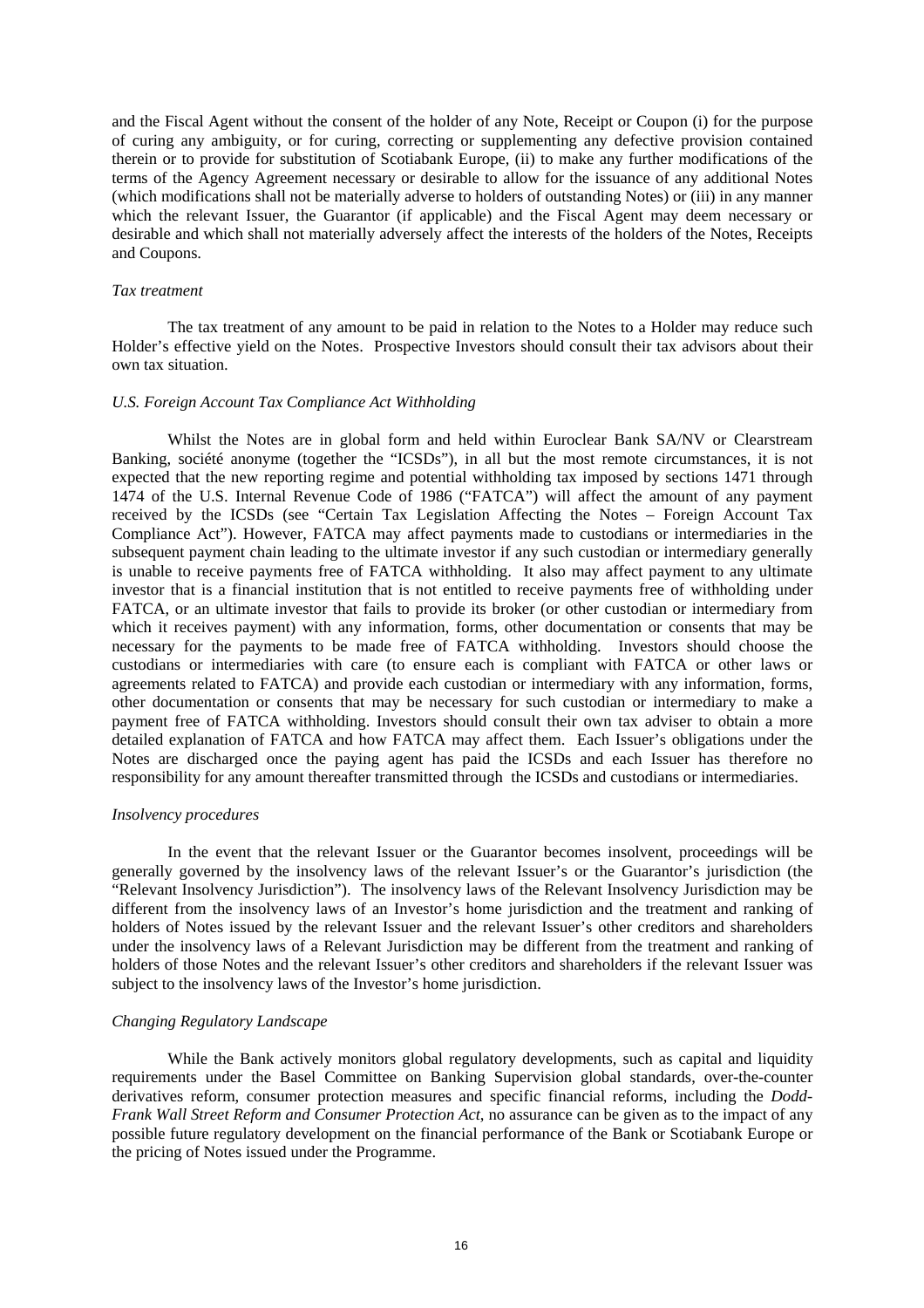and the Fiscal Agent without the consent of the holder of any Note, Receipt or Coupon (i) for the purpose of curing any ambiguity, or for curing, correcting or supplementing any defective provision contained therein or to provide for substitution of Scotiabank Europe, (ii) to make any further modifications of the terms of the Agency Agreement necessary or desirable to allow for the issuance of any additional Notes (which modifications shall not be materially adverse to holders of outstanding Notes) or (iii) in any manner which the relevant Issuer, the Guarantor (if applicable) and the Fiscal Agent may deem necessary or desirable and which shall not materially adversely affect the interests of the holders of the Notes, Receipts and Coupons.

*Tax treatment*

The tax treatment of any amount to be paid in relation to the Notes to a Holder may reduce such Holder's effective yield on the Notes. Prospective Investors should consult their tax advisors about their own tax situation.

*U.S. Foreign Account Tax Compliance Act Withholding*

Whilst the Notes are in global form and held within Euroclear Bank SA/NV or Clearstream Banking, société anonyme (together the "ICSDs"), in all but the most remote circumstances, it is not expected that the new reporting regime and potential withholding tax imposed by sections 1471 through 1474 of the U.S. Internal Revenue Code of 1986 ("FATCA") will affect the amount of any payment received by the ICSDs (see "Certain Tax Legislation Affecting the Notes – Foreign Account Tax Compliance Act"). However, FATCA may affect payments made to custodians or intermediaries in the subsequent payment chain leading to the ultimate investor if any such custodian or intermediary generally is unable to receive payments free of FATCA withholding. It also may affect payment to any ultimate investor that is a financial institution that is not entitled to receive payments free of withholding under FATCA, or an ultimate investor that fails to provide its broker (or other custodian or intermediary from which it receives payment) with any information, forms, other documentation or consents that may be necessary for the payments to be made free of FATCA withholding. Investors should choose the custodians or intermediaries with care (to ensure each is compliant with FATCA or other laws or agreements related to FATCA) and provide each custodian or intermediary with any information, forms, other documentation or consents that may be necessary for such custodian or intermediary to make a payment free of FATCA withholding. Investors should consult their own tax adviser to obtain a more detailed explanation of FATCA and how FATCA may affect them. Each Issuer's obligations under the Notes are discharged once the paying agent has paid the ICSDs and each Issuer has therefore no responsibility for any amount thereafter transmitted through the ICSDs and custodians or intermediaries.

*Insolvency procedures*

In the event that the relevant Issuer or the Guarantor becomes insolvent, proceedings will be generally governed by the insolvency laws of the relevant Issuer's or the Guarantor's jurisdiction (the "Relevant Insolvency Jurisdiction"). The insolvency laws of the Relevant Insolvency Jurisdiction may be different from the insolvency laws of an Investor's home jurisdiction and the treatment and ranking of holders of Notes issued by the relevant Issuer and the relevant Issuer's other creditors and shareholders under the insolvency laws of a Relevant Jurisdiction may be different from the treatment and ranking of holders of those Notes and the relevant Issuer's other creditors and shareholders if the relevant Issuer was subject to the insolvency laws of the Investor's home jurisdiction.

*Changing Regulatory Landscape*

While the Bank actively monitors global regulatory developments, such as capital and liquidity requirements under the Basel Committee on Banking Supervision global standards, over-the-counter derivatives reform, consumer protection measures and specific financial reforms, including the *Dodd-Frank Wall Street Reform and Consumer Protection Act*, no assurance can be given as to the impact of any possible future regulatory development on the financial performance of the Bank or Scotiabank Europe or the pricing of Notes issued under the Programme.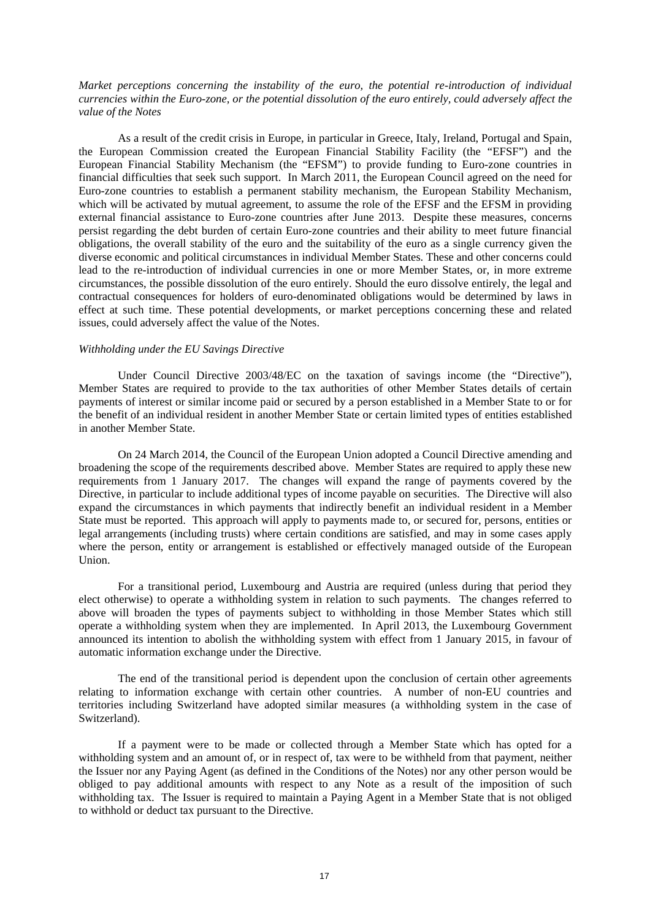*Market perceptions concerning the instability of the euro, the potential re-introduction of individual currencies within the Euro-zone, or the potential dissolution of the euro entirely, could adversely affect the value of the Notes*

As a result of the credit crisis in Europe, in particular in Greece, Italy, Ireland, Portugal and Spain, the European Commission created the European Financial Stability Facility (the "EFSF") and the European Financial Stability Mechanism (the "EFSM") to provide funding to Euro-zone countries in financial difficulties that seek such support. In March 2011, the European Council agreed on the need for Euro-zone countries to establish a permanent stability mechanism, the European Stability Mechanism, which will be activated by mutual agreement, to assume the role of the EFSF and the EFSM in providing external financial assistance to Euro-zone countries after June 2013. Despite these measures, concerns persist regarding the debt burden of certain Euro-zone countries and their ability to meet future financial obligations, the overall stability of the euro and the suitability of the euro as a single currency given the diverse economic and political circumstances in individual Member States. These and other concerns could lead to the re-introduction of individual currencies in one or more Member States, or, in more extreme circumstances, the possible dissolution of the euro entirely. Should the euro dissolve entirely, the legal and contractual consequences for holders of euro-denominated obligations would be determined by laws in effect at such time. These potential developments, or market perceptions concerning these and related issues, could adversely affect the value of the Notes.

*Withholding under the EU Savings Directive*

Under Council Directive 2003/48/EC on the taxation of savings income (the "Directive"), Member States are required to provide to the tax authorities of other Member States details of certain payments of interest or similar income paid or secured by a person established in a Member State to or for the benefit of an individual resident in another Member State or certain limited types of entities established in another Member State.

On 24 March 2014, the Council of the European Union adopted a Council Directive amending and broadening the scope of the requirements described above. Member States are required to apply these new requirements from 1 January 2017. The changes will expand the range of payments covered by the Directive, in particular to include additional types of income payable on securities. The Directive will also expand the circumstances in which payments that indirectly benefit an individual resident in a Member State must be reported. This approach will apply to payments made to, or secured for, persons, entities or legal arrangements (including trusts) where certain conditions are satisfied, and may in some cases apply where the person, entity or arrangement is established or effectively managed outside of the European Union.

For a transitional period, Luxembourg and Austria are required (unless during that period they elect otherwise) to operate a withholding system in relation to such payments. The changes referred to above will broaden the types of payments subject to withholding in those Member States which still operate a withholding system when they are implemented. In April 2013, the Luxembourg Government announced its intention to abolish the withholding system with effect from 1 January 2015, in favour of automatic information exchange under the Directive.

The end of the transitional period is dependent upon the conclusion of certain other agreements relating to information exchange with certain other countries. A number of non-EU countries and territories including Switzerland have adopted similar measures (a withholding system in the case of Switzerland).

If a payment were to be made or collected through a Member State which has opted for a withholding system and an amount of, or in respect of, tax were to be withheld from that payment, neither the Issuer nor any Paying Agent (as defined in the Conditions of the Notes) nor any other person would be obliged to pay additional amounts with respect to any Note as a result of the imposition of such withholding tax. The Issuer is required to maintain a Paying Agent in a Member State that is not obliged to withhold or deduct tax pursuant to the Directive.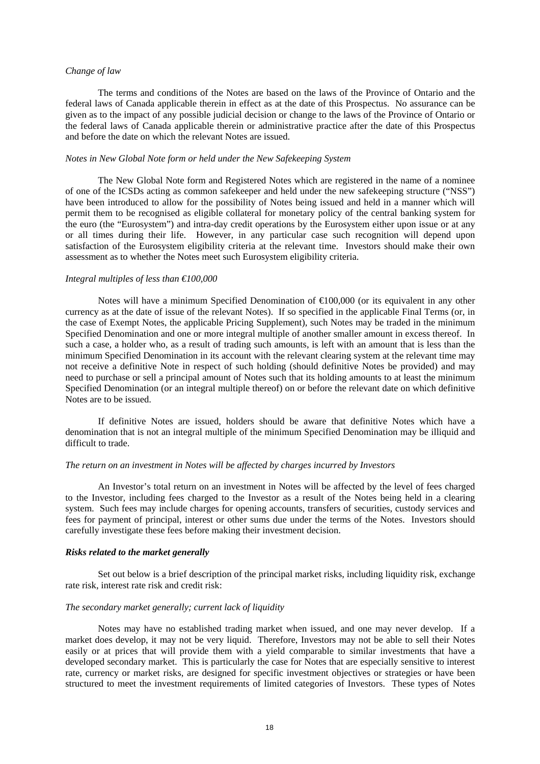*Change of law*

The terms and conditions of the Notes are based on the laws of the Province of Ontario and the federal laws of Canada applicable therein in effect as at the date of this Prospectus. No assurance can be given as to the impact of any possible judicial decision or change to the laws of the Province of Ontario or the federal laws of Canada applicable therein or administrative practice after the date of this Prospectus and before the date on which the relevant Notes are issued.

*Notes in New Global Note form or held under the New Safekeeping System*

The New Global Note form and Registered Notes which are registered in the name of a nominee of one of the ICSDs acting as common safekeeper and held under the new safekeeping structure ("NSS") have been introduced to allow for the possibility of Notes being issued and held in a manner which will permit them to be recognised as eligible collateral for monetary policy of the central banking system for the euro (the "Eurosystem") and intra-day credit operations by the Eurosystem either upon issue or at any or all times during their life. However, in any particular case such recognition will depend upon satisfaction of the Eurosystem eligibility criteria at the relevant time. Investors should make their own assessment as to whether the Notes meet such Eurosystem eligibility criteria.

*Integral multiples of less than €100,000*

Notes will have a minimum Specified Denomination of €100,000 (or its equivalent in any other currency as at the date of issue of the relevant Notes). If so specified in the applicable Final Terms (or, in the case of Exempt Notes, the applicable Pricing Supplement), such Notes may be traded in the minimum Specified Denomination and one or more integral multiple of another smaller amount in excess thereof. In such a case, a holder who, as a result of trading such amounts, is left with an amount that is less than the minimum Specified Denomination in its account with the relevant clearing system at the relevant time may not receive a definitive Note in respect of such holding (should definitive Notes be provided) and may need to purchase or sell a principal amount of Notes such that its holding amounts to at least the minimum Specified Denomination (or an integral multiple thereof) on or before the relevant date on which definitive Notes are to be issued.

If definitive Notes are issued, holders should be aware that definitive Notes which have a denomination that is not an integral multiple of the minimum Specified Denomination may be illiquid and difficult to trade.

*The return on an investment in Notes will be affected by charges incurred by Investors*

An Investor's total return on an investment in Notes will be affected by the level of fees charged to the Investor, including fees charged to the Investor as a result of the Notes being held in a clearing system. Such fees may include charges for opening accounts, transfers of securities, custody services and fees for payment of principal, interest or other sums due under the terms of the Notes. Investors should carefully investigate these fees before making their investment decision.

***Risks related to the market generally***

Set out below is a brief description of the principal market risks, including liquidity risk, exchange rate risk, interest rate risk and credit risk:

*The secondary market generally; current lack of liquidity*

Notes may have no established trading market when issued, and one may never develop. If a market does develop, it may not be very liquid. Therefore, Investors may not be able to sell their Notes easily or at prices that will provide them with a yield comparable to similar investments that have a developed secondary market. This is particularly the case for Notes that are especially sensitive to interest rate, currency or market risks, are designed for specific investment objectives or strategies or have been structured to meet the investment requirements of limited categories of Investors. These types of Notes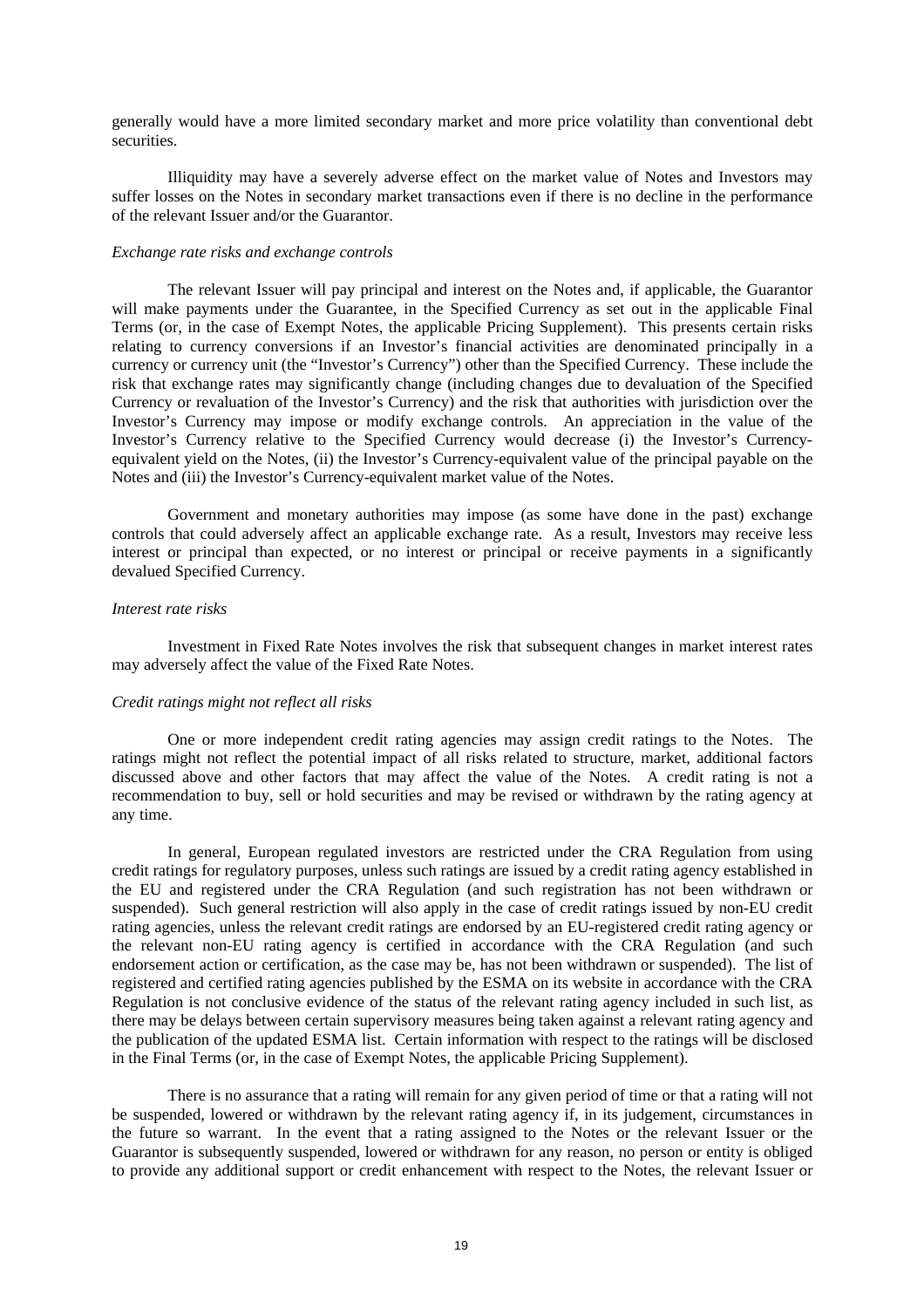generally would have a more limited secondary market and more price volatility than conventional debt securities.

Illiquidity may have a severely adverse effect on the market value of Notes and Investors may suffer losses on the Notes in secondary market transactions even if there is no decline in the performance of the relevant Issuer and/or the Guarantor.

*Exchange rate risks and exchange controls*

The relevant Issuer will pay principal and interest on the Notes and, if applicable, the Guarantor will make payments under the Guarantee, in the Specified Currency as set out in the applicable Final Terms (or, in the case of Exempt Notes, the applicable Pricing Supplement). This presents certain risks relating to currency conversions if an Investor's financial activities are denominated principally in a currency or currency unit (the "Investor's Currency") other than the Specified Currency. These include the risk that exchange rates may significantly change (including changes due to devaluation of the Specified Currency or revaluation of the Investor's Currency) and the risk that authorities with jurisdiction over the Investor's Currency may impose or modify exchange controls. An appreciation in the value of the Investor's Currency relative to the Specified Currency would decrease (i) the Investor's Currency-equivalent yield on the Notes, (ii) the Investor's Currency-equivalent value of the principal payable on the Notes and (iii) the Investor's Currency-equivalent market value of the Notes.

Government and monetary authorities may impose (as some have done in the past) exchange controls that could adversely affect an applicable exchange rate. As a result, Investors may receive less interest or principal than expected, or no interest or principal or receive payments in a significantly devalued Specified Currency.

*Interest rate risks*

Investment in Fixed Rate Notes involves the risk that subsequent changes in market interest rates may adversely affect the value of the Fixed Rate Notes.

*Credit ratings might not reflect all risks*

One or more independent credit rating agencies may assign credit ratings to the Notes. The ratings might not reflect the potential impact of all risks related to structure, market, additional factors discussed above and other factors that may affect the value of the Notes. A credit rating is not a recommendation to buy, sell or hold securities and may be revised or withdrawn by the rating agency at any time.

In general, European regulated investors are restricted under the CRA Regulation from using credit ratings for regulatory purposes, unless such ratings are issued by a credit rating agency established in the EU and registered under the CRA Regulation (and such registration has not been withdrawn or suspended). Such general restriction will also apply in the case of credit ratings issued by non-EU credit rating agencies, unless the relevant credit ratings are endorsed by an EU-registered credit rating agency or the relevant non-EU rating agency is certified in accordance with the CRA Regulation (and such endorsement action or certification, as the case may be, has not been withdrawn or suspended). The list of registered and certified rating agencies published by the ESMA on its website in accordance with the CRA Regulation is not conclusive evidence of the status of the relevant rating agency included in such list, as there may be delays between certain supervisory measures being taken against a relevant rating agency and the publication of the updated ESMA list. Certain information with respect to the ratings will be disclosed in the Final Terms (or, in the case of Exempt Notes, the applicable Pricing Supplement).

There is no assurance that a rating will remain for any given period of time or that a rating will not be suspended, lowered or withdrawn by the relevant rating agency if, in its judgement, circumstances in the future so warrant. In the event that a rating assigned to the Notes or the relevant Issuer or the Guarantor is subsequently suspended, lowered or withdrawn for any reason, no person or entity is obliged to provide any additional support or credit enhancement with respect to the Notes, the relevant Issuer or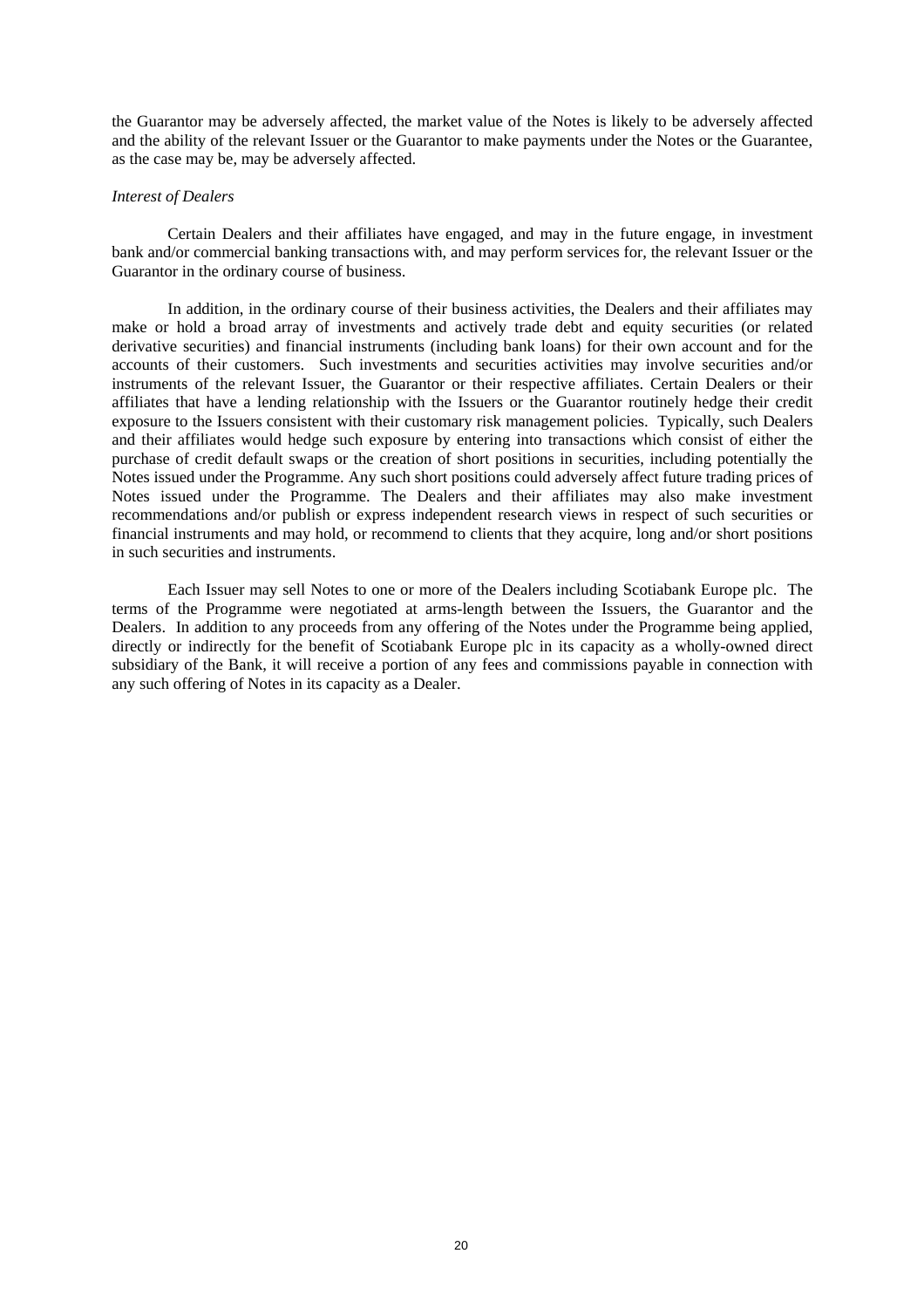the Guarantor may be adversely affected, the market value of the Notes is likely to be adversely affected and the ability of the relevant Issuer or the Guarantor to make payments under the Notes or the Guarantee, as the case may be, may be adversely affected.

*Interest of Dealers*

Certain Dealers and their affiliates have engaged, and may in the future engage, in investment bank and/or commercial banking transactions with, and may perform services for, the relevant Issuer or the Guarantor in the ordinary course of business.

In addition, in the ordinary course of their business activities, the Dealers and their affiliates may make or hold a broad array of investments and actively trade debt and equity securities (or related derivative securities) and financial instruments (including bank loans) for their own account and for the accounts of their customers. Such investments and securities activities may involve securities and/or instruments of the relevant Issuer, the Guarantor or their respective affiliates. Certain Dealers or their affiliates that have a lending relationship with the Issuers or the Guarantor routinely hedge their credit exposure to the Issuers consistent with their customary risk management policies. Typically, such Dealers and their affiliates would hedge such exposure by entering into transactions which consist of either the purchase of credit default swaps or the creation of short positions in securities, including potentially the Notes issued under the Programme. Any such short positions could adversely affect future trading prices of Notes issued under the Programme. The Dealers and their affiliates may also make investment recommendations and/or publish or express independent research views in respect of such securities or financial instruments and may hold, or recommend to clients that they acquire, long and/or short positions in such securities and instruments.

Each Issuer may sell Notes to one or more of the Dealers including Scotiabank Europe plc. The terms of the Programme were negotiated at arms-length between the Issuers, the Guarantor and the Dealers. In addition to any proceeds from any offering of the Notes under the Programme being applied, directly or indirectly for the benefit of Scotiabank Europe plc in its capacity as a wholly-owned direct subsidiary of the Bank, it will receive a portion of any fees and commissions payable in connection with any such offering of Notes in its capacity as a Dealer.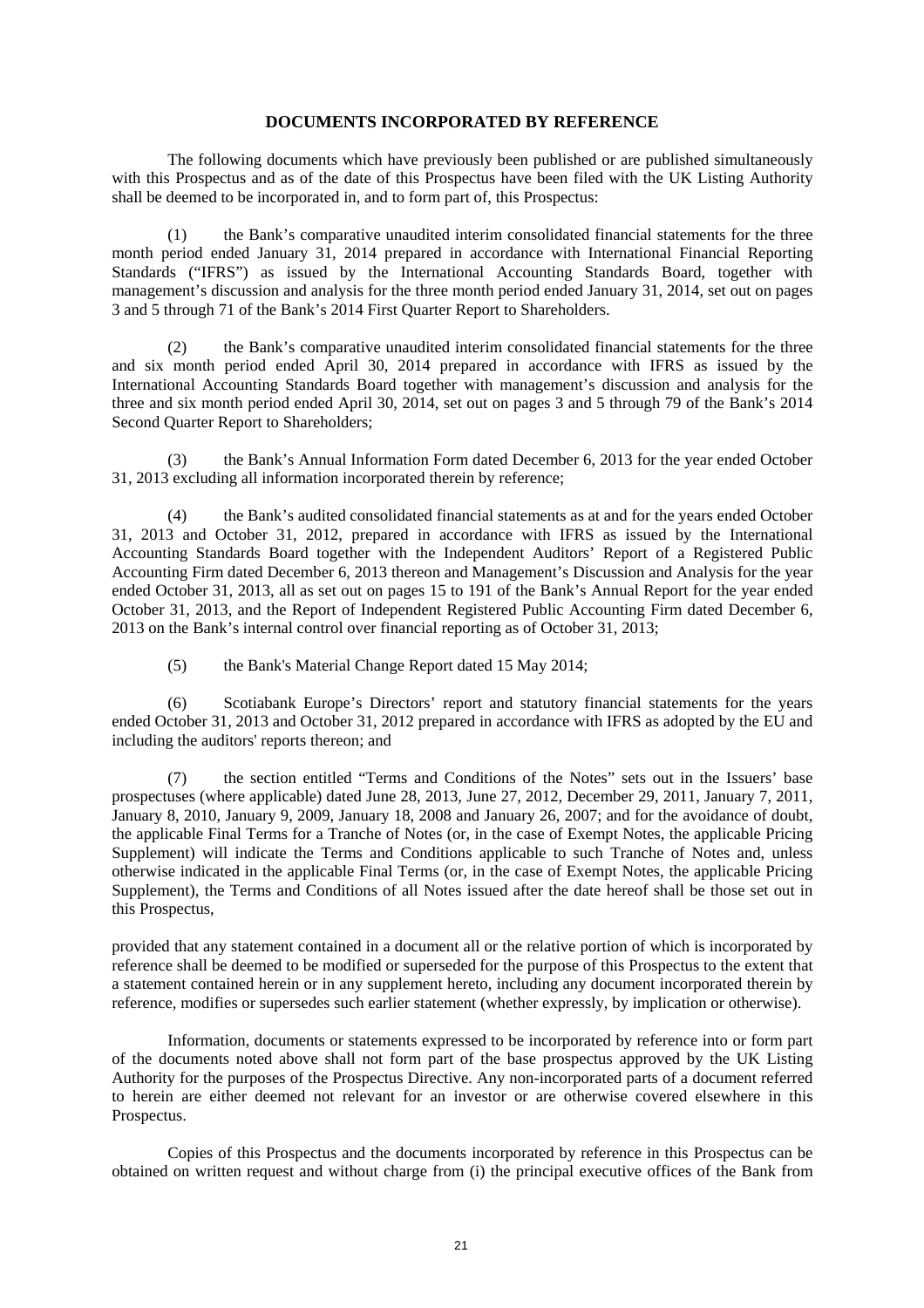## DOCUMENTS INCORPORATED BY REFERENCE

The following documents which have previously been published or are published simultaneously with this Prospectus and as of the date of this Prospectus have been filed with the UK Listing Authority shall be deemed to be incorporated in, and to form part of, this Prospectus:

(1) the Bank's comparative unaudited interim consolidated financial statements for the three month period ended January 31, 2014 prepared in accordance with International Financial Reporting Standards ("IFRS") as issued by the International Accounting Standards Board, together with management's discussion and analysis for the three month period ended January 31, 2014, set out on pages 3 and 5 through 71 of the Bank's 2014 First Quarter Report to Shareholders.

(2) the Bank's comparative unaudited interim consolidated financial statements for the three and six month period ended April 30, 2014 prepared in accordance with IFRS as issued by the International Accounting Standards Board together with management's discussion and analysis for the three and six month period ended April 30, 2014, set out on pages 3 and 5 through 79 of the Bank's 2014 Second Quarter Report to Shareholders;

(3) the Bank's Annual Information Form dated December 6, 2013 for the year ended October 31, 2013 excluding all information incorporated therein by reference;

(4) the Bank's audited consolidated financial statements as at and for the years ended October 31, 2013 and October 31, 2012, prepared in accordance with IFRS as issued by the International Accounting Standards Board together with the Independent Auditors' Report of a Registered Public Accounting Firm dated December 6, 2013 thereon and Management's Discussion and Analysis for the year ended October 31, 2013, all as set out on pages 15 to 191 of the Bank's Annual Report for the year ended October 31, 2013, and the Report of Independent Registered Public Accounting Firm dated December 6, 2013 on the Bank's internal control over financial reporting as of October 31, 2013;

(5) the Bank's Material Change Report dated 15 May 2014;

(6) Scotiabank Europe's Directors' report and statutory financial statements for the years ended October 31, 2013 and October 31, 2012 prepared in accordance with IFRS as adopted by the EU and including the auditors' reports thereon; and

(7) the section entitled "Terms and Conditions of the Notes" sets out in the Issuers' base prospectuses (where applicable) dated June 28, 2013, June 27, 2012, December 29, 2011, January 7, 2011, January 8, 2010, January 9, 2009, January 18, 2008 and January 26, 2007; and for the avoidance of doubt, the applicable Final Terms for a Tranche of Notes (or, in the case of Exempt Notes, the applicable Pricing Supplement) will indicate the Terms and Conditions applicable to such Tranche of Notes and, unless otherwise indicated in the applicable Final Terms (or, in the case of Exempt Notes, the applicable Pricing Supplement), the Terms and Conditions of all Notes issued after the date hereof shall be those set out in this Prospectus,

provided that any statement contained in a document all or the relative portion of which is incorporated by reference shall be deemed to be modified or superseded for the purpose of this Prospectus to the extent that a statement contained herein or in any supplement hereto, including any document incorporated therein by reference, modifies or supersedes such earlier statement (whether expressly, by implication or otherwise).

Information, documents or statements expressed to be incorporated by reference into or form part of the documents noted above shall not form part of the base prospectus approved by the UK Listing Authority for the purposes of the Prospectus Directive. Any non-incorporated parts of a document referred to herein are either deemed not relevant for an investor or are otherwise covered elsewhere in this Prospectus.

Copies of this Prospectus and the documents incorporated by reference in this Prospectus can be obtained on written request and without charge from (i) the principal executive offices of the Bank from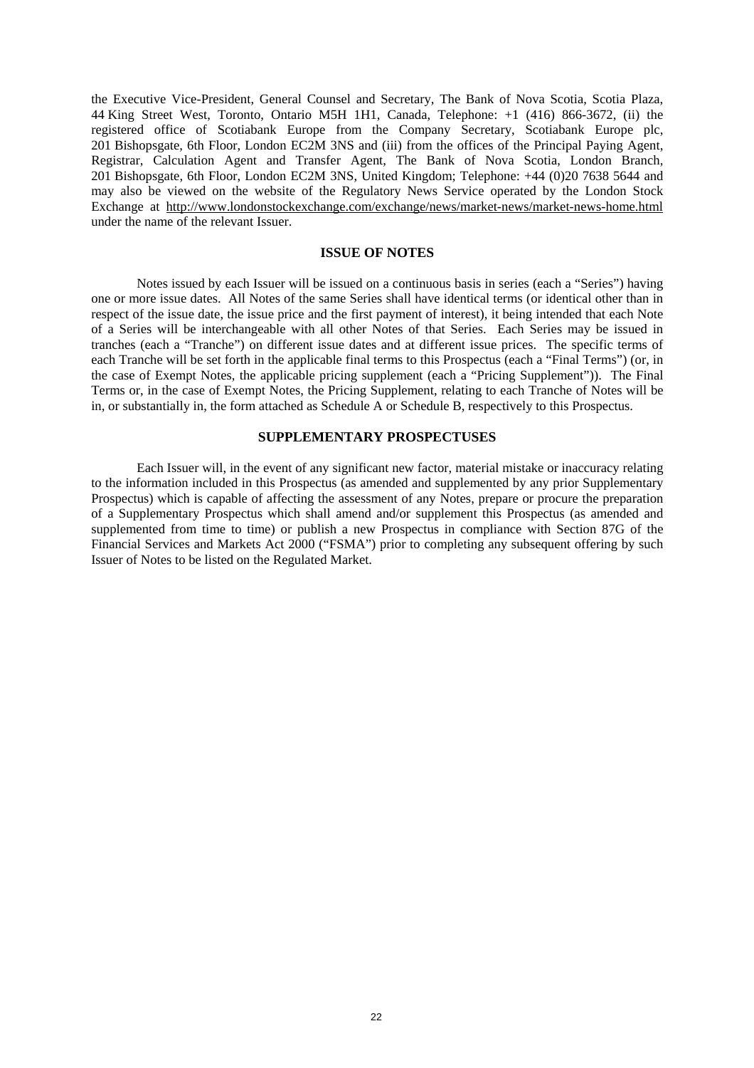the Executive Vice-President, General Counsel and Secretary, The Bank of Nova Scotia, Scotia Plaza, 44 King Street West, Toronto, Ontario M5H 1H1, Canada, Telephone: +1 (416) 866-3672, (ii) the registered office of Scotiabank Europe from the Company Secretary, Scotiabank Europe plc, 201 Bishopsgate, 6th Floor, London EC2M 3NS and (iii) from the offices of the Principal Paying Agent, Registrar, Calculation Agent and Transfer Agent, The Bank of Nova Scotia, London Branch, 201 Bishopsgate, 6th Floor, London EC2M 3NS, United Kingdom; Telephone: +44 (0)20 7638 5644 and may also be viewed on the website of the Regulatory News Service operated by the London Stock Exchange at http://www.londonstockexchange.com/exchange/news/market-news/market-news-home.html under the name of the relevant Issuer.

## ISSUE OF NOTES

Notes issued by each Issuer will be issued on a continuous basis in series (each a "Series") having one or more issue dates. All Notes of the same Series shall have identical terms (or identical other than in respect of the issue date, the issue price and the first payment of interest), it being intended that each Note of a Series will be interchangeable with all other Notes of that Series. Each Series may be issued in tranches (each a "Tranche") on different issue dates and at different issue prices. The specific terms of each Tranche will be set forth in the applicable final terms to this Prospectus (each a "Final Terms") (or, in the case of Exempt Notes, the applicable pricing supplement (each a "Pricing Supplement")). The Final Terms or, in the case of Exempt Notes, the Pricing Supplement, relating to each Tranche of Notes will be in, or substantially in, the form attached as Schedule A or Schedule B, respectively to this Prospectus.

## SUPPLEMENTARY PROSPECTUSES

Each Issuer will, in the event of any significant new factor, material mistake or inaccuracy relating to the information included in this Prospectus (as amended and supplemented by any prior Supplementary Prospectus) which is capable of affecting the assessment of any Notes, prepare or procure the preparation of a Supplementary Prospectus which shall amend and/or supplement this Prospectus (as amended and supplemented from time to time) or publish a new Prospectus in compliance with Section 87G of the Financial Services and Markets Act 2000 ("FSMA") prior to completing any subsequent offering by such Issuer of Notes to be listed on the Regulated Market.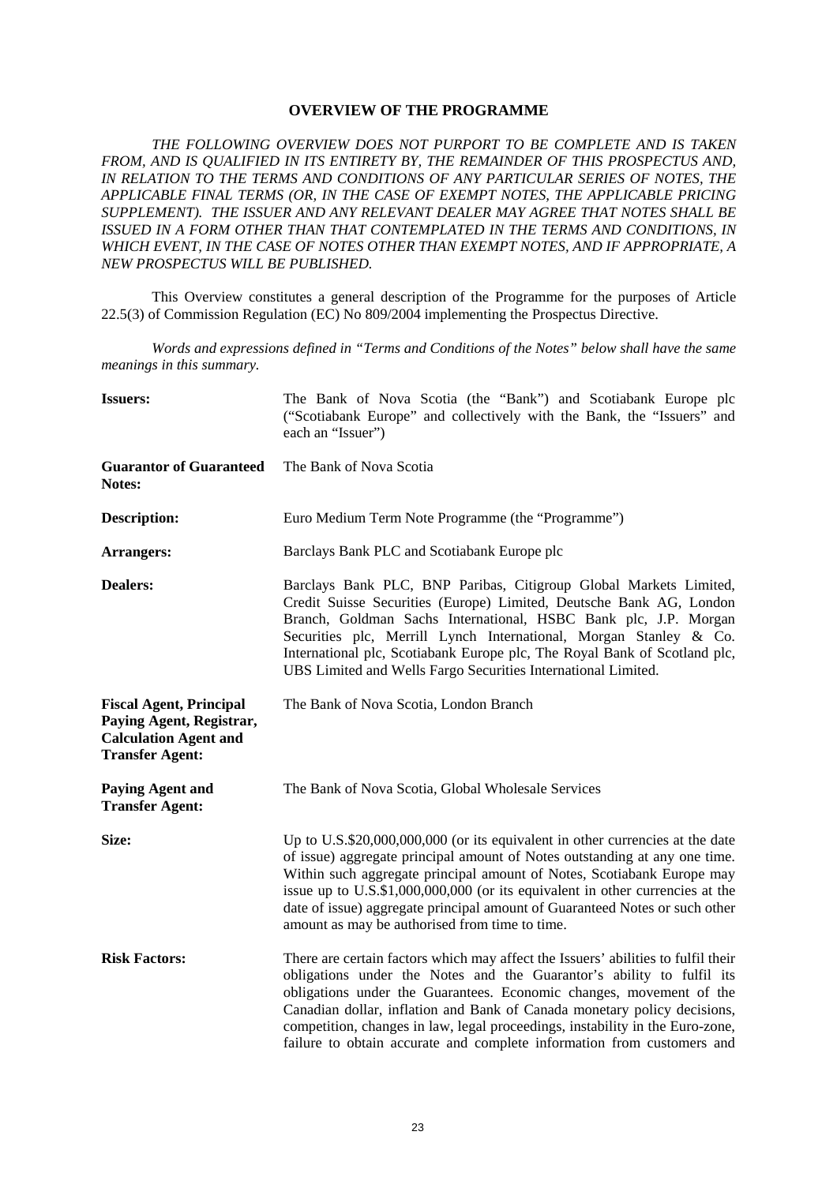# OVERVIEW OF THE PROGRAMME

*THE FOLLOWING OVERVIEW DOES NOT PURPORT TO BE COMPLETE AND IS TAKEN FROM, AND IS QUALIFIED IN ITS ENTIRETY BY, THE REMAINDER OF THIS PROSPECTUS AND, IN RELATION TO THE TERMS AND CONDITIONS OF ANY PARTICULAR SERIES OF NOTES, THE APPLICABLE FINAL TERMS (OR, IN THE CASE OF EXEMPT NOTES, THE APPLICABLE PRICING SUPPLEMENT). THE ISSUER AND ANY RELEVANT DEALER MAY AGREE THAT NOTES SHALL BE ISSUED IN A FORM OTHER THAN THAT CONTEMPLATED IN THE TERMS AND CONDITIONS, IN WHICH EVENT, IN THE CASE OF NOTES OTHER THAN EXEMPT NOTES, AND IF APPROPRIATE, A NEW PROSPECTUS WILL BE PUBLISHED.*

This Overview constitutes a general description of the Programme for the purposes of Article 22.5(3) of Commission Regulation (EC) No 809/2004 implementing the Prospectus Directive.

*Words and expressions defined in "Terms and Conditions of the Notes" below shall have the same meanings in this summary.*

| | |
|---|---|
| **Issuers:** | The Bank of Nova Scotia (the "Bank") and Scotiabank Europe plc ("Scotiabank Europe" and collectively with the Bank, the "Issuers" and each an "Issuer") |
| **Guarantor of Guaranteed Notes:** | The Bank of Nova Scotia |
| **Description:** | Euro Medium Term Note Programme (the "Programme") |
| **Arrangers:** | Barclays Bank PLC and Scotiabank Europe plc |
| **Dealers:** | Barclays Bank PLC, BNP Paribas, Citigroup Global Markets Limited, Credit Suisse Securities (Europe) Limited, Deutsche Bank AG, London Branch, Goldman Sachs International, HSBC Bank plc, J.P. Morgan Securities plc, Merrill Lynch International, Morgan Stanley & Co. International plc, Scotiabank Europe plc, The Royal Bank of Scotland plc, UBS Limited and Wells Fargo Securities International Limited. |
| **Fiscal Agent, Principal Paying Agent, Registrar, Calculation Agent and Transfer Agent:** | The Bank of Nova Scotia, London Branch |
| **Paying Agent and Transfer Agent:** | The Bank of Nova Scotia, Global Wholesale Services |
| **Size:** | Up to U.S.$20,000,000,000 (or its equivalent in other currencies at the date of issue) aggregate principal amount of Notes outstanding at any one time. Within such aggregate principal amount of Notes, Scotiabank Europe may issue up to U.S.$1,000,000,000 (or its equivalent in other currencies at the date of issue) aggregate principal amount of Guaranteed Notes or such other amount as may be authorised from time to time. |
| **Risk Factors:** | There are certain factors which may affect the Issuers' abilities to fulfil their obligations under the Notes and the Guarantor's ability to fulfil its obligations under the Guarantees. Economic changes, movement of the Canadian dollar, inflation and Bank of Canada monetary policy decisions, competition, changes in law, legal proceedings, instability in the Euro-zone, failure to obtain accurate and complete information from customers and |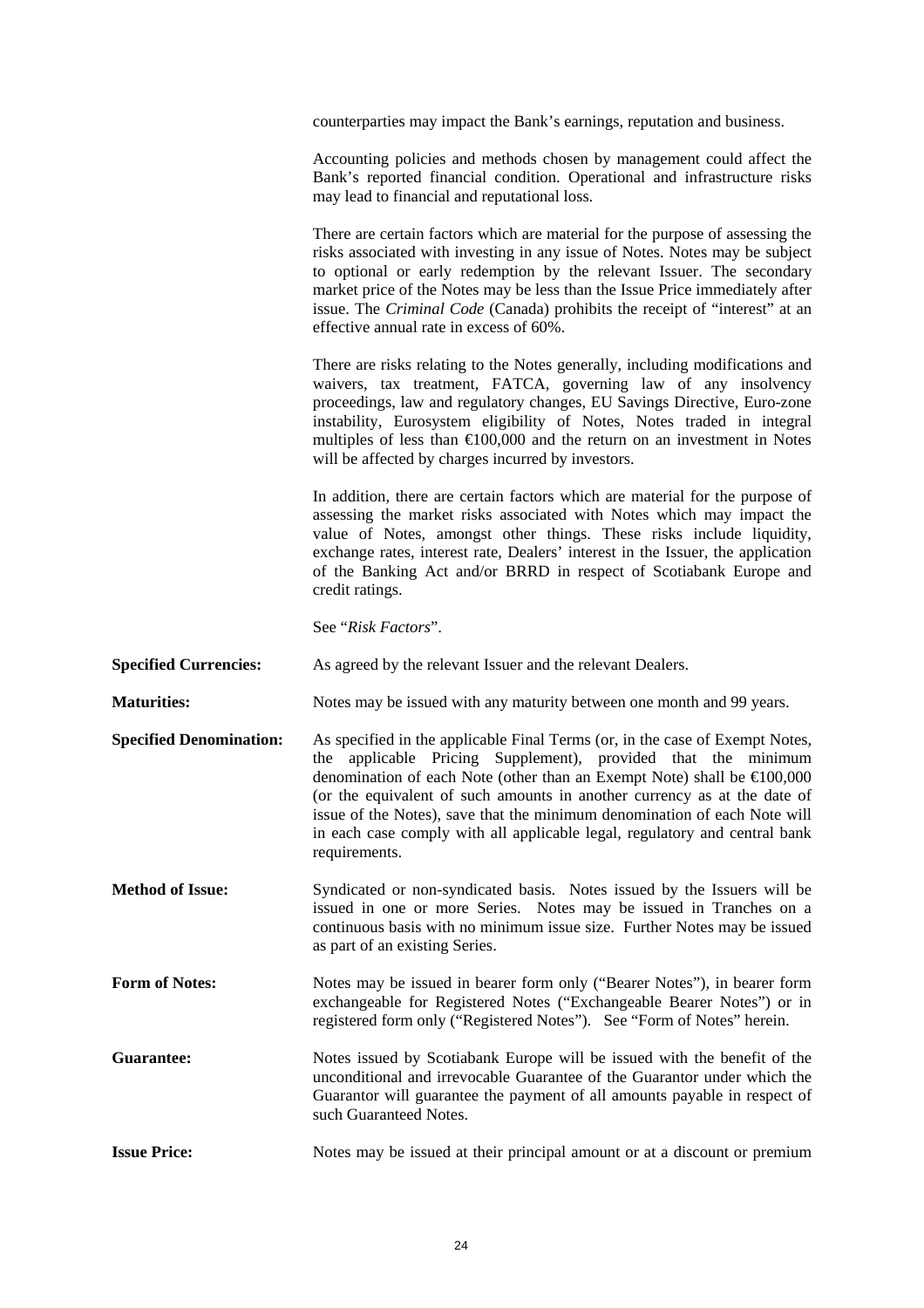counterparties may impact the Bank's earnings, reputation and business.

Accounting policies and methods chosen by management could affect the Bank's reported financial condition. Operational and infrastructure risks may lead to financial and reputational loss.

There are certain factors which are material for the purpose of assessing the risks associated with investing in any issue of Notes. Notes may be subject to optional or early redemption by the relevant Issuer. The secondary market price of the Notes may be less than the Issue Price immediately after issue. The *Criminal Code* (Canada) prohibits the receipt of "interest" at an effective annual rate in excess of 60%.

There are risks relating to the Notes generally, including modifications and waivers, tax treatment, FATCA, governing law of any insolvency proceedings, law and regulatory changes, EU Savings Directive, Euro-zone instability, Eurosystem eligibility of Notes, Notes traded in integral multiples of less than €100,000 and the return on an investment in Notes will be affected by charges incurred by investors.

In addition, there are certain factors which are material for the purpose of assessing the market risks associated with Notes which may impact the value of Notes, amongst other things. These risks include liquidity, exchange rates, interest rate, Dealers' interest in the Issuer, the application of the Banking Act and/or BRRD in respect of Scotiabank Europe and credit ratings.

See "*Risk Factors*".

**Specified Currencies:** As agreed by the relevant Issuer and the relevant Dealers.

**Maturities:** Notes may be issued with any maturity between one month and 99 years.

**Specified Denomination:** As specified in the applicable Final Terms (or, in the case of Exempt Notes, the applicable Pricing Supplement), provided that the minimum denomination of each Note (other than an Exempt Note) shall be €100,000 (or the equivalent of such amounts in another currency as at the date of issue of the Notes), save that the minimum denomination of each Note will in each case comply with all applicable legal, regulatory and central bank requirements.

**Method of Issue:** Syndicated or non-syndicated basis. Notes issued by the Issuers will be issued in one or more Series. Notes may be issued in Tranches on a continuous basis with no minimum issue size. Further Notes may be issued as part of an existing Series.

**Form of Notes:** Notes may be issued in bearer form only ("Bearer Notes"), in bearer form exchangeable for Registered Notes ("Exchangeable Bearer Notes") or in registered form only ("Registered Notes"). See "Form of Notes" herein.

**Guarantee:** Notes issued by Scotiabank Europe will be issued with the benefit of the unconditional and irrevocable Guarantee of the Guarantor under which the Guarantor will guarantee the payment of all amounts payable in respect of such Guaranteed Notes.

**Issue Price:** Notes may be issued at their principal amount or at a discount or premium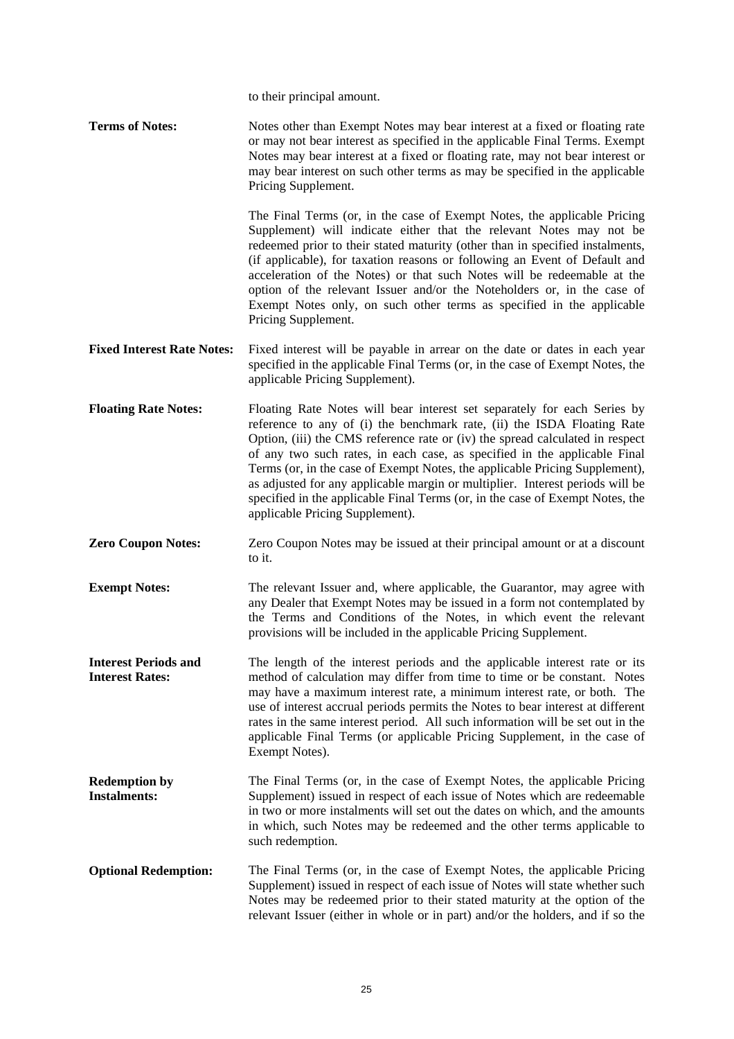to their principal amount.

**Terms of Notes:** Notes other than Exempt Notes may bear interest at a fixed or floating rate or may not bear interest as specified in the applicable Final Terms. Exempt Notes may bear interest at a fixed or floating rate, may not bear interest or may bear interest on such other terms as may be specified in the applicable Pricing Supplement.

The Final Terms (or, in the case of Exempt Notes, the applicable Pricing Supplement) will indicate either that the relevant Notes may not be redeemed prior to their stated maturity (other than in specified instalments, (if applicable), for taxation reasons or following an Event of Default and acceleration of the Notes) or that such Notes will be redeemable at the option of the relevant Issuer and/or the Noteholders or, in the case of Exempt Notes only, on such other terms as specified in the applicable Pricing Supplement.

**Fixed Interest Rate Notes:** Fixed interest will be payable in arrear on the date or dates in each year specified in the applicable Final Terms (or, in the case of Exempt Notes, the applicable Pricing Supplement).

**Floating Rate Notes:** Floating Rate Notes will bear interest set separately for each Series by reference to any of (i) the benchmark rate, (ii) the ISDA Floating Rate Option, (iii) the CMS reference rate or (iv) the spread calculated in respect of any two such rates, in each case, as specified in the applicable Final Terms (or, in the case of Exempt Notes, the applicable Pricing Supplement), as adjusted for any applicable margin or multiplier. Interest periods will be specified in the applicable Final Terms (or, in the case of Exempt Notes, the applicable Pricing Supplement).

**Zero Coupon Notes:** Zero Coupon Notes may be issued at their principal amount or at a discount to it.

**Exempt Notes:** The relevant Issuer and, where applicable, the Guarantor, may agree with any Dealer that Exempt Notes may be issued in a form not contemplated by the Terms and Conditions of the Notes, in which event the relevant provisions will be included in the applicable Pricing Supplement.

**Interest Periods and Interest Rates:** The length of the interest periods and the applicable interest rate or its method of calculation may differ from time to time or be constant. Notes may have a maximum interest rate, a minimum interest rate, or both. The use of interest accrual periods permits the Notes to bear interest at different rates in the same interest period. All such information will be set out in the applicable Final Terms (or applicable Pricing Supplement, in the case of Exempt Notes).

**Redemption by Instalments:** The Final Terms (or, in the case of Exempt Notes, the applicable Pricing Supplement) issued in respect of each issue of Notes which are redeemable in two or more instalments will set out the dates on which, and the amounts in which, such Notes may be redeemed and the other terms applicable to such redemption.

**Optional Redemption:** The Final Terms (or, in the case of Exempt Notes, the applicable Pricing Supplement) issued in respect of each issue of Notes will state whether such Notes may be redeemed prior to their stated maturity at the option of the relevant Issuer (either in whole or in part) and/or the holders, and if so the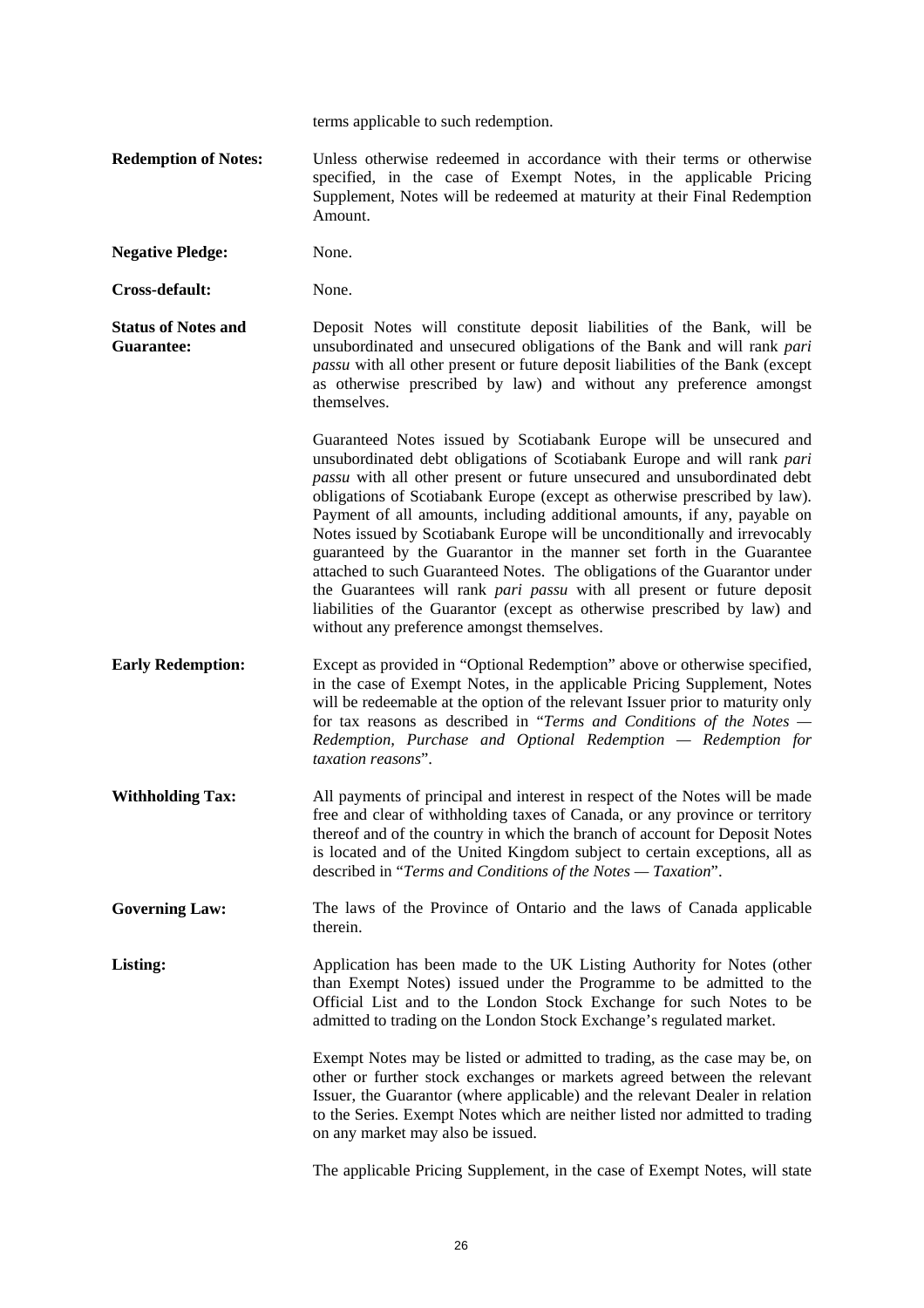terms applicable to such redemption.

**Redemption of Notes:** Unless otherwise redeemed in accordance with their terms or otherwise specified, in the case of Exempt Notes, in the applicable Pricing Supplement, Notes will be redeemed at maturity at their Final Redemption Amount.

**Negative Pledge:** None.

**Cross-default:** None.

**Status of Notes and Guarantee:** Deposit Notes will constitute deposit liabilities of the Bank, will be unsubordinated and unsecured obligations of the Bank and will rank *pari passu* with all other present or future deposit liabilities of the Bank (except as otherwise prescribed by law) and without any preference amongst themselves.

Guaranteed Notes issued by Scotiabank Europe will be unsecured and unsubordinated debt obligations of Scotiabank Europe and will rank *pari passu* with all other present or future unsecured and unsubordinated debt obligations of Scotiabank Europe (except as otherwise prescribed by law). Payment of all amounts, including additional amounts, if any, payable on Notes issued by Scotiabank Europe will be unconditionally and irrevocably guaranteed by the Guarantor in the manner set forth in the Guarantee attached to such Guaranteed Notes. The obligations of the Guarantor under the Guarantees will rank *pari passu* with all present or future deposit liabilities of the Guarantor (except as otherwise prescribed by law) and without any preference amongst themselves.

**Early Redemption:** Except as provided in "Optional Redemption" above or otherwise specified, in the case of Exempt Notes, in the applicable Pricing Supplement, Notes will be redeemable at the option of the relevant Issuer prior to maturity only for tax reasons as described in "*Terms and Conditions of the Notes — Redemption, Purchase and Optional Redemption — Redemption for taxation reasons*".

**Withholding Tax:** All payments of principal and interest in respect of the Notes will be made free and clear of withholding taxes of Canada, or any province or territory thereof and of the country in which the branch of account for Deposit Notes is located and of the United Kingdom subject to certain exceptions, all as described in "*Terms and Conditions of the Notes — Taxation*".

**Governing Law:** The laws of the Province of Ontario and the laws of Canada applicable therein.

**Listing:** Application has been made to the UK Listing Authority for Notes (other than Exempt Notes) issued under the Programme to be admitted to the Official List and to the London Stock Exchange for such Notes to be admitted to trading on the London Stock Exchange's regulated market.

Exempt Notes may be listed or admitted to trading, as the case may be, on other or further stock exchanges or markets agreed between the relevant Issuer, the Guarantor (where applicable) and the relevant Dealer in relation to the Series. Exempt Notes which are neither listed nor admitted to trading on any market may also be issued.

The applicable Pricing Supplement, in the case of Exempt Notes, will state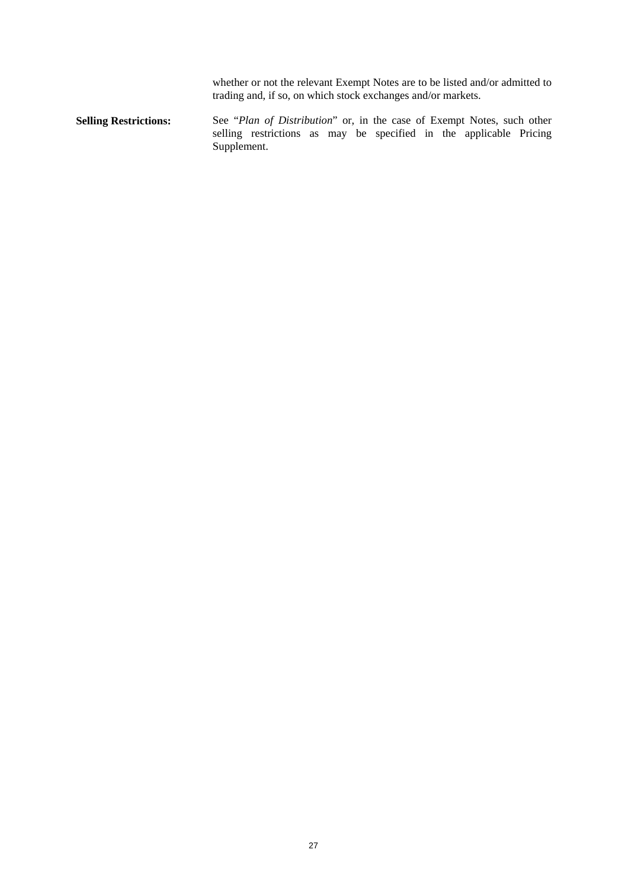whether or not the relevant Exempt Notes are to be listed and/or admitted to trading and, if so, on which stock exchanges and/or markets.

**Selling Restrictions:** See "*Plan of Distribution*" or, in the case of Exempt Notes, such other selling restrictions as may be specified in the applicable Pricing Supplement.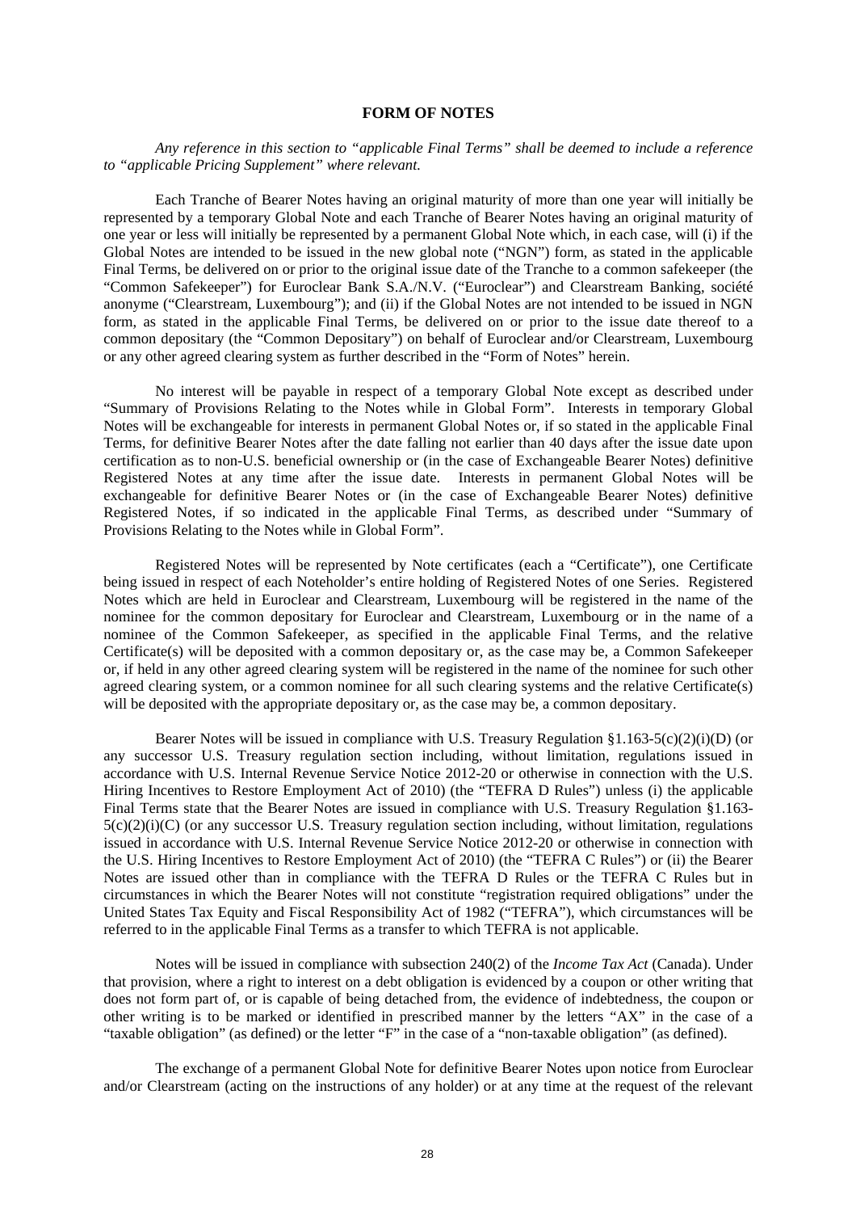# FORM OF NOTES

*Any reference in this section to "applicable Final Terms" shall be deemed to include a reference to "applicable Pricing Supplement" where relevant.*

Each Tranche of Bearer Notes having an original maturity of more than one year will initially be represented by a temporary Global Note and each Tranche of Bearer Notes having an original maturity of one year or less will initially be represented by a permanent Global Note which, in each case, will (i) if the Global Notes are intended to be issued in the new global note ("NGN") form, as stated in the applicable Final Terms, be delivered on or prior to the original issue date of the Tranche to a common safekeeper (the "Common Safekeeper") for Euroclear Bank S.A./N.V. ("Euroclear") and Clearstream Banking, société anonyme ("Clearstream, Luxembourg"); and (ii) if the Global Notes are not intended to be issued in NGN form, as stated in the applicable Final Terms, be delivered on or prior to the issue date thereof to a common depositary (the "Common Depositary") on behalf of Euroclear and/or Clearstream, Luxembourg or any other agreed clearing system as further described in the "Form of Notes" herein.

No interest will be payable in respect of a temporary Global Note except as described under "Summary of Provisions Relating to the Notes while in Global Form". Interests in temporary Global Notes will be exchangeable for interests in permanent Global Notes or, if so stated in the applicable Final Terms, for definitive Bearer Notes after the date falling not earlier than 40 days after the issue date upon certification as to non-U.S. beneficial ownership or (in the case of Exchangeable Bearer Notes) definitive Registered Notes at any time after the issue date. Interests in permanent Global Notes will be exchangeable for definitive Bearer Notes or (in the case of Exchangeable Bearer Notes) definitive Registered Notes, if so indicated in the applicable Final Terms, as described under "Summary of Provisions Relating to the Notes while in Global Form".

Registered Notes will be represented by Note certificates (each a "Certificate"), one Certificate being issued in respect of each Noteholder's entire holding of Registered Notes of one Series. Registered Notes which are held in Euroclear and Clearstream, Luxembourg will be registered in the name of the nominee for the common depositary for Euroclear and Clearstream, Luxembourg or in the name of a nominee of the Common Safekeeper, as specified in the applicable Final Terms, and the relative Certificate(s) will be deposited with a common depositary or, as the case may be, a Common Safekeeper or, if held in any other agreed clearing system will be registered in the name of the nominee for such other agreed clearing system, or a common nominee for all such clearing systems and the relative Certificate(s) will be deposited with the appropriate depositary or, as the case may be, a common depositary.

Bearer Notes will be issued in compliance with U.S. Treasury Regulation §1.163-5(c)(2)(i)(D) (or any successor U.S. Treasury regulation section including, without limitation, regulations issued in accordance with U.S. Internal Revenue Service Notice 2012-20 or otherwise in connection with the U.S. Hiring Incentives to Restore Employment Act of 2010) (the "TEFRA D Rules") unless (i) the applicable Final Terms state that the Bearer Notes are issued in compliance with U.S. Treasury Regulation §1.163-5(c)(2)(i)(C) (or any successor U.S. Treasury regulation section including, without limitation, regulations issued in accordance with U.S. Internal Revenue Service Notice 2012-20 or otherwise in connection with the U.S. Hiring Incentives to Restore Employment Act of 2010) (the "TEFRA C Rules") or (ii) the Bearer Notes are issued other than in compliance with the TEFRA D Rules or the TEFRA C Rules but in circumstances in which the Bearer Notes will not constitute "registration required obligations" under the United States Tax Equity and Fiscal Responsibility Act of 1982 ("TEFRA"), which circumstances will be referred to in the applicable Final Terms as a transfer to which TEFRA is not applicable.

Notes will be issued in compliance with subsection 240(2) of the *Income Tax Act* (Canada). Under that provision, where a right to interest on a debt obligation is evidenced by a coupon or other writing that does not form part of, or is capable of being detached from, the evidence of indebtedness, the coupon or other writing is to be marked or identified in prescribed manner by the letters "AX" in the case of a "taxable obligation" (as defined) or the letter "F" in the case of a "non-taxable obligation" (as defined).

The exchange of a permanent Global Note for definitive Bearer Notes upon notice from Euroclear and/or Clearstream (acting on the instructions of any holder) or at any time at the request of the relevant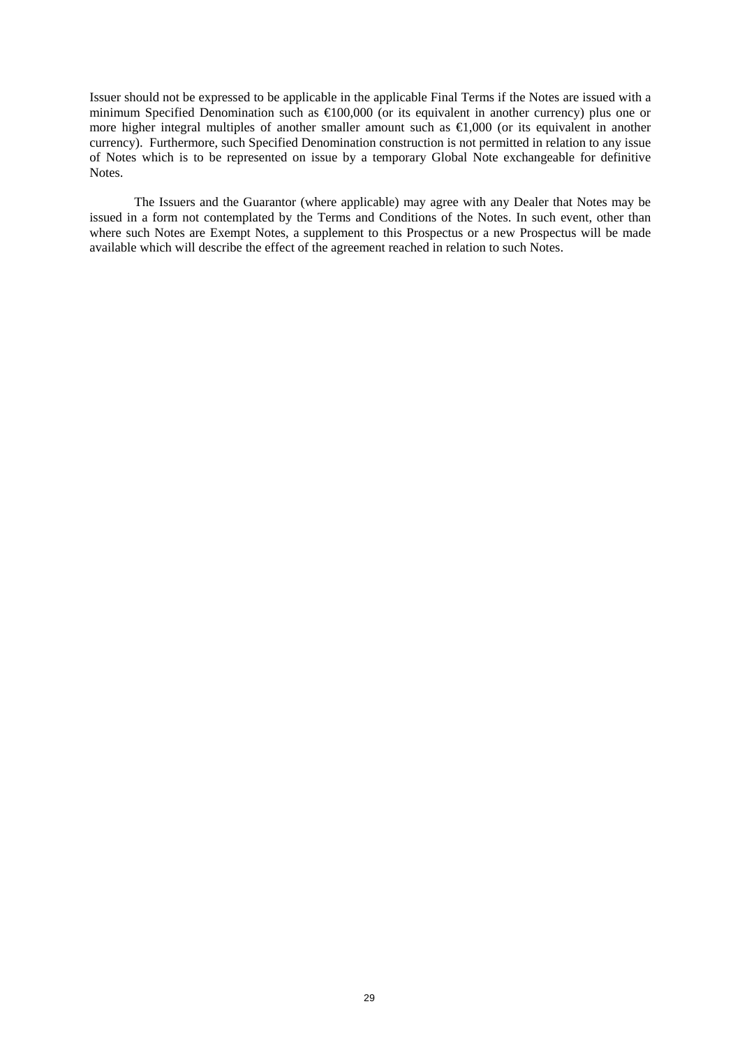Issuer should not be expressed to be applicable in the applicable Final Terms if the Notes are issued with a minimum Specified Denomination such as €100,000 (or its equivalent in another currency) plus one or more higher integral multiples of another smaller amount such as €1,000 (or its equivalent in another currency). Furthermore, such Specified Denomination construction is not permitted in relation to any issue of Notes which is to be represented on issue by a temporary Global Note exchangeable for definitive Notes.

The Issuers and the Guarantor (where applicable) may agree with any Dealer that Notes may be issued in a form not contemplated by the Terms and Conditions of the Notes. In such event, other than where such Notes are Exempt Notes, a supplement to this Prospectus or a new Prospectus will be made available which will describe the effect of the agreement reached in relation to such Notes.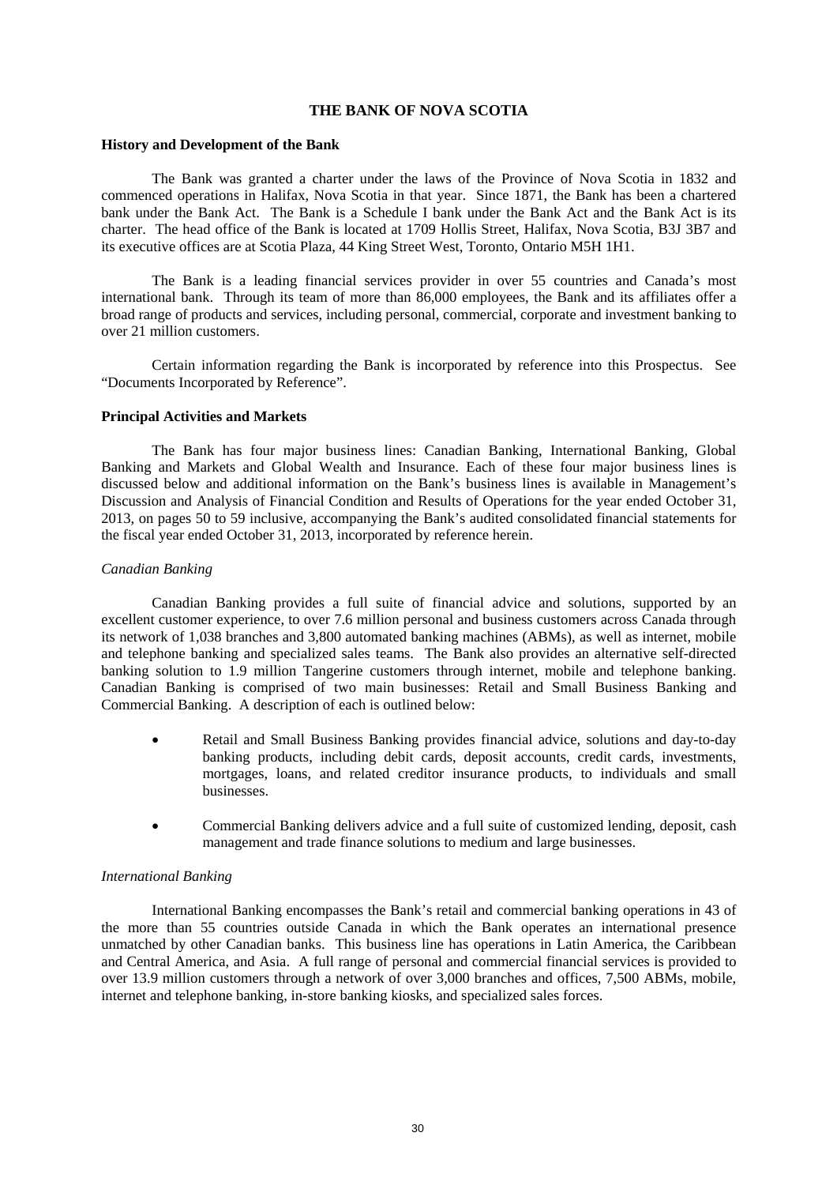## THE BANK OF NOVA SCOTIA

### History and Development of the Bank

The Bank was granted a charter under the laws of the Province of Nova Scotia in 1832 and commenced operations in Halifax, Nova Scotia in that year. Since 1871, the Bank has been a chartered bank under the Bank Act. The Bank is a Schedule I bank under the Bank Act and the Bank Act is its charter. The head office of the Bank is located at 1709 Hollis Street, Halifax, Nova Scotia, B3J 3B7 and its executive offices are at Scotia Plaza, 44 King Street West, Toronto, Ontario M5H 1H1.

The Bank is a leading financial services provider in over 55 countries and Canada's most international bank. Through its team of more than 86,000 employees, the Bank and its affiliates offer a broad range of products and services, including personal, commercial, corporate and investment banking to over 21 million customers.

Certain information regarding the Bank is incorporated by reference into this Prospectus. See "Documents Incorporated by Reference".

### Principal Activities and Markets

The Bank has four major business lines: Canadian Banking, International Banking, Global Banking and Markets and Global Wealth and Insurance. Each of these four major business lines is discussed below and additional information on the Bank's business lines is available in Management's Discussion and Analysis of Financial Condition and Results of Operations for the year ended October 31, 2013, on pages 50 to 59 inclusive, accompanying the Bank's audited consolidated financial statements for the fiscal year ended October 31, 2013, incorporated by reference herein.

*Canadian Banking*

Canadian Banking provides a full suite of financial advice and solutions, supported by an excellent customer experience, to over 7.6 million personal and business customers across Canada through its network of 1,038 branches and 3,800 automated banking machines (ABMs), as well as internet, mobile and telephone banking and specialized sales teams. The Bank also provides an alternative self-directed banking solution to 1.9 million Tangerine customers through internet, mobile and telephone banking. Canadian Banking is comprised of two main businesses: Retail and Small Business Banking and Commercial Banking. A description of each is outlined below:

- Retail and Small Business Banking provides financial advice, solutions and day-to-day banking products, including debit cards, deposit accounts, credit cards, investments, mortgages, loans, and related creditor insurance products, to individuals and small businesses.

- Commercial Banking delivers advice and a full suite of customized lending, deposit, cash management and trade finance solutions to medium and large businesses.

*International Banking*

International Banking encompasses the Bank's retail and commercial banking operations in 43 of the more than 55 countries outside Canada in which the Bank operates an international presence unmatched by other Canadian banks. This business line has operations in Latin America, the Caribbean and Central America, and Asia. A full range of personal and commercial financial services is provided to over 13.9 million customers through a network of over 3,000 branches and offices, 7,500 ABMs, mobile, internet and telephone banking, in-store banking kiosks, and specialized sales forces.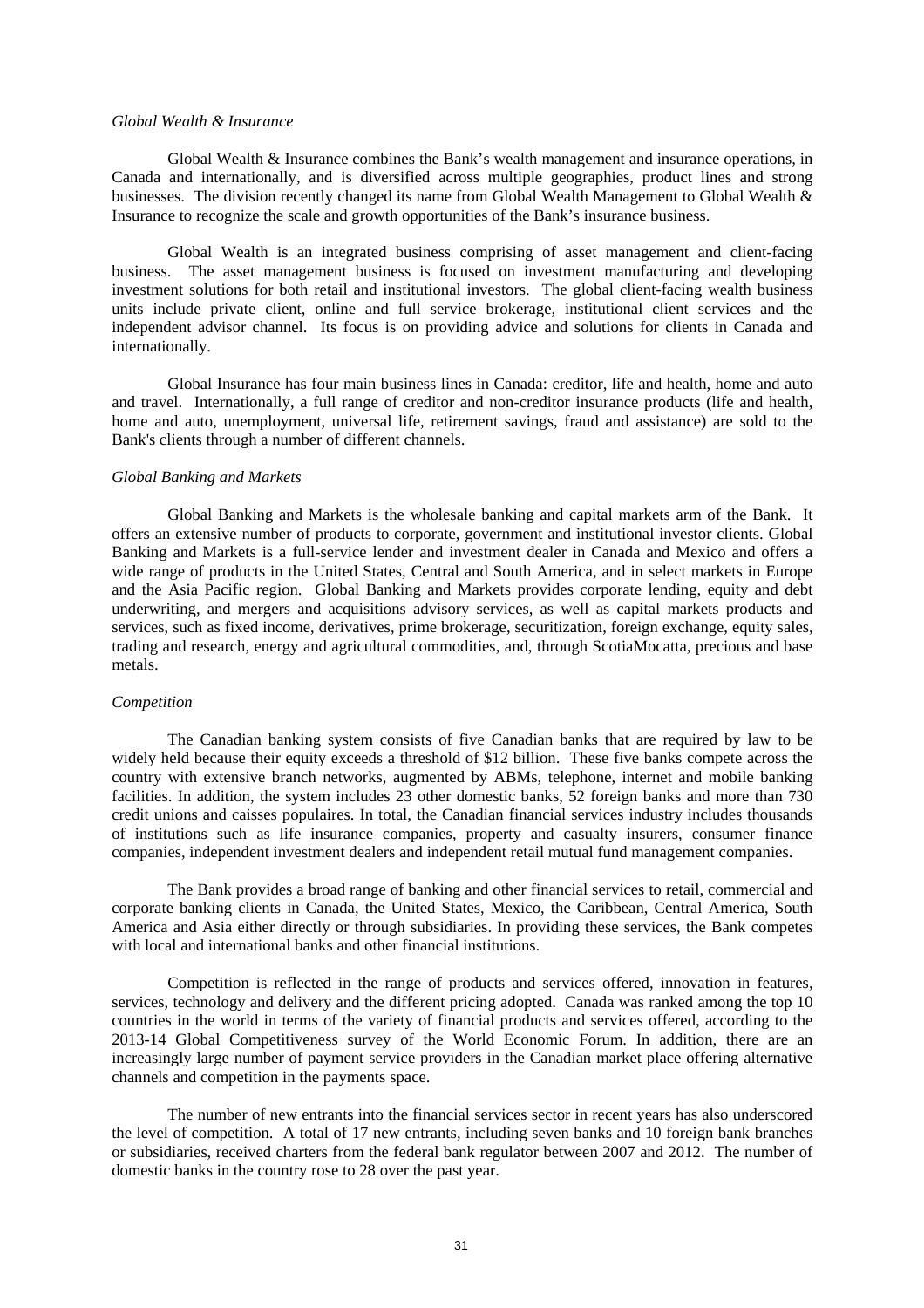*Global Wealth & Insurance*

Global Wealth & Insurance combines the Bank's wealth management and insurance operations, in Canada and internationally, and is diversified across multiple geographies, product lines and strong businesses. The division recently changed its name from Global Wealth Management to Global Wealth & Insurance to recognize the scale and growth opportunities of the Bank's insurance business.

Global Wealth is an integrated business comprising of asset management and client-facing business. The asset management business is focused on investment manufacturing and developing investment solutions for both retail and institutional investors. The global client-facing wealth business units include private client, online and full service brokerage, institutional client services and the independent advisor channel. Its focus is on providing advice and solutions for clients in Canada and internationally.

Global Insurance has four main business lines in Canada: creditor, life and health, home and auto and travel. Internationally, a full range of creditor and non-creditor insurance products (life and health, home and auto, unemployment, universal life, retirement savings, fraud and assistance) are sold to the Bank's clients through a number of different channels.

*Global Banking and Markets*

Global Banking and Markets is the wholesale banking and capital markets arm of the Bank. It offers an extensive number of products to corporate, government and institutional investor clients. Global Banking and Markets is a full-service lender and investment dealer in Canada and Mexico and offers a wide range of products in the United States, Central and South America, and in select markets in Europe and the Asia Pacific region. Global Banking and Markets provides corporate lending, equity and debt underwriting, and mergers and acquisitions advisory services, as well as capital markets products and services, such as fixed income, derivatives, prime brokerage, securitization, foreign exchange, equity sales, trading and research, energy and agricultural commodities, and, through ScotiaMocatta, precious and base metals.

*Competition*

The Canadian banking system consists of five Canadian banks that are required by law to be widely held because their equity exceeds a threshold of $12 billion. These five banks compete across the country with extensive branch networks, augmented by ABMs, telephone, internet and mobile banking facilities. In addition, the system includes 23 other domestic banks, 52 foreign banks and more than 730 credit unions and caisses populaires. In total, the Canadian financial services industry includes thousands of institutions such as life insurance companies, property and casualty insurers, consumer finance companies, independent investment dealers and independent retail mutual fund management companies.

The Bank provides a broad range of banking and other financial services to retail, commercial and corporate banking clients in Canada, the United States, Mexico, the Caribbean, Central America, South America and Asia either directly or through subsidiaries. In providing these services, the Bank competes with local and international banks and other financial institutions.

Competition is reflected in the range of products and services offered, innovation in features, services, technology and delivery and the different pricing adopted. Canada was ranked among the top 10 countries in the world in terms of the variety of financial products and services offered, according to the 2013-14 Global Competitiveness survey of the World Economic Forum. In addition, there are an increasingly large number of payment service providers in the Canadian market place offering alternative channels and competition in the payments space.

The number of new entrants into the financial services sector in recent years has also underscored the level of competition. A total of 17 new entrants, including seven banks and 10 foreign bank branches or subsidiaries, received charters from the federal bank regulator between 2007 and 2012. The number of domestic banks in the country rose to 28 over the past year.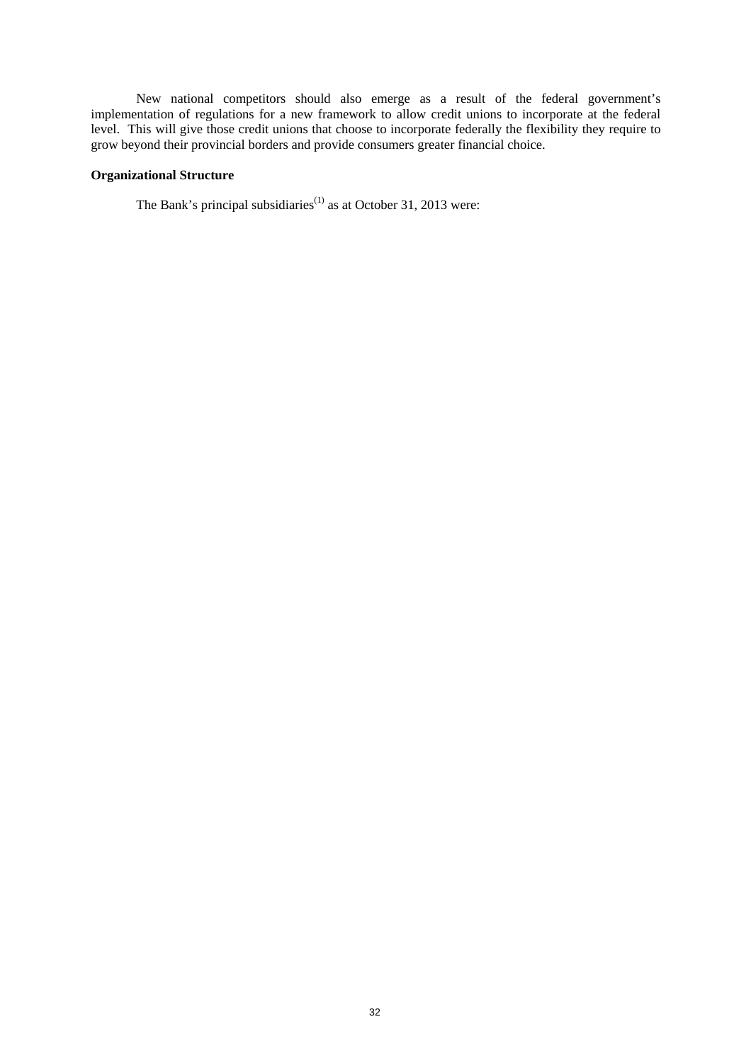New national competitors should also emerge as a result of the federal government's implementation of regulations for a new framework to allow credit unions to incorporate at the federal level. This will give those credit unions that choose to incorporate federally the flexibility they require to grow beyond their provincial borders and provide consumers greater financial choice.

**Organizational Structure**

The Bank's principal subsidiaries(1) as at October 31, 2013 were: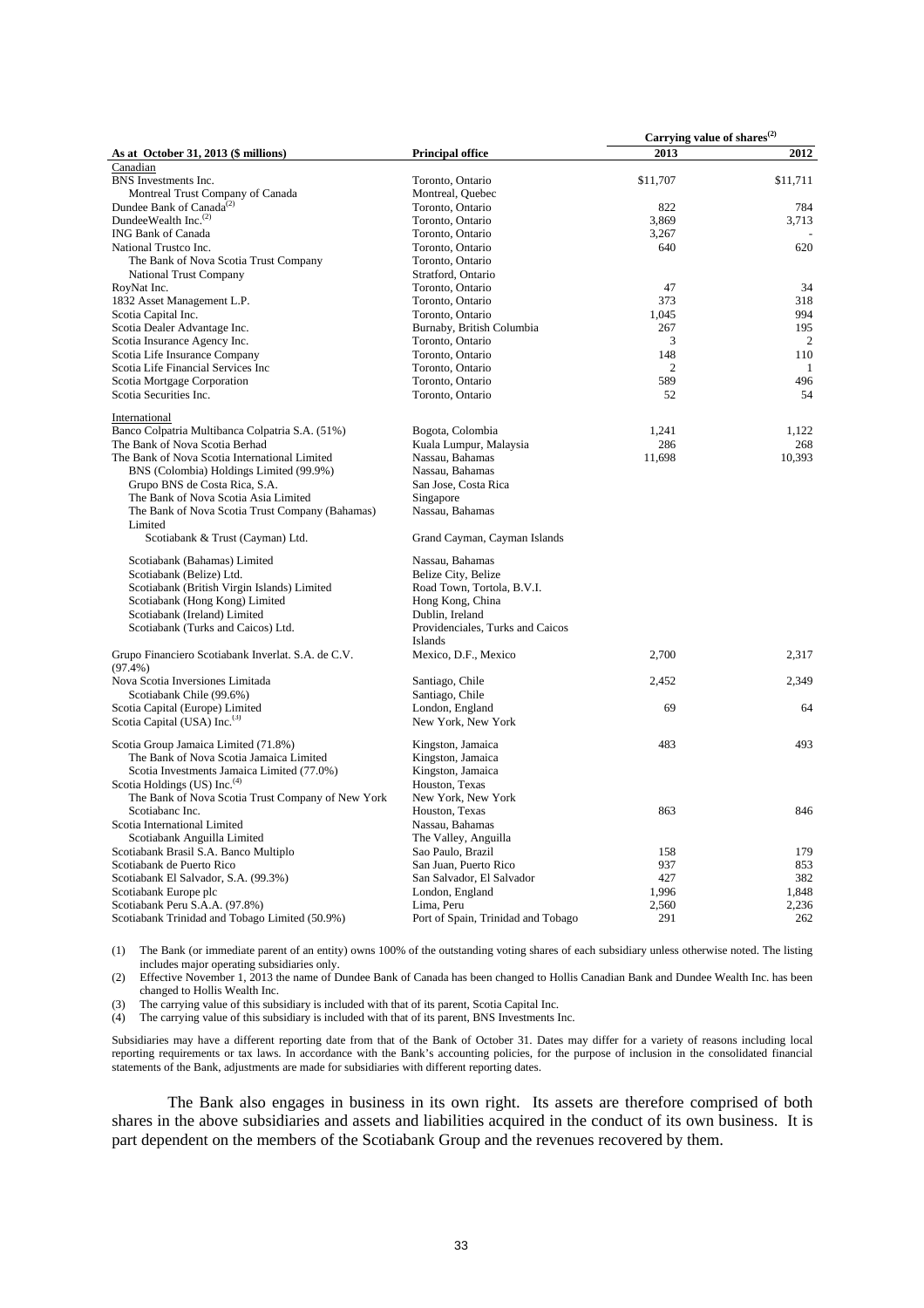| As at October 31, 2013 ($ millions) | Principal office | Carrying value of shares[(2)] 2013 | 2012 |
|---|---|---|---|
| Canadian | | | |
| BNS Investments Inc. | Toronto, Ontario | $11,707 | $11,711 |
| Montreal Trust Company of Canada | Montreal, Quebec | | |
| Dundee Bank of Canada[(2)] | Toronto, Ontario | 822 | 784 |
| DundeeWealth Inc.[(2)] | Toronto, Ontario | 3,869 | 3,713 |
| ING Bank of Canada | Toronto, Ontario | 3,267 | - |
| National Trustco Inc. | Toronto, Ontario | 640 | 620 |
| The Bank of Nova Scotia Trust Company | Toronto, Ontario | | |
| National Trust Company | Stratford, Ontario | | |
| RoyNat Inc. | Toronto, Ontario | 47 | 34 |
| 1832 Asset Management L.P. | Toronto, Ontario | 373 | 318 |
| Scotia Capital Inc. | Toronto, Ontario | 1,045 | 994 |
| Scotia Dealer Advantage Inc. | Burnaby, British Columbia | 267 | 195 |
| Scotia Insurance Agency Inc. | Toronto, Ontario | 3 | 2 |
| Scotia Life Insurance Company | Toronto, Ontario | 148 | 110 |
| Scotia Life Financial Services Inc | Toronto, Ontario | 2 | 1 |
| Scotia Mortgage Corporation | Toronto, Ontario | 589 | 496 |
| Scotia Securities Inc. | Toronto, Ontario | 52 | 54 |
| International | | | |
| Banco Colpatria Multibanca Colpatria S.A. (51%) | Bogota, Colombia | 1,241 | 1,122 |
| The Bank of Nova Scotia Berhad | Kuala Lumpur, Malaysia | 286 | 268 |
| The Bank of Nova Scotia International Limited | Nassau, Bahamas | 11,698 | 10,393 |
| BNS (Colombia) Holdings Limited (99.9%) | Nassau, Bahamas | | |
| Grupo BNS de Costa Rica, S.A. | San Jose, Costa Rica | | |
| The Bank of Nova Scotia Asia Limited | Singapore | | |
| The Bank of Nova Scotia Trust Company (Bahamas) Limited | Nassau, Bahamas | | |
| Scotiabank & Trust (Cayman) Ltd. | Grand Cayman, Cayman Islands | | |
| Scotiabank (Bahamas) Limited | Nassau, Bahamas | | |
| Scotiabank (Belize) Ltd. | Belize City, Belize | | |
| Scotiabank (British Virgin Islands) Limited | Road Town, Tortola, B.V.I. | | |
| Scotiabank (Hong Kong) Limited | Hong Kong, China | | |
| Scotiabank (Ireland) Limited | Dublin, Ireland | | |
| Scotiabank (Turks and Caicos) Ltd. | Providenciales, Turks and Caicos Islands | | |
| Grupo Financiero Scotiabank Inverlat. S.A. de C.V. (97.4%) | Mexico, D.F., Mexico | 2,700 | 2,317 |
| Nova Scotia Inversiones Limitada | Santiago, Chile | 2,452 | 2,349 |
| Scotiabank Chile (99.6%) | Santiago, Chile | | |
| Scotia Capital (Europe) Limited | London, England | 69 | 64 |
| Scotia Capital (USA) Inc.[(3)] | New York, New York | | |
| Scotia Group Jamaica Limited (71.8%) | Kingston, Jamaica | 483 | 493 |
| The Bank of Nova Scotia Jamaica Limited | Kingston, Jamaica | | |
| Scotia Investments Jamaica Limited (77.0%) | Kingston, Jamaica | | |
| Scotia Holdings (US) Inc.[(4)] | Houston, Texas | | |
| The Bank of Nova Scotia Trust Company of New York | New York, New York | | |
| Scotiabanc Inc. | Houston, Texas | 863 | 846 |
| Scotia International Limited | Nassau, Bahamas | | |
| Scotiabank Anguilla Limited | The Valley, Anguilla | | |
| Scotiabank Brasil S.A. Banco Multiplo | Sao Paulo, Brazil | 158 | 179 |
| Scotiabank de Puerto Rico | San Juan, Puerto Rico | 937 | 853 |
| Scotiabank El Salvador, S.A. (99.3%) | San Salvador, El Salvador | 427 | 382 |
| Scotiabank Europe plc | London, England | 1,996 | 1,848 |
| Scotiabank Peru S.A.A. (97.8%) | Lima, Peru | 2,560 | 2,236 |
| Scotiabank Trinidad and Tobago Limited (50.9%) | Port of Spain, Trinidad and Tobago | 291 | 262 |

(1) The Bank (or immediate parent of an entity) owns 100% of the outstanding voting shares of each subsidiary unless otherwise noted. The listing includes major operating subsidiaries only.

(2) Effective November 1, 2013 the name of Dundee Bank of Canada has been changed to Hollis Canadian Bank and Dundee Wealth Inc. has been changed to Hollis Wealth Inc.

(3) The carrying value of this subsidiary is included with that of its parent, Scotia Capital Inc.

(4) The carrying value of this subsidiary is included with that of its parent, BNS Investments Inc.

Subsidiaries may have a different reporting date from that of the Bank of October 31. Dates may differ for a variety of reasons including local reporting requirements or tax laws. In accordance with the Bank's accounting policies, for the purpose of inclusion in the consolidated financial statements of the Bank, adjustments are made for subsidiaries with different reporting dates.

The Bank also engages in business in its own right. Its assets are therefore comprised of both shares in the above subsidiaries and assets and liabilities acquired in the conduct of its own business. It is part dependent on the members of the Scotiabank Group and the revenues recovered by them.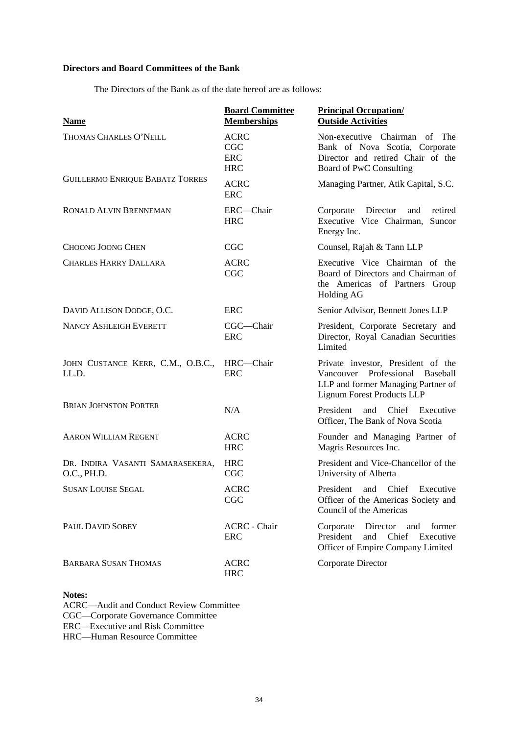**Directors and Board Committees of the Bank**

The Directors of the Bank as of the date hereof are as follows:

| Name | Board Committee Memberships | Principal Occupation/ Outside Activities |
|---|---|---|
| THOMAS CHARLES O'NEILL | ACRC<br>CGC<br>ERC<br>HRC | Non-executive Chairman of The Bank of Nova Scotia, Corporate Director and retired Chair of the Board of PwC Consulting |
| GUILLERMO ENRIQUE BABATZ TORRES | ACRC<br>ERC | Managing Partner, Atik Capital, S.C. |
| RONALD ALVIN BRENNEMAN | ERC—Chair<br>HRC | Corporate Director and retired Executive Vice Chairman, Suncor Energy Inc. |
| CHOONG JOONG CHEN | CGC | Counsel, Rajah & Tann LLP |
| CHARLES HARRY DALLARA | ACRC<br>CGC | Executive Vice Chairman of the Board of Directors and Chairman of the Americas of Partners Group Holding AG |
| DAVID ALLISON DODGE, O.C. | ERC | Senior Advisor, Bennett Jones LLP |
| NANCY ASHLEIGH EVERETT | CGC—Chair<br>ERC | President, Corporate Secretary and Director, Royal Canadian Securities Limited |
| JOHN CUSTANCE KERR, C.M., O.B.C., LL.D. | HRC—Chair<br>ERC | Private investor, President of the Vancouver Professional Baseball LLP and former Managing Partner of Lignum Forest Products LLP |
| BRIAN JOHNSTON PORTER | N/A | President and Chief Executive Officer, The Bank of Nova Scotia |
| AARON WILLIAM REGENT | ACRC<br>HRC | Founder and Managing Partner of Magris Resources Inc. |
| DR. INDIRA VASANTI SAMARASEKERA, O.C., PH.D. | HRC<br>CGC | President and Vice-Chancellor of the University of Alberta |
| SUSAN LOUISE SEGAL | ACRC<br>CGC | President and Chief Executive Officer of the Americas Society and Council of the Americas |
| PAUL DAVID SOBEY | ACRC - Chair<br>ERC | Corporate Director and former President and Chief Executive Officer of Empire Company Limited |
| BARBARA SUSAN THOMAS | ACRC<br>HRC | Corporate Director |

**Notes:**

ACRC—Audit and Conduct Review Committee
CGC—Corporate Governance Committee
ERC—Executive and Risk Committee
HRC—Human Resource Committee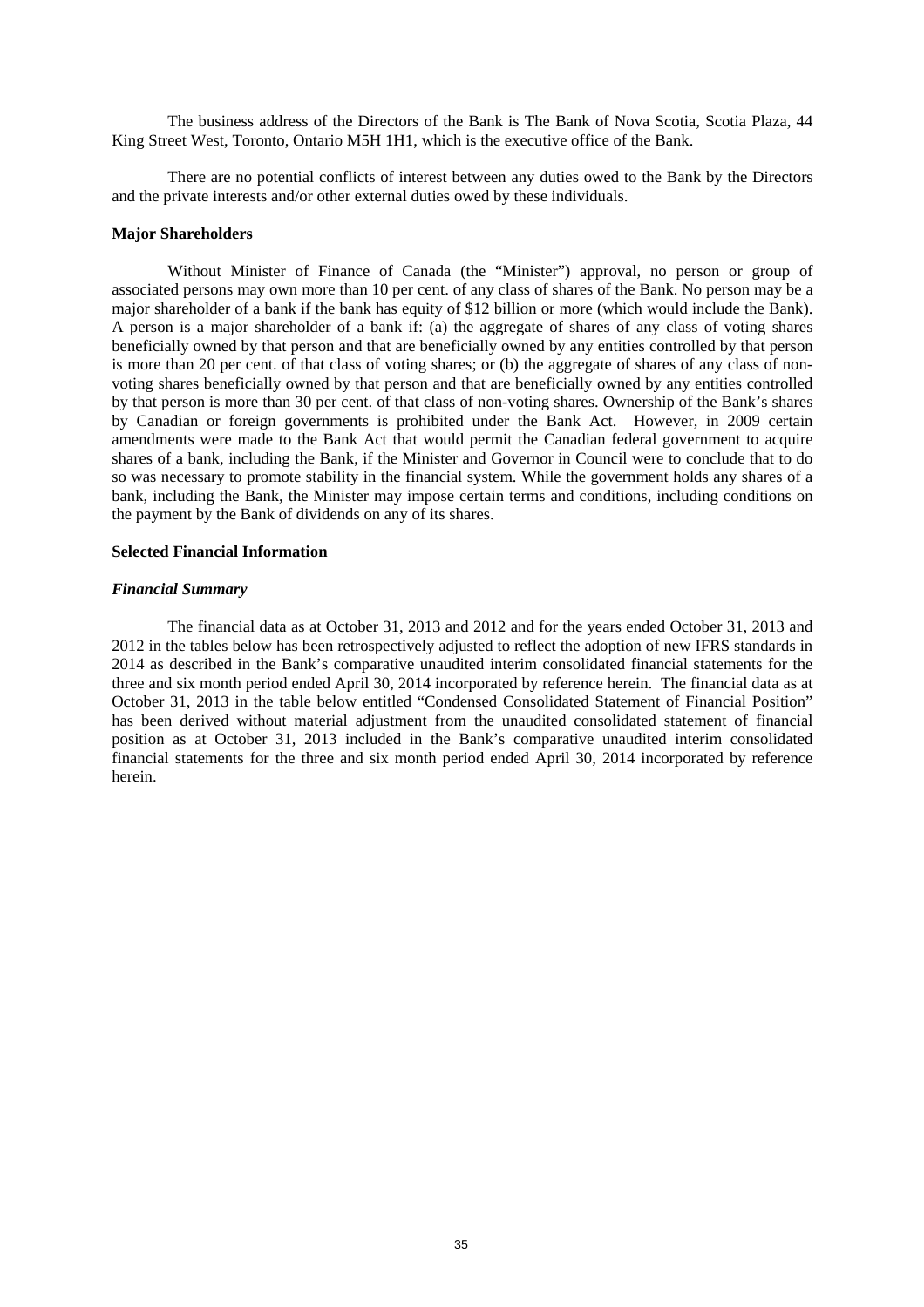The business address of the Directors of the Bank is The Bank of Nova Scotia, Scotia Plaza, 44 King Street West, Toronto, Ontario M5H 1H1, which is the executive office of the Bank.

There are no potential conflicts of interest between any duties owed to the Bank by the Directors and the private interests and/or other external duties owed by these individuals.

**Major Shareholders**

Without Minister of Finance of Canada (the "Minister") approval, no person or group of associated persons may own more than 10 per cent. of any class of shares of the Bank. No person may be a major shareholder of a bank if the bank has equity of $12 billion or more (which would include the Bank). A person is a major shareholder of a bank if: (a) the aggregate of shares of any class of voting shares beneficially owned by that person and that are beneficially owned by any entities controlled by that person is more than 20 per cent. of that class of voting shares; or (b) the aggregate of shares of any class of non-voting shares beneficially owned by that person and that are beneficially owned by any entities controlled by that person is more than 30 per cent. of that class of non-voting shares. Ownership of the Bank's shares by Canadian or foreign governments is prohibited under the Bank Act. However, in 2009 certain amendments were made to the Bank Act that would permit the Canadian federal government to acquire shares of a bank, including the Bank, if the Minister and Governor in Council were to conclude that to do so was necessary to promote stability in the financial system. While the government holds any shares of a bank, including the Bank, the Minister may impose certain terms and conditions, including conditions on the payment by the Bank of dividends on any of its shares.

**Selected Financial Information**

***Financial Summary***

The financial data as at October 31, 2013 and 2012 and for the years ended October 31, 2013 and 2012 in the tables below has been retrospectively adjusted to reflect the adoption of new IFRS standards in 2014 as described in the Bank's comparative unaudited interim consolidated financial statements for the three and six month period ended April 30, 2014 incorporated by reference herein. The financial data as at October 31, 2013 in the table below entitled "Condensed Consolidated Statement of Financial Position" has been derived without material adjustment from the unaudited consolidated statement of financial position as at October 31, 2013 included in the Bank's comparative unaudited interim consolidated financial statements for the three and six month period ended April 30, 2014 incorporated by reference herein.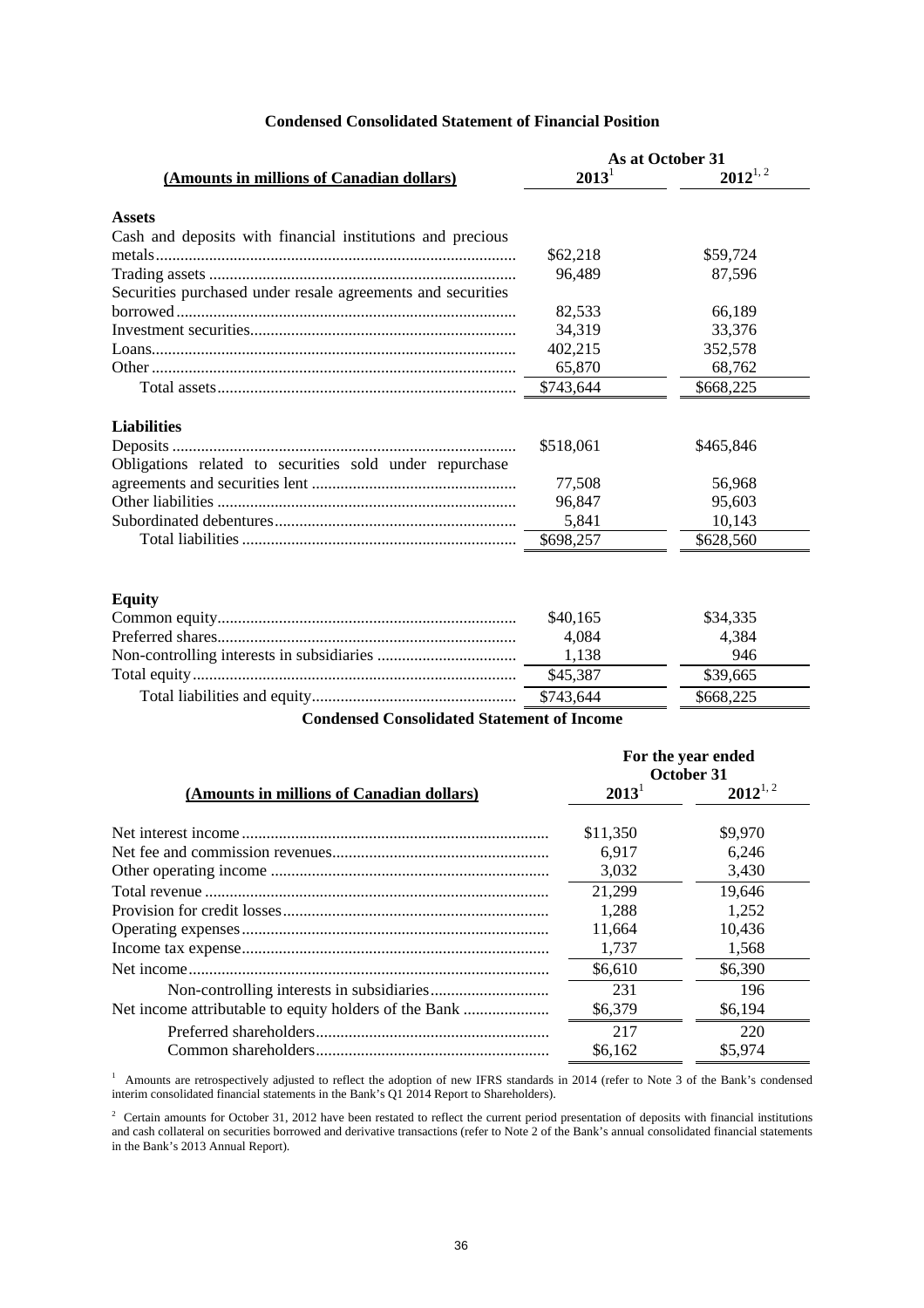### Condensed Consolidated Statement of Financial Position

| (Amounts in millions of Canadian dollars) | As at October 31 | |
|---|---|---|
| | 2013[1] | 2012[1, 2] |
| **Assets** | | |
| Cash and deposits with financial institutions and precious metals | $62,218 | $59,724 |
| Trading assets | 96,489 | 87,596 |
| Securities purchased under resale agreements and securities borrowed | 82,533 | 66,189 |
| Investment securities | 34,319 | 33,376 |
| Loans | 402,215 | 352,578 |
| Other | 65,870 | 68,762 |
| Total assets | $743,644 | $668,225 |
| **Liabilities** | | |
| Deposits | $518,061 | $465,846 |
| Obligations related to securities sold under repurchase agreements and securities lent | 77,508 | 56,968 |
| Other liabilities | 96,847 | 95,603 |
| Subordinated debentures | 5,841 | 10,143 |
| Total liabilities | $698,257 | $628,560 |
| **Equity** | | |
| Common equity | $40,165 | $34,335 |
| Preferred shares | 4,084 | 4,384 |
| Non-controlling interests in subsidiaries | 1,138 | 946 |
| Total equity | $45,387 | $39,665 |
| Total liabilities and equity | $743,644 | $668,225 |

### Condensed Consolidated Statement of Income

| (Amounts in millions of Canadian dollars) | For the year ended October 31 | |
|---|---|---|
| | 2013[1] | 2012[1, 2] |
| Net interest income | $11,350 | $9,970 |
| Net fee and commission revenues | 6,917 | 6,246 |
| Other operating income | 3,032 | 3,430 |
| Total revenue | 21,299 | 19,646 |
| Provision for credit losses | 1,288 | 1,252 |
| Operating expenses | 11,664 | 10,436 |
| Income tax expense | 1,737 | 1,568 |
| Net income | $6,610 | $6,390 |
| Non-controlling interests in subsidiaries | 231 | 196 |
| Net income attributable to equity holders of the Bank | $6,379 | $6,194 |
| Preferred shareholders | 217 | 220 |
| Common shareholders | $6,162 | $5,974 |

[1] Amounts are retrospectively adjusted to reflect the adoption of new IFRS standards in 2014 (refer to Note 3 of the Bank's condensed interim consolidated financial statements in the Bank's Q1 2014 Report to Shareholders).

[2] Certain amounts for October 31, 2012 have been restated to reflect the current period presentation of deposits with financial institutions and cash collateral on securities borrowed and derivative transactions (refer to Note 2 of the Bank's annual consolidated financial statements in the Bank's 2013 Annual Report).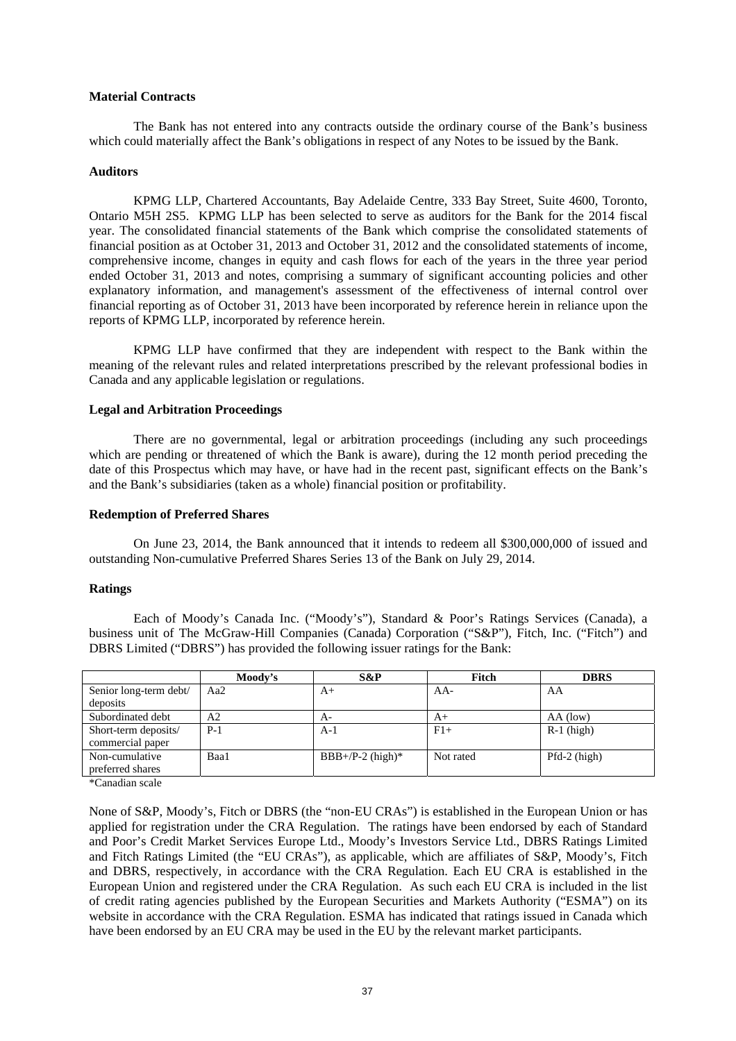**Material Contracts**

The Bank has not entered into any contracts outside the ordinary course of the Bank's business which could materially affect the Bank's obligations in respect of any Notes to be issued by the Bank.

**Auditors**

KPMG LLP, Chartered Accountants, Bay Adelaide Centre, 333 Bay Street, Suite 4600, Toronto, Ontario M5H 2S5. KPMG LLP has been selected to serve as auditors for the Bank for the 2014 fiscal year. The consolidated financial statements of the Bank which comprise the consolidated statements of financial position as at October 31, 2013 and October 31, 2012 and the consolidated statements of income, comprehensive income, changes in equity and cash flows for each of the years in the three year period ended October 31, 2013 and notes, comprising a summary of significant accounting policies and other explanatory information, and management's assessment of the effectiveness of internal control over financial reporting as of October 31, 2013 have been incorporated by reference herein in reliance upon the reports of KPMG LLP, incorporated by reference herein.

KPMG LLP have confirmed that they are independent with respect to the Bank within the meaning of the relevant rules and related interpretations prescribed by the relevant professional bodies in Canada and any applicable legislation or regulations.

**Legal and Arbitration Proceedings**

There are no governmental, legal or arbitration proceedings (including any such proceedings which are pending or threatened of which the Bank is aware), during the 12 month period preceding the date of this Prospectus which may have, or have had in the recent past, significant effects on the Bank's and the Bank's subsidiaries (taken as a whole) financial position or profitability.

**Redemption of Preferred Shares**

On June 23, 2014, the Bank announced that it intends to redeem all $300,000,000 of issued and outstanding Non-cumulative Preferred Shares Series 13 of the Bank on July 29, 2014.

**Ratings**

Each of Moody's Canada Inc. ("Moody's"), Standard & Poor's Ratings Services (Canada), a business unit of The McGraw-Hill Companies (Canada) Corporation ("S&P"), Fitch, Inc. ("Fitch") and DBRS Limited ("DBRS") has provided the following issuer ratings for the Bank:

| | Moody's | S&P | Fitch | DBRS |
|---|---|---|---|---|
| Senior long-term debt/ deposits | Aa2 | A+ | AA- | AA |
| Subordinated debt | A2 | A- | A+ | AA (low) |
| Short-term deposits/ commercial paper | P-1 | A-1 | F1+ | R-1 (high) |
| Non-cumulative preferred shares | Baa1 | BBB+/P-2 (high)* | Not rated | Pfd-2 (high) |

*Canadian scale

None of S&P, Moody's, Fitch or DBRS (the "non-EU CRAs") is established in the European Union or has applied for registration under the CRA Regulation. The ratings have been endorsed by each of Standard and Poor's Credit Market Services Europe Ltd., Moody's Investors Service Ltd., DBRS Ratings Limited and Fitch Ratings Limited (the "EU CRAs"), as applicable, which are affiliates of S&P, Moody's, Fitch and DBRS, respectively, in accordance with the CRA Regulation. Each EU CRA is established in the European Union and registered under the CRA Regulation. As such each EU CRA is included in the list of credit rating agencies published by the European Securities and Markets Authority ("ESMA") on its website in accordance with the CRA Regulation. ESMA has indicated that ratings issued in Canada which have been endorsed by an EU CRA may be used in the EU by the relevant market participants.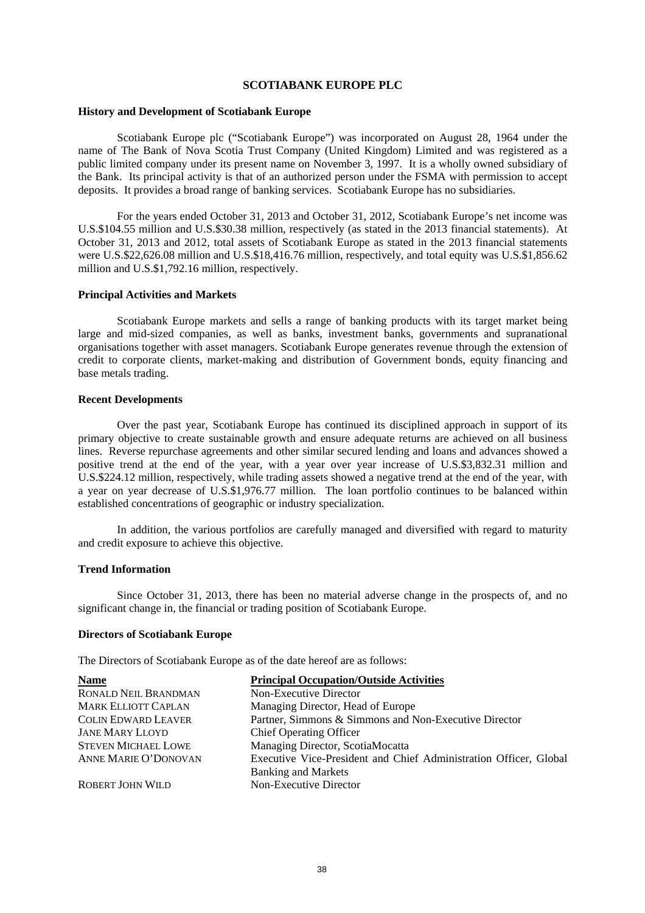# SCOTIABANK EUROPE PLC

**History and Development of Scotiabank Europe**

Scotiabank Europe plc ("Scotiabank Europe") was incorporated on August 28, 1964 under the name of The Bank of Nova Scotia Trust Company (United Kingdom) Limited and was registered as a public limited company under its present name on November 3, 1997. It is a wholly owned subsidiary of the Bank. Its principal activity is that of an authorized person under the FSMA with permission to accept deposits. It provides a broad range of banking services. Scotiabank Europe has no subsidiaries.

For the years ended October 31, 2013 and October 31, 2012, Scotiabank Europe's net income was U.S.$104.55 million and U.S.$30.38 million, respectively (as stated in the 2013 financial statements). At October 31, 2013 and 2012, total assets of Scotiabank Europe as stated in the 2013 financial statements were U.S.$22,626.08 million and U.S.$18,416.76 million, respectively, and total equity was U.S.$1,856.62 million and U.S.$1,792.16 million, respectively.

**Principal Activities and Markets**

Scotiabank Europe markets and sells a range of banking products with its target market being large and mid-sized companies, as well as banks, investment banks, governments and supranational organisations together with asset managers. Scotiabank Europe generates revenue through the extension of credit to corporate clients, market-making and distribution of Government bonds, equity financing and base metals trading.

**Recent Developments**

Over the past year, Scotiabank Europe has continued its disciplined approach in support of its primary objective to create sustainable growth and ensure adequate returns are achieved on all business lines. Reverse repurchase agreements and other similar secured lending and loans and advances showed a positive trend at the end of the year, with a year over year increase of U.S.$3,832.31 million and U.S.$224.12 million, respectively, while trading assets showed a negative trend at the end of the year, with a year on year decrease of U.S.$1,976.77 million. The loan portfolio continues to be balanced within established concentrations of geographic or industry specialization.

In addition, the various portfolios are carefully managed and diversified with regard to maturity and credit exposure to achieve this objective.

**Trend Information**

Since October 31, 2013, there has been no material adverse change in the prospects of, and no significant change in, the financial or trading position of Scotiabank Europe.

**Directors of Scotiabank Europe**

The Directors of Scotiabank Europe as of the date hereof are as follows:

| Name | Principal Occupation/Outside Activities |
| --- | --- |
| RONALD NEIL BRANDMAN | Non-Executive Director |
| MARK ELLIOTT CAPLAN | Managing Director, Head of Europe |
| COLIN EDWARD LEAVER | Partner, Simmons & Simmons and Non-Executive Director |
| JANE MARY LLOYD | Chief Operating Officer |
| STEVEN MICHAEL LOWE | Managing Director, ScotiaMocatta |
| ANNE MARIE O'DONOVAN | Executive Vice-President and Chief Administration Officer, Global Banking and Markets |
| ROBERT JOHN WILD | Non-Executive Director |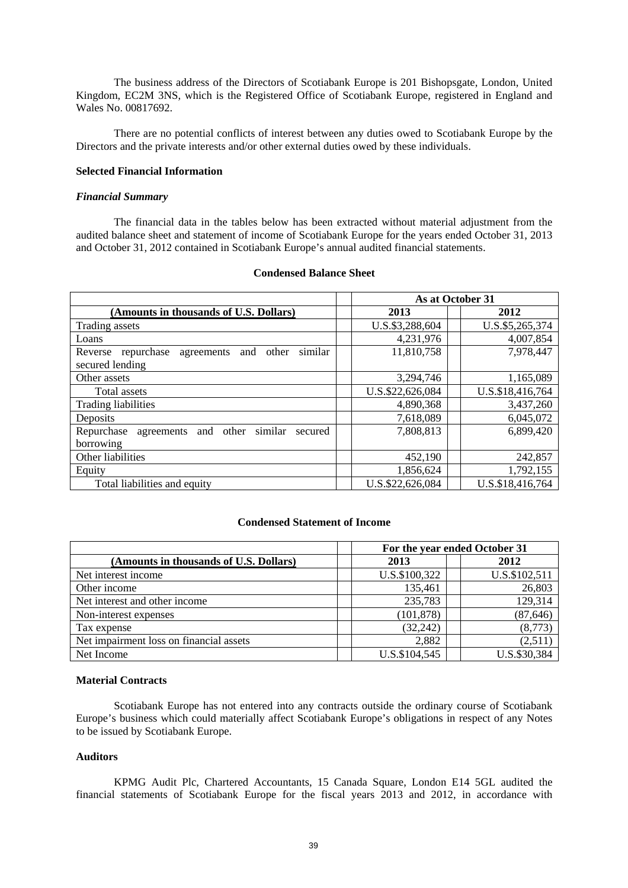The business address of the Directors of Scotiabank Europe is 201 Bishopsgate, London, United Kingdom, EC2M 3NS, which is the Registered Office of Scotiabank Europe, registered in England and Wales No. 00817692.

There are no potential conflicts of interest between any duties owed to Scotiabank Europe by the Directors and the private interests and/or other external duties owed by these individuals.

**Selected Financial Information**

***Financial Summary***

The financial data in the tables below has been extracted without material adjustment from the audited balance sheet and statement of income of Scotiabank Europe for the years ended October 31, 2013 and October 31, 2012 contained in Scotiabank Europe's annual audited financial statements.

**Condensed Balance Sheet**

| | As at October 31 | |
|---|---|---|
| (Amounts in thousands of U.S. Dollars) | 2013 | 2012 |
| Trading assets | U.S.$3,288,604 | U.S.$5,265,374 |
| Loans | 4,231,976 | 4,007,854 |
| Reverse repurchase agreements and other similar secured lending | 11,810,758 | 7,978,447 |
| Other assets | 3,294,746 | 1,165,089 |
| Total assets | U.S.$22,626,084 | U.S.$18,416,764 |
| Trading liabilities | 4,890,368 | 3,437,260 |
| Deposits | 7,618,089 | 6,045,072 |
| Repurchase agreements and other similar secured borrowing | 7,808,813 | 6,899,420 |
| Other liabilities | 452,190 | 242,857 |
| Equity | 1,856,624 | 1,792,155 |
| Total liabilities and equity | U.S.$22,626,084 | U.S.$18,416,764 |

**Condensed Statement of Income**

| | For the year ended October 31 | |
|---|---|---|
| (Amounts in thousands of U.S. Dollars) | 2013 | 2012 |
| Net interest income | U.S.$100,322 | U.S.$102,511 |
| Other income | 135,461 | 26,803 |
| Net interest and other income | 235,783 | 129,314 |
| Non-interest expenses | (101,878) | (87,646) |
| Tax expense | (32,242) | (8,773) |
| Net impairment loss on financial assets | 2,882 | (2,511) |
| Net Income | U.S.$104,545 | U.S.$30,384 |

**Material Contracts**

Scotiabank Europe has not entered into any contracts outside the ordinary course of Scotiabank Europe's business which could materially affect Scotiabank Europe's obligations in respect of any Notes to be issued by Scotiabank Europe.

**Auditors**

KPMG Audit Plc, Chartered Accountants, 15 Canada Square, London E14 5GL audited the financial statements of Scotiabank Europe for the fiscal years 2013 and 2012, in accordance with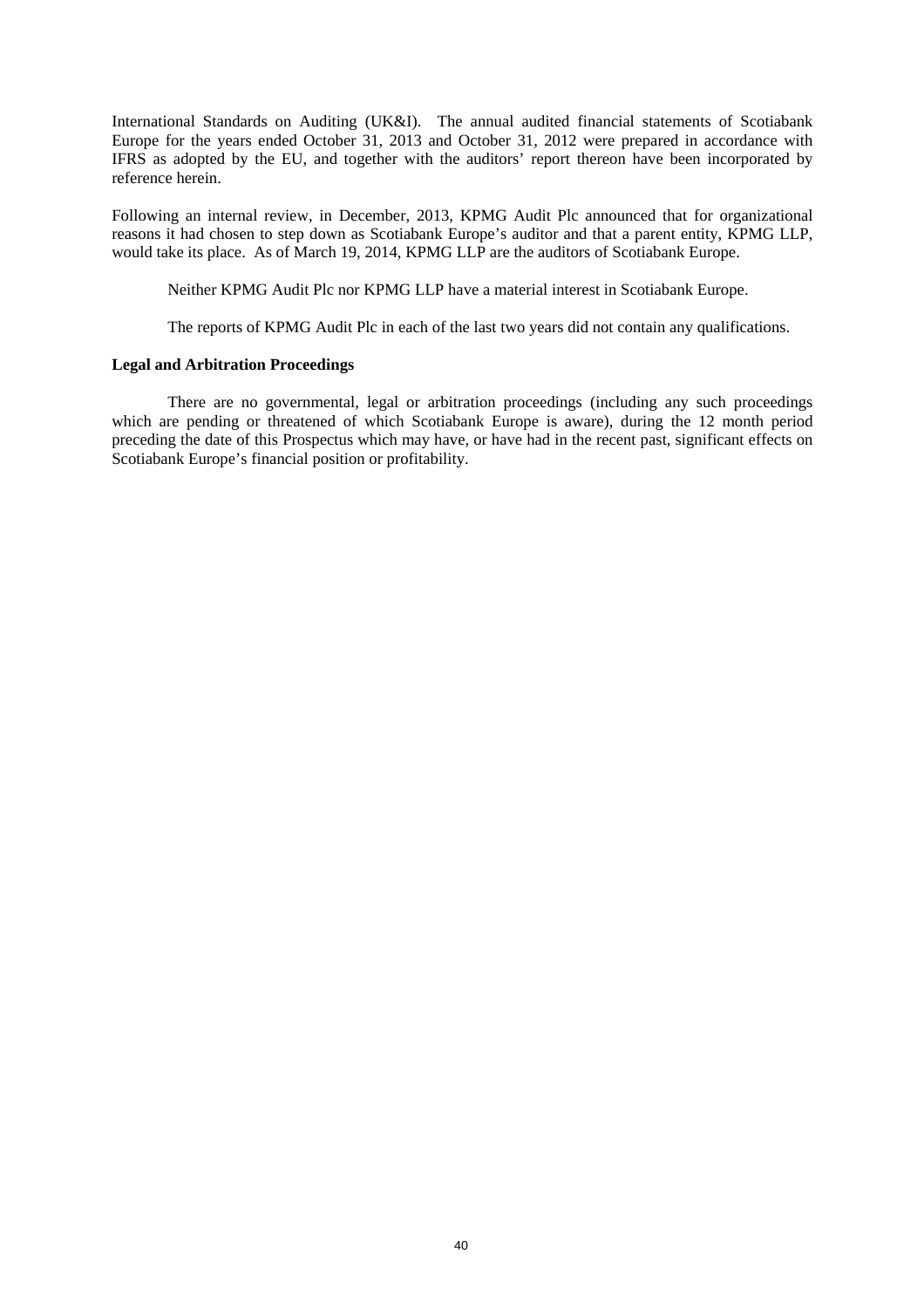International Standards on Auditing (UK&I). The annual audited financial statements of Scotiabank Europe for the years ended October 31, 2013 and October 31, 2012 were prepared in accordance with IFRS as adopted by the EU, and together with the auditors' report thereon have been incorporated by reference herein.

Following an internal review, in December, 2013, KPMG Audit Plc announced that for organizational reasons it had chosen to step down as Scotiabank Europe's auditor and that a parent entity, KPMG LLP, would take its place. As of March 19, 2014, KPMG LLP are the auditors of Scotiabank Europe.

Neither KPMG Audit Plc nor KPMG LLP have a material interest in Scotiabank Europe.

The reports of KPMG Audit Plc in each of the last two years did not contain any qualifications.

**Legal and Arbitration Proceedings**

There are no governmental, legal or arbitration proceedings (including any such proceedings which are pending or threatened of which Scotiabank Europe is aware), during the 12 month period preceding the date of this Prospectus which may have, or have had in the recent past, significant effects on Scotiabank Europe's financial position or profitability.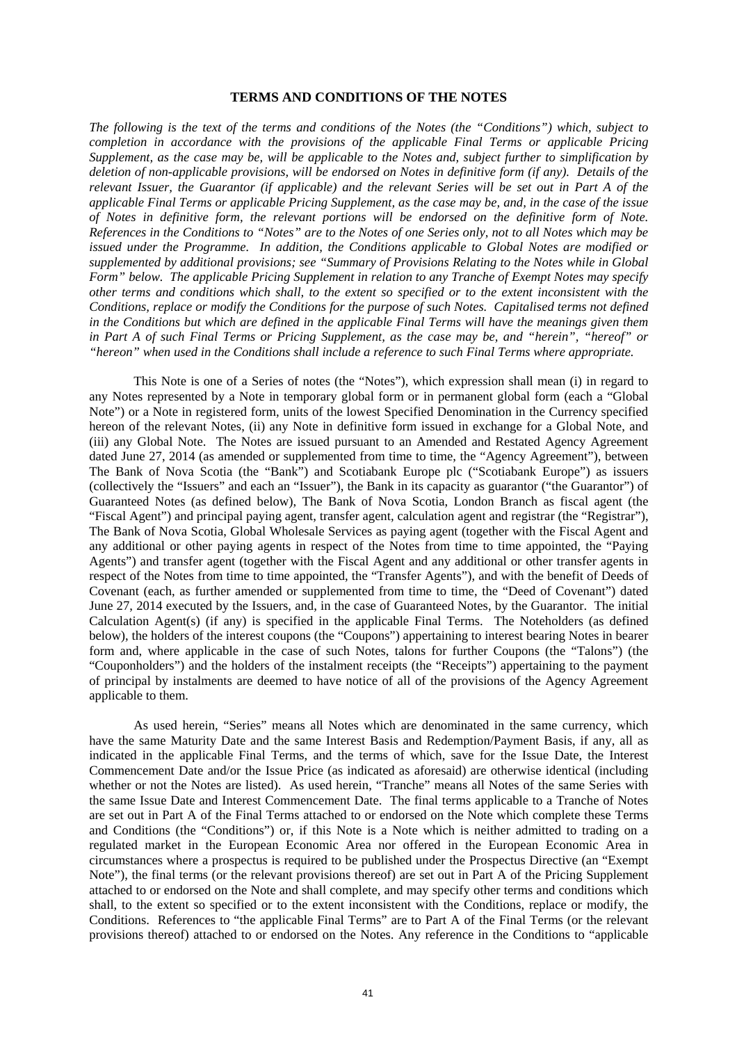## TERMS AND CONDITIONS OF THE NOTES

*The following is the text of the terms and conditions of the Notes (the "Conditions") which, subject to completion in accordance with the provisions of the applicable Final Terms or applicable Pricing Supplement, as the case may be, will be applicable to the Notes and, subject further to simplification by deletion of non-applicable provisions, will be endorsed on Notes in definitive form (if any). Details of the relevant Issuer, the Guarantor (if applicable) and the relevant Series will be set out in Part A of the applicable Final Terms or applicable Pricing Supplement, as the case may be, and, in the case of the issue of Notes in definitive form, the relevant portions will be endorsed on the definitive form of Note. References in the Conditions to "Notes" are to the Notes of one Series only, not to all Notes which may be issued under the Programme. In addition, the Conditions applicable to Global Notes are modified or supplemented by additional provisions; see "Summary of Provisions Relating to the Notes while in Global Form" below. The applicable Pricing Supplement in relation to any Tranche of Exempt Notes may specify other terms and conditions which shall, to the extent so specified or to the extent inconsistent with the Conditions, replace or modify the Conditions for the purpose of such Notes. Capitalised terms not defined in the Conditions but which are defined in the applicable Final Terms will have the meanings given them in Part A of such Final Terms or Pricing Supplement, as the case may be, and "herein", "hereof" or "hereon" when used in the Conditions shall include a reference to such Final Terms where appropriate.*

This Note is one of a Series of notes (the "Notes"), which expression shall mean (i) in regard to any Notes represented by a Note in temporary global form or in permanent global form (each a "Global Note") or a Note in registered form, units of the lowest Specified Denomination in the Currency specified hereon of the relevant Notes, (ii) any Note in definitive form issued in exchange for a Global Note, and (iii) any Global Note. The Notes are issued pursuant to an Amended and Restated Agency Agreement dated June 27, 2014 (as amended or supplemented from time to time, the "Agency Agreement"), between The Bank of Nova Scotia (the "Bank") and Scotiabank Europe plc ("Scotiabank Europe") as issuers (collectively the "Issuers" and each an "Issuer"), the Bank in its capacity as guarantor ("the Guarantor") of Guaranteed Notes (as defined below), The Bank of Nova Scotia, London Branch as fiscal agent (the "Fiscal Agent") and principal paying agent, transfer agent, calculation agent and registrar (the "Registrar"), The Bank of Nova Scotia, Global Wholesale Services as paying agent (together with the Fiscal Agent and any additional or other paying agents in respect of the Notes from time to time appointed, the "Paying Agents") and transfer agent (together with the Fiscal Agent and any additional or other transfer agents in respect of the Notes from time to time appointed, the "Transfer Agents"), and with the benefit of Deeds of Covenant (each, as further amended or supplemented from time to time, the "Deed of Covenant") dated June 27, 2014 executed by the Issuers, and, in the case of Guaranteed Notes, by the Guarantor. The initial Calculation Agent(s) (if any) is specified in the applicable Final Terms. The Noteholders (as defined below), the holders of the interest coupons (the "Coupons") appertaining to interest bearing Notes in bearer form and, where applicable in the case of such Notes, talons for further Coupons (the "Talons") (the "Couponholders") and the holders of the instalment receipts (the "Receipts") appertaining to the payment of principal by instalments are deemed to have notice of all of the provisions of the Agency Agreement applicable to them.

As used herein, "Series" means all Notes which are denominated in the same currency, which have the same Maturity Date and the same Interest Basis and Redemption/Payment Basis, if any, all as indicated in the applicable Final Terms, and the terms of which, save for the Issue Date, the Interest Commencement Date and/or the Issue Price (as indicated as aforesaid) are otherwise identical (including whether or not the Notes are listed). As used herein, "Tranche" means all Notes of the same Series with the same Issue Date and Interest Commencement Date. The final terms applicable to a Tranche of Notes are set out in Part A of the Final Terms attached to or endorsed on the Note which complete these Terms and Conditions (the "Conditions") or, if this Note is a Note which is neither admitted to trading on a regulated market in the European Economic Area nor offered in the European Economic Area in circumstances where a prospectus is required to be published under the Prospectus Directive (an "Exempt Note"), the final terms (or the relevant provisions thereof) are set out in Part A of the Pricing Supplement attached to or endorsed on the Note and shall complete, and may specify other terms and conditions which shall, to the extent so specified or to the extent inconsistent with the Conditions, replace or modify, the Conditions. References to "the applicable Final Terms" are to Part A of the Final Terms (or the relevant provisions thereof) attached to or endorsed on the Notes. Any reference in the Conditions to "applicable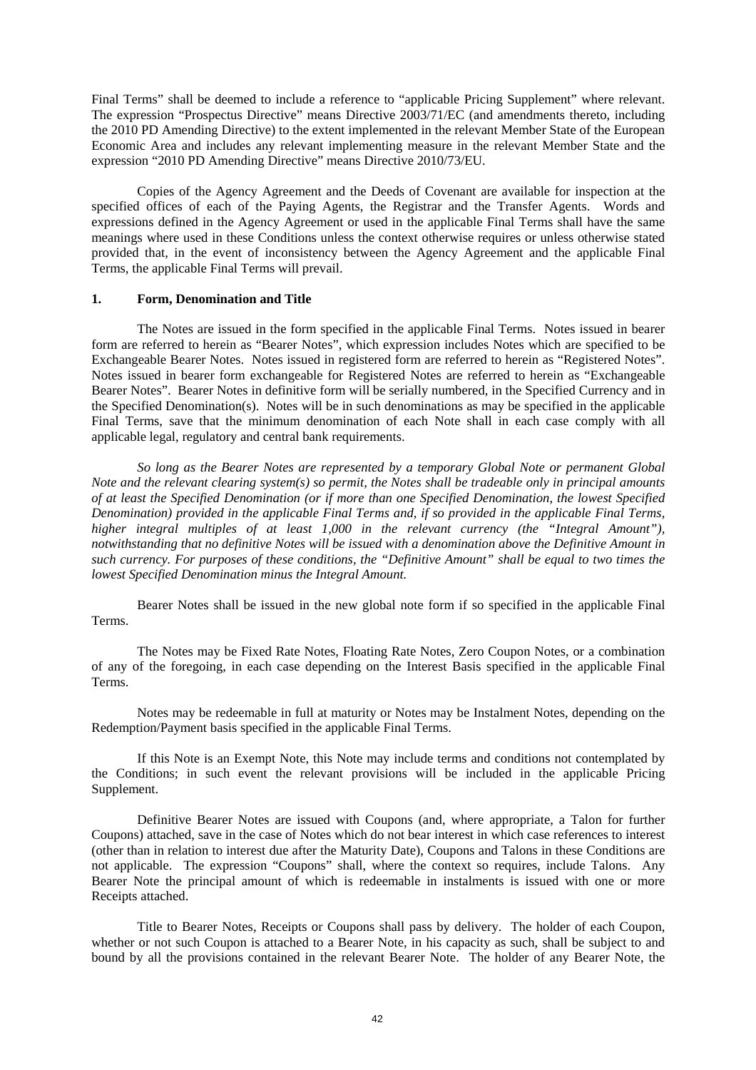Final Terms" shall be deemed to include a reference to "applicable Pricing Supplement" where relevant. The expression "Prospectus Directive" means Directive 2003/71/EC (and amendments thereto, including the 2010 PD Amending Directive) to the extent implemented in the relevant Member State of the European Economic Area and includes any relevant implementing measure in the relevant Member State and the expression "2010 PD Amending Directive" means Directive 2010/73/EU.

Copies of the Agency Agreement and the Deeds of Covenant are available for inspection at the specified offices of each of the Paying Agents, the Registrar and the Transfer Agents. Words and expressions defined in the Agency Agreement or used in the applicable Final Terms shall have the same meanings where used in these Conditions unless the context otherwise requires or unless otherwise stated provided that, in the event of inconsistency between the Agency Agreement and the applicable Final Terms, the applicable Final Terms will prevail.

## 1. Form, Denomination and Title

The Notes are issued in the form specified in the applicable Final Terms. Notes issued in bearer form are referred to herein as "Bearer Notes", which expression includes Notes which are specified to be Exchangeable Bearer Notes. Notes issued in registered form are referred to herein as "Registered Notes". Notes issued in bearer form exchangeable for Registered Notes are referred to herein as "Exchangeable Bearer Notes". Bearer Notes in definitive form will be serially numbered, in the Specified Currency and in the Specified Denomination(s). Notes will be in such denominations as may be specified in the applicable Final Terms, save that the minimum denomination of each Note shall in each case comply with all applicable legal, regulatory and central bank requirements.

*So long as the Bearer Notes are represented by a temporary Global Note or permanent Global Note and the relevant clearing system(s) so permit, the Notes shall be tradeable only in principal amounts of at least the Specified Denomination (or if more than one Specified Denomination, the lowest Specified Denomination) provided in the applicable Final Terms and, if so provided in the applicable Final Terms, higher integral multiples of at least 1,000 in the relevant currency (the "Integral Amount"), notwithstanding that no definitive Notes will be issued with a denomination above the Definitive Amount in such currency. For purposes of these conditions, the "Definitive Amount" shall be equal to two times the lowest Specified Denomination minus the Integral Amount.*

Bearer Notes shall be issued in the new global note form if so specified in the applicable Final Terms.

The Notes may be Fixed Rate Notes, Floating Rate Notes, Zero Coupon Notes, or a combination of any of the foregoing, in each case depending on the Interest Basis specified in the applicable Final Terms.

Notes may be redeemable in full at maturity or Notes may be Instalment Notes, depending on the Redemption/Payment basis specified in the applicable Final Terms.

If this Note is an Exempt Note, this Note may include terms and conditions not contemplated by the Conditions; in such event the relevant provisions will be included in the applicable Pricing Supplement.

Definitive Bearer Notes are issued with Coupons (and, where appropriate, a Talon for further Coupons) attached, save in the case of Notes which do not bear interest in which case references to interest (other than in relation to interest due after the Maturity Date), Coupons and Talons in these Conditions are not applicable. The expression "Coupons" shall, where the context so requires, include Talons. Any Bearer Note the principal amount of which is redeemable in instalments is issued with one or more Receipts attached.

Title to Bearer Notes, Receipts or Coupons shall pass by delivery. The holder of each Coupon, whether or not such Coupon is attached to a Bearer Note, in his capacity as such, shall be subject to and bound by all the provisions contained in the relevant Bearer Note. The holder of any Bearer Note, the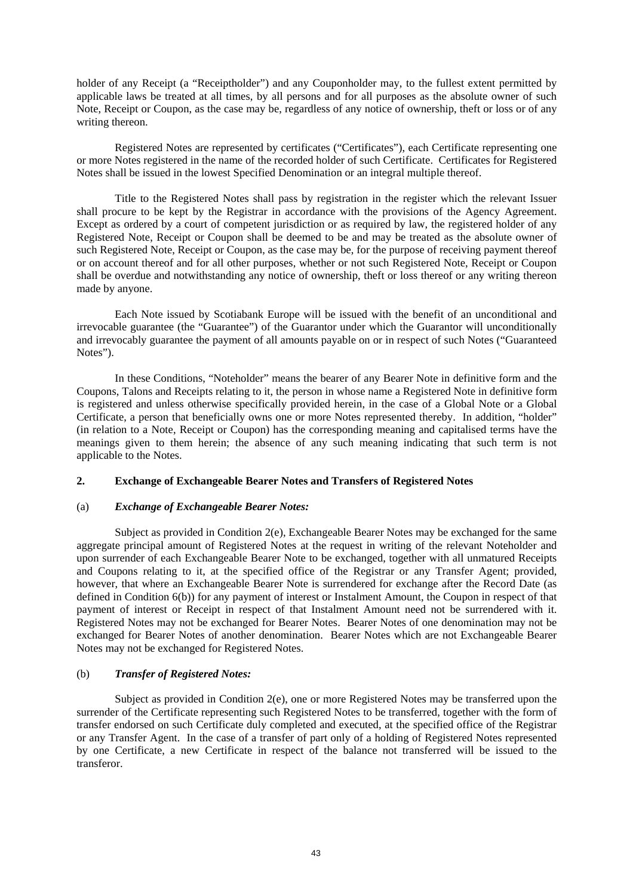holder of any Receipt (a "Receiptholder") and any Couponholder may, to the fullest extent permitted by applicable laws be treated at all times, by all persons and for all purposes as the absolute owner of such Note, Receipt or Coupon, as the case may be, regardless of any notice of ownership, theft or loss or of any writing thereon.

Registered Notes are represented by certificates ("Certificates"), each Certificate representing one or more Notes registered in the name of the recorded holder of such Certificate. Certificates for Registered Notes shall be issued in the lowest Specified Denomination or an integral multiple thereof.

Title to the Registered Notes shall pass by registration in the register which the relevant Issuer shall procure to be kept by the Registrar in accordance with the provisions of the Agency Agreement. Except as ordered by a court of competent jurisdiction or as required by law, the registered holder of any Registered Note, Receipt or Coupon shall be deemed to be and may be treated as the absolute owner of such Registered Note, Receipt or Coupon, as the case may be, for the purpose of receiving payment thereof or on account thereof and for all other purposes, whether or not such Registered Note, Receipt or Coupon shall be overdue and notwithstanding any notice of ownership, theft or loss thereof or any writing thereon made by anyone.

Each Note issued by Scotiabank Europe will be issued with the benefit of an unconditional and irrevocable guarantee (the "Guarantee") of the Guarantor under which the Guarantor will unconditionally and irrevocably guarantee the payment of all amounts payable on or in respect of such Notes ("Guaranteed Notes").

In these Conditions, "Noteholder" means the bearer of any Bearer Note in definitive form and the Coupons, Talons and Receipts relating to it, the person in whose name a Registered Note in definitive form is registered and unless otherwise specifically provided herein, in the case of a Global Note or a Global Certificate, a person that beneficially owns one or more Notes represented thereby. In addition, "holder" (in relation to a Note, Receipt or Coupon) has the corresponding meaning and capitalised terms have the meanings given to them herein; the absence of any such meaning indicating that such term is not applicable to the Notes.

## 2. Exchange of Exchangeable Bearer Notes and Transfers of Registered Notes

### (a) *Exchange of Exchangeable Bearer Notes:*

Subject as provided in Condition 2(e), Exchangeable Bearer Notes may be exchanged for the same aggregate principal amount of Registered Notes at the request in writing of the relevant Noteholder and upon surrender of each Exchangeable Bearer Note to be exchanged, together with all unmatured Receipts and Coupons relating to it, at the specified office of the Registrar or any Transfer Agent; provided, however, that where an Exchangeable Bearer Note is surrendered for exchange after the Record Date (as defined in Condition 6(b)) for any payment of interest or Instalment Amount, the Coupon in respect of that payment of interest or Receipt in respect of that Instalment Amount need not be surrendered with it. Registered Notes may not be exchanged for Bearer Notes. Bearer Notes of one denomination may not be exchanged for Bearer Notes of another denomination. Bearer Notes which are not Exchangeable Bearer Notes may not be exchanged for Registered Notes.

### (b) *Transfer of Registered Notes:*

Subject as provided in Condition 2(e), one or more Registered Notes may be transferred upon the surrender of the Certificate representing such Registered Notes to be transferred, together with the form of transfer endorsed on such Certificate duly completed and executed, at the specified office of the Registrar or any Transfer Agent. In the case of a transfer of part only of a holding of Registered Notes represented by one Certificate, a new Certificate in respect of the balance not transferred will be issued to the transferor.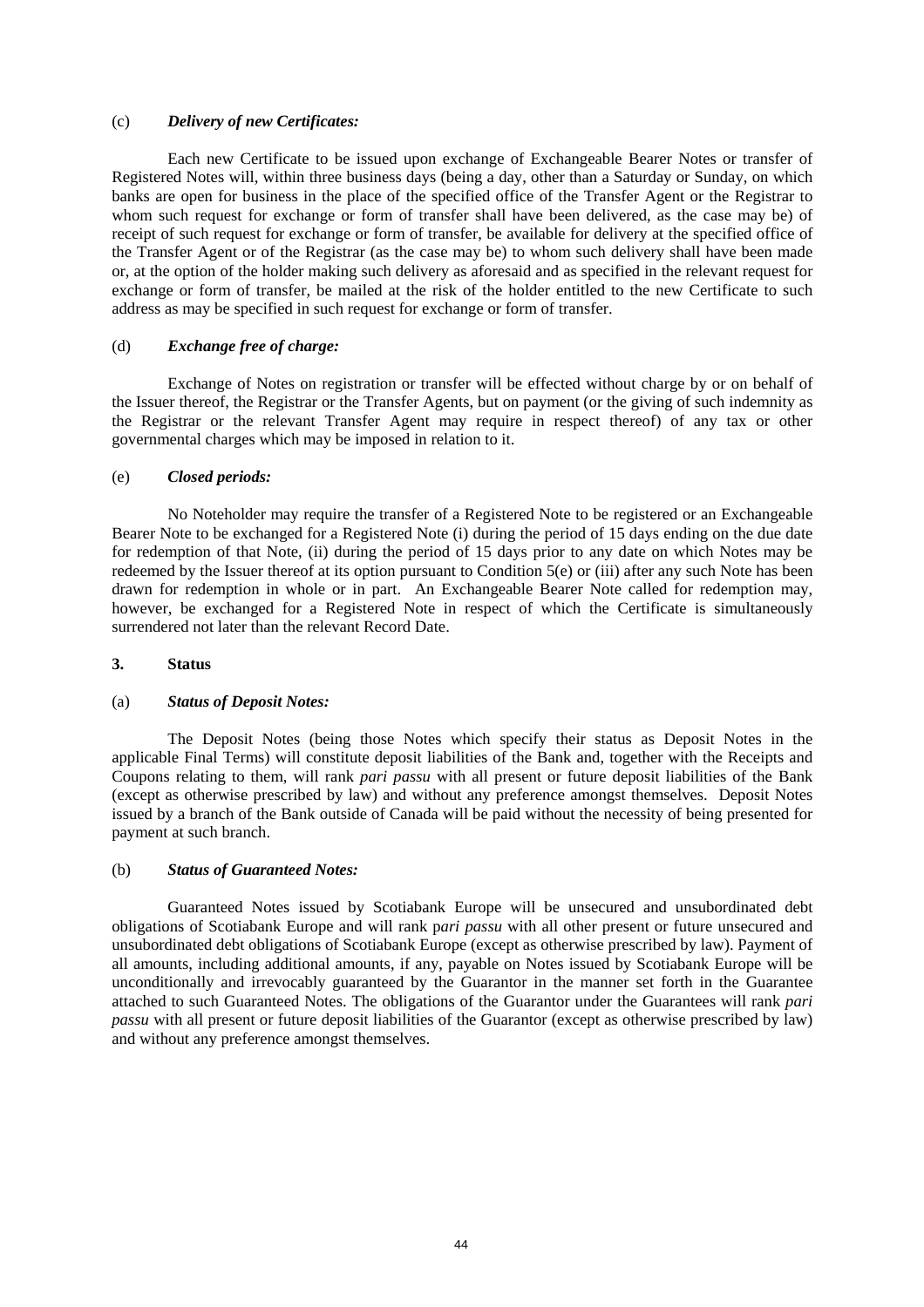(c) ***Delivery of new Certificates:***

Each new Certificate to be issued upon exchange of Exchangeable Bearer Notes or transfer of Registered Notes will, within three business days (being a day, other than a Saturday or Sunday, on which banks are open for business in the place of the specified office of the Transfer Agent or the Registrar to whom such request for exchange or form of transfer shall have been delivered, as the case may be) of receipt of such request for exchange or form of transfer, be available for delivery at the specified office of the Transfer Agent or of the Registrar (as the case may be) to whom such delivery shall have been made or, at the option of the holder making such delivery as aforesaid and as specified in the relevant request for exchange or form of transfer, be mailed at the risk of the holder entitled to the new Certificate to such address as may be specified in such request for exchange or form of transfer.

(d) ***Exchange free of charge:***

Exchange of Notes on registration or transfer will be effected without charge by or on behalf of the Issuer thereof, the Registrar or the Transfer Agents, but on payment (or the giving of such indemnity as the Registrar or the relevant Transfer Agent may require in respect thereof) of any tax or other governmental charges which may be imposed in relation to it.

(e) ***Closed periods:***

No Noteholder may require the transfer of a Registered Note to be registered or an Exchangeable Bearer Note to be exchanged for a Registered Note (i) during the period of 15 days ending on the due date for redemption of that Note, (ii) during the period of 15 days prior to any date on which Notes may be redeemed by the Issuer thereof at its option pursuant to Condition 5(e) or (iii) after any such Note has been drawn for redemption in whole or in part. An Exchangeable Bearer Note called for redemption may, however, be exchanged for a Registered Note in respect of which the Certificate is simultaneously surrendered not later than the relevant Record Date.

**3. Status**

(a) ***Status of Deposit Notes:***

The Deposit Notes (being those Notes which specify their status as Deposit Notes in the applicable Final Terms) will constitute deposit liabilities of the Bank and, together with the Receipts and Coupons relating to them, will rank *pari passu* with all present or future deposit liabilities of the Bank (except as otherwise prescribed by law) and without any preference amongst themselves. Deposit Notes issued by a branch of the Bank outside of Canada will be paid without the necessity of being presented for payment at such branch.

(b) ***Status of Guaranteed Notes:***

Guaranteed Notes issued by Scotiabank Europe will be unsecured and unsubordinated debt obligations of Scotiabank Europe and will rank p*ari passu* with all other present or future unsecured and unsubordinated debt obligations of Scotiabank Europe (except as otherwise prescribed by law). Payment of all amounts, including additional amounts, if any, payable on Notes issued by Scotiabank Europe will be unconditionally and irrevocably guaranteed by the Guarantor in the manner set forth in the Guarantee attached to such Guaranteed Notes. The obligations of the Guarantor under the Guarantees will rank *pari passu* with all present or future deposit liabilities of the Guarantor (except as otherwise prescribed by law) and without any preference amongst themselves.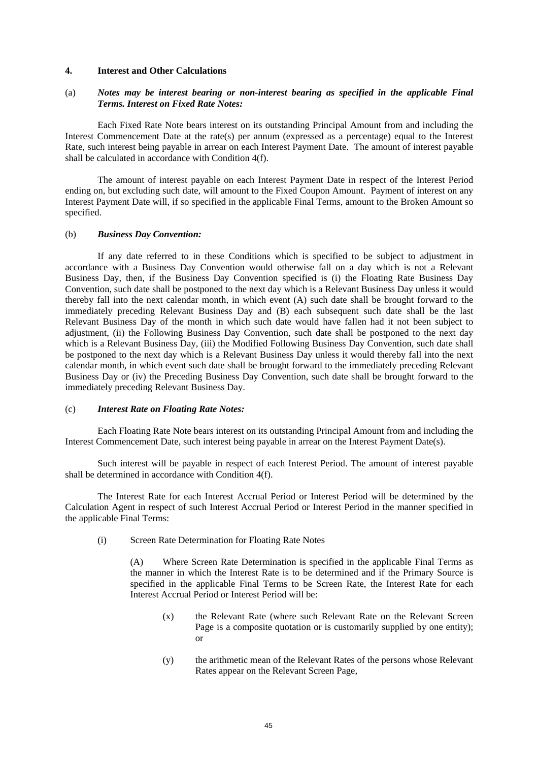## 4. Interest and Other Calculations

(a) ***Notes may be interest bearing or non-interest bearing as specified in the applicable Final Terms. Interest on Fixed Rate Notes:***

Each Fixed Rate Note bears interest on its outstanding Principal Amount from and including the Interest Commencement Date at the rate(s) per annum (expressed as a percentage) equal to the Interest Rate, such interest being payable in arrear on each Interest Payment Date. The amount of interest payable shall be calculated in accordance with Condition 4(f).

The amount of interest payable on each Interest Payment Date in respect of the Interest Period ending on, but excluding such date, will amount to the Fixed Coupon Amount. Payment of interest on any Interest Payment Date will, if so specified in the applicable Final Terms, amount to the Broken Amount so specified.

(b) ***Business Day Convention:***

If any date referred to in these Conditions which is specified to be subject to adjustment in accordance with a Business Day Convention would otherwise fall on a day which is not a Relevant Business Day, then, if the Business Day Convention specified is (i) the Floating Rate Business Day Convention, such date shall be postponed to the next day which is a Relevant Business Day unless it would thereby fall into the next calendar month, in which event (A) such date shall be brought forward to the immediately preceding Relevant Business Day and (B) each subsequent such date shall be the last Relevant Business Day of the month in which such date would have fallen had it not been subject to adjustment, (ii) the Following Business Day Convention, such date shall be postponed to the next day which is a Relevant Business Day, (iii) the Modified Following Business Day Convention, such date shall be postponed to the next day which is a Relevant Business Day unless it would thereby fall into the next calendar month, in which event such date shall be brought forward to the immediately preceding Relevant Business Day or (iv) the Preceding Business Day Convention, such date shall be brought forward to the immediately preceding Relevant Business Day.

(c) ***Interest Rate on Floating Rate Notes:***

Each Floating Rate Note bears interest on its outstanding Principal Amount from and including the Interest Commencement Date, such interest being payable in arrear on the Interest Payment Date(s).

Such interest will be payable in respect of each Interest Period. The amount of interest payable shall be determined in accordance with Condition 4(f).

The Interest Rate for each Interest Accrual Period or Interest Period will be determined by the Calculation Agent in respect of such Interest Accrual Period or Interest Period in the manner specified in the applicable Final Terms:

(i) Screen Rate Determination for Floating Rate Notes

(A) Where Screen Rate Determination is specified in the applicable Final Terms as the manner in which the Interest Rate is to be determined and if the Primary Source is specified in the applicable Final Terms to be Screen Rate, the Interest Rate for each Interest Accrual Period or Interest Period will be:

(x) the Relevant Rate (where such Relevant Rate on the Relevant Screen Page is a composite quotation or is customarily supplied by one entity); or

(y) the arithmetic mean of the Relevant Rates of the persons whose Relevant Rates appear on the Relevant Screen Page,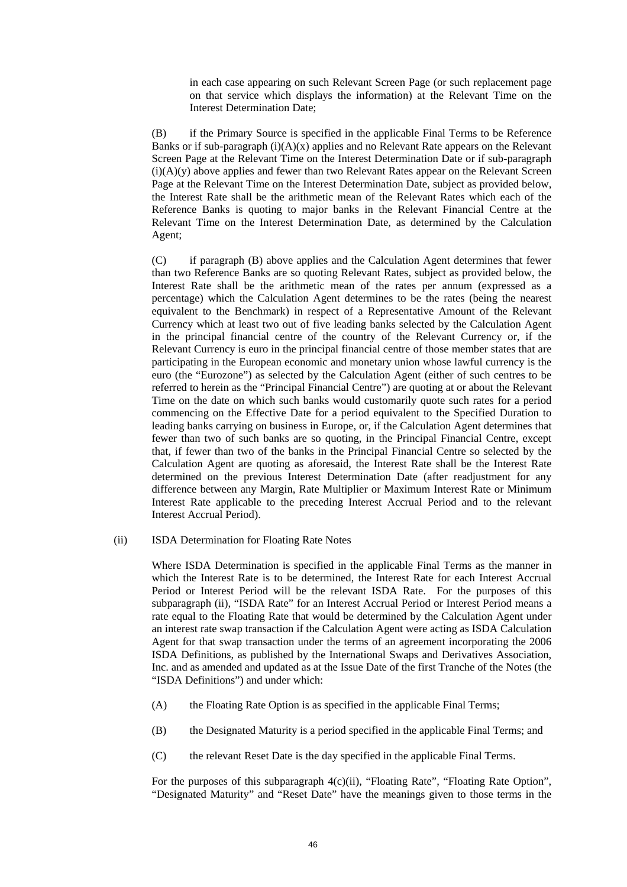in each case appearing on such Relevant Screen Page (or such replacement page on that service which displays the information) at the Relevant Time on the Interest Determination Date;

(B) if the Primary Source is specified in the applicable Final Terms to be Reference Banks or if sub-paragraph (i)(A)(x) applies and no Relevant Rate appears on the Relevant Screen Page at the Relevant Time on the Interest Determination Date or if sub-paragraph (i)(A)(y) above applies and fewer than two Relevant Rates appear on the Relevant Screen Page at the Relevant Time on the Interest Determination Date, subject as provided below, the Interest Rate shall be the arithmetic mean of the Relevant Rates which each of the Reference Banks is quoting to major banks in the Relevant Financial Centre at the Relevant Time on the Interest Determination Date, as determined by the Calculation Agent;

(C) if paragraph (B) above applies and the Calculation Agent determines that fewer than two Reference Banks are so quoting Relevant Rates, subject as provided below, the Interest Rate shall be the arithmetic mean of the rates per annum (expressed as a percentage) which the Calculation Agent determines to be the rates (being the nearest equivalent to the Benchmark) in respect of a Representative Amount of the Relevant Currency which at least two out of five leading banks selected by the Calculation Agent in the principal financial centre of the country of the Relevant Currency or, if the Relevant Currency is euro in the principal financial centre of those member states that are participating in the European economic and monetary union whose lawful currency is the euro (the "Eurozone") as selected by the Calculation Agent (either of such centres to be referred to herein as the "Principal Financial Centre") are quoting at or about the Relevant Time on the date on which such banks would customarily quote such rates for a period commencing on the Effective Date for a period equivalent to the Specified Duration to leading banks carrying on business in Europe, or, if the Calculation Agent determines that fewer than two of such banks are so quoting, in the Principal Financial Centre, except that, if fewer than two of the banks in the Principal Financial Centre so selected by the Calculation Agent are quoting as aforesaid, the Interest Rate shall be the Interest Rate determined on the previous Interest Determination Date (after readjustment for any difference between any Margin, Rate Multiplier or Maximum Interest Rate or Minimum Interest Rate applicable to the preceding Interest Accrual Period and to the relevant Interest Accrual Period).

(ii) ISDA Determination for Floating Rate Notes

Where ISDA Determination is specified in the applicable Final Terms as the manner in which the Interest Rate is to be determined, the Interest Rate for each Interest Accrual Period or Interest Period will be the relevant ISDA Rate. For the purposes of this subparagraph (ii), "ISDA Rate" for an Interest Accrual Period or Interest Period means a rate equal to the Floating Rate that would be determined by the Calculation Agent under an interest rate swap transaction if the Calculation Agent were acting as ISDA Calculation Agent for that swap transaction under the terms of an agreement incorporating the 2006 ISDA Definitions, as published by the International Swaps and Derivatives Association, Inc. and as amended and updated as at the Issue Date of the first Tranche of the Notes (the "ISDA Definitions") and under which:

(A) the Floating Rate Option is as specified in the applicable Final Terms;

(B) the Designated Maturity is a period specified in the applicable Final Terms; and

(C) the relevant Reset Date is the day specified in the applicable Final Terms.

For the purposes of this subparagraph 4(c)(ii), "Floating Rate", "Floating Rate Option", "Designated Maturity" and "Reset Date" have the meanings given to those terms in the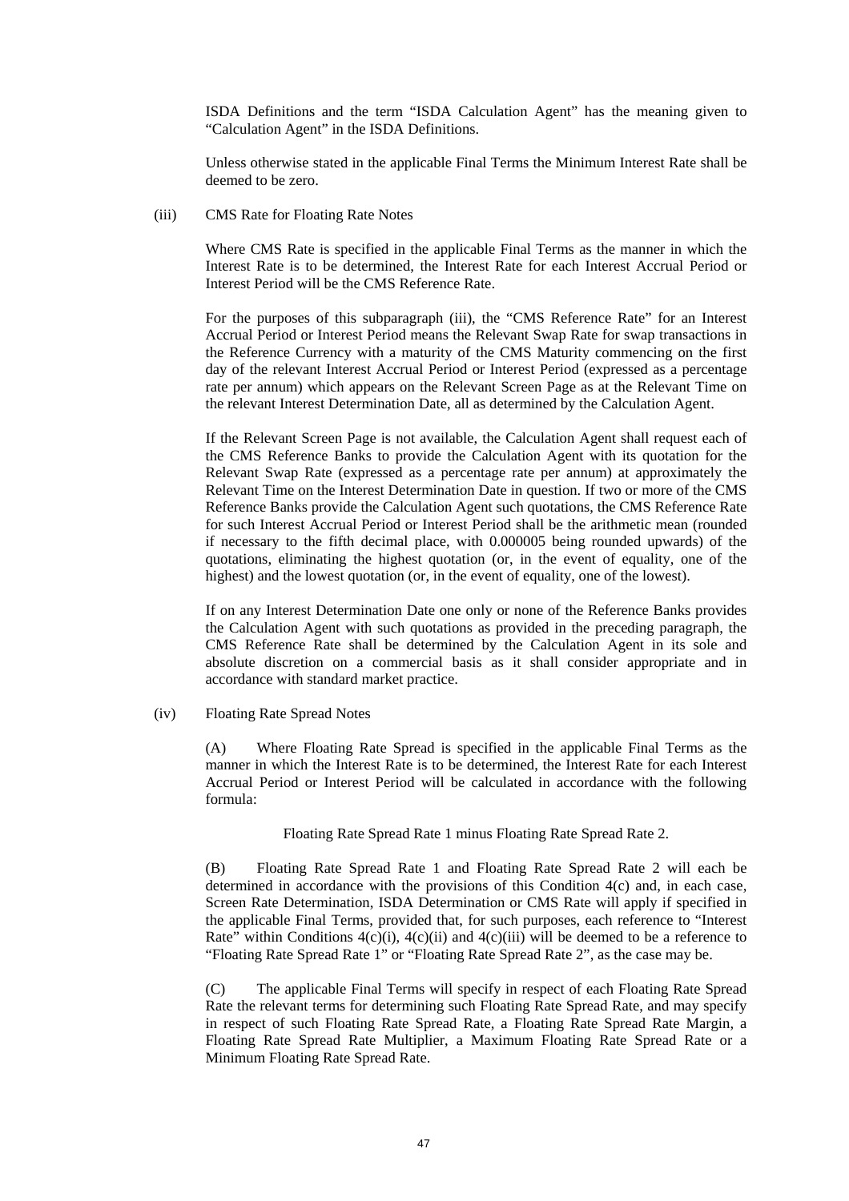ISDA Definitions and the term "ISDA Calculation Agent" has the meaning given to "Calculation Agent" in the ISDA Definitions.

Unless otherwise stated in the applicable Final Terms the Minimum Interest Rate shall be deemed to be zero.

(iii) CMS Rate for Floating Rate Notes

Where CMS Rate is specified in the applicable Final Terms as the manner in which the Interest Rate is to be determined, the Interest Rate for each Interest Accrual Period or Interest Period will be the CMS Reference Rate.

For the purposes of this subparagraph (iii), the "CMS Reference Rate" for an Interest Accrual Period or Interest Period means the Relevant Swap Rate for swap transactions in the Reference Currency with a maturity of the CMS Maturity commencing on the first day of the relevant Interest Accrual Period or Interest Period (expressed as a percentage rate per annum) which appears on the Relevant Screen Page as at the Relevant Time on the relevant Interest Determination Date, all as determined by the Calculation Agent.

If the Relevant Screen Page is not available, the Calculation Agent shall request each of the CMS Reference Banks to provide the Calculation Agent with its quotation for the Relevant Swap Rate (expressed as a percentage rate per annum) at approximately the Relevant Time on the Interest Determination Date in question. If two or more of the CMS Reference Banks provide the Calculation Agent such quotations, the CMS Reference Rate for such Interest Accrual Period or Interest Period shall be the arithmetic mean (rounded if necessary to the fifth decimal place, with 0.000005 being rounded upwards) of the quotations, eliminating the highest quotation (or, in the event of equality, one of the highest) and the lowest quotation (or, in the event of equality, one of the lowest).

If on any Interest Determination Date one only or none of the Reference Banks provides the Calculation Agent with such quotations as provided in the preceding paragraph, the CMS Reference Rate shall be determined by the Calculation Agent in its sole and absolute discretion on a commercial basis as it shall consider appropriate and in accordance with standard market practice.

(iv) Floating Rate Spread Notes

(A) Where Floating Rate Spread is specified in the applicable Final Terms as the manner in which the Interest Rate is to be determined, the Interest Rate for each Interest Accrual Period or Interest Period will be calculated in accordance with the following formula:

Floating Rate Spread Rate 1 minus Floating Rate Spread Rate 2.

(B) Floating Rate Spread Rate 1 and Floating Rate Spread Rate 2 will each be determined in accordance with the provisions of this Condition 4(c) and, in each case, Screen Rate Determination, ISDA Determination or CMS Rate will apply if specified in the applicable Final Terms, provided that, for such purposes, each reference to "Interest Rate" within Conditions 4(c)(i), 4(c)(ii) and 4(c)(iii) will be deemed to be a reference to "Floating Rate Spread Rate 1" or "Floating Rate Spread Rate 2", as the case may be.

(C) The applicable Final Terms will specify in respect of each Floating Rate Spread Rate the relevant terms for determining such Floating Rate Spread Rate, and may specify in respect of such Floating Rate Spread Rate, a Floating Rate Spread Rate Margin, a Floating Rate Spread Rate Multiplier, a Maximum Floating Rate Spread Rate or a Minimum Floating Rate Spread Rate.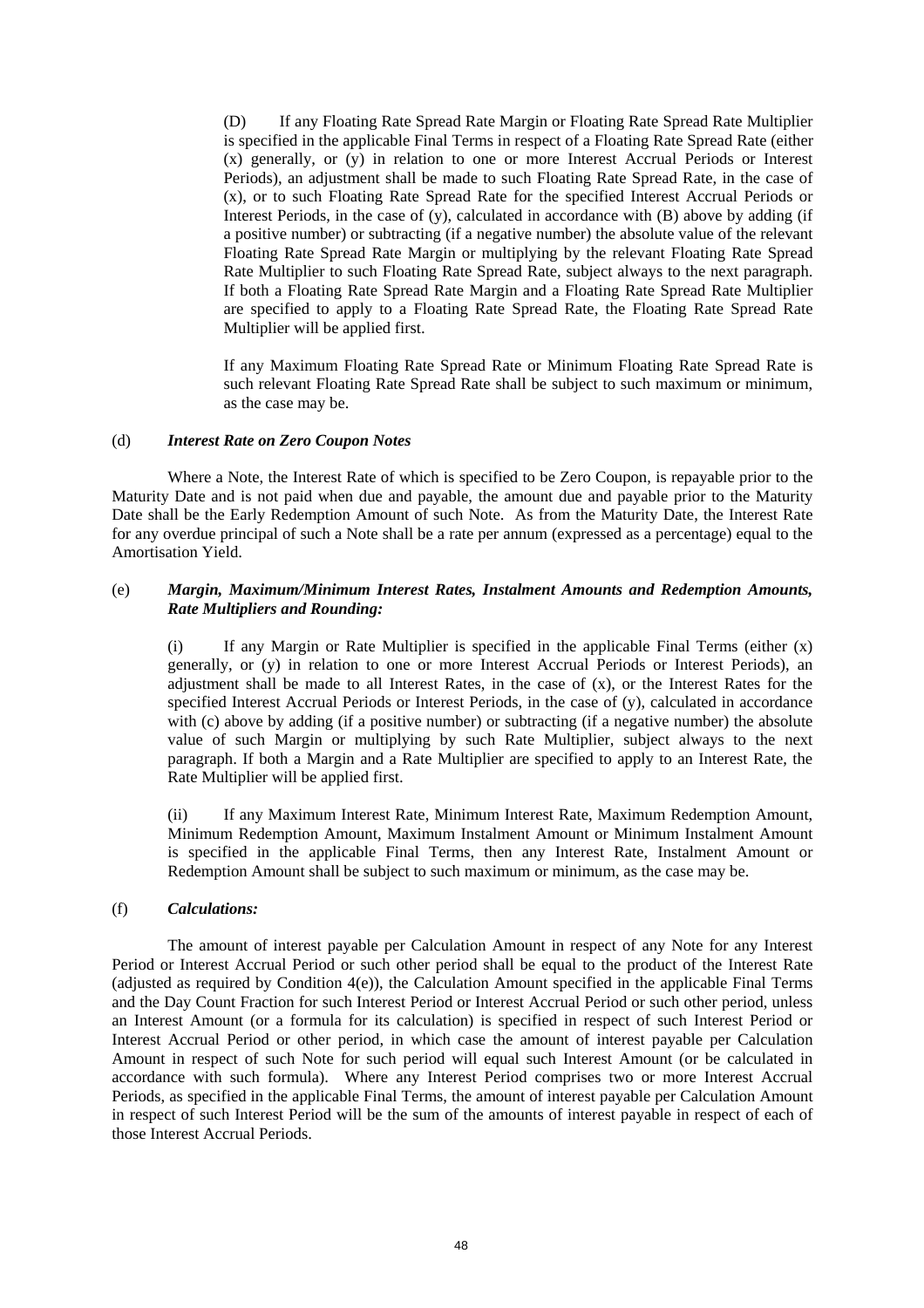(D) If any Floating Rate Spread Rate Margin or Floating Rate Spread Rate Multiplier is specified in the applicable Final Terms in respect of a Floating Rate Spread Rate (either (x) generally, or (y) in relation to one or more Interest Accrual Periods or Interest Periods), an adjustment shall be made to such Floating Rate Spread Rate, in the case of (x), or to such Floating Rate Spread Rate for the specified Interest Accrual Periods or Interest Periods, in the case of (y), calculated in accordance with (B) above by adding (if a positive number) or subtracting (if a negative number) the absolute value of the relevant Floating Rate Spread Rate Margin or multiplying by the relevant Floating Rate Spread Rate Multiplier to such Floating Rate Spread Rate, subject always to the next paragraph. If both a Floating Rate Spread Rate Margin and a Floating Rate Spread Rate Multiplier are specified to apply to a Floating Rate Spread Rate, the Floating Rate Spread Rate Multiplier will be applied first.

If any Maximum Floating Rate Spread Rate or Minimum Floating Rate Spread Rate is such relevant Floating Rate Spread Rate shall be subject to such maximum or minimum, as the case may be.

(d) ***Interest Rate on Zero Coupon Notes***

Where a Note, the Interest Rate of which is specified to be Zero Coupon, is repayable prior to the Maturity Date and is not paid when due and payable, the amount due and payable prior to the Maturity Date shall be the Early Redemption Amount of such Note. As from the Maturity Date, the Interest Rate for any overdue principal of such a Note shall be a rate per annum (expressed as a percentage) equal to the Amortisation Yield.

(e) ***Margin, Maximum/Minimum Interest Rates, Instalment Amounts and Redemption Amounts, Rate Multipliers and Rounding:***

(i) If any Margin or Rate Multiplier is specified in the applicable Final Terms (either (x) generally, or (y) in relation to one or more Interest Accrual Periods or Interest Periods), an adjustment shall be made to all Interest Rates, in the case of (x), or the Interest Rates for the specified Interest Accrual Periods or Interest Periods, in the case of (y), calculated in accordance with (c) above by adding (if a positive number) or subtracting (if a negative number) the absolute value of such Margin or multiplying by such Rate Multiplier, subject always to the next paragraph. If both a Margin and a Rate Multiplier are specified to apply to an Interest Rate, the Rate Multiplier will be applied first.

(ii) If any Maximum Interest Rate, Minimum Interest Rate, Maximum Redemption Amount, Minimum Redemption Amount, Maximum Instalment Amount or Minimum Instalment Amount is specified in the applicable Final Terms, then any Interest Rate, Instalment Amount or Redemption Amount shall be subject to such maximum or minimum, as the case may be.

(f) ***Calculations:***

The amount of interest payable per Calculation Amount in respect of any Note for any Interest Period or Interest Accrual Period or such other period shall be equal to the product of the Interest Rate (adjusted as required by Condition 4(e)), the Calculation Amount specified in the applicable Final Terms and the Day Count Fraction for such Interest Period or Interest Accrual Period or such other period, unless an Interest Amount (or a formula for its calculation) is specified in respect of such Interest Period or Interest Accrual Period or other period, in which case the amount of interest payable per Calculation Amount in respect of such Note for such period will equal such Interest Amount (or be calculated in accordance with such formula). Where any Interest Period comprises two or more Interest Accrual Periods, as specified in the applicable Final Terms, the amount of interest payable per Calculation Amount in respect of such Interest Period will be the sum of the amounts of interest payable in respect of each of those Interest Accrual Periods.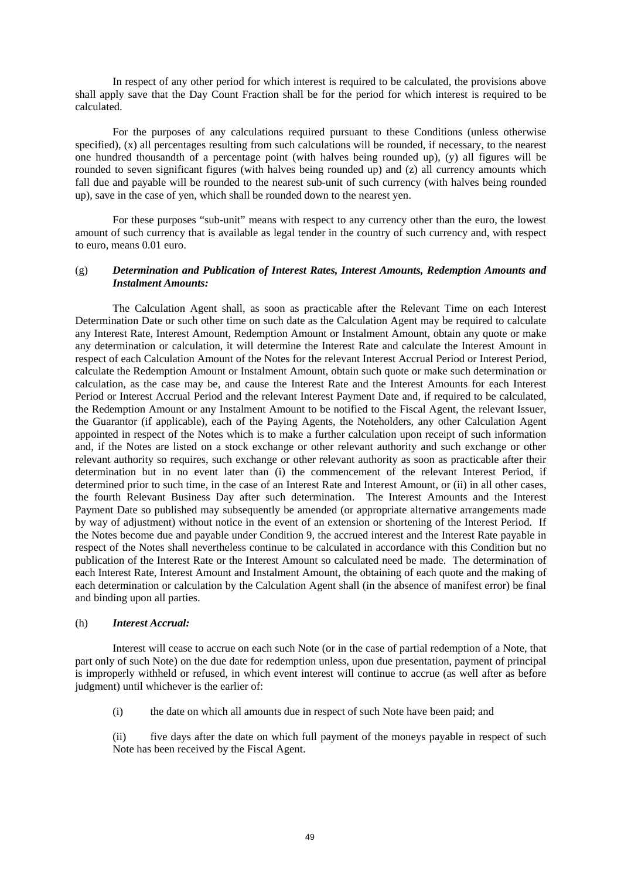In respect of any other period for which interest is required to be calculated, the provisions above shall apply save that the Day Count Fraction shall be for the period for which interest is required to be calculated.

For the purposes of any calculations required pursuant to these Conditions (unless otherwise specified), (x) all percentages resulting from such calculations will be rounded, if necessary, to the nearest one hundred thousandth of a percentage point (with halves being rounded up), (y) all figures will be rounded to seven significant figures (with halves being rounded up) and (z) all currency amounts which fall due and payable will be rounded to the nearest sub-unit of such currency (with halves being rounded up), save in the case of yen, which shall be rounded down to the nearest yen.

For these purposes "sub-unit" means with respect to any currency other than the euro, the lowest amount of such currency that is available as legal tender in the country of such currency and, with respect to euro, means 0.01 euro.

(g) ***Determination and Publication of Interest Rates, Interest Amounts, Redemption Amounts and Instalment Amounts:***

The Calculation Agent shall, as soon as practicable after the Relevant Time on each Interest Determination Date or such other time on such date as the Calculation Agent may be required to calculate any Interest Rate, Interest Amount, Redemption Amount or Instalment Amount, obtain any quote or make any determination or calculation, it will determine the Interest Rate and calculate the Interest Amount in respect of each Calculation Amount of the Notes for the relevant Interest Accrual Period or Interest Period, calculate the Redemption Amount or Instalment Amount, obtain such quote or make such determination or calculation, as the case may be, and cause the Interest Rate and the Interest Amounts for each Interest Period or Interest Accrual Period and the relevant Interest Payment Date and, if required to be calculated, the Redemption Amount or any Instalment Amount to be notified to the Fiscal Agent, the relevant Issuer, the Guarantor (if applicable), each of the Paying Agents, the Noteholders, any other Calculation Agent appointed in respect of the Notes which is to make a further calculation upon receipt of such information and, if the Notes are listed on a stock exchange or other relevant authority and such exchange or other relevant authority so requires, such exchange or other relevant authority as soon as practicable after their determination but in no event later than (i) the commencement of the relevant Interest Period, if determined prior to such time, in the case of an Interest Rate and Interest Amount, or (ii) in all other cases, the fourth Relevant Business Day after such determination. The Interest Amounts and the Interest Payment Date so published may subsequently be amended (or appropriate alternative arrangements made by way of adjustment) without notice in the event of an extension or shortening of the Interest Period. If the Notes become due and payable under Condition 9, the accrued interest and the Interest Rate payable in respect of the Notes shall nevertheless continue to be calculated in accordance with this Condition but no publication of the Interest Rate or the Interest Amount so calculated need be made. The determination of each Interest Rate, Interest Amount and Instalment Amount, the obtaining of each quote and the making of each determination or calculation by the Calculation Agent shall (in the absence of manifest error) be final and binding upon all parties.

(h) ***Interest Accrual:***

Interest will cease to accrue on each such Note (or in the case of partial redemption of a Note, that part only of such Note) on the due date for redemption unless, upon due presentation, payment of principal is improperly withheld or refused, in which event interest will continue to accrue (as well after as before judgment) until whichever is the earlier of:

(i) the date on which all amounts due in respect of such Note have been paid; and

(ii) five days after the date on which full payment of the moneys payable in respect of such Note has been received by the Fiscal Agent.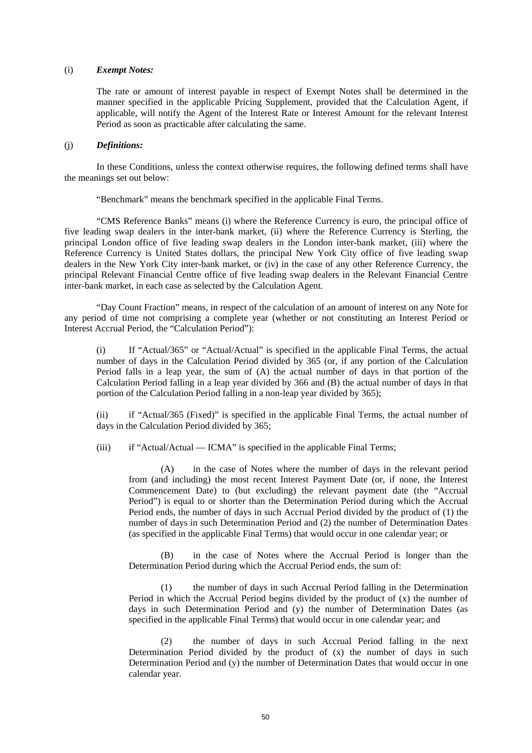(i) ***Exempt Notes:***

The rate or amount of interest payable in respect of Exempt Notes shall be determined in the manner specified in the applicable Pricing Supplement, provided that the Calculation Agent, if applicable, will notify the Agent of the Interest Rate or Interest Amount for the relevant Interest Period as soon as practicable after calculating the same.

(j) ***Definitions:***

In these Conditions, unless the context otherwise requires, the following defined terms shall have the meanings set out below:

"Benchmark" means the benchmark specified in the applicable Final Terms.

"CMS Reference Banks" means (i) where the Reference Currency is euro, the principal office of five leading swap dealers in the inter-bank market, (ii) where the Reference Currency is Sterling, the principal London office of five leading swap dealers in the London inter-bank market, (iii) where the Reference Currency is United States dollars, the principal New York City office of five leading swap dealers in the New York City inter-bank market, or (iv) in the case of any other Reference Currency, the principal Relevant Financial Centre office of five leading swap dealers in the Relevant Financial Centre inter-bank market, in each case as selected by the Calculation Agent.

"Day Count Fraction" means, in respect of the calculation of an amount of interest on any Note for any period of time not comprising a complete year (whether or not constituting an Interest Period or Interest Accrual Period, the "Calculation Period"):

(i) If "Actual/365" or "Actual/Actual" is specified in the applicable Final Terms, the actual number of days in the Calculation Period divided by 365 (or, if any portion of the Calculation Period falls in a leap year, the sum of (A) the actual number of days in that portion of the Calculation Period falling in a leap year divided by 366 and (B) the actual number of days in that portion of the Calculation Period falling in a non-leap year divided by 365);

(ii) if "Actual/365 (Fixed)" is specified in the applicable Final Terms, the actual number of days in the Calculation Period divided by 365;

(iii) if "Actual/Actual — ICMA" is specified in the applicable Final Terms;

(A) in the case of Notes where the number of days in the relevant period from (and including) the most recent Interest Payment Date (or, if none, the Interest Commencement Date) to (but excluding) the relevant payment date (the "Accrual Period") is equal to or shorter than the Determination Period during which the Accrual Period ends, the number of days in such Accrual Period divided by the product of (1) the number of days in such Determination Period and (2) the number of Determination Dates (as specified in the applicable Final Terms) that would occur in one calendar year; or

(B) in the case of Notes where the Accrual Period is longer than the Determination Period during which the Accrual Period ends, the sum of:

(1) the number of days in such Accrual Period falling in the Determination Period in which the Accrual Period begins divided by the product of (x) the number of days in such Determination Period and (y) the number of Determination Dates (as specified in the applicable Final Terms) that would occur in one calendar year; and

(2) the number of days in such Accrual Period falling in the next Determination Period divided by the product of (x) the number of days in such Determination Period and (y) the number of Determination Dates that would occur in one calendar year.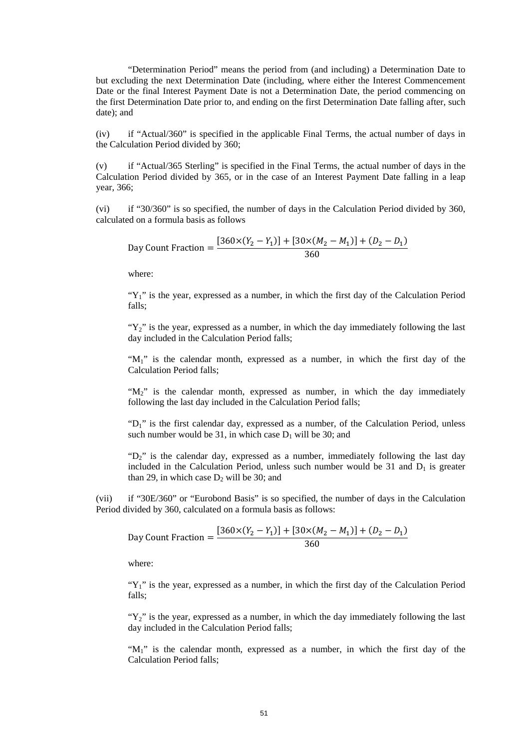"Determination Period" means the period from (and including) a Determination Date to but excluding the next Determination Date (including, where either the Interest Commencement Date or the final Interest Payment Date is not a Determination Date, the period commencing on the first Determination Date prior to, and ending on the first Determination Date falling after, such date); and

(iv) if "Actual/360" is specified in the applicable Final Terms, the actual number of days in the Calculation Period divided by 360;

(v) if "Actual/365 Sterling" is specified in the Final Terms, the actual number of days in the Calculation Period divided by 365, or in the case of an Interest Payment Date falling in a leap year, 366;

(vi) if "30/360" is so specified, the number of days in the Calculation Period divided by 360, calculated on a formula basis as follows

$$\text{Day Count Fraction} = \frac{[360 \times (Y_2 - Y_1)] + [30 \times (M_2 - M_1)] + (D_2 - D_1)}{360}$$

where:

"$Y_1$" is the year, expressed as a number, in which the first day of the Calculation Period falls;

"$Y_2$" is the year, expressed as a number, in which the day immediately following the last day included in the Calculation Period falls;

"$M_1$" is the calendar month, expressed as a number, in which the first day of the Calculation Period falls;

"$M_2$" is the calendar month, expressed as number, in which the day immediately following the last day included in the Calculation Period falls;

"$D_1$" is the first calendar day, expressed as a number, of the Calculation Period, unless such number would be 31, in which case $D_1$ will be 30; and

"$D_2$" is the calendar day, expressed as a number, immediately following the last day included in the Calculation Period, unless such number would be 31 and $D_1$ is greater than 29, in which case $D_2$ will be 30; and

(vii) if "30E/360" or "Eurobond Basis" is so specified, the number of days in the Calculation Period divided by 360, calculated on a formula basis as follows:

$$\text{Day Count Fraction} = \frac{[360 \times (Y_2 - Y_1)] + [30 \times (M_2 - M_1)] + (D_2 - D_1)}{360}$$

where:

"$Y_1$" is the year, expressed as a number, in which the first day of the Calculation Period falls;

"$Y_2$" is the year, expressed as a number, in which the day immediately following the last day included in the Calculation Period falls;

"$M_1$" is the calendar month, expressed as a number, in which the first day of the Calculation Period falls;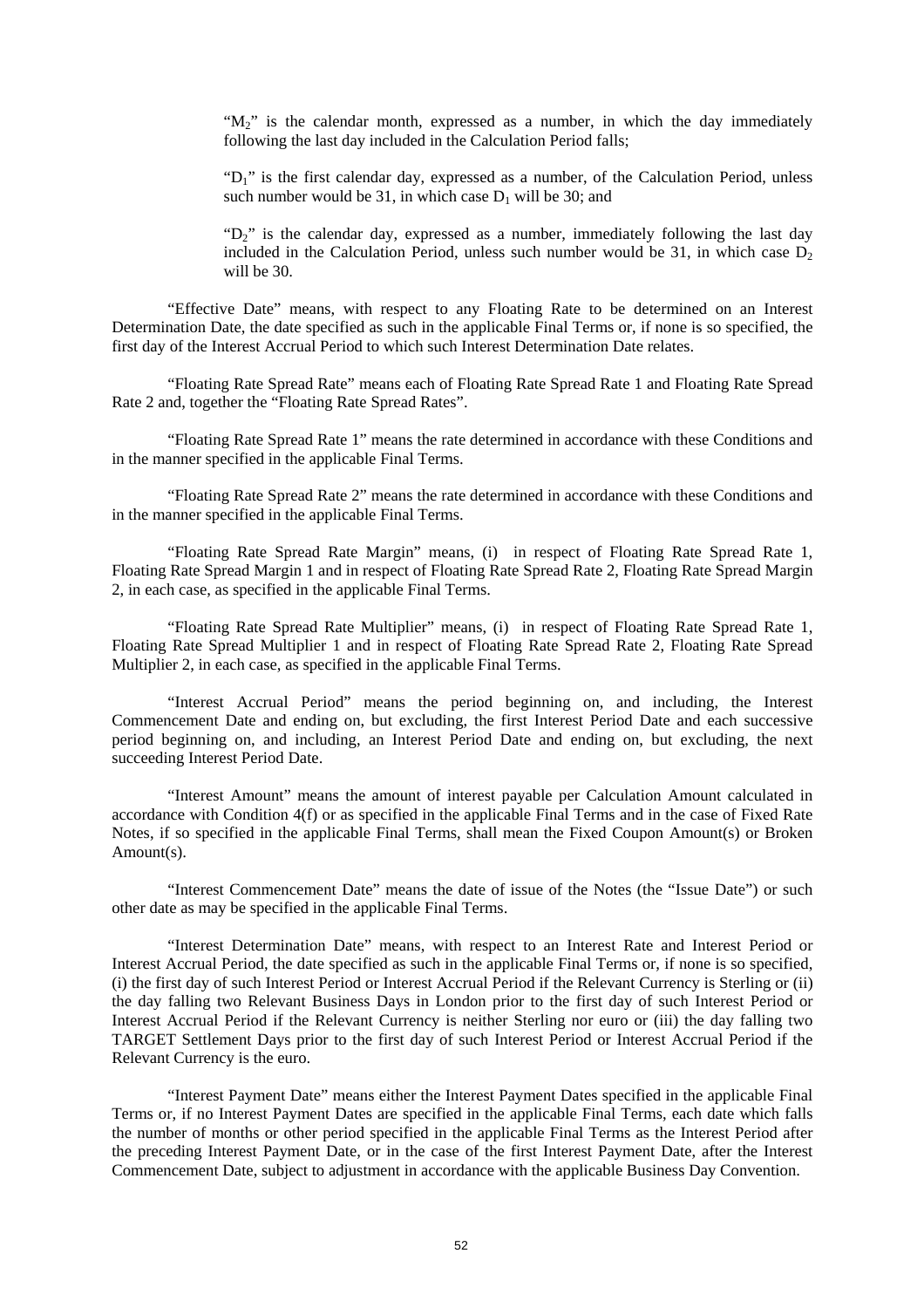"$M_2$" is the calendar month, expressed as a number, in which the day immediately following the last day included in the Calculation Period falls;

"$D_1$" is the first calendar day, expressed as a number, of the Calculation Period, unless such number would be 31, in which case $D_1$ will be 30; and

"$D_2$" is the calendar day, expressed as a number, immediately following the last day included in the Calculation Period, unless such number would be 31, in which case $D_2$ will be 30.

"Effective Date" means, with respect to any Floating Rate to be determined on an Interest Determination Date, the date specified as such in the applicable Final Terms or, if none is so specified, the first day of the Interest Accrual Period to which such Interest Determination Date relates.

"Floating Rate Spread Rate" means each of Floating Rate Spread Rate 1 and Floating Rate Spread Rate 2 and, together the "Floating Rate Spread Rates".

"Floating Rate Spread Rate 1" means the rate determined in accordance with these Conditions and in the manner specified in the applicable Final Terms.

"Floating Rate Spread Rate 2" means the rate determined in accordance with these Conditions and in the manner specified in the applicable Final Terms.

"Floating Rate Spread Rate Margin" means, (i) in respect of Floating Rate Spread Rate 1, Floating Rate Spread Margin 1 and in respect of Floating Rate Spread Rate 2, Floating Rate Spread Margin 2, in each case, as specified in the applicable Final Terms.

"Floating Rate Spread Rate Multiplier" means, (i) in respect of Floating Rate Spread Rate 1, Floating Rate Spread Multiplier 1 and in respect of Floating Rate Spread Rate 2, Floating Rate Spread Multiplier 2, in each case, as specified in the applicable Final Terms.

"Interest Accrual Period" means the period beginning on, and including, the Interest Commencement Date and ending on, but excluding, the first Interest Period Date and each successive period beginning on, and including, an Interest Period Date and ending on, but excluding, the next succeeding Interest Period Date.

"Interest Amount" means the amount of interest payable per Calculation Amount calculated in accordance with Condition 4(f) or as specified in the applicable Final Terms and in the case of Fixed Rate Notes, if so specified in the applicable Final Terms, shall mean the Fixed Coupon Amount(s) or Broken Amount(s).

"Interest Commencement Date" means the date of issue of the Notes (the "Issue Date") or such other date as may be specified in the applicable Final Terms.

"Interest Determination Date" means, with respect to an Interest Rate and Interest Period or Interest Accrual Period, the date specified as such in the applicable Final Terms or, if none is so specified, (i) the first day of such Interest Period or Interest Accrual Period if the Relevant Currency is Sterling or (ii) the day falling two Relevant Business Days in London prior to the first day of such Interest Period or Interest Accrual Period if the Relevant Currency is neither Sterling nor euro or (iii) the day falling two TARGET Settlement Days prior to the first day of such Interest Period or Interest Accrual Period if the Relevant Currency is the euro.

"Interest Payment Date" means either the Interest Payment Dates specified in the applicable Final Terms or, if no Interest Payment Dates are specified in the applicable Final Terms, each date which falls the number of months or other period specified in the applicable Final Terms as the Interest Period after the preceding Interest Payment Date, or in the case of the first Interest Payment Date, after the Interest Commencement Date, subject to adjustment in accordance with the applicable Business Day Convention.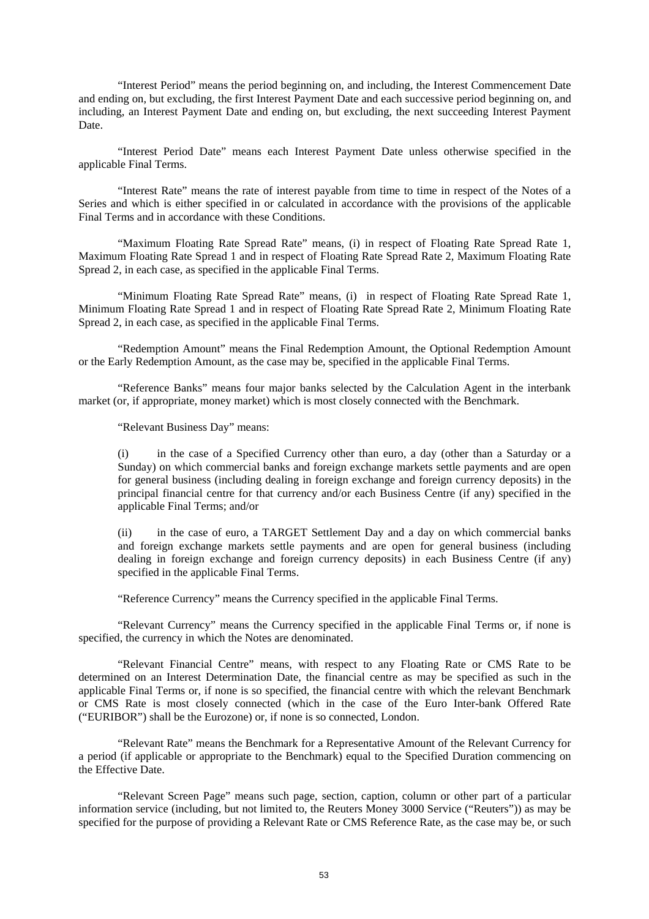"Interest Period" means the period beginning on, and including, the Interest Commencement Date and ending on, but excluding, the first Interest Payment Date and each successive period beginning on, and including, an Interest Payment Date and ending on, but excluding, the next succeeding Interest Payment Date.

"Interest Period Date" means each Interest Payment Date unless otherwise specified in the applicable Final Terms.

"Interest Rate" means the rate of interest payable from time to time in respect of the Notes of a Series and which is either specified in or calculated in accordance with the provisions of the applicable Final Terms and in accordance with these Conditions.

"Maximum Floating Rate Spread Rate" means, (i) in respect of Floating Rate Spread Rate 1, Maximum Floating Rate Spread 1 and in respect of Floating Rate Spread Rate 2, Maximum Floating Rate Spread 2, in each case, as specified in the applicable Final Terms.

"Minimum Floating Rate Spread Rate" means, (i) in respect of Floating Rate Spread Rate 1, Minimum Floating Rate Spread 1 and in respect of Floating Rate Spread Rate 2, Minimum Floating Rate Spread 2, in each case, as specified in the applicable Final Terms.

"Redemption Amount" means the Final Redemption Amount, the Optional Redemption Amount or the Early Redemption Amount, as the case may be, specified in the applicable Final Terms.

"Reference Banks" means four major banks selected by the Calculation Agent in the interbank market (or, if appropriate, money market) which is most closely connected with the Benchmark.

"Relevant Business Day" means:

(i) in the case of a Specified Currency other than euro, a day (other than a Saturday or a Sunday) on which commercial banks and foreign exchange markets settle payments and are open for general business (including dealing in foreign exchange and foreign currency deposits) in the principal financial centre for that currency and/or each Business Centre (if any) specified in the applicable Final Terms; and/or

(ii) in the case of euro, a TARGET Settlement Day and a day on which commercial banks and foreign exchange markets settle payments and are open for general business (including dealing in foreign exchange and foreign currency deposits) in each Business Centre (if any) specified in the applicable Final Terms.

"Reference Currency" means the Currency specified in the applicable Final Terms.

"Relevant Currency" means the Currency specified in the applicable Final Terms or, if none is specified, the currency in which the Notes are denominated.

"Relevant Financial Centre" means, with respect to any Floating Rate or CMS Rate to be determined on an Interest Determination Date, the financial centre as may be specified as such in the applicable Final Terms or, if none is so specified, the financial centre with which the relevant Benchmark or CMS Rate is most closely connected (which in the case of the Euro Inter-bank Offered Rate ("EURIBOR") shall be the Eurozone) or, if none is so connected, London.

"Relevant Rate" means the Benchmark for a Representative Amount of the Relevant Currency for a period (if applicable or appropriate to the Benchmark) equal to the Specified Duration commencing on the Effective Date.

"Relevant Screen Page" means such page, section, caption, column or other part of a particular information service (including, but not limited to, the Reuters Money 3000 Service ("Reuters")) as may be specified for the purpose of providing a Relevant Rate or CMS Reference Rate, as the case may be, or such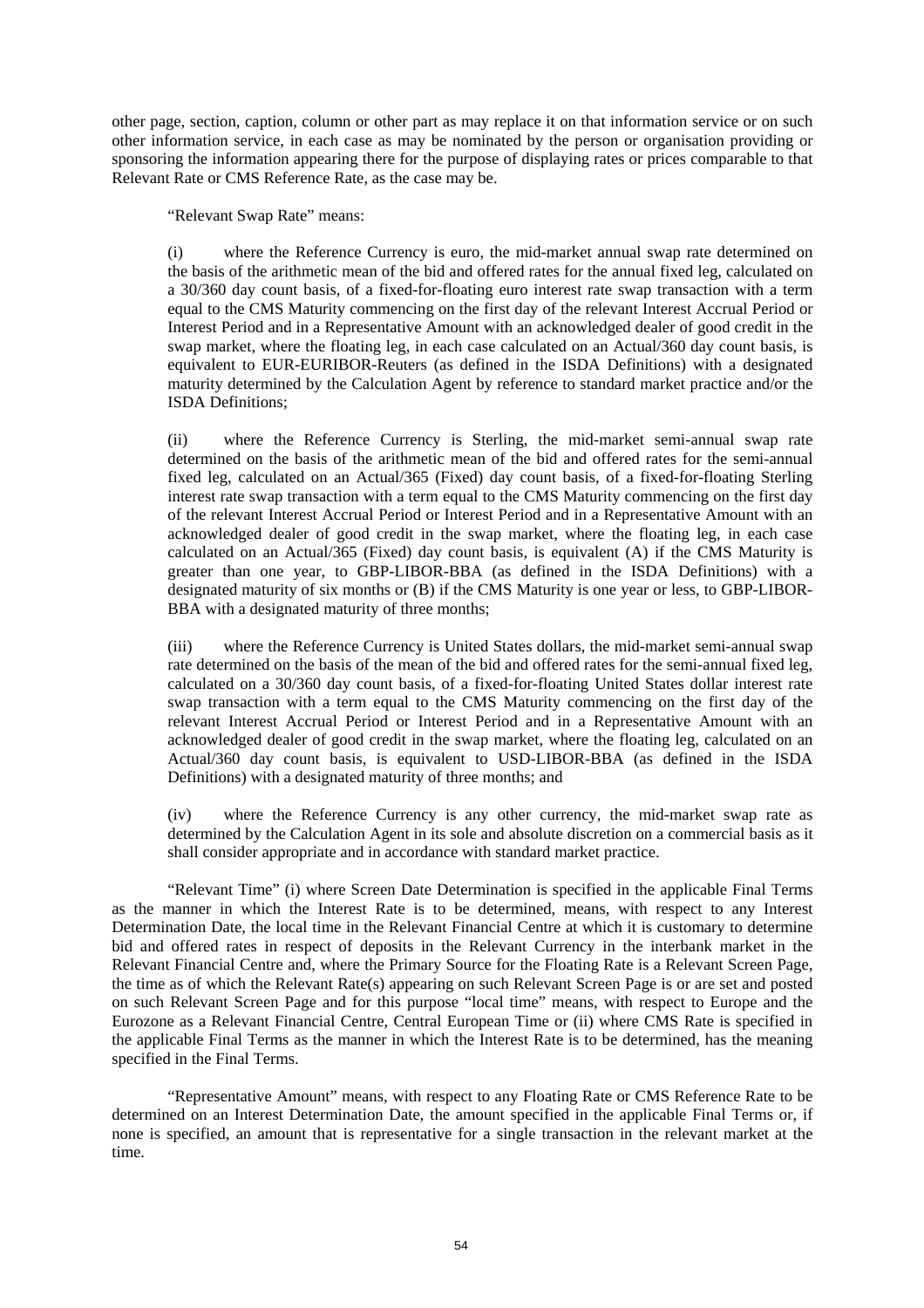other page, section, caption, column or other part as may replace it on that information service or on such other information service, in each case as may be nominated by the person or organisation providing or sponsoring the information appearing there for the purpose of displaying rates or prices comparable to that Relevant Rate or CMS Reference Rate, as the case may be.

"Relevant Swap Rate" means:

(i) where the Reference Currency is euro, the mid-market annual swap rate determined on the basis of the arithmetic mean of the bid and offered rates for the annual fixed leg, calculated on a 30/360 day count basis, of a fixed-for-floating euro interest rate swap transaction with a term equal to the CMS Maturity commencing on the first day of the relevant Interest Accrual Period or Interest Period and in a Representative Amount with an acknowledged dealer of good credit in the swap market, where the floating leg, in each case calculated on an Actual/360 day count basis, is equivalent to EUR-EURIBOR-Reuters (as defined in the ISDA Definitions) with a designated maturity determined by the Calculation Agent by reference to standard market practice and/or the ISDA Definitions;

(ii) where the Reference Currency is Sterling, the mid-market semi-annual swap rate determined on the basis of the arithmetic mean of the bid and offered rates for the semi-annual fixed leg, calculated on an Actual/365 (Fixed) day count basis, of a fixed-for-floating Sterling interest rate swap transaction with a term equal to the CMS Maturity commencing on the first day of the relevant Interest Accrual Period or Interest Period and in a Representative Amount with an acknowledged dealer of good credit in the swap market, where the floating leg, in each case calculated on an Actual/365 (Fixed) day count basis, is equivalent (A) if the CMS Maturity is greater than one year, to GBP-LIBOR-BBA (as defined in the ISDA Definitions) with a designated maturity of six months or (B) if the CMS Maturity is one year or less, to GBP-LIBOR-BBA with a designated maturity of three months;

(iii) where the Reference Currency is United States dollars, the mid-market semi-annual swap rate determined on the basis of the mean of the bid and offered rates for the semi-annual fixed leg, calculated on a 30/360 day count basis, of a fixed-for-floating United States dollar interest rate swap transaction with a term equal to the CMS Maturity commencing on the first day of the relevant Interest Accrual Period or Interest Period and in a Representative Amount with an acknowledged dealer of good credit in the swap market, where the floating leg, calculated on an Actual/360 day count basis, is equivalent to USD-LIBOR-BBA (as defined in the ISDA Definitions) with a designated maturity of three months; and

(iv) where the Reference Currency is any other currency, the mid-market swap rate as determined by the Calculation Agent in its sole and absolute discretion on a commercial basis as it shall consider appropriate and in accordance with standard market practice.

"Relevant Time" (i) where Screen Date Determination is specified in the applicable Final Terms as the manner in which the Interest Rate is to be determined, means, with respect to any Interest Determination Date, the local time in the Relevant Financial Centre at which it is customary to determine bid and offered rates in respect of deposits in the Relevant Currency in the interbank market in the Relevant Financial Centre and, where the Primary Source for the Floating Rate is a Relevant Screen Page, the time as of which the Relevant Rate(s) appearing on such Relevant Screen Page is or are set and posted on such Relevant Screen Page and for this purpose "local time" means, with respect to Europe and the Eurozone as a Relevant Financial Centre, Central European Time or (ii) where CMS Rate is specified in the applicable Final Terms as the manner in which the Interest Rate is to be determined, has the meaning specified in the Final Terms.

"Representative Amount" means, with respect to any Floating Rate or CMS Reference Rate to be determined on an Interest Determination Date, the amount specified in the applicable Final Terms or, if none is specified, an amount that is representative for a single transaction in the relevant market at the time.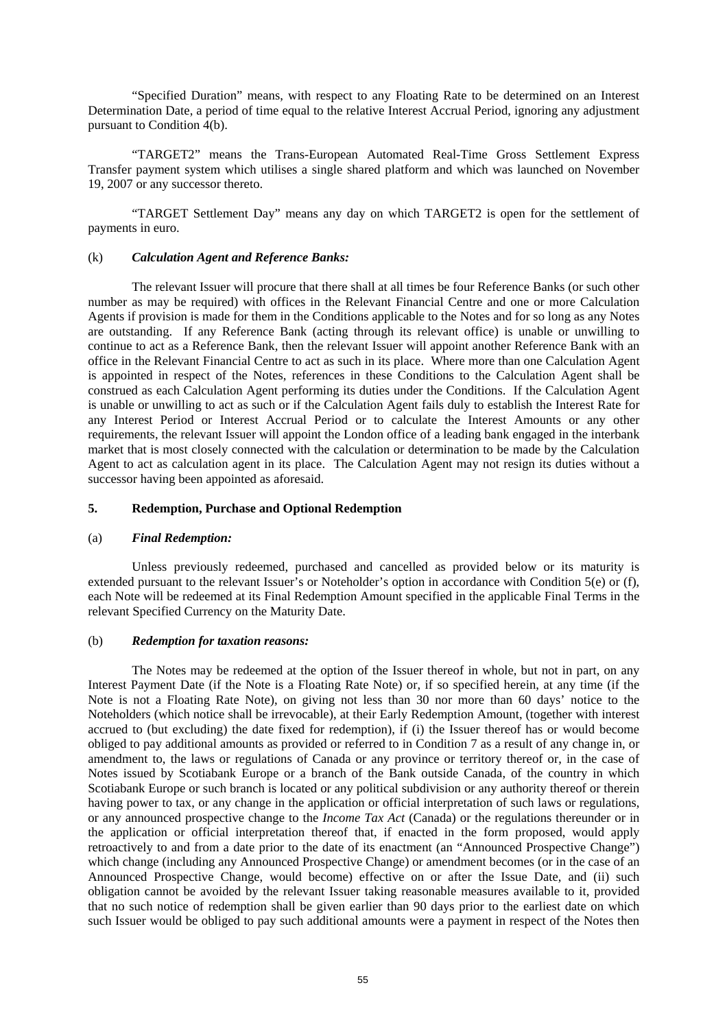"Specified Duration" means, with respect to any Floating Rate to be determined on an Interest Determination Date, a period of time equal to the relative Interest Accrual Period, ignoring any adjustment pursuant to Condition 4(b).

"TARGET2" means the Trans-European Automated Real-Time Gross Settlement Express Transfer payment system which utilises a single shared platform and which was launched on November 19, 2007 or any successor thereto.

"TARGET Settlement Day" means any day on which TARGET2 is open for the settlement of payments in euro.

(k) ***Calculation Agent and Reference Banks:***

The relevant Issuer will procure that there shall at all times be four Reference Banks (or such other number as may be required) with offices in the Relevant Financial Centre and one or more Calculation Agents if provision is made for them in the Conditions applicable to the Notes and for so long as any Notes are outstanding. If any Reference Bank (acting through its relevant office) is unable or unwilling to continue to act as a Reference Bank, then the relevant Issuer will appoint another Reference Bank with an office in the Relevant Financial Centre to act as such in its place. Where more than one Calculation Agent is appointed in respect of the Notes, references in these Conditions to the Calculation Agent shall be construed as each Calculation Agent performing its duties under the Conditions. If the Calculation Agent is unable or unwilling to act as such or if the Calculation Agent fails duly to establish the Interest Rate for any Interest Period or Interest Accrual Period or to calculate the Interest Amounts or any other requirements, the relevant Issuer will appoint the London office of a leading bank engaged in the interbank market that is most closely connected with the calculation or determination to be made by the Calculation Agent to act as calculation agent in its place. The Calculation Agent may not resign its duties without a successor having been appointed as aforesaid.

## 5. Redemption, Purchase and Optional Redemption

(a) ***Final Redemption:***

Unless previously redeemed, purchased and cancelled as provided below or its maturity is extended pursuant to the relevant Issuer's or Noteholder's option in accordance with Condition 5(e) or (f), each Note will be redeemed at its Final Redemption Amount specified in the applicable Final Terms in the relevant Specified Currency on the Maturity Date.

(b) ***Redemption for taxation reasons:***

The Notes may be redeemed at the option of the Issuer thereof in whole, but not in part, on any Interest Payment Date (if the Note is a Floating Rate Note) or, if so specified herein, at any time (if the Note is not a Floating Rate Note), on giving not less than 30 nor more than 60 days' notice to the Noteholders (which notice shall be irrevocable), at their Early Redemption Amount, (together with interest accrued to (but excluding) the date fixed for redemption), if (i) the Issuer thereof has or would become obliged to pay additional amounts as provided or referred to in Condition 7 as a result of any change in, or amendment to, the laws or regulations of Canada or any province or territory thereof or, in the case of Notes issued by Scotiabank Europe or a branch of the Bank outside Canada, of the country in which Scotiabank Europe or such branch is located or any political subdivision or any authority thereof or therein having power to tax, or any change in the application or official interpretation of such laws or regulations, or any announced prospective change to the *Income Tax Act* (Canada) or the regulations thereunder or in the application or official interpretation thereof that, if enacted in the form proposed, would apply retroactively to and from a date prior to the date of its enactment (an "Announced Prospective Change") which change (including any Announced Prospective Change) or amendment becomes (or in the case of an Announced Prospective Change, would become) effective on or after the Issue Date, and (ii) such obligation cannot be avoided by the relevant Issuer taking reasonable measures available to it, provided that no such notice of redemption shall be given earlier than 90 days prior to the earliest date on which such Issuer would be obliged to pay such additional amounts were a payment in respect of the Notes then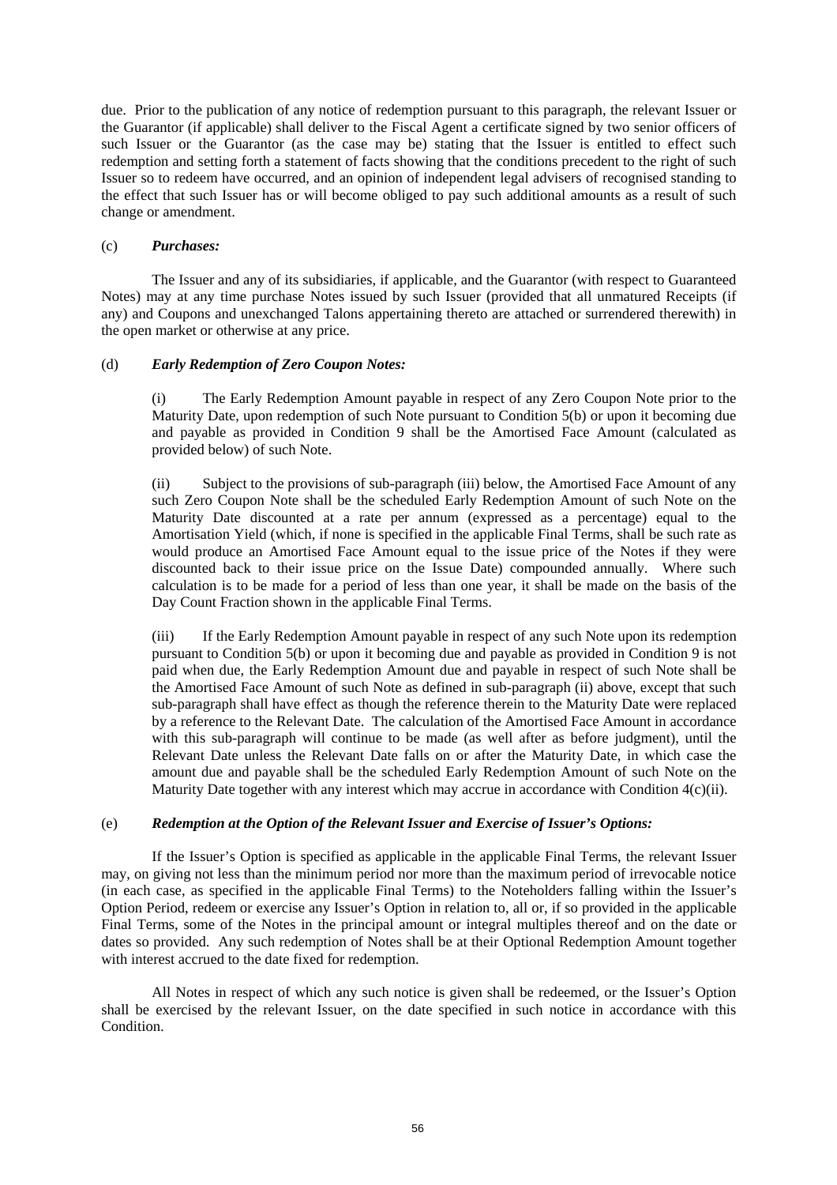due. Prior to the publication of any notice of redemption pursuant to this paragraph, the relevant Issuer or the Guarantor (if applicable) shall deliver to the Fiscal Agent a certificate signed by two senior officers of such Issuer or the Guarantor (as the case may be) stating that the Issuer is entitled to effect such redemption and setting forth a statement of facts showing that the conditions precedent to the right of such Issuer so to redeem have occurred, and an opinion of independent legal advisers of recognised standing to the effect that such Issuer has or will become obliged to pay such additional amounts as a result of such change or amendment.

(c) ***Purchases:***

The Issuer and any of its subsidiaries, if applicable, and the Guarantor (with respect to Guaranteed Notes) may at any time purchase Notes issued by such Issuer (provided that all unmatured Receipts (if any) and Coupons and unexchanged Talons appertaining thereto are attached or surrendered therewith) in the open market or otherwise at any price.

(d) ***Early Redemption of Zero Coupon Notes:***

(i) The Early Redemption Amount payable in respect of any Zero Coupon Note prior to the Maturity Date, upon redemption of such Note pursuant to Condition 5(b) or upon it becoming due and payable as provided in Condition 9 shall be the Amortised Face Amount (calculated as provided below) of such Note.

(ii) Subject to the provisions of sub-paragraph (iii) below, the Amortised Face Amount of any such Zero Coupon Note shall be the scheduled Early Redemption Amount of such Note on the Maturity Date discounted at a rate per annum (expressed as a percentage) equal to the Amortisation Yield (which, if none is specified in the applicable Final Terms, shall be such rate as would produce an Amortised Face Amount equal to the issue price of the Notes if they were discounted back to their issue price on the Issue Date) compounded annually. Where such calculation is to be made for a period of less than one year, it shall be made on the basis of the Day Count Fraction shown in the applicable Final Terms.

(iii) If the Early Redemption Amount payable in respect of any such Note upon its redemption pursuant to Condition 5(b) or upon it becoming due and payable as provided in Condition 9 is not paid when due, the Early Redemption Amount due and payable in respect of such Note shall be the Amortised Face Amount of such Note as defined in sub-paragraph (ii) above, except that such sub-paragraph shall have effect as though the reference therein to the Maturity Date were replaced by a reference to the Relevant Date. The calculation of the Amortised Face Amount in accordance with this sub-paragraph will continue to be made (as well after as before judgment), until the Relevant Date unless the Relevant Date falls on or after the Maturity Date, in which case the amount due and payable shall be the scheduled Early Redemption Amount of such Note on the Maturity Date together with any interest which may accrue in accordance with Condition 4(c)(ii).

(e) ***Redemption at the Option of the Relevant Issuer and Exercise of Issuer's Options:***

If the Issuer's Option is specified as applicable in the applicable Final Terms, the relevant Issuer may, on giving not less than the minimum period nor more than the maximum period of irrevocable notice (in each case, as specified in the applicable Final Terms) to the Noteholders falling within the Issuer's Option Period, redeem or exercise any Issuer's Option in relation to, all or, if so provided in the applicable Final Terms, some of the Notes in the principal amount or integral multiples thereof and on the date or dates so provided. Any such redemption of Notes shall be at their Optional Redemption Amount together with interest accrued to the date fixed for redemption.

All Notes in respect of which any such notice is given shall be redeemed, or the Issuer's Option shall be exercised by the relevant Issuer, on the date specified in such notice in accordance with this Condition.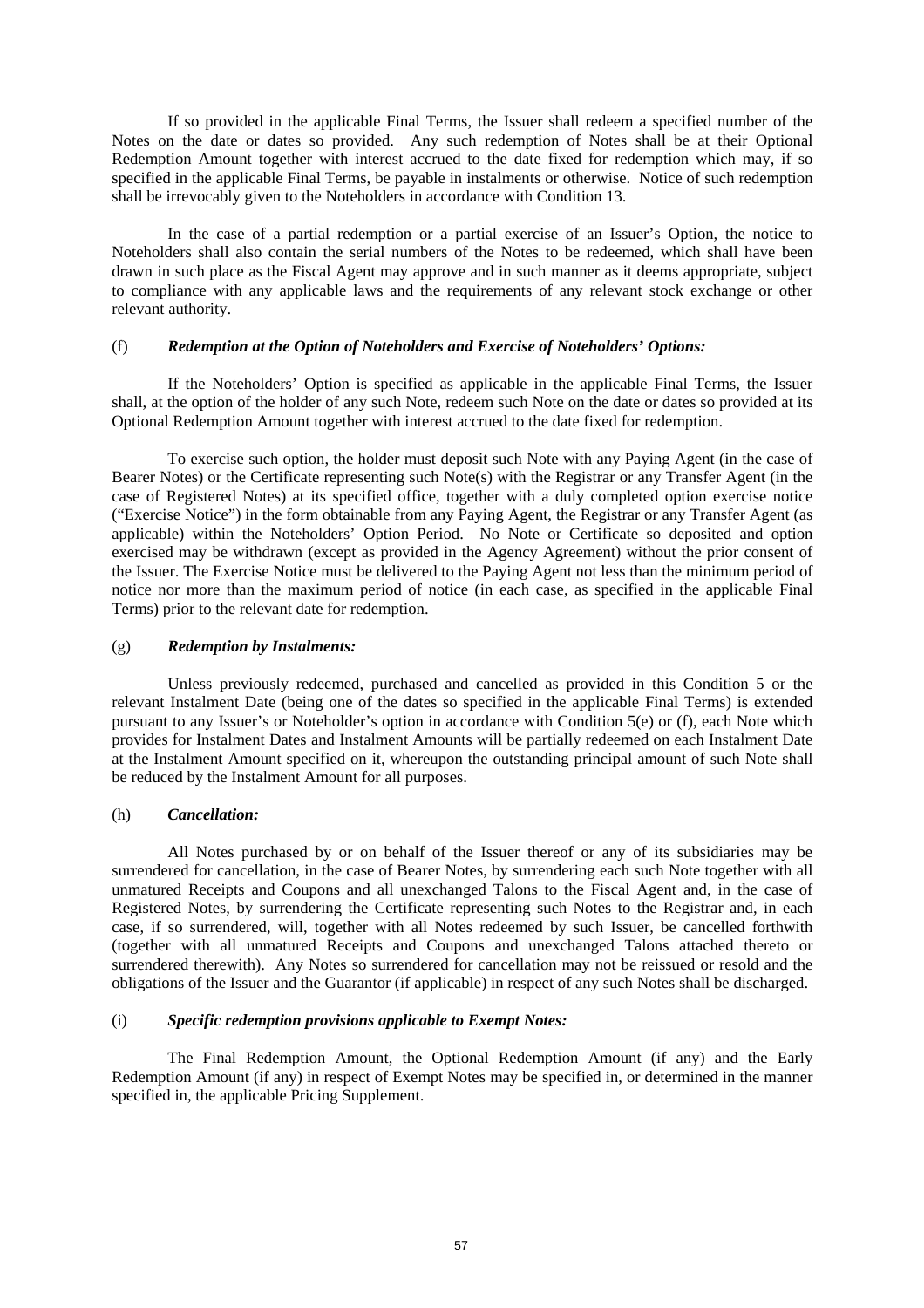If so provided in the applicable Final Terms, the Issuer shall redeem a specified number of the Notes on the date or dates so provided. Any such redemption of Notes shall be at their Optional Redemption Amount together with interest accrued to the date fixed for redemption which may, if so specified in the applicable Final Terms, be payable in instalments or otherwise. Notice of such redemption shall be irrevocably given to the Noteholders in accordance with Condition 13.

In the case of a partial redemption or a partial exercise of an Issuer's Option, the notice to Noteholders shall also contain the serial numbers of the Notes to be redeemed, which shall have been drawn in such place as the Fiscal Agent may approve and in such manner as it deems appropriate, subject to compliance with any applicable laws and the requirements of any relevant stock exchange or other relevant authority.

(f) ***Redemption at the Option of Noteholders and Exercise of Noteholders' Options:***

If the Noteholders' Option is specified as applicable in the applicable Final Terms, the Issuer shall, at the option of the holder of any such Note, redeem such Note on the date or dates so provided at its Optional Redemption Amount together with interest accrued to the date fixed for redemption.

To exercise such option, the holder must deposit such Note with any Paying Agent (in the case of Bearer Notes) or the Certificate representing such Note(s) with the Registrar or any Transfer Agent (in the case of Registered Notes) at its specified office, together with a duly completed option exercise notice ("Exercise Notice") in the form obtainable from any Paying Agent, the Registrar or any Transfer Agent (as applicable) within the Noteholders' Option Period. No Note or Certificate so deposited and option exercised may be withdrawn (except as provided in the Agency Agreement) without the prior consent of the Issuer. The Exercise Notice must be delivered to the Paying Agent not less than the minimum period of notice nor more than the maximum period of notice (in each case, as specified in the applicable Final Terms) prior to the relevant date for redemption.

(g) ***Redemption by Instalments:***

Unless previously redeemed, purchased and cancelled as provided in this Condition 5 or the relevant Instalment Date (being one of the dates so specified in the applicable Final Terms) is extended pursuant to any Issuer's or Noteholder's option in accordance with Condition 5(e) or (f), each Note which provides for Instalment Dates and Instalment Amounts will be partially redeemed on each Instalment Date at the Instalment Amount specified on it, whereupon the outstanding principal amount of such Note shall be reduced by the Instalment Amount for all purposes.

(h) ***Cancellation:***

All Notes purchased by or on behalf of the Issuer thereof or any of its subsidiaries may be surrendered for cancellation, in the case of Bearer Notes, by surrendering each such Note together with all unmatured Receipts and Coupons and all unexchanged Talons to the Fiscal Agent and, in the case of Registered Notes, by surrendering the Certificate representing such Notes to the Registrar and, in each case, if so surrendered, will, together with all Notes redeemed by such Issuer, be cancelled forthwith (together with all unmatured Receipts and Coupons and unexchanged Talons attached thereto or surrendered therewith). Any Notes so surrendered for cancellation may not be reissued or resold and the obligations of the Issuer and the Guarantor (if applicable) in respect of any such Notes shall be discharged.

(i) ***Specific redemption provisions applicable to Exempt Notes:***

The Final Redemption Amount, the Optional Redemption Amount (if any) and the Early Redemption Amount (if any) in respect of Exempt Notes may be specified in, or determined in the manner specified in, the applicable Pricing Supplement.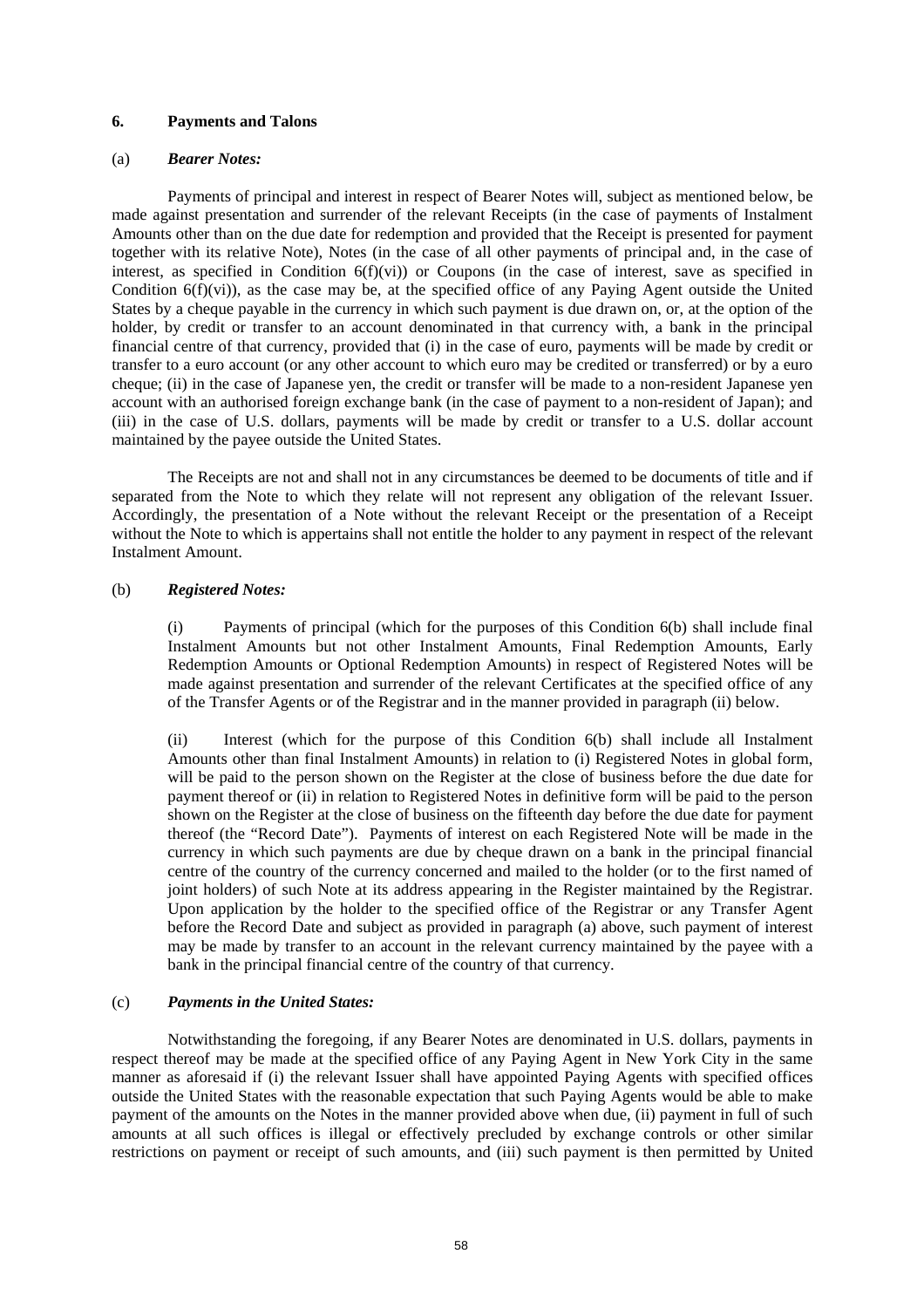## 6. Payments and Talons

### (a) *Bearer Notes:*

Payments of principal and interest in respect of Bearer Notes will, subject as mentioned below, be made against presentation and surrender of the relevant Receipts (in the case of payments of Instalment Amounts other than on the due date for redemption and provided that the Receipt is presented for payment together with its relative Note), Notes (in the case of all other payments of principal and, in the case of interest, as specified in Condition 6(f)(vi)) or Coupons (in the case of interest, save as specified in Condition 6(f)(vi)), as the case may be, at the specified office of any Paying Agent outside the United States by a cheque payable in the currency in which such payment is due drawn on, or, at the option of the holder, by credit or transfer to an account denominated in that currency with, a bank in the principal financial centre of that currency, provided that (i) in the case of euro, payments will be made by credit or transfer to a euro account (or any other account to which euro may be credited or transferred) or by a euro cheque; (ii) in the case of Japanese yen, the credit or transfer will be made to a non-resident Japanese yen account with an authorised foreign exchange bank (in the case of payment to a non-resident of Japan); and (iii) in the case of U.S. dollars, payments will be made by credit or transfer to a U.S. dollar account maintained by the payee outside the United States.

The Receipts are not and shall not in any circumstances be deemed to be documents of title and if separated from the Note to which they relate will not represent any obligation of the relevant Issuer. Accordingly, the presentation of a Note without the relevant Receipt or the presentation of a Receipt without the Note to which is appertains shall not entitle the holder to any payment in respect of the relevant Instalment Amount.

### (b) *Registered Notes:*

(i) Payments of principal (which for the purposes of this Condition 6(b) shall include final Instalment Amounts but not other Instalment Amounts, Final Redemption Amounts, Early Redemption Amounts or Optional Redemption Amounts) in respect of Registered Notes will be made against presentation and surrender of the relevant Certificates at the specified office of any of the Transfer Agents or of the Registrar and in the manner provided in paragraph (ii) below.

(ii) Interest (which for the purpose of this Condition 6(b) shall include all Instalment Amounts other than final Instalment Amounts) in relation to (i) Registered Notes in global form, will be paid to the person shown on the Register at the close of business before the due date for payment thereof or (ii) in relation to Registered Notes in definitive form will be paid to the person shown on the Register at the close of business on the fifteenth day before the due date for payment thereof (the "Record Date"). Payments of interest on each Registered Note will be made in the currency in which such payments are due by cheque drawn on a bank in the principal financial centre of the country of the currency concerned and mailed to the holder (or to the first named of joint holders) of such Note at its address appearing in the Register maintained by the Registrar. Upon application by the holder to the specified office of the Registrar or any Transfer Agent before the Record Date and subject as provided in paragraph (a) above, such payment of interest may be made by transfer to an account in the relevant currency maintained by the payee with a bank in the principal financial centre of the country of that currency.

### (c) *Payments in the United States:*

Notwithstanding the foregoing, if any Bearer Notes are denominated in U.S. dollars, payments in respect thereof may be made at the specified office of any Paying Agent in New York City in the same manner as aforesaid if (i) the relevant Issuer shall have appointed Paying Agents with specified offices outside the United States with the reasonable expectation that such Paying Agents would be able to make payment of the amounts on the Notes in the manner provided above when due, (ii) payment in full of such amounts at all such offices is illegal or effectively precluded by exchange controls or other similar restrictions on payment or receipt of such amounts, and (iii) such payment is then permitted by United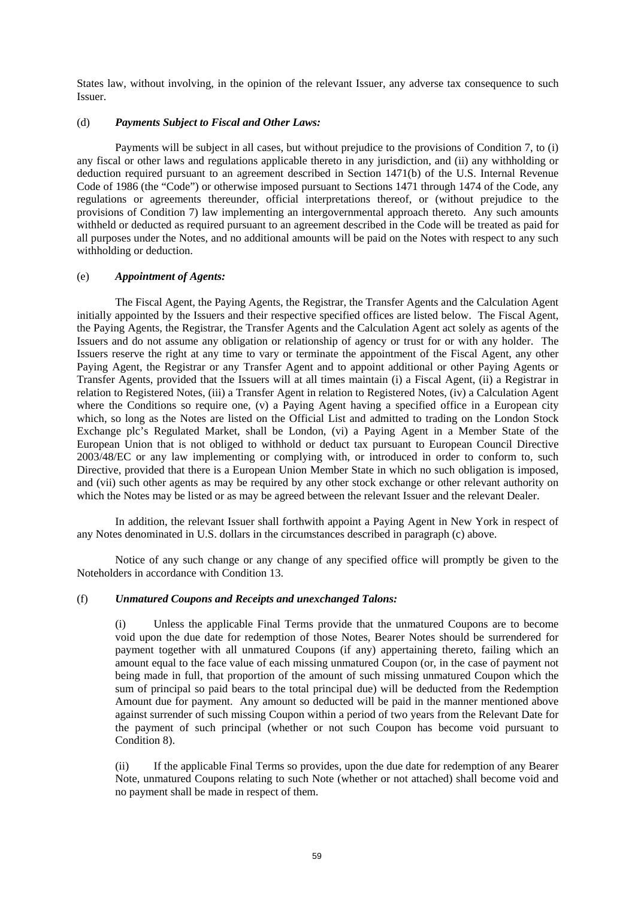States law, without involving, in the opinion of the relevant Issuer, any adverse tax consequence to such Issuer.

(d) ***Payments Subject to Fiscal and Other Laws:***

Payments will be subject in all cases, but without prejudice to the provisions of Condition 7, to (i) any fiscal or other laws and regulations applicable thereto in any jurisdiction, and (ii) any withholding or deduction required pursuant to an agreement described in Section 1471(b) of the U.S. Internal Revenue Code of 1986 (the "Code") or otherwise imposed pursuant to Sections 1471 through 1474 of the Code, any regulations or agreements thereunder, official interpretations thereof, or (without prejudice to the provisions of Condition 7) law implementing an intergovernmental approach thereto. Any such amounts withheld or deducted as required pursuant to an agreement described in the Code will be treated as paid for all purposes under the Notes, and no additional amounts will be paid on the Notes with respect to any such withholding or deduction.

(e) ***Appointment of Agents:***

The Fiscal Agent, the Paying Agents, the Registrar, the Transfer Agents and the Calculation Agent initially appointed by the Issuers and their respective specified offices are listed below. The Fiscal Agent, the Paying Agents, the Registrar, the Transfer Agents and the Calculation Agent act solely as agents of the Issuers and do not assume any obligation or relationship of agency or trust for or with any holder. The Issuers reserve the right at any time to vary or terminate the appointment of the Fiscal Agent, any other Paying Agent, the Registrar or any Transfer Agent and to appoint additional or other Paying Agents or Transfer Agents, provided that the Issuers will at all times maintain (i) a Fiscal Agent, (ii) a Registrar in relation to Registered Notes, (iii) a Transfer Agent in relation to Registered Notes, (iv) a Calculation Agent where the Conditions so require one, (v) a Paying Agent having a specified office in a European city which, so long as the Notes are listed on the Official List and admitted to trading on the London Stock Exchange plc's Regulated Market, shall be London, (vi) a Paying Agent in a Member State of the European Union that is not obliged to withhold or deduct tax pursuant to European Council Directive 2003/48/EC or any law implementing or complying with, or introduced in order to conform to, such Directive, provided that there is a European Union Member State in which no such obligation is imposed, and (vii) such other agents as may be required by any other stock exchange or other relevant authority on which the Notes may be listed or as may be agreed between the relevant Issuer and the relevant Dealer.

In addition, the relevant Issuer shall forthwith appoint a Paying Agent in New York in respect of any Notes denominated in U.S. dollars in the circumstances described in paragraph (c) above.

Notice of any such change or any change of any specified office will promptly be given to the Noteholders in accordance with Condition 13.

(f) ***Unmatured Coupons and Receipts and unexchanged Talons:***

(i) Unless the applicable Final Terms provide that the unmatured Coupons are to become void upon the due date for redemption of those Notes, Bearer Notes should be surrendered for payment together with all unmatured Coupons (if any) appertaining thereto, failing which an amount equal to the face value of each missing unmatured Coupon (or, in the case of payment not being made in full, that proportion of the amount of such missing unmatured Coupon which the sum of principal so paid bears to the total principal due) will be deducted from the Redemption Amount due for payment. Any amount so deducted will be paid in the manner mentioned above against surrender of such missing Coupon within a period of two years from the Relevant Date for the payment of such principal (whether or not such Coupon has become void pursuant to Condition 8).

(ii) If the applicable Final Terms so provides, upon the due date for redemption of any Bearer Note, unmatured Coupons relating to such Note (whether or not attached) shall become void and no payment shall be made in respect of them.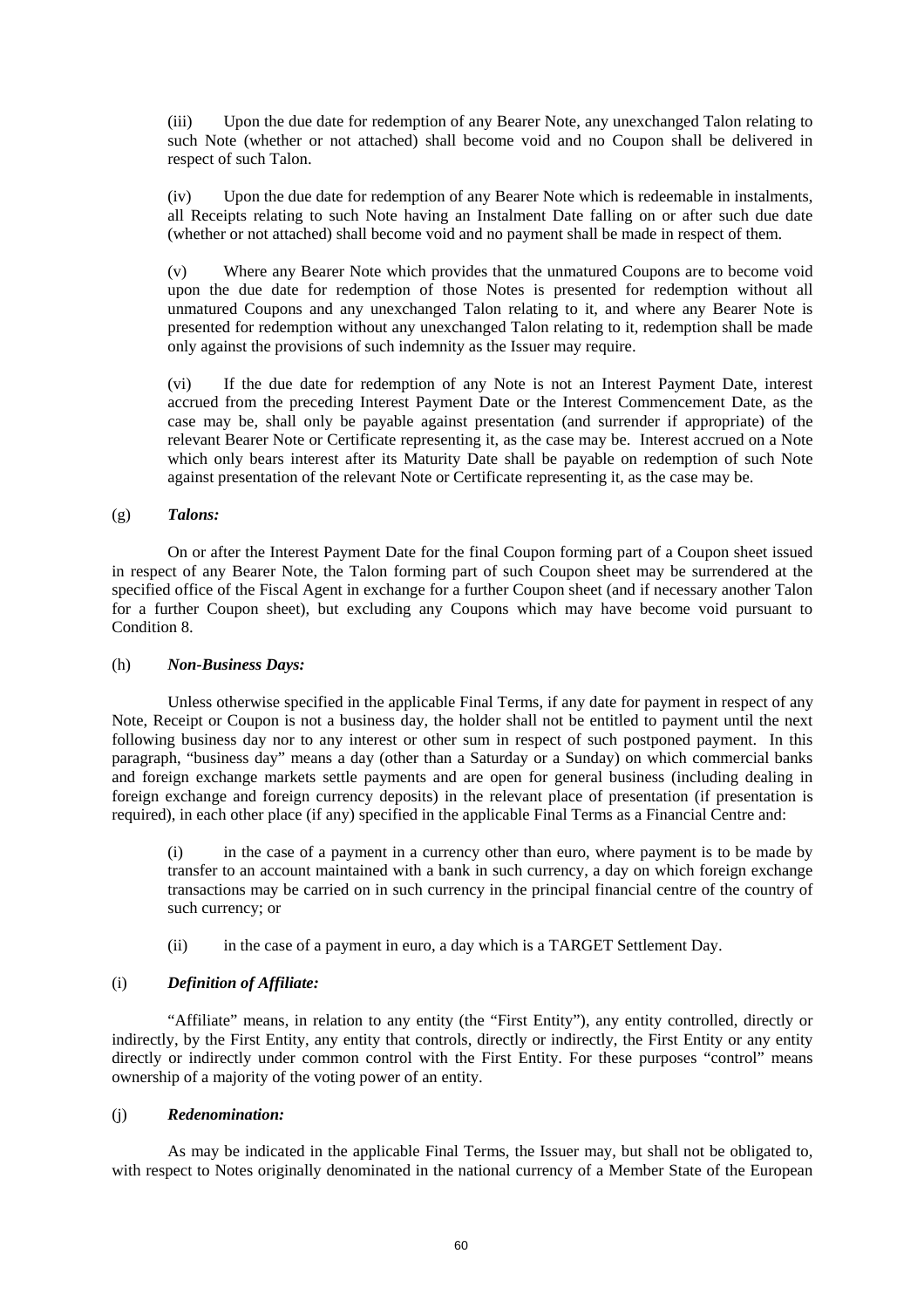(iii) Upon the due date for redemption of any Bearer Note, any unexchanged Talon relating to such Note (whether or not attached) shall become void and no Coupon shall be delivered in respect of such Talon.

(iv) Upon the due date for redemption of any Bearer Note which is redeemable in instalments, all Receipts relating to such Note having an Instalment Date falling on or after such due date (whether or not attached) shall become void and no payment shall be made in respect of them.

(v) Where any Bearer Note which provides that the unmatured Coupons are to become void upon the due date for redemption of those Notes is presented for redemption without all unmatured Coupons and any unexchanged Talon relating to it, and where any Bearer Note is presented for redemption without any unexchanged Talon relating to it, redemption shall be made only against the provisions of such indemnity as the Issuer may require.

(vi) If the due date for redemption of any Note is not an Interest Payment Date, interest accrued from the preceding Interest Payment Date or the Interest Commencement Date, as the case may be, shall only be payable against presentation (and surrender if appropriate) of the relevant Bearer Note or Certificate representing it, as the case may be. Interest accrued on a Note which only bears interest after its Maturity Date shall be payable on redemption of such Note against presentation of the relevant Note or Certificate representing it, as the case may be.

(g) ***Talons:***

On or after the Interest Payment Date for the final Coupon forming part of a Coupon sheet issued in respect of any Bearer Note, the Talon forming part of such Coupon sheet may be surrendered at the specified office of the Fiscal Agent in exchange for a further Coupon sheet (and if necessary another Talon for a further Coupon sheet), but excluding any Coupons which may have become void pursuant to Condition 8.

(h) ***Non-Business Days:***

Unless otherwise specified in the applicable Final Terms, if any date for payment in respect of any Note, Receipt or Coupon is not a business day, the holder shall not be entitled to payment until the next following business day nor to any interest or other sum in respect of such postponed payment. In this paragraph, "business day" means a day (other than a Saturday or a Sunday) on which commercial banks and foreign exchange markets settle payments and are open for general business (including dealing in foreign exchange and foreign currency deposits) in the relevant place of presentation (if presentation is required), in each other place (if any) specified in the applicable Final Terms as a Financial Centre and:

(i) in the case of a payment in a currency other than euro, where payment is to be made by transfer to an account maintained with a bank in such currency, a day on which foreign exchange transactions may be carried on in such currency in the principal financial centre of the country of such currency; or

(ii) in the case of a payment in euro, a day which is a TARGET Settlement Day.

(i) ***Definition of Affiliate:***

"Affiliate" means, in relation to any entity (the "First Entity"), any entity controlled, directly or indirectly, by the First Entity, any entity that controls, directly or indirectly, the First Entity or any entity directly or indirectly under common control with the First Entity. For these purposes "control" means ownership of a majority of the voting power of an entity.

(j) ***Redenomination:***

As may be indicated in the applicable Final Terms, the Issuer may, but shall not be obligated to, with respect to Notes originally denominated in the national currency of a Member State of the European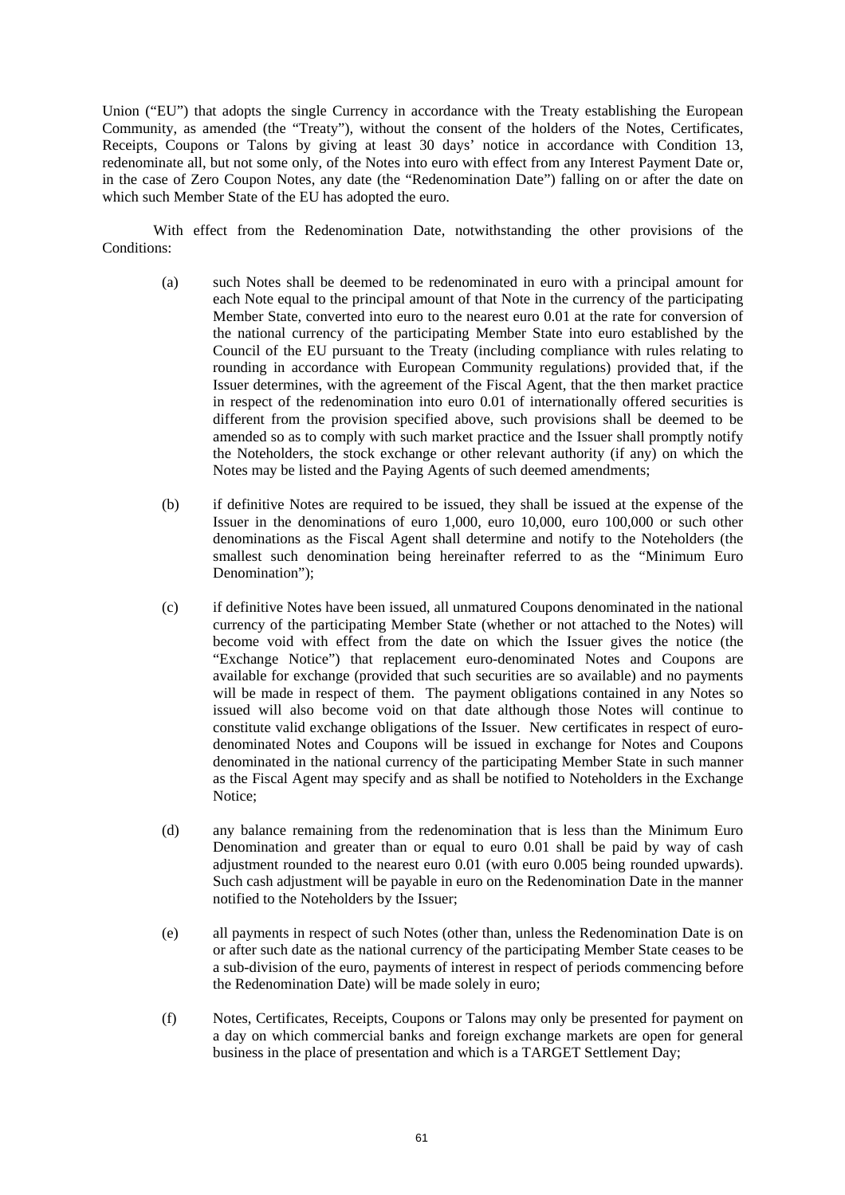Union ("EU") that adopts the single Currency in accordance with the Treaty establishing the European Community, as amended (the "Treaty"), without the consent of the holders of the Notes, Certificates, Receipts, Coupons or Talons by giving at least 30 days' notice in accordance with Condition 13, redenominate all, but not some only, of the Notes into euro with effect from any Interest Payment Date or, in the case of Zero Coupon Notes, any date (the "Redenomination Date") falling on or after the date on which such Member State of the EU has adopted the euro.

With effect from the Redenomination Date, notwithstanding the other provisions of the Conditions:

(a) such Notes shall be deemed to be redenominated in euro with a principal amount for each Note equal to the principal amount of that Note in the currency of the participating Member State, converted into euro to the nearest euro 0.01 at the rate for conversion of the national currency of the participating Member State into euro established by the Council of the EU pursuant to the Treaty (including compliance with rules relating to rounding in accordance with European Community regulations) provided that, if the Issuer determines, with the agreement of the Fiscal Agent, that the then market practice in respect of the redenomination into euro 0.01 of internationally offered securities is different from the provision specified above, such provisions shall be deemed to be amended so as to comply with such market practice and the Issuer shall promptly notify the Noteholders, the stock exchange or other relevant authority (if any) on which the Notes may be listed and the Paying Agents of such deemed amendments;

(b) if definitive Notes are required to be issued, they shall be issued at the expense of the Issuer in the denominations of euro 1,000, euro 10,000, euro 100,000 or such other denominations as the Fiscal Agent shall determine and notify to the Noteholders (the smallest such denomination being hereinafter referred to as the "Minimum Euro Denomination");

(c) if definitive Notes have been issued, all unmatured Coupons denominated in the national currency of the participating Member State (whether or not attached to the Notes) will become void with effect from the date on which the Issuer gives the notice (the "Exchange Notice") that replacement euro-denominated Notes and Coupons are available for exchange (provided that such securities are so available) and no payments will be made in respect of them. The payment obligations contained in any Notes so issued will also become void on that date although those Notes will continue to constitute valid exchange obligations of the Issuer. New certificates in respect of euro-denominated Notes and Coupons will be issued in exchange for Notes and Coupons denominated in the national currency of the participating Member State in such manner as the Fiscal Agent may specify and as shall be notified to Noteholders in the Exchange Notice;

(d) any balance remaining from the redenomination that is less than the Minimum Euro Denomination and greater than or equal to euro 0.01 shall be paid by way of cash adjustment rounded to the nearest euro 0.01 (with euro 0.005 being rounded upwards). Such cash adjustment will be payable in euro on the Redenomination Date in the manner notified to the Noteholders by the Issuer;

(e) all payments in respect of such Notes (other than, unless the Redenomination Date is on or after such date as the national currency of the participating Member State ceases to be a sub-division of the euro, payments of interest in respect of periods commencing before the Redenomination Date) will be made solely in euro;

(f) Notes, Certificates, Receipts, Coupons or Talons may only be presented for payment on a day on which commercial banks and foreign exchange markets are open for general business in the place of presentation and which is a TARGET Settlement Day;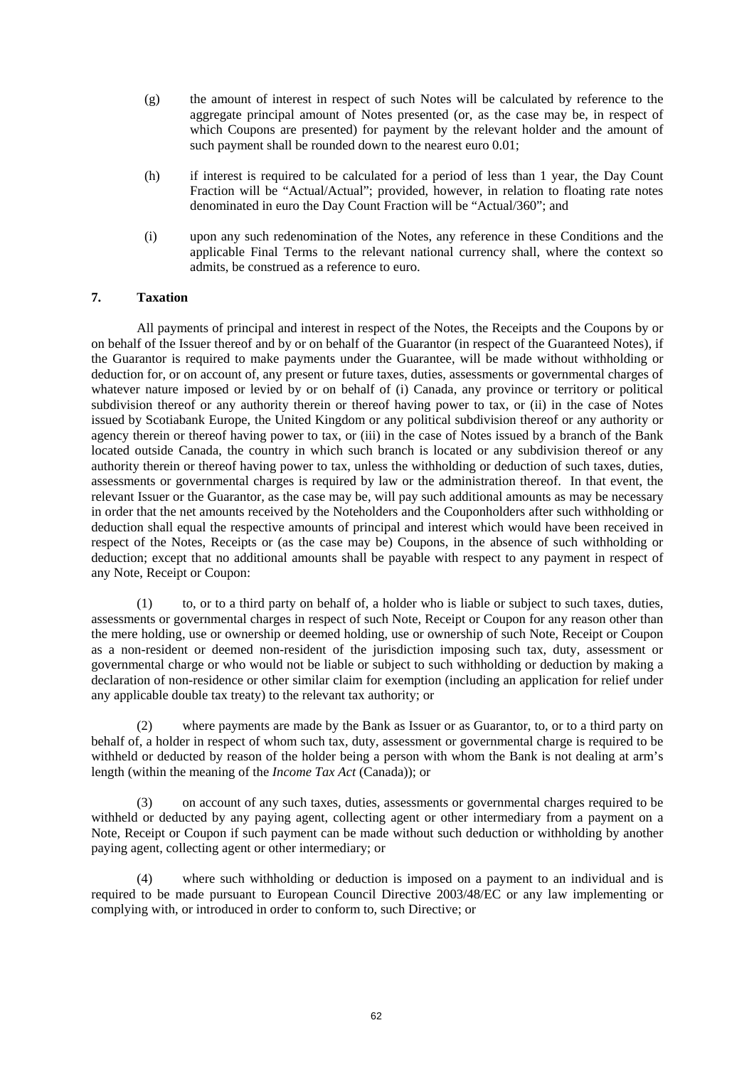(g) the amount of interest in respect of such Notes will be calculated by reference to the aggregate principal amount of Notes presented (or, as the case may be, in respect of which Coupons are presented) for payment by the relevant holder and the amount of such payment shall be rounded down to the nearest euro 0.01;

(h) if interest is required to be calculated for a period of less than 1 year, the Day Count Fraction will be "Actual/Actual"; provided, however, in relation to floating rate notes denominated in euro the Day Count Fraction will be "Actual/360"; and

(i) upon any such redenomination of the Notes, any reference in these Conditions and the applicable Final Terms to the relevant national currency shall, where the context so admits, be construed as a reference to euro.

## 7. Taxation

All payments of principal and interest in respect of the Notes, the Receipts and the Coupons by or on behalf of the Issuer thereof and by or on behalf of the Guarantor (in respect of the Guaranteed Notes), if the Guarantor is required to make payments under the Guarantee, will be made without withholding or deduction for, or on account of, any present or future taxes, duties, assessments or governmental charges of whatever nature imposed or levied by or on behalf of (i) Canada, any province or territory or political subdivision thereof or any authority therein or thereof having power to tax, or (ii) in the case of Notes issued by Scotiabank Europe, the United Kingdom or any political subdivision thereof or any authority or agency therein or thereof having power to tax, or (iii) in the case of Notes issued by a branch of the Bank located outside Canada, the country in which such branch is located or any subdivision thereof or any authority therein or thereof having power to tax, unless the withholding or deduction of such taxes, duties, assessments or governmental charges is required by law or the administration thereof. In that event, the relevant Issuer or the Guarantor, as the case may be, will pay such additional amounts as may be necessary in order that the net amounts received by the Noteholders and the Couponholders after such withholding or deduction shall equal the respective amounts of principal and interest which would have been received in respect of the Notes, Receipts or (as the case may be) Coupons, in the absence of such withholding or deduction; except that no additional amounts shall be payable with respect to any payment in respect of any Note, Receipt or Coupon:

(1) to, or to a third party on behalf of, a holder who is liable or subject to such taxes, duties, assessments or governmental charges in respect of such Note, Receipt or Coupon for any reason other than the mere holding, use or ownership or deemed holding, use or ownership of such Note, Receipt or Coupon as a non-resident or deemed non-resident of the jurisdiction imposing such tax, duty, assessment or governmental charge or who would not be liable or subject to such withholding or deduction by making a declaration of non-residence or other similar claim for exemption (including an application for relief under any applicable double tax treaty) to the relevant tax authority; or

(2) where payments are made by the Bank as Issuer or as Guarantor, to, or to a third party on behalf of, a holder in respect of whom such tax, duty, assessment or governmental charge is required to be withheld or deducted by reason of the holder being a person with whom the Bank is not dealing at arm's length (within the meaning of the *Income Tax Act* (Canada)); or

(3) on account of any such taxes, duties, assessments or governmental charges required to be withheld or deducted by any paying agent, collecting agent or other intermediary from a payment on a Note, Receipt or Coupon if such payment can be made without such deduction or withholding by another paying agent, collecting agent or other intermediary; or

(4) where such withholding or deduction is imposed on a payment to an individual and is required to be made pursuant to European Council Directive 2003/48/EC or any law implementing or complying with, or introduced in order to conform to, such Directive; or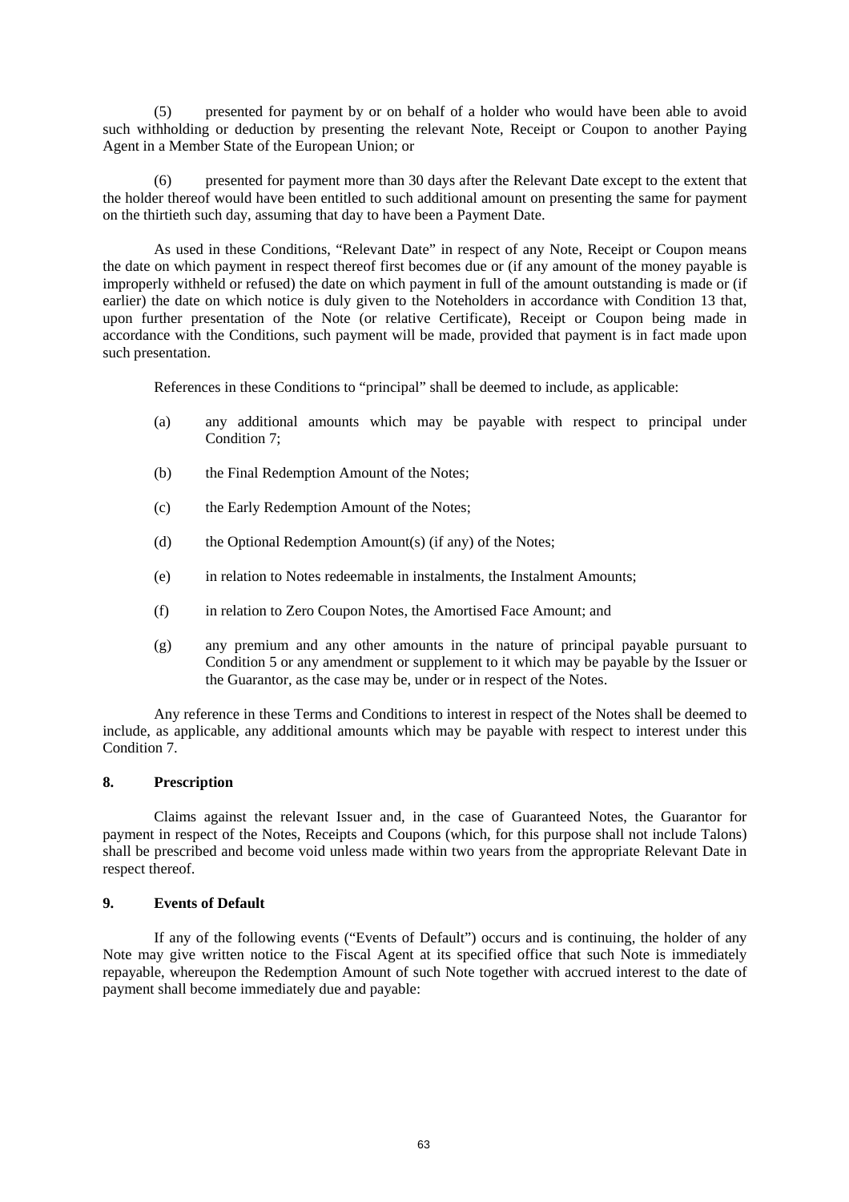(5) presented for payment by or on behalf of a holder who would have been able to avoid such withholding or deduction by presenting the relevant Note, Receipt or Coupon to another Paying Agent in a Member State of the European Union; or

(6) presented for payment more than 30 days after the Relevant Date except to the extent that the holder thereof would have been entitled to such additional amount on presenting the same for payment on the thirtieth such day, assuming that day to have been a Payment Date.

As used in these Conditions, "Relevant Date" in respect of any Note, Receipt or Coupon means the date on which payment in respect thereof first becomes due or (if any amount of the money payable is improperly withheld or refused) the date on which payment in full of the amount outstanding is made or (if earlier) the date on which notice is duly given to the Noteholders in accordance with Condition 13 that, upon further presentation of the Note (or relative Certificate), Receipt or Coupon being made in accordance with the Conditions, such payment will be made, provided that payment is in fact made upon such presentation.

References in these Conditions to "principal" shall be deemed to include, as applicable:

(a) any additional amounts which may be payable with respect to principal under Condition 7;

(b) the Final Redemption Amount of the Notes;

(c) the Early Redemption Amount of the Notes;

(d) the Optional Redemption Amount(s) (if any) of the Notes;

(e) in relation to Notes redeemable in instalments, the Instalment Amounts;

(f) in relation to Zero Coupon Notes, the Amortised Face Amount; and

(g) any premium and any other amounts in the nature of principal payable pursuant to Condition 5 or any amendment or supplement to it which may be payable by the Issuer or the Guarantor, as the case may be, under or in respect of the Notes.

Any reference in these Terms and Conditions to interest in respect of the Notes shall be deemed to include, as applicable, any additional amounts which may be payable with respect to interest under this Condition 7.

## 8. Prescription

Claims against the relevant Issuer and, in the case of Guaranteed Notes, the Guarantor for payment in respect of the Notes, Receipts and Coupons (which, for this purpose shall not include Talons) shall be prescribed and become void unless made within two years from the appropriate Relevant Date in respect thereof.

## 9. Events of Default

If any of the following events ("Events of Default") occurs and is continuing, the holder of any Note may give written notice to the Fiscal Agent at its specified office that such Note is immediately repayable, whereupon the Redemption Amount of such Note together with accrued interest to the date of payment shall become immediately due and payable: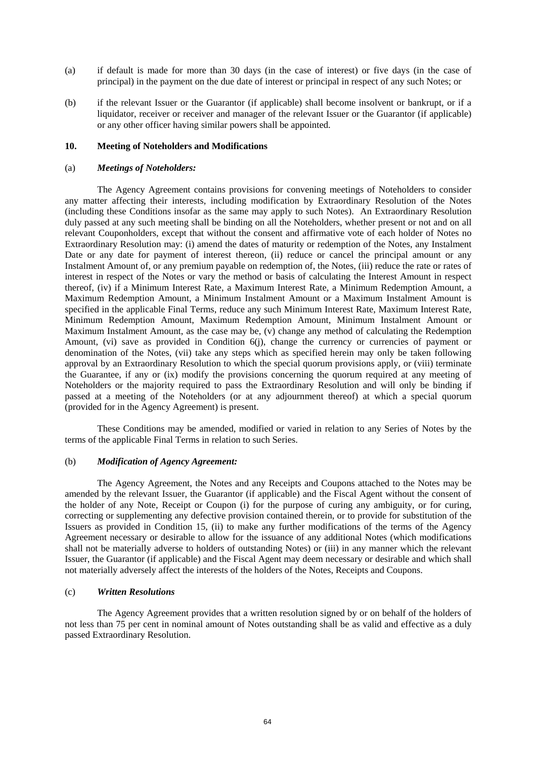(a) if default is made for more than 30 days (in the case of interest) or five days (in the case of principal) in the payment on the due date of interest or principal in respect of any such Notes; or

(b) if the relevant Issuer or the Guarantor (if applicable) shall become insolvent or bankrupt, or if a liquidator, receiver or receiver and manager of the relevant Issuer or the Guarantor (if applicable) or any other officer having similar powers shall be appointed.

**10. Meeting of Noteholders and Modifications**

(a) ***Meetings of Noteholders:***

The Agency Agreement contains provisions for convening meetings of Noteholders to consider any matter affecting their interests, including modification by Extraordinary Resolution of the Notes (including these Conditions insofar as the same may apply to such Notes). An Extraordinary Resolution duly passed at any such meeting shall be binding on all the Noteholders, whether present or not and on all relevant Couponholders, except that without the consent and affirmative vote of each holder of Notes no Extraordinary Resolution may: (i) amend the dates of maturity or redemption of the Notes, any Instalment Date or any date for payment of interest thereon, (ii) reduce or cancel the principal amount or any Instalment Amount of, or any premium payable on redemption of, the Notes, (iii) reduce the rate or rates of interest in respect of the Notes or vary the method or basis of calculating the Interest Amount in respect thereof, (iv) if a Minimum Interest Rate, a Maximum Interest Rate, a Minimum Redemption Amount, a Maximum Redemption Amount, a Minimum Instalment Amount or a Maximum Instalment Amount is specified in the applicable Final Terms, reduce any such Minimum Interest Rate, Maximum Interest Rate, Minimum Redemption Amount, Maximum Redemption Amount, Minimum Instalment Amount or Maximum Instalment Amount, as the case may be, (v) change any method of calculating the Redemption Amount, (vi) save as provided in Condition 6(j), change the currency or currencies of payment or denomination of the Notes, (vii) take any steps which as specified herein may only be taken following approval by an Extraordinary Resolution to which the special quorum provisions apply, or (viii) terminate the Guarantee, if any or (ix) modify the provisions concerning the quorum required at any meeting of Noteholders or the majority required to pass the Extraordinary Resolution and will only be binding if passed at a meeting of the Noteholders (or at any adjournment thereof) at which a special quorum (provided for in the Agency Agreement) is present.

These Conditions may be amended, modified or varied in relation to any Series of Notes by the terms of the applicable Final Terms in relation to such Series.

(b) ***Modification of Agency Agreement:***

The Agency Agreement, the Notes and any Receipts and Coupons attached to the Notes may be amended by the relevant Issuer, the Guarantor (if applicable) and the Fiscal Agent without the consent of the holder of any Note, Receipt or Coupon (i) for the purpose of curing any ambiguity, or for curing, correcting or supplementing any defective provision contained therein, or to provide for substitution of the Issuers as provided in Condition 15, (ii) to make any further modifications of the terms of the Agency Agreement necessary or desirable to allow for the issuance of any additional Notes (which modifications shall not be materially adverse to holders of outstanding Notes) or (iii) in any manner which the relevant Issuer, the Guarantor (if applicable) and the Fiscal Agent may deem necessary or desirable and which shall not materially adversely affect the interests of the holders of the Notes, Receipts and Coupons.

(c) ***Written Resolutions***

The Agency Agreement provides that a written resolution signed by or on behalf of the holders of not less than 75 per cent in nominal amount of Notes outstanding shall be as valid and effective as a duly passed Extraordinary Resolution.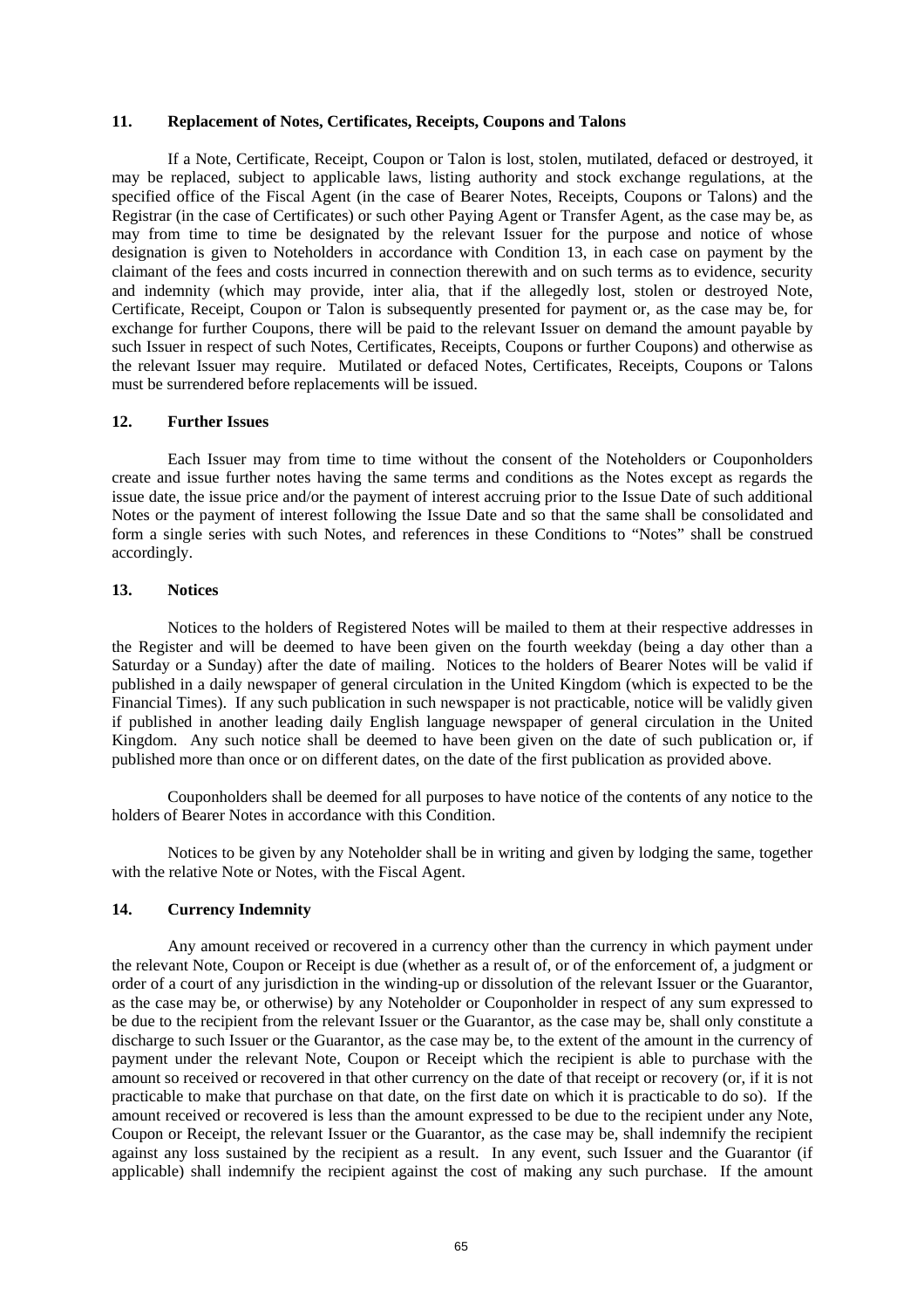### 11. Replacement of Notes, Certificates, Receipts, Coupons and Talons

If a Note, Certificate, Receipt, Coupon or Talon is lost, stolen, mutilated, defaced or destroyed, it may be replaced, subject to applicable laws, listing authority and stock exchange regulations, at the specified office of the Fiscal Agent (in the case of Bearer Notes, Receipts, Coupons or Talons) and the Registrar (in the case of Certificates) or such other Paying Agent or Transfer Agent, as the case may be, as may from time to time be designated by the relevant Issuer for the purpose and notice of whose designation is given to Noteholders in accordance with Condition 13, in each case on payment by the claimant of the fees and costs incurred in connection therewith and on such terms as to evidence, security and indemnity (which may provide, inter alia, that if the allegedly lost, stolen or destroyed Note, Certificate, Receipt, Coupon or Talon is subsequently presented for payment or, as the case may be, for exchange for further Coupons, there will be paid to the relevant Issuer on demand the amount payable by such Issuer in respect of such Notes, Certificates, Receipts, Coupons or further Coupons) and otherwise as the relevant Issuer may require. Mutilated or defaced Notes, Certificates, Receipts, Coupons or Talons must be surrendered before replacements will be issued.

### 12. Further Issues

Each Issuer may from time to time without the consent of the Noteholders or Couponholders create and issue further notes having the same terms and conditions as the Notes except as regards the issue date, the issue price and/or the payment of interest accruing prior to the Issue Date of such additional Notes or the payment of interest following the Issue Date and so that the same shall be consolidated and form a single series with such Notes, and references in these Conditions to "Notes" shall be construed accordingly.

### 13. Notices

Notices to the holders of Registered Notes will be mailed to them at their respective addresses in the Register and will be deemed to have been given on the fourth weekday (being a day other than a Saturday or a Sunday) after the date of mailing. Notices to the holders of Bearer Notes will be valid if published in a daily newspaper of general circulation in the United Kingdom (which is expected to be the Financial Times). If any such publication in such newspaper is not practicable, notice will be validly given if published in another leading daily English language newspaper of general circulation in the United Kingdom. Any such notice shall be deemed to have been given on the date of such publication or, if published more than once or on different dates, on the date of the first publication as provided above.

Couponholders shall be deemed for all purposes to have notice of the contents of any notice to the holders of Bearer Notes in accordance with this Condition.

Notices to be given by any Noteholder shall be in writing and given by lodging the same, together with the relative Note or Notes, with the Fiscal Agent.

### 14. Currency Indemnity

Any amount received or recovered in a currency other than the currency in which payment under the relevant Note, Coupon or Receipt is due (whether as a result of, or of the enforcement of, a judgment or order of a court of any jurisdiction in the winding-up or dissolution of the relevant Issuer or the Guarantor, as the case may be, or otherwise) by any Noteholder or Couponholder in respect of any sum expressed to be due to the recipient from the relevant Issuer or the Guarantor, as the case may be, shall only constitute a discharge to such Issuer or the Guarantor, as the case may be, to the extent of the amount in the currency of payment under the relevant Note, Coupon or Receipt which the recipient is able to purchase with the amount so received or recovered in that other currency on the date of that receipt or recovery (or, if it is not practicable to make that purchase on that date, on the first date on which it is practicable to do so). If the amount received or recovered is less than the amount expressed to be due to the recipient under any Note, Coupon or Receipt, the relevant Issuer or the Guarantor, as the case may be, shall indemnify the recipient against any loss sustained by the recipient as a result. In any event, such Issuer and the Guarantor (if applicable) shall indemnify the recipient against the cost of making any such purchase. If the amount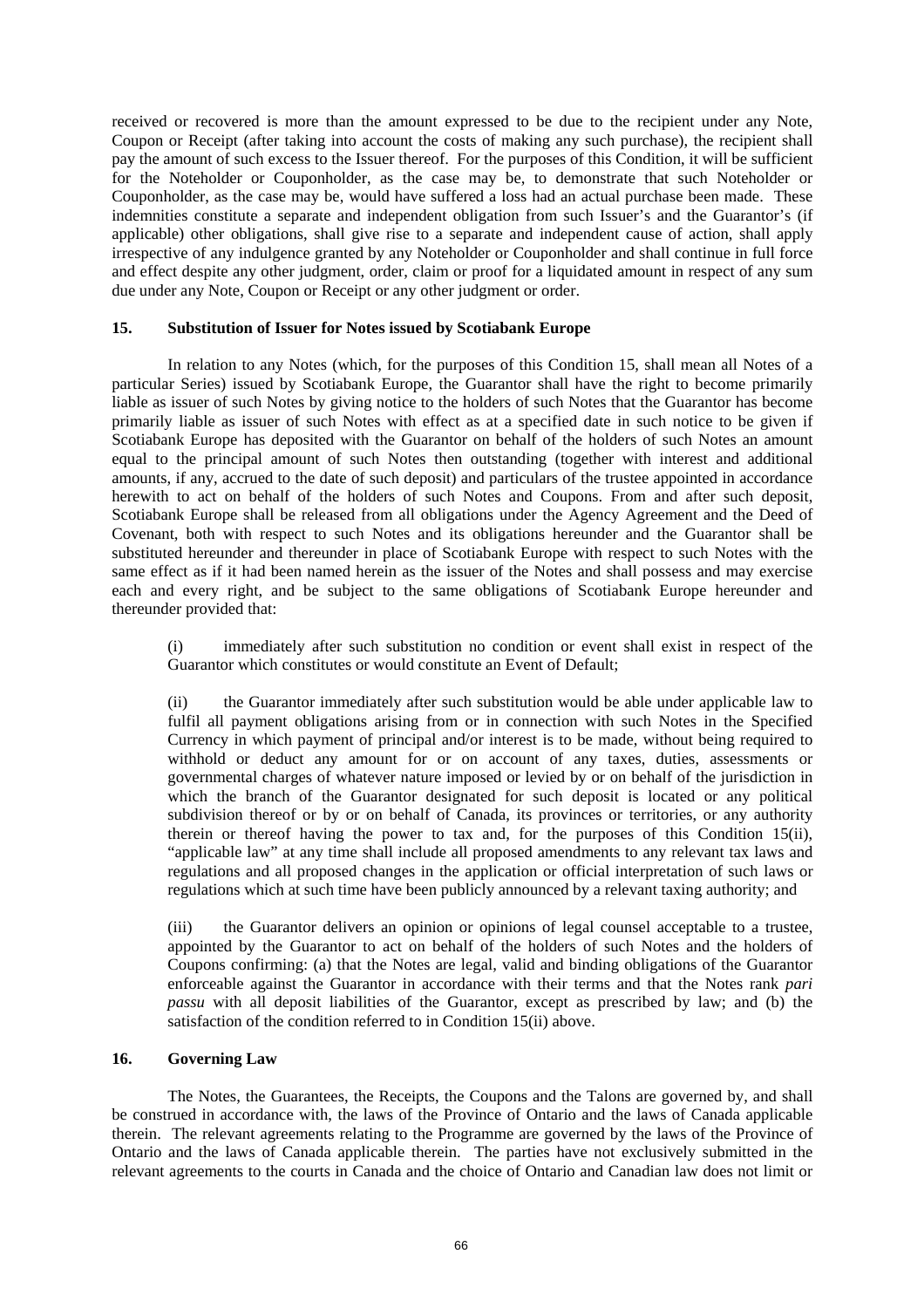received or recovered is more than the amount expressed to be due to the recipient under any Note, Coupon or Receipt (after taking into account the costs of making any such purchase), the recipient shall pay the amount of such excess to the Issuer thereof. For the purposes of this Condition, it will be sufficient for the Noteholder or Couponholder, as the case may be, to demonstrate that such Noteholder or Couponholder, as the case may be, would have suffered a loss had an actual purchase been made. These indemnities constitute a separate and independent obligation from such Issuer's and the Guarantor's (if applicable) other obligations, shall give rise to a separate and independent cause of action, shall apply irrespective of any indulgence granted by any Noteholder or Couponholder and shall continue in full force and effect despite any other judgment, order, claim or proof for a liquidated amount in respect of any sum due under any Note, Coupon or Receipt or any other judgment or order.

## 15. Substitution of Issuer for Notes issued by Scotiabank Europe

In relation to any Notes (which, for the purposes of this Condition 15, shall mean all Notes of a particular Series) issued by Scotiabank Europe, the Guarantor shall have the right to become primarily liable as issuer of such Notes by giving notice to the holders of such Notes that the Guarantor has become primarily liable as issuer of such Notes with effect as at a specified date in such notice to be given if Scotiabank Europe has deposited with the Guarantor on behalf of the holders of such Notes an amount equal to the principal amount of such Notes then outstanding (together with interest and additional amounts, if any, accrued to the date of such deposit) and particulars of the trustee appointed in accordance herewith to act on behalf of the holders of such Notes and Coupons. From and after such deposit, Scotiabank Europe shall be released from all obligations under the Agency Agreement and the Deed of Covenant, both with respect to such Notes and its obligations hereunder and the Guarantor shall be substituted hereunder and thereunder in place of Scotiabank Europe with respect to such Notes with the same effect as if it had been named herein as the issuer of the Notes and shall possess and may exercise each and every right, and be subject to the same obligations of Scotiabank Europe hereunder and thereunder provided that:

(i) immediately after such substitution no condition or event shall exist in respect of the Guarantor which constitutes or would constitute an Event of Default;

(ii) the Guarantor immediately after such substitution would be able under applicable law to fulfil all payment obligations arising from or in connection with such Notes in the Specified Currency in which payment of principal and/or interest is to be made, without being required to withhold or deduct any amount for or on account of any taxes, duties, assessments or governmental charges of whatever nature imposed or levied by or on behalf of the jurisdiction in which the branch of the Guarantor designated for such deposit is located or any political subdivision thereof or by or on behalf of Canada, its provinces or territories, or any authority therein or thereof having the power to tax and, for the purposes of this Condition 15(ii), "applicable law" at any time shall include all proposed amendments to any relevant tax laws and regulations and all proposed changes in the application or official interpretation of such laws or regulations which at such time have been publicly announced by a relevant taxing authority; and

(iii) the Guarantor delivers an opinion or opinions of legal counsel acceptable to a trustee, appointed by the Guarantor to act on behalf of the holders of such Notes and the holders of Coupons confirming: (a) that the Notes are legal, valid and binding obligations of the Guarantor enforceable against the Guarantor in accordance with their terms and that the Notes rank *pari passu* with all deposit liabilities of the Guarantor, except as prescribed by law; and (b) the satisfaction of the condition referred to in Condition 15(ii) above.

## 16. Governing Law

The Notes, the Guarantees, the Receipts, the Coupons and the Talons are governed by, and shall be construed in accordance with, the laws of the Province of Ontario and the laws of Canada applicable therein. The relevant agreements relating to the Programme are governed by the laws of the Province of Ontario and the laws of Canada applicable therein. The parties have not exclusively submitted in the relevant agreements to the courts in Canada and the choice of Ontario and Canadian law does not limit or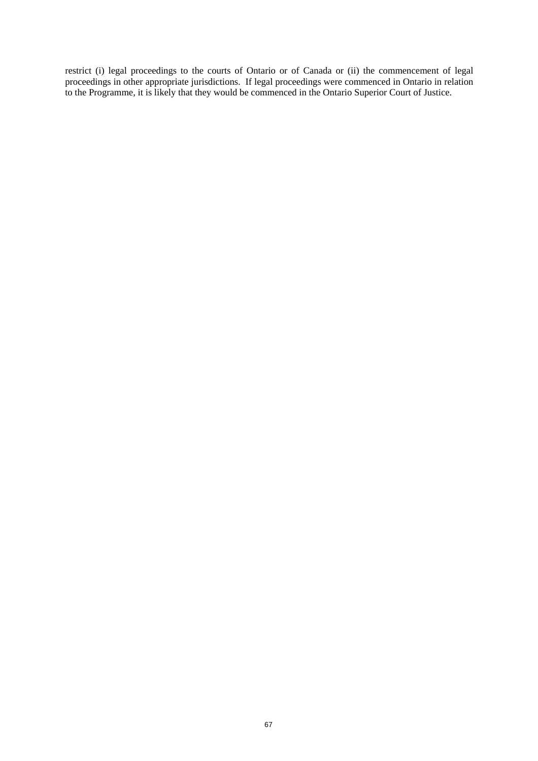restrict (i) legal proceedings to the courts of Ontario or of Canada or (ii) the commencement of legal proceedings in other appropriate jurisdictions. If legal proceedings were commenced in Ontario in relation to the Programme, it is likely that they would be commenced in the Ontario Superior Court of Justice.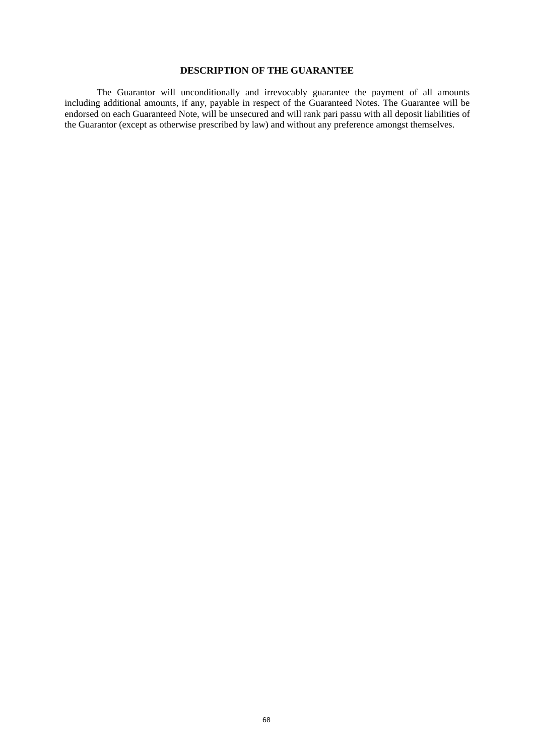# DESCRIPTION OF THE GUARANTEE

The Guarantor will unconditionally and irrevocably guarantee the payment of all amounts including additional amounts, if any, payable in respect of the Guaranteed Notes. The Guarantee will be endorsed on each Guaranteed Note, will be unsecured and will rank pari passu with all deposit liabilities of the Guarantor (except as otherwise prescribed by law) and without any preference amongst themselves.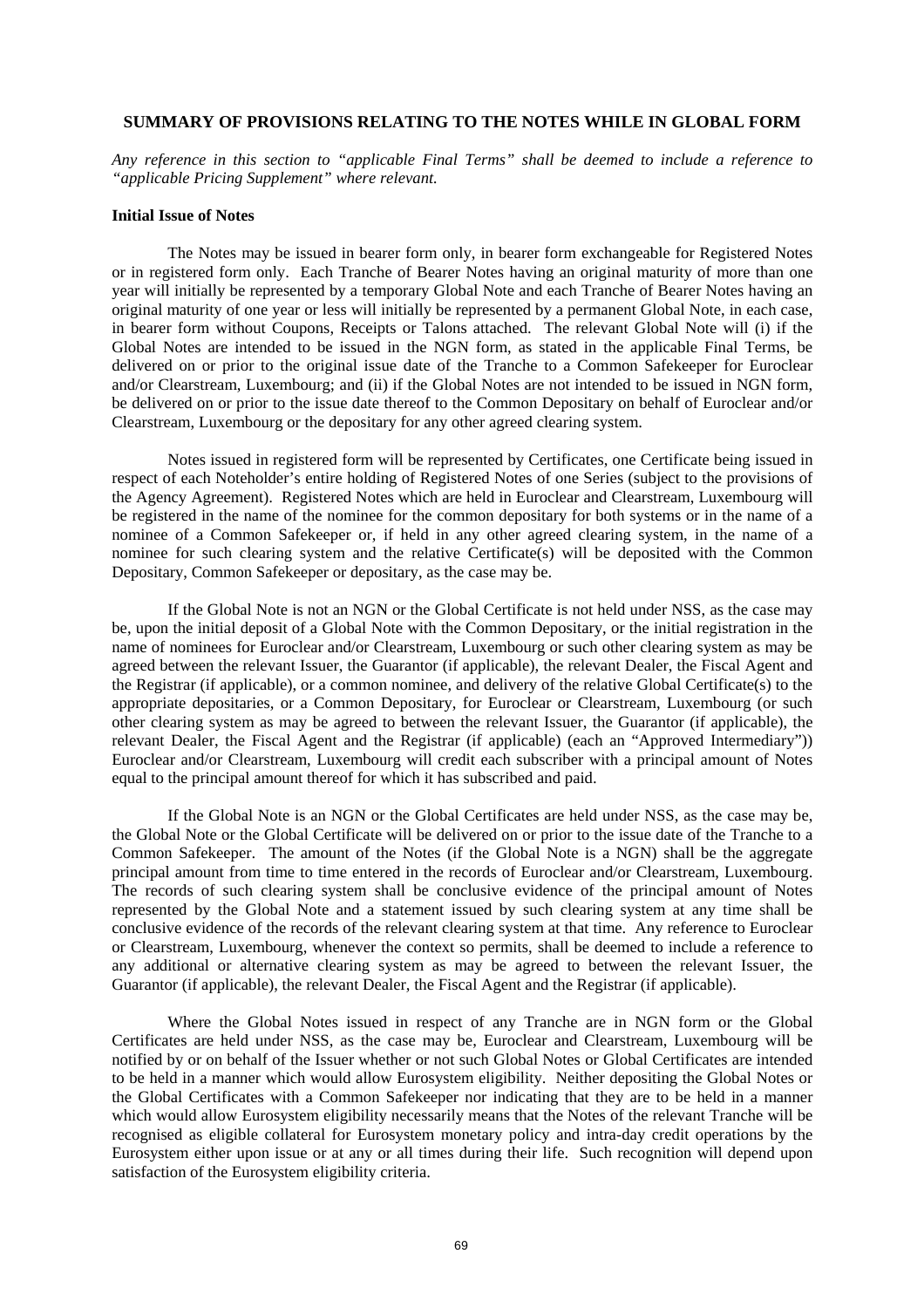## SUMMARY OF PROVISIONS RELATING TO THE NOTES WHILE IN GLOBAL FORM

*Any reference in this section to "applicable Final Terms" shall be deemed to include a reference to "applicable Pricing Supplement" where relevant.*

### Initial Issue of Notes

The Notes may be issued in bearer form only, in bearer form exchangeable for Registered Notes or in registered form only. Each Tranche of Bearer Notes having an original maturity of more than one year will initially be represented by a temporary Global Note and each Tranche of Bearer Notes having an original maturity of one year or less will initially be represented by a permanent Global Note, in each case, in bearer form without Coupons, Receipts or Talons attached. The relevant Global Note will (i) if the Global Notes are intended to be issued in the NGN form, as stated in the applicable Final Terms, be delivered on or prior to the original issue date of the Tranche to a Common Safekeeper for Euroclear and/or Clearstream, Luxembourg; and (ii) if the Global Notes are not intended to be issued in NGN form, be delivered on or prior to the issue date thereof to the Common Depositary on behalf of Euroclear and/or Clearstream, Luxembourg or the depositary for any other agreed clearing system.

Notes issued in registered form will be represented by Certificates, one Certificate being issued in respect of each Noteholder's entire holding of Registered Notes of one Series (subject to the provisions of the Agency Agreement). Registered Notes which are held in Euroclear and Clearstream, Luxembourg will be registered in the name of the nominee for the common depositary for both systems or in the name of a nominee of a Common Safekeeper or, if held in any other agreed clearing system, in the name of a nominee for such clearing system and the relative Certificate(s) will be deposited with the Common Depositary, Common Safekeeper or depositary, as the case may be.

If the Global Note is not an NGN or the Global Certificate is not held under NSS, as the case may be, upon the initial deposit of a Global Note with the Common Depositary, or the initial registration in the name of nominees for Euroclear and/or Clearstream, Luxembourg or such other clearing system as may be agreed between the relevant Issuer, the Guarantor (if applicable), the relevant Dealer, the Fiscal Agent and the Registrar (if applicable), or a common nominee, and delivery of the relative Global Certificate(s) to the appropriate depositaries, or a Common Depositary, for Euroclear or Clearstream, Luxembourg (or such other clearing system as may be agreed to between the relevant Issuer, the Guarantor (if applicable), the relevant Dealer, the Fiscal Agent and the Registrar (if applicable) (each an "Approved Intermediary")) Euroclear and/or Clearstream, Luxembourg will credit each subscriber with a principal amount of Notes equal to the principal amount thereof for which it has subscribed and paid.

If the Global Note is an NGN or the Global Certificates are held under NSS, as the case may be, the Global Note or the Global Certificate will be delivered on or prior to the issue date of the Tranche to a Common Safekeeper. The amount of the Notes (if the Global Note is a NGN) shall be the aggregate principal amount from time to time entered in the records of Euroclear and/or Clearstream, Luxembourg. The records of such clearing system shall be conclusive evidence of the principal amount of Notes represented by the Global Note and a statement issued by such clearing system at any time shall be conclusive evidence of the records of the relevant clearing system at that time. Any reference to Euroclear or Clearstream, Luxembourg, whenever the context so permits, shall be deemed to include a reference to any additional or alternative clearing system as may be agreed to between the relevant Issuer, the Guarantor (if applicable), the relevant Dealer, the Fiscal Agent and the Registrar (if applicable).

Where the Global Notes issued in respect of any Tranche are in NGN form or the Global Certificates are held under NSS, as the case may be, Euroclear and Clearstream, Luxembourg will be notified by or on behalf of the Issuer whether or not such Global Notes or Global Certificates are intended to be held in a manner which would allow Eurosystem eligibility. Neither depositing the Global Notes or the Global Certificates with a Common Safekeeper nor indicating that they are to be held in a manner which would allow Eurosystem eligibility necessarily means that the Notes of the relevant Tranche will be recognised as eligible collateral for Eurosystem monetary policy and intra-day credit operations by the Eurosystem either upon issue or at any or all times during their life. Such recognition will depend upon satisfaction of the Eurosystem eligibility criteria.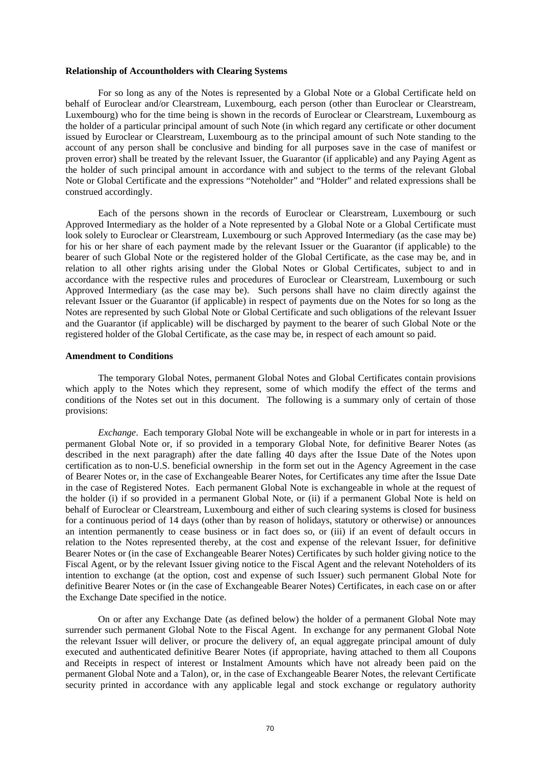**Relationship of Accountholders with Clearing Systems**

For so long as any of the Notes is represented by a Global Note or a Global Certificate held on behalf of Euroclear and/or Clearstream, Luxembourg, each person (other than Euroclear or Clearstream, Luxembourg) who for the time being is shown in the records of Euroclear or Clearstream, Luxembourg as the holder of a particular principal amount of such Note (in which regard any certificate or other document issued by Euroclear or Clearstream, Luxembourg as to the principal amount of such Note standing to the account of any person shall be conclusive and binding for all purposes save in the case of manifest or proven error) shall be treated by the relevant Issuer, the Guarantor (if applicable) and any Paying Agent as the holder of such principal amount in accordance with and subject to the terms of the relevant Global Note or Global Certificate and the expressions "Noteholder" and "Holder" and related expressions shall be construed accordingly.

Each of the persons shown in the records of Euroclear or Clearstream, Luxembourg or such Approved Intermediary as the holder of a Note represented by a Global Note or a Global Certificate must look solely to Euroclear or Clearstream, Luxembourg or such Approved Intermediary (as the case may be) for his or her share of each payment made by the relevant Issuer or the Guarantor (if applicable) to the bearer of such Global Note or the registered holder of the Global Certificate, as the case may be, and in relation to all other rights arising under the Global Notes or Global Certificates, subject to and in accordance with the respective rules and procedures of Euroclear or Clearstream, Luxembourg or such Approved Intermediary (as the case may be). Such persons shall have no claim directly against the relevant Issuer or the Guarantor (if applicable) in respect of payments due on the Notes for so long as the Notes are represented by such Global Note or Global Certificate and such obligations of the relevant Issuer and the Guarantor (if applicable) will be discharged by payment to the bearer of such Global Note or the registered holder of the Global Certificate, as the case may be, in respect of each amount so paid.

**Amendment to Conditions**

The temporary Global Notes, permanent Global Notes and Global Certificates contain provisions which apply to the Notes which they represent, some of which modify the effect of the terms and conditions of the Notes set out in this document. The following is a summary only of certain of those provisions:

*Exchange*. Each temporary Global Note will be exchangeable in whole or in part for interests in a permanent Global Note or, if so provided in a temporary Global Note, for definitive Bearer Notes (as described in the next paragraph) after the date falling 40 days after the Issue Date of the Notes upon certification as to non-U.S. beneficial ownership in the form set out in the Agency Agreement in the case of Bearer Notes or, in the case of Exchangeable Bearer Notes, for Certificates any time after the Issue Date in the case of Registered Notes. Each permanent Global Note is exchangeable in whole at the request of the holder (i) if so provided in a permanent Global Note, or (ii) if a permanent Global Note is held on behalf of Euroclear or Clearstream, Luxembourg and either of such clearing systems is closed for business for a continuous period of 14 days (other than by reason of holidays, statutory or otherwise) or announces an intention permanently to cease business or in fact does so, or (iii) if an event of default occurs in relation to the Notes represented thereby, at the cost and expense of the relevant Issuer, for definitive Bearer Notes or (in the case of Exchangeable Bearer Notes) Certificates by such holder giving notice to the Fiscal Agent, or by the relevant Issuer giving notice to the Fiscal Agent and the relevant Noteholders of its intention to exchange (at the option, cost and expense of such Issuer) such permanent Global Note for definitive Bearer Notes or (in the case of Exchangeable Bearer Notes) Certificates, in each case on or after the Exchange Date specified in the notice.

On or after any Exchange Date (as defined below) the holder of a permanent Global Note may surrender such permanent Global Note to the Fiscal Agent. In exchange for any permanent Global Note the relevant Issuer will deliver, or procure the delivery of, an equal aggregate principal amount of duly executed and authenticated definitive Bearer Notes (if appropriate, having attached to them all Coupons and Receipts in respect of interest or Instalment Amounts which have not already been paid on the permanent Global Note and a Talon), or, in the case of Exchangeable Bearer Notes, the relevant Certificate security printed in accordance with any applicable legal and stock exchange or regulatory authority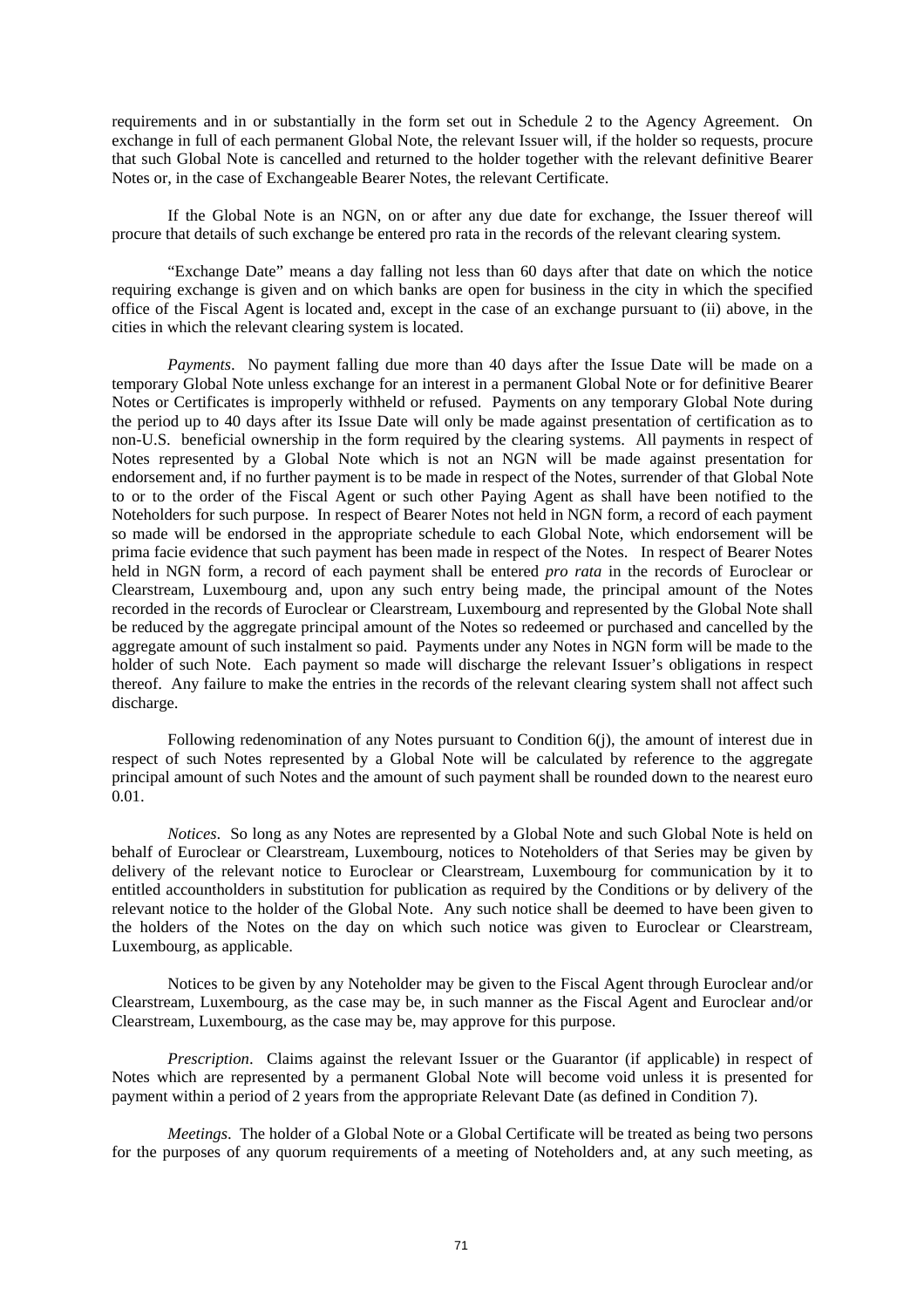requirements and in or substantially in the form set out in Schedule 2 to the Agency Agreement. On exchange in full of each permanent Global Note, the relevant Issuer will, if the holder so requests, procure that such Global Note is cancelled and returned to the holder together with the relevant definitive Bearer Notes or, in the case of Exchangeable Bearer Notes, the relevant Certificate.

If the Global Note is an NGN, on or after any due date for exchange, the Issuer thereof will procure that details of such exchange be entered pro rata in the records of the relevant clearing system.

"Exchange Date" means a day falling not less than 60 days after that date on which the notice requiring exchange is given and on which banks are open for business in the city in which the specified office of the Fiscal Agent is located and, except in the case of an exchange pursuant to (ii) above, in the cities in which the relevant clearing system is located.

*Payments*. No payment falling due more than 40 days after the Issue Date will be made on a temporary Global Note unless exchange for an interest in a permanent Global Note or for definitive Bearer Notes or Certificates is improperly withheld or refused. Payments on any temporary Global Note during the period up to 40 days after its Issue Date will only be made against presentation of certification as to non-U.S. beneficial ownership in the form required by the clearing systems. All payments in respect of Notes represented by a Global Note which is not an NGN will be made against presentation for endorsement and, if no further payment is to be made in respect of the Notes, surrender of that Global Note to or to the order of the Fiscal Agent or such other Paying Agent as shall have been notified to the Noteholders for such purpose. In respect of Bearer Notes not held in NGN form, a record of each payment so made will be endorsed in the appropriate schedule to each Global Note, which endorsement will be prima facie evidence that such payment has been made in respect of the Notes. In respect of Bearer Notes held in NGN form, a record of each payment shall be entered *pro rata* in the records of Euroclear or Clearstream, Luxembourg and, upon any such entry being made, the principal amount of the Notes recorded in the records of Euroclear or Clearstream, Luxembourg and represented by the Global Note shall be reduced by the aggregate principal amount of the Notes so redeemed or purchased and cancelled by the aggregate amount of such instalment so paid. Payments under any Notes in NGN form will be made to the holder of such Note. Each payment so made will discharge the relevant Issuer's obligations in respect thereof. Any failure to make the entries in the records of the relevant clearing system shall not affect such discharge.

Following redenomination of any Notes pursuant to Condition 6(j), the amount of interest due in respect of such Notes represented by a Global Note will be calculated by reference to the aggregate principal amount of such Notes and the amount of such payment shall be rounded down to the nearest euro 0.01.

*Notices*. So long as any Notes are represented by a Global Note and such Global Note is held on behalf of Euroclear or Clearstream, Luxembourg, notices to Noteholders of that Series may be given by delivery of the relevant notice to Euroclear or Clearstream, Luxembourg for communication by it to entitled accountholders in substitution for publication as required by the Conditions or by delivery of the relevant notice to the holder of the Global Note. Any such notice shall be deemed to have been given to the holders of the Notes on the day on which such notice was given to Euroclear or Clearstream, Luxembourg, as applicable.

Notices to be given by any Noteholder may be given to the Fiscal Agent through Euroclear and/or Clearstream, Luxembourg, as the case may be, in such manner as the Fiscal Agent and Euroclear and/or Clearstream, Luxembourg, as the case may be, may approve for this purpose.

*Prescription*. Claims against the relevant Issuer or the Guarantor (if applicable) in respect of Notes which are represented by a permanent Global Note will become void unless it is presented for payment within a period of 2 years from the appropriate Relevant Date (as defined in Condition 7).

*Meetings*. The holder of a Global Note or a Global Certificate will be treated as being two persons for the purposes of any quorum requirements of a meeting of Noteholders and, at any such meeting, as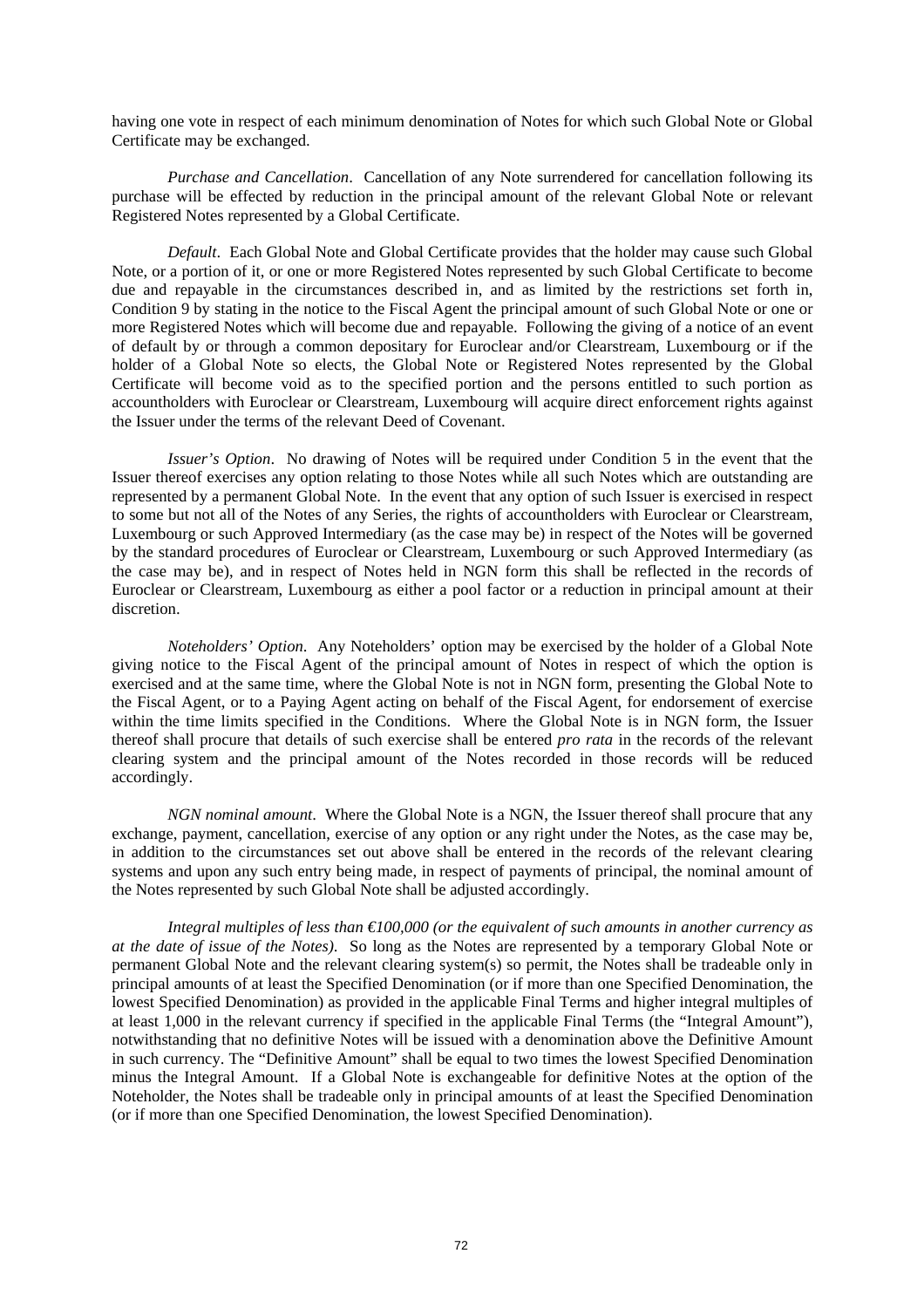having one vote in respect of each minimum denomination of Notes for which such Global Note or Global Certificate may be exchanged.

*Purchase and Cancellation*. Cancellation of any Note surrendered for cancellation following its purchase will be effected by reduction in the principal amount of the relevant Global Note or relevant Registered Notes represented by a Global Certificate.

*Default*. Each Global Note and Global Certificate provides that the holder may cause such Global Note, or a portion of it, or one or more Registered Notes represented by such Global Certificate to become due and repayable in the circumstances described in, and as limited by the restrictions set forth in, Condition 9 by stating in the notice to the Fiscal Agent the principal amount of such Global Note or one or more Registered Notes which will become due and repayable. Following the giving of a notice of an event of default by or through a common depositary for Euroclear and/or Clearstream, Luxembourg or if the holder of a Global Note so elects, the Global Note or Registered Notes represented by the Global Certificate will become void as to the specified portion and the persons entitled to such portion as accountholders with Euroclear or Clearstream, Luxembourg will acquire direct enforcement rights against the Issuer under the terms of the relevant Deed of Covenant.

*Issuer's Option*. No drawing of Notes will be required under Condition 5 in the event that the Issuer thereof exercises any option relating to those Notes while all such Notes which are outstanding are represented by a permanent Global Note. In the event that any option of such Issuer is exercised in respect to some but not all of the Notes of any Series, the rights of accountholders with Euroclear or Clearstream, Luxembourg or such Approved Intermediary (as the case may be) in respect of the Notes will be governed by the standard procedures of Euroclear or Clearstream, Luxembourg or such Approved Intermediary (as the case may be), and in respect of Notes held in NGN form this shall be reflected in the records of Euroclear or Clearstream, Luxembourg as either a pool factor or a reduction in principal amount at their discretion.

*Noteholders' Option*. Any Noteholders' option may be exercised by the holder of a Global Note giving notice to the Fiscal Agent of the principal amount of Notes in respect of which the option is exercised and at the same time, where the Global Note is not in NGN form, presenting the Global Note to the Fiscal Agent, or to a Paying Agent acting on behalf of the Fiscal Agent, for endorsement of exercise within the time limits specified in the Conditions. Where the Global Note is in NGN form, the Issuer thereof shall procure that details of such exercise shall be entered *pro rata* in the records of the relevant clearing system and the principal amount of the Notes recorded in those records will be reduced accordingly.

*NGN nominal amount*. Where the Global Note is a NGN, the Issuer thereof shall procure that any exchange, payment, cancellation, exercise of any option or any right under the Notes, as the case may be, in addition to the circumstances set out above shall be entered in the records of the relevant clearing systems and upon any such entry being made, in respect of payments of principal, the nominal amount of the Notes represented by such Global Note shall be adjusted accordingly.

*Integral multiples of less than €100,000 (or the equivalent of such amounts in another currency as at the date of issue of the Notes).* So long as the Notes are represented by a temporary Global Note or permanent Global Note and the relevant clearing system(s) so permit, the Notes shall be tradeable only in principal amounts of at least the Specified Denomination (or if more than one Specified Denomination, the lowest Specified Denomination) as provided in the applicable Final Terms and higher integral multiples of at least 1,000 in the relevant currency if specified in the applicable Final Terms (the "Integral Amount"), notwithstanding that no definitive Notes will be issued with a denomination above the Definitive Amount in such currency. The "Definitive Amount" shall be equal to two times the lowest Specified Denomination minus the Integral Amount. If a Global Note is exchangeable for definitive Notes at the option of the Noteholder, the Notes shall be tradeable only in principal amounts of at least the Specified Denomination (or if more than one Specified Denomination, the lowest Specified Denomination).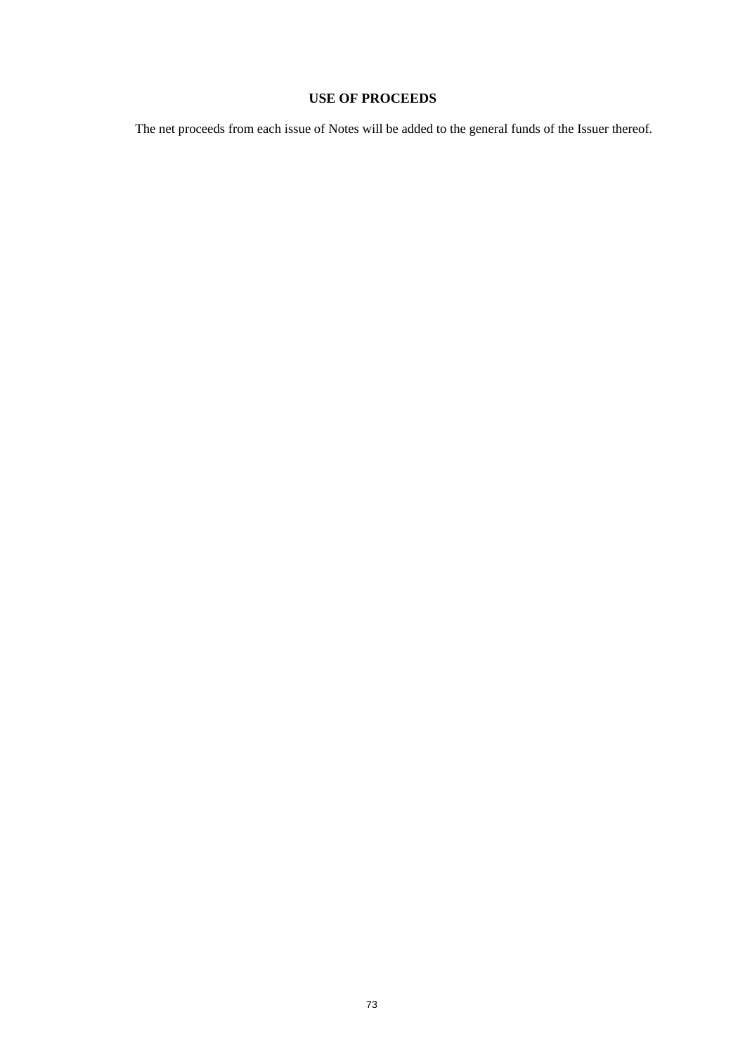## USE OF PROCEEDS

The net proceeds from each issue of Notes will be added to the general funds of the Issuer thereof.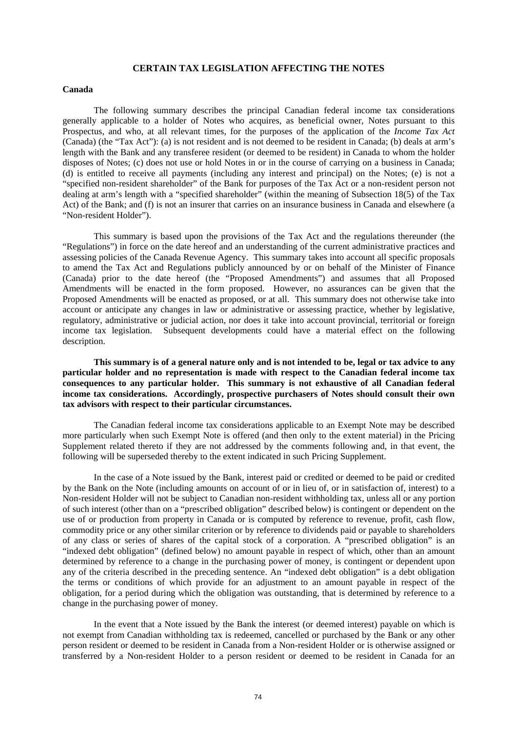## CERTAIN TAX LEGISLATION AFFECTING THE NOTES

### Canada

The following summary describes the principal Canadian federal income tax considerations generally applicable to a holder of Notes who acquires, as beneficial owner, Notes pursuant to this Prospectus, and who, at all relevant times, for the purposes of the application of the *Income Tax Act* (Canada) (the "Tax Act"): (a) is not resident and is not deemed to be resident in Canada; (b) deals at arm's length with the Bank and any transferee resident (or deemed to be resident) in Canada to whom the holder disposes of Notes; (c) does not use or hold Notes in or in the course of carrying on a business in Canada; (d) is entitled to receive all payments (including any interest and principal) on the Notes; (e) is not a "specified non-resident shareholder" of the Bank for purposes of the Tax Act or a non-resident person not dealing at arm's length with a "specified shareholder" (within the meaning of Subsection 18(5) of the Tax Act) of the Bank; and (f) is not an insurer that carries on an insurance business in Canada and elsewhere (a "Non-resident Holder").

This summary is based upon the provisions of the Tax Act and the regulations thereunder (the "Regulations") in force on the date hereof and an understanding of the current administrative practices and assessing policies of the Canada Revenue Agency. This summary takes into account all specific proposals to amend the Tax Act and Regulations publicly announced by or on behalf of the Minister of Finance (Canada) prior to the date hereof (the "Proposed Amendments") and assumes that all Proposed Amendments will be enacted in the form proposed. However, no assurances can be given that the Proposed Amendments will be enacted as proposed, or at all. This summary does not otherwise take into account or anticipate any changes in law or administrative or assessing practice, whether by legislative, regulatory, administrative or judicial action, nor does it take into account provincial, territorial or foreign income tax legislation. Subsequent developments could have a material effect on the following description.

**This summary is of a general nature only and is not intended to be, legal or tax advice to any particular holder and no representation is made with respect to the Canadian federal income tax consequences to any particular holder. This summary is not exhaustive of all Canadian federal income tax considerations. Accordingly, prospective purchasers of Notes should consult their own tax advisors with respect to their particular circumstances.**

The Canadian federal income tax considerations applicable to an Exempt Note may be described more particularly when such Exempt Note is offered (and then only to the extent material) in the Pricing Supplement related thereto if they are not addressed by the comments following and, in that event, the following will be superseded thereby to the extent indicated in such Pricing Supplement.

In the case of a Note issued by the Bank, interest paid or credited or deemed to be paid or credited by the Bank on the Note (including amounts on account of or in lieu of, or in satisfaction of, interest) to a Non-resident Holder will not be subject to Canadian non-resident withholding tax, unless all or any portion of such interest (other than on a "prescribed obligation" described below) is contingent or dependent on the use of or production from property in Canada or is computed by reference to revenue, profit, cash flow, commodity price or any other similar criterion or by reference to dividends paid or payable to shareholders of any class or series of shares of the capital stock of a corporation. A "prescribed obligation" is an "indexed debt obligation" (defined below) no amount payable in respect of which, other than an amount determined by reference to a change in the purchasing power of money, is contingent or dependent upon any of the criteria described in the preceding sentence. An "indexed debt obligation" is a debt obligation the terms or conditions of which provide for an adjustment to an amount payable in respect of the obligation, for a period during which the obligation was outstanding, that is determined by reference to a change in the purchasing power of money.

In the event that a Note issued by the Bank the interest (or deemed interest) payable on which is not exempt from Canadian withholding tax is redeemed, cancelled or purchased by the Bank or any other person resident or deemed to be resident in Canada from a Non-resident Holder or is otherwise assigned or transferred by a Non-resident Holder to a person resident or deemed to be resident in Canada for an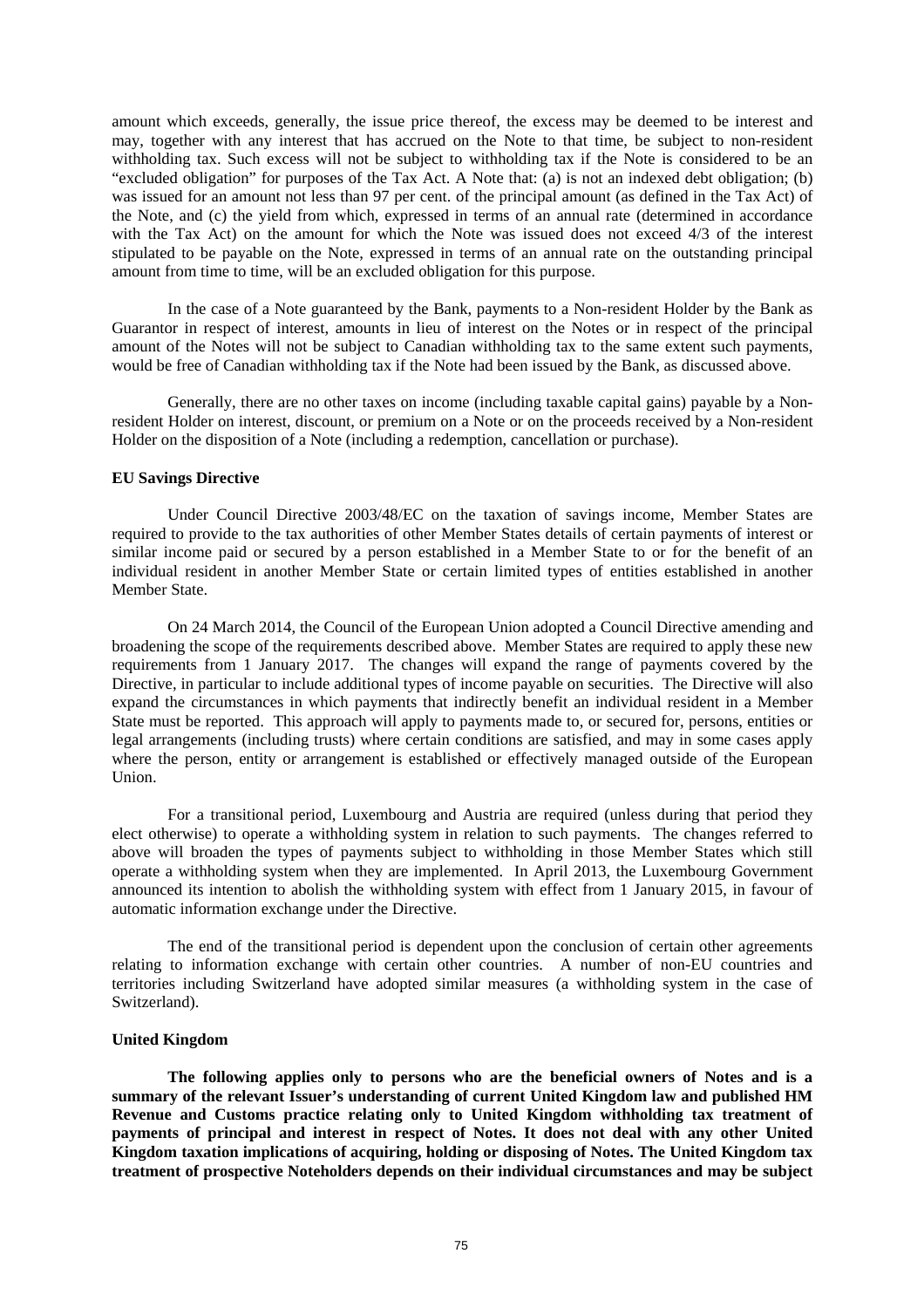amount which exceeds, generally, the issue price thereof, the excess may be deemed to be interest and may, together with any interest that has accrued on the Note to that time, be subject to non-resident withholding tax. Such excess will not be subject to withholding tax if the Note is considered to be an "excluded obligation" for purposes of the Tax Act. A Note that: (a) is not an indexed debt obligation; (b) was issued for an amount not less than 97 per cent. of the principal amount (as defined in the Tax Act) of the Note, and (c) the yield from which, expressed in terms of an annual rate (determined in accordance with the Tax Act) on the amount for which the Note was issued does not exceed 4/3 of the interest stipulated to be payable on the Note, expressed in terms of an annual rate on the outstanding principal amount from time to time, will be an excluded obligation for this purpose.

In the case of a Note guaranteed by the Bank, payments to a Non-resident Holder by the Bank as Guarantor in respect of interest, amounts in lieu of interest on the Notes or in respect of the principal amount of the Notes will not be subject to Canadian withholding tax to the same extent such payments, would be free of Canadian withholding tax if the Note had been issued by the Bank, as discussed above.

Generally, there are no other taxes on income (including taxable capital gains) payable by a Non-resident Holder on interest, discount, or premium on a Note or on the proceeds received by a Non-resident Holder on the disposition of a Note (including a redemption, cancellation or purchase).

**EU Savings Directive**

Under Council Directive 2003/48/EC on the taxation of savings income, Member States are required to provide to the tax authorities of other Member States details of certain payments of interest or similar income paid or secured by a person established in a Member State to or for the benefit of an individual resident in another Member State or certain limited types of entities established in another Member State.

On 24 March 2014, the Council of the European Union adopted a Council Directive amending and broadening the scope of the requirements described above. Member States are required to apply these new requirements from 1 January 2017. The changes will expand the range of payments covered by the Directive, in particular to include additional types of income payable on securities. The Directive will also expand the circumstances in which payments that indirectly benefit an individual resident in a Member State must be reported. This approach will apply to payments made to, or secured for, persons, entities or legal arrangements (including trusts) where certain conditions are satisfied, and may in some cases apply where the person, entity or arrangement is established or effectively managed outside of the European Union.

For a transitional period, Luxembourg and Austria are required (unless during that period they elect otherwise) to operate a withholding system in relation to such payments. The changes referred to above will broaden the types of payments subject to withholding in those Member States which still operate a withholding system when they are implemented. In April 2013, the Luxembourg Government announced its intention to abolish the withholding system with effect from 1 January 2015, in favour of automatic information exchange under the Directive.

The end of the transitional period is dependent upon the conclusion of certain other agreements relating to information exchange with certain other countries. A number of non-EU countries and territories including Switzerland have adopted similar measures (a withholding system in the case of Switzerland).

**United Kingdom**

**The following applies only to persons who are the beneficial owners of Notes and is a summary of the relevant Issuer's understanding of current United Kingdom law and published HM Revenue and Customs practice relating only to United Kingdom withholding tax treatment of payments of principal and interest in respect of Notes. It does not deal with any other United Kingdom taxation implications of acquiring, holding or disposing of Notes. The United Kingdom tax treatment of prospective Noteholders depends on their individual circumstances and may be subject**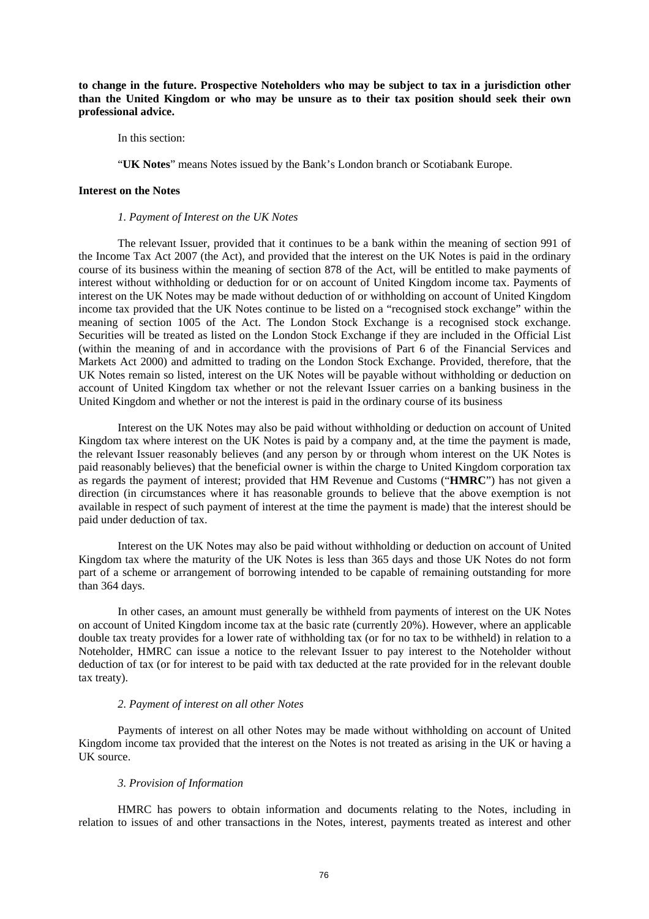**to change in the future. Prospective Noteholders who may be subject to tax in a jurisdiction other than the United Kingdom or who may be unsure as to their tax position should seek their own professional advice.**

In this section:

"**UK Notes**" means Notes issued by the Bank's London branch or Scotiabank Europe.

**Interest on the Notes**

*1. Payment of Interest on the UK Notes*

The relevant Issuer, provided that it continues to be a bank within the meaning of section 991 of the Income Tax Act 2007 (the Act), and provided that the interest on the UK Notes is paid in the ordinary course of its business within the meaning of section 878 of the Act, will be entitled to make payments of interest without withholding or deduction for or on account of United Kingdom income tax. Payments of interest on the UK Notes may be made without deduction of or withholding on account of United Kingdom income tax provided that the UK Notes continue to be listed on a "recognised stock exchange" within the meaning of section 1005 of the Act. The London Stock Exchange is a recognised stock exchange. Securities will be treated as listed on the London Stock Exchange if they are included in the Official List (within the meaning of and in accordance with the provisions of Part 6 of the Financial Services and Markets Act 2000) and admitted to trading on the London Stock Exchange. Provided, therefore, that the UK Notes remain so listed, interest on the UK Notes will be payable without withholding or deduction on account of United Kingdom tax whether or not the relevant Issuer carries on a banking business in the United Kingdom and whether or not the interest is paid in the ordinary course of its business

Interest on the UK Notes may also be paid without withholding or deduction on account of United Kingdom tax where interest on the UK Notes is paid by a company and, at the time the payment is made, the relevant Issuer reasonably believes (and any person by or through whom interest on the UK Notes is paid reasonably believes) that the beneficial owner is within the charge to United Kingdom corporation tax as regards the payment of interest; provided that HM Revenue and Customs ("**HMRC**") has not given a direction (in circumstances where it has reasonable grounds to believe that the above exemption is not available in respect of such payment of interest at the time the payment is made) that the interest should be paid under deduction of tax.

Interest on the UK Notes may also be paid without withholding or deduction on account of United Kingdom tax where the maturity of the UK Notes is less than 365 days and those UK Notes do not form part of a scheme or arrangement of borrowing intended to be capable of remaining outstanding for more than 364 days.

In other cases, an amount must generally be withheld from payments of interest on the UK Notes on account of United Kingdom income tax at the basic rate (currently 20%). However, where an applicable double tax treaty provides for a lower rate of withholding tax (or for no tax to be withheld) in relation to a Noteholder, HMRC can issue a notice to the relevant Issuer to pay interest to the Noteholder without deduction of tax (or for interest to be paid with tax deducted at the rate provided for in the relevant double tax treaty).

*2. Payment of interest on all other Notes*

Payments of interest on all other Notes may be made without withholding on account of United Kingdom income tax provided that the interest on the Notes is not treated as arising in the UK or having a UK source.

*3. Provision of Information*

HMRC has powers to obtain information and documents relating to the Notes, including in relation to issues of and other transactions in the Notes, interest, payments treated as interest and other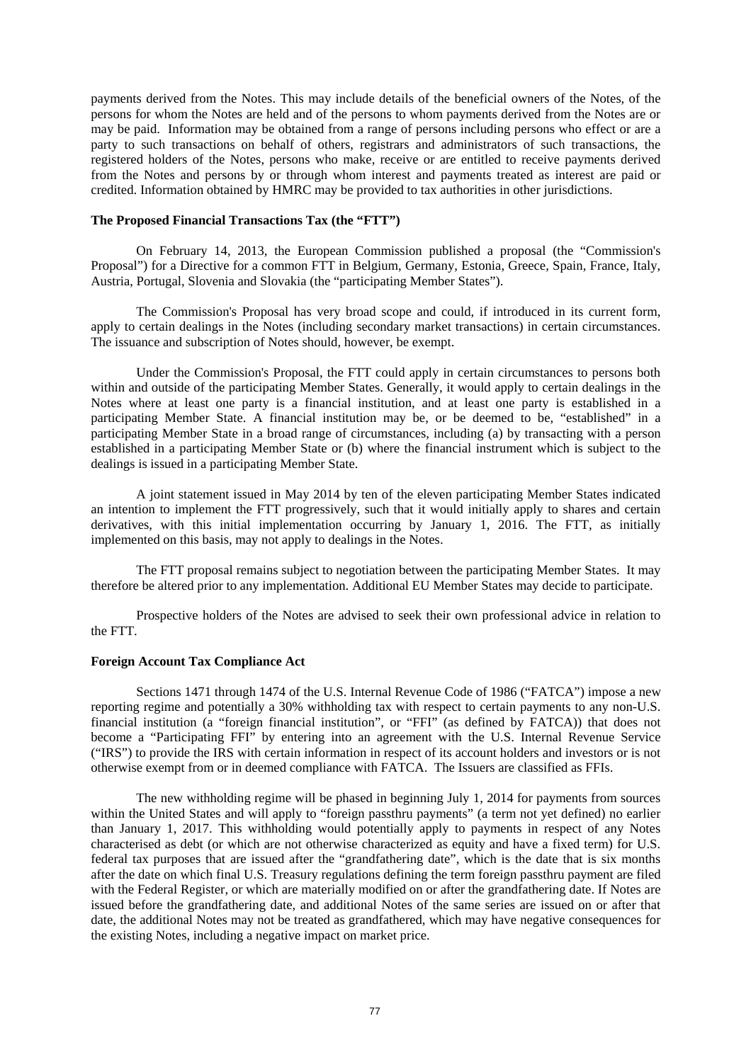payments derived from the Notes. This may include details of the beneficial owners of the Notes, of the persons for whom the Notes are held and of the persons to whom payments derived from the Notes are or may be paid. Information may be obtained from a range of persons including persons who effect or are a party to such transactions on behalf of others, registrars and administrators of such transactions, the registered holders of the Notes, persons who make, receive or are entitled to receive payments derived from the Notes and persons by or through whom interest and payments treated as interest are paid or credited. Information obtained by HMRC may be provided to tax authorities in other jurisdictions.

**The Proposed Financial Transactions Tax (the "FTT")**

On February 14, 2013, the European Commission published a proposal (the "Commission's Proposal") for a Directive for a common FTT in Belgium, Germany, Estonia, Greece, Spain, France, Italy, Austria, Portugal, Slovenia and Slovakia (the "participating Member States").

The Commission's Proposal has very broad scope and could, if introduced in its current form, apply to certain dealings in the Notes (including secondary market transactions) in certain circumstances. The issuance and subscription of Notes should, however, be exempt.

Under the Commission's Proposal, the FTT could apply in certain circumstances to persons both within and outside of the participating Member States. Generally, it would apply to certain dealings in the Notes where at least one party is a financial institution, and at least one party is established in a participating Member State. A financial institution may be, or be deemed to be, "established" in a participating Member State in a broad range of circumstances, including (a) by transacting with a person established in a participating Member State or (b) where the financial instrument which is subject to the dealings is issued in a participating Member State.

A joint statement issued in May 2014 by ten of the eleven participating Member States indicated an intention to implement the FTT progressively, such that it would initially apply to shares and certain derivatives, with this initial implementation occurring by January 1, 2016. The FTT, as initially implemented on this basis, may not apply to dealings in the Notes.

The FTT proposal remains subject to negotiation between the participating Member States. It may therefore be altered prior to any implementation. Additional EU Member States may decide to participate.

Prospective holders of the Notes are advised to seek their own professional advice in relation to the FTT.

**Foreign Account Tax Compliance Act**

Sections 1471 through 1474 of the U.S. Internal Revenue Code of 1986 ("FATCA") impose a new reporting regime and potentially a 30% withholding tax with respect to certain payments to any non-U.S. financial institution (a "foreign financial institution", or "FFI" (as defined by FATCA)) that does not become a "Participating FFI" by entering into an agreement with the U.S. Internal Revenue Service ("IRS") to provide the IRS with certain information in respect of its account holders and investors or is not otherwise exempt from or in deemed compliance with FATCA. The Issuers are classified as FFIs.

The new withholding regime will be phased in beginning July 1, 2014 for payments from sources within the United States and will apply to "foreign passthru payments" (a term not yet defined) no earlier than January 1, 2017. This withholding would potentially apply to payments in respect of any Notes characterised as debt (or which are not otherwise characterized as equity and have a fixed term) for U.S. federal tax purposes that are issued after the "grandfathering date", which is the date that is six months after the date on which final U.S. Treasury regulations defining the term foreign passthru payment are filed with the Federal Register, or which are materially modified on or after the grandfathering date. If Notes are issued before the grandfathering date, and additional Notes of the same series are issued on or after that date, the additional Notes may not be treated as grandfathered, which may have negative consequences for the existing Notes, including a negative impact on market price.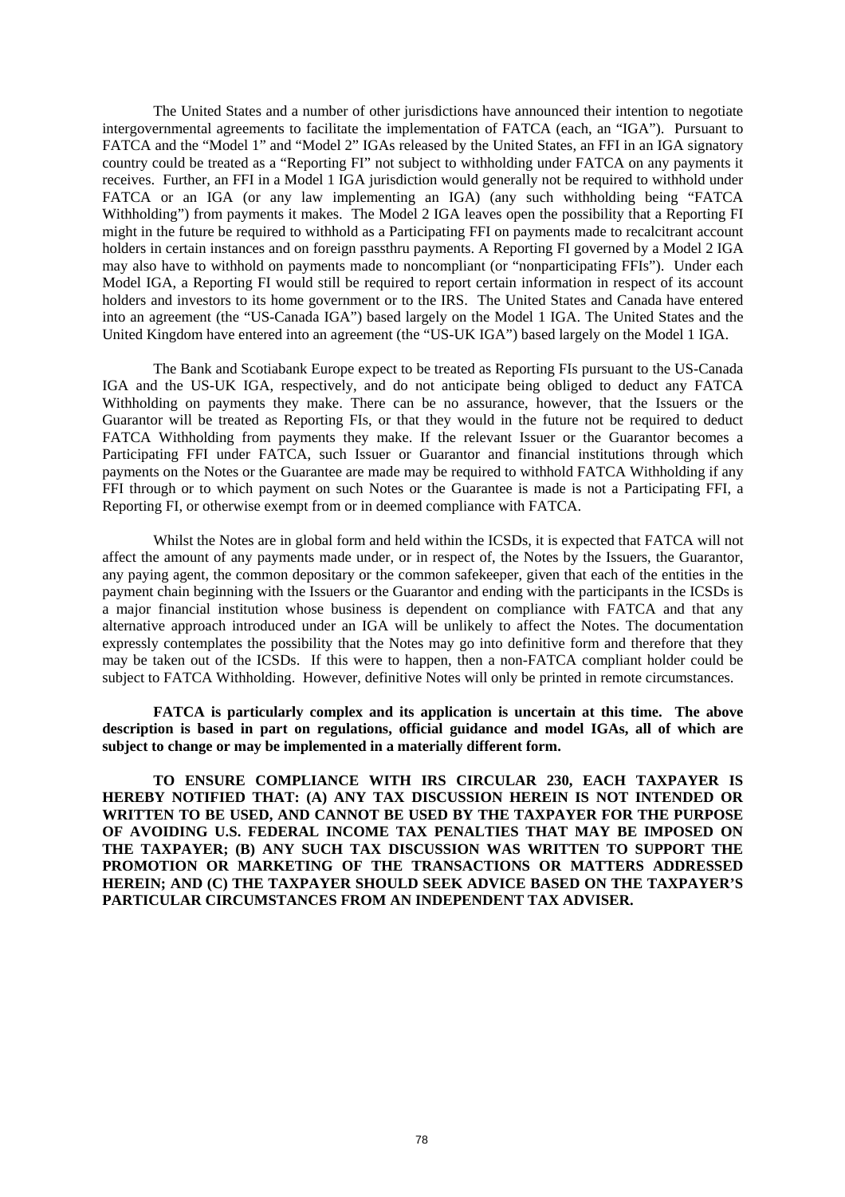The United States and a number of other jurisdictions have announced their intention to negotiate intergovernmental agreements to facilitate the implementation of FATCA (each, an "IGA"). Pursuant to FATCA and the "Model 1" and "Model 2" IGAs released by the United States, an FFI in an IGA signatory country could be treated as a "Reporting FI" not subject to withholding under FATCA on any payments it receives. Further, an FFI in a Model 1 IGA jurisdiction would generally not be required to withhold under FATCA or an IGA (or any law implementing an IGA) (any such withholding being "FATCA Withholding") from payments it makes. The Model 2 IGA leaves open the possibility that a Reporting FI might in the future be required to withhold as a Participating FFI on payments made to recalcitrant account holders in certain instances and on foreign passthru payments. A Reporting FI governed by a Model 2 IGA may also have to withhold on payments made to noncompliant (or "nonparticipating FFIs"). Under each Model IGA, a Reporting FI would still be required to report certain information in respect of its account holders and investors to its home government or to the IRS. The United States and Canada have entered into an agreement (the "US-Canada IGA") based largely on the Model 1 IGA. The United States and the United Kingdom have entered into an agreement (the "US-UK IGA") based largely on the Model 1 IGA.

The Bank and Scotiabank Europe expect to be treated as Reporting FIs pursuant to the US-Canada IGA and the US-UK IGA, respectively, and do not anticipate being obliged to deduct any FATCA Withholding on payments they make. There can be no assurance, however, that the Issuers or the Guarantor will be treated as Reporting FIs, or that they would in the future not be required to deduct FATCA Withholding from payments they make. If the relevant Issuer or the Guarantor becomes a Participating FFI under FATCA, such Issuer or Guarantor and financial institutions through which payments on the Notes or the Guarantee are made may be required to withhold FATCA Withholding if any FFI through or to which payment on such Notes or the Guarantee is made is not a Participating FFI, a Reporting FI, or otherwise exempt from or in deemed compliance with FATCA.

Whilst the Notes are in global form and held within the ICSDs, it is expected that FATCA will not affect the amount of any payments made under, or in respect of, the Notes by the Issuers, the Guarantor, any paying agent, the common depositary or the common safekeeper, given that each of the entities in the payment chain beginning with the Issuers or the Guarantor and ending with the participants in the ICSDs is a major financial institution whose business is dependent on compliance with FATCA and that any alternative approach introduced under an IGA will be unlikely to affect the Notes. The documentation expressly contemplates the possibility that the Notes may go into definitive form and therefore that they may be taken out of the ICSDs. If this were to happen, then a non-FATCA compliant holder could be subject to FATCA Withholding. However, definitive Notes will only be printed in remote circumstances.

**FATCA is particularly complex and its application is uncertain at this time. The above description is based in part on regulations, official guidance and model IGAs, all of which are subject to change or may be implemented in a materially different form.**

**TO ENSURE COMPLIANCE WITH IRS CIRCULAR 230, EACH TAXPAYER IS HEREBY NOTIFIED THAT: (A) ANY TAX DISCUSSION HEREIN IS NOT INTENDED OR WRITTEN TO BE USED, AND CANNOT BE USED BY THE TAXPAYER FOR THE PURPOSE OF AVOIDING U.S. FEDERAL INCOME TAX PENALTIES THAT MAY BE IMPOSED ON THE TAXPAYER; (B) ANY SUCH TAX DISCUSSION WAS WRITTEN TO SUPPORT THE PROMOTION OR MARKETING OF THE TRANSACTIONS OR MATTERS ADDRESSED HEREIN; AND (C) THE TAXPAYER SHOULD SEEK ADVICE BASED ON THE TAXPAYER'S PARTICULAR CIRCUMSTANCES FROM AN INDEPENDENT TAX ADVISER.**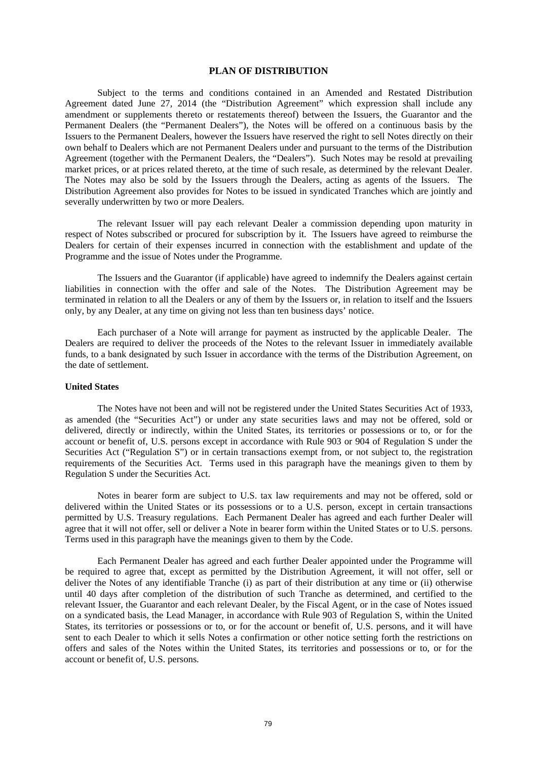# PLAN OF DISTRIBUTION

Subject to the terms and conditions contained in an Amended and Restated Distribution Agreement dated June 27, 2014 (the "Distribution Agreement" which expression shall include any amendment or supplements thereto or restatements thereof) between the Issuers, the Guarantor and the Permanent Dealers (the "Permanent Dealers"), the Notes will be offered on a continuous basis by the Issuers to the Permanent Dealers, however the Issuers have reserved the right to sell Notes directly on their own behalf to Dealers which are not Permanent Dealers under and pursuant to the terms of the Distribution Agreement (together with the Permanent Dealers, the "Dealers"). Such Notes may be resold at prevailing market prices, or at prices related thereto, at the time of such resale, as determined by the relevant Dealer. The Notes may also be sold by the Issuers through the Dealers, acting as agents of the Issuers. The Distribution Agreement also provides for Notes to be issued in syndicated Tranches which are jointly and severally underwritten by two or more Dealers.

The relevant Issuer will pay each relevant Dealer a commission depending upon maturity in respect of Notes subscribed or procured for subscription by it. The Issuers have agreed to reimburse the Dealers for certain of their expenses incurred in connection with the establishment and update of the Programme and the issue of Notes under the Programme.

The Issuers and the Guarantor (if applicable) have agreed to indemnify the Dealers against certain liabilities in connection with the offer and sale of the Notes. The Distribution Agreement may be terminated in relation to all the Dealers or any of them by the Issuers or, in relation to itself and the Issuers only, by any Dealer, at any time on giving not less than ten business days' notice.

Each purchaser of a Note will arrange for payment as instructed by the applicable Dealer. The Dealers are required to deliver the proceeds of the Notes to the relevant Issuer in immediately available funds, to a bank designated by such Issuer in accordance with the terms of the Distribution Agreement, on the date of settlement.

## United States

The Notes have not been and will not be registered under the United States Securities Act of 1933, as amended (the "Securities Act") or under any state securities laws and may not be offered, sold or delivered, directly or indirectly, within the United States, its territories or possessions or to, or for the account or benefit of, U.S. persons except in accordance with Rule 903 or 904 of Regulation S under the Securities Act ("Regulation S") or in certain transactions exempt from, or not subject to, the registration requirements of the Securities Act. Terms used in this paragraph have the meanings given to them by Regulation S under the Securities Act.

Notes in bearer form are subject to U.S. tax law requirements and may not be offered, sold or delivered within the United States or its possessions or to a U.S. person, except in certain transactions permitted by U.S. Treasury regulations. Each Permanent Dealer has agreed and each further Dealer will agree that it will not offer, sell or deliver a Note in bearer form within the United States or to U.S. persons. Terms used in this paragraph have the meanings given to them by the Code.

Each Permanent Dealer has agreed and each further Dealer appointed under the Programme will be required to agree that, except as permitted by the Distribution Agreement, it will not offer, sell or deliver the Notes of any identifiable Tranche (i) as part of their distribution at any time or (ii) otherwise until 40 days after completion of the distribution of such Tranche as determined, and certified to the relevant Issuer, the Guarantor and each relevant Dealer, by the Fiscal Agent, or in the case of Notes issued on a syndicated basis, the Lead Manager, in accordance with Rule 903 of Regulation S, within the United States, its territories or possessions or to, or for the account or benefit of, U.S. persons, and it will have sent to each Dealer to which it sells Notes a confirmation or other notice setting forth the restrictions on offers and sales of the Notes within the United States, its territories and possessions or to, or for the account or benefit of, U.S. persons.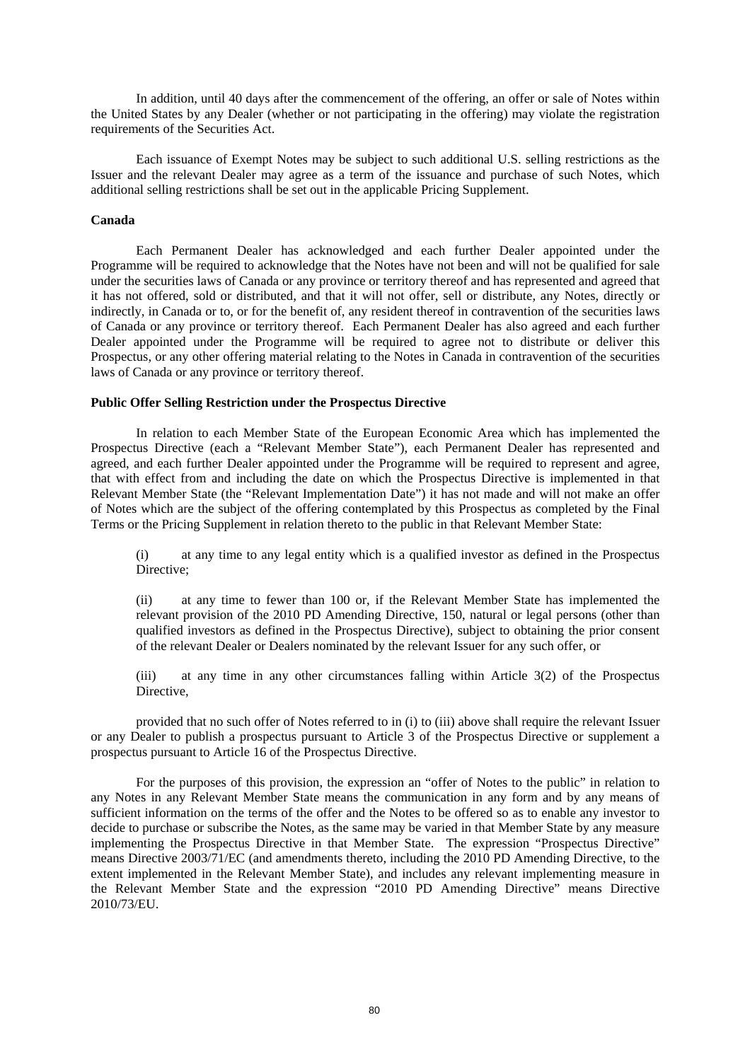In addition, until 40 days after the commencement of the offering, an offer or sale of Notes within the United States by any Dealer (whether or not participating in the offering) may violate the registration requirements of the Securities Act.

Each issuance of Exempt Notes may be subject to such additional U.S. selling restrictions as the Issuer and the relevant Dealer may agree as a term of the issuance and purchase of such Notes, which additional selling restrictions shall be set out in the applicable Pricing Supplement.

**Canada**

Each Permanent Dealer has acknowledged and each further Dealer appointed under the Programme will be required to acknowledge that the Notes have not been and will not be qualified for sale under the securities laws of Canada or any province or territory thereof and has represented and agreed that it has not offered, sold or distributed, and that it will not offer, sell or distribute, any Notes, directly or indirectly, in Canada or to, or for the benefit of, any resident thereof in contravention of the securities laws of Canada or any province or territory thereof. Each Permanent Dealer has also agreed and each further Dealer appointed under the Programme will be required to agree not to distribute or deliver this Prospectus, or any other offering material relating to the Notes in Canada in contravention of the securities laws of Canada or any province or territory thereof.

**Public Offer Selling Restriction under the Prospectus Directive**

In relation to each Member State of the European Economic Area which has implemented the Prospectus Directive (each a "Relevant Member State"), each Permanent Dealer has represented and agreed, and each further Dealer appointed under the Programme will be required to represent and agree, that with effect from and including the date on which the Prospectus Directive is implemented in that Relevant Member State (the "Relevant Implementation Date") it has not made and will not make an offer of Notes which are the subject of the offering contemplated by this Prospectus as completed by the Final Terms or the Pricing Supplement in relation thereto to the public in that Relevant Member State:

(i) at any time to any legal entity which is a qualified investor as defined in the Prospectus Directive;

(ii) at any time to fewer than 100 or, if the Relevant Member State has implemented the relevant provision of the 2010 PD Amending Directive, 150, natural or legal persons (other than qualified investors as defined in the Prospectus Directive), subject to obtaining the prior consent of the relevant Dealer or Dealers nominated by the relevant Issuer for any such offer, or

(iii) at any time in any other circumstances falling within Article 3(2) of the Prospectus Directive,

provided that no such offer of Notes referred to in (i) to (iii) above shall require the relevant Issuer or any Dealer to publish a prospectus pursuant to Article 3 of the Prospectus Directive or supplement a prospectus pursuant to Article 16 of the Prospectus Directive.

For the purposes of this provision, the expression an "offer of Notes to the public" in relation to any Notes in any Relevant Member State means the communication in any form and by any means of sufficient information on the terms of the offer and the Notes to be offered so as to enable any investor to decide to purchase or subscribe the Notes, as the same may be varied in that Member State by any measure implementing the Prospectus Directive in that Member State. The expression "Prospectus Directive" means Directive 2003/71/EC (and amendments thereto, including the 2010 PD Amending Directive, to the extent implemented in the Relevant Member State), and includes any relevant implementing measure in the Relevant Member State and the expression "2010 PD Amending Directive" means Directive 2010/73/EU.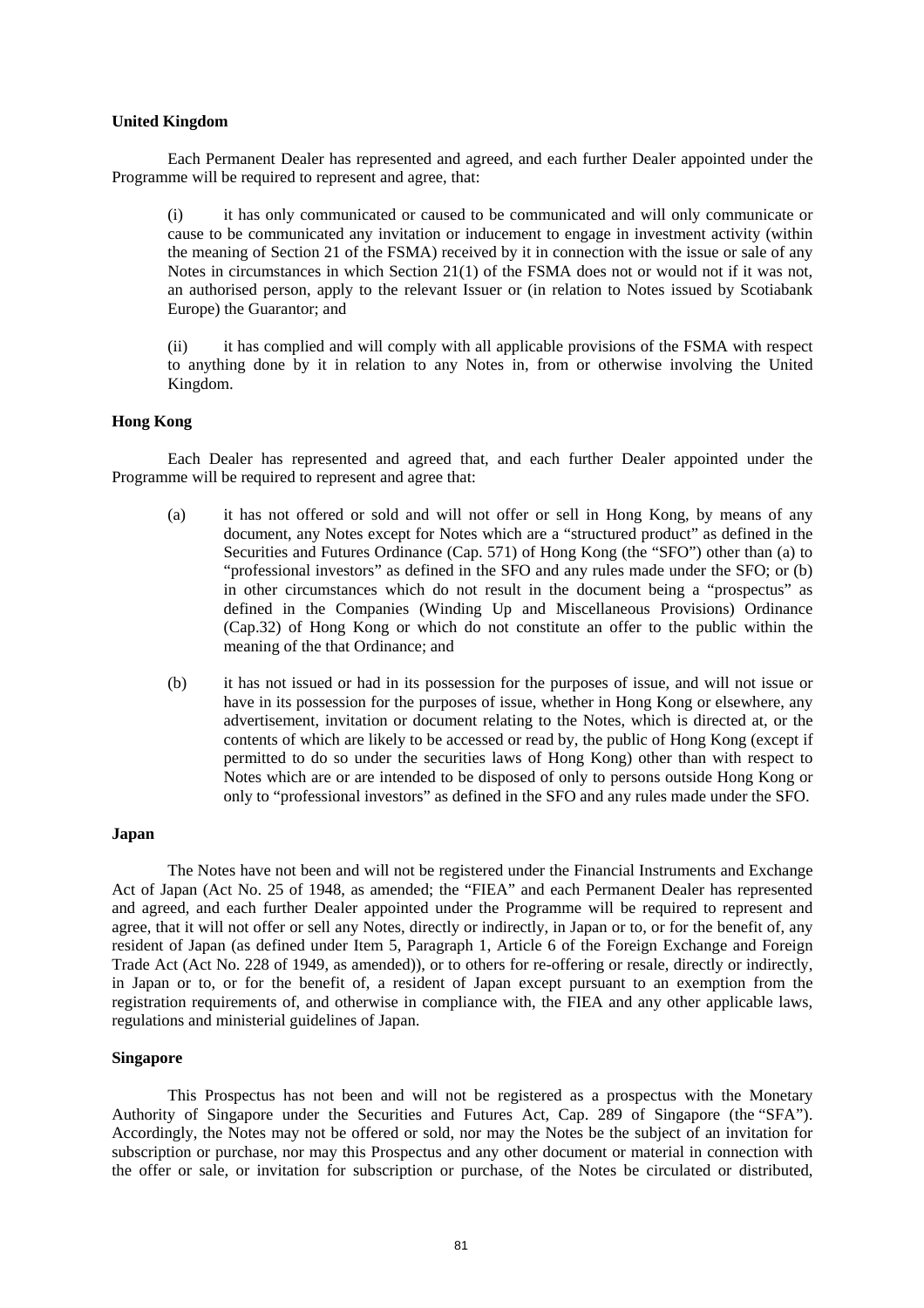**United Kingdom**

Each Permanent Dealer has represented and agreed, and each further Dealer appointed under the Programme will be required to represent and agree, that:

(i) it has only communicated or caused to be communicated and will only communicate or cause to be communicated any invitation or inducement to engage in investment activity (within the meaning of Section 21 of the FSMA) received by it in connection with the issue or sale of any Notes in circumstances in which Section 21(1) of the FSMA does not or would not if it was not, an authorised person, apply to the relevant Issuer or (in relation to Notes issued by Scotiabank Europe) the Guarantor; and

(ii) it has complied and will comply with all applicable provisions of the FSMA with respect to anything done by it in relation to any Notes in, from or otherwise involving the United Kingdom.

**Hong Kong**

Each Dealer has represented and agreed that, and each further Dealer appointed under the Programme will be required to represent and agree that:

(a) it has not offered or sold and will not offer or sell in Hong Kong, by means of any document, any Notes except for Notes which are a "structured product" as defined in the Securities and Futures Ordinance (Cap. 571) of Hong Kong (the "SFO") other than (a) to "professional investors" as defined in the SFO and any rules made under the SFO; or (b) in other circumstances which do not result in the document being a "prospectus" as defined in the Companies (Winding Up and Miscellaneous Provisions) Ordinance (Cap.32) of Hong Kong or which do not constitute an offer to the public within the meaning of the that Ordinance; and

(b) it has not issued or had in its possession for the purposes of issue, and will not issue or have in its possession for the purposes of issue, whether in Hong Kong or elsewhere, any advertisement, invitation or document relating to the Notes, which is directed at, or the contents of which are likely to be accessed or read by, the public of Hong Kong (except if permitted to do so under the securities laws of Hong Kong) other than with respect to Notes which are or are intended to be disposed of only to persons outside Hong Kong or only to "professional investors" as defined in the SFO and any rules made under the SFO.

**Japan**

The Notes have not been and will not be registered under the Financial Instruments and Exchange Act of Japan (Act No. 25 of 1948, as amended; the "FIEA" and each Permanent Dealer has represented and agreed, and each further Dealer appointed under the Programme will be required to represent and agree, that it will not offer or sell any Notes, directly or indirectly, in Japan or to, or for the benefit of, any resident of Japan (as defined under Item 5, Paragraph 1, Article 6 of the Foreign Exchange and Foreign Trade Act (Act No. 228 of 1949, as amended)), or to others for re-offering or resale, directly or indirectly, in Japan or to, or for the benefit of, a resident of Japan except pursuant to an exemption from the registration requirements of, and otherwise in compliance with, the FIEA and any other applicable laws, regulations and ministerial guidelines of Japan.

**Singapore**

This Prospectus has not been and will not be registered as a prospectus with the Monetary Authority of Singapore under the Securities and Futures Act, Cap. 289 of Singapore (the "SFA"). Accordingly, the Notes may not be offered or sold, nor may the Notes be the subject of an invitation for subscription or purchase, nor may this Prospectus and any other document or material in connection with the offer or sale, or invitation for subscription or purchase, of the Notes be circulated or distributed,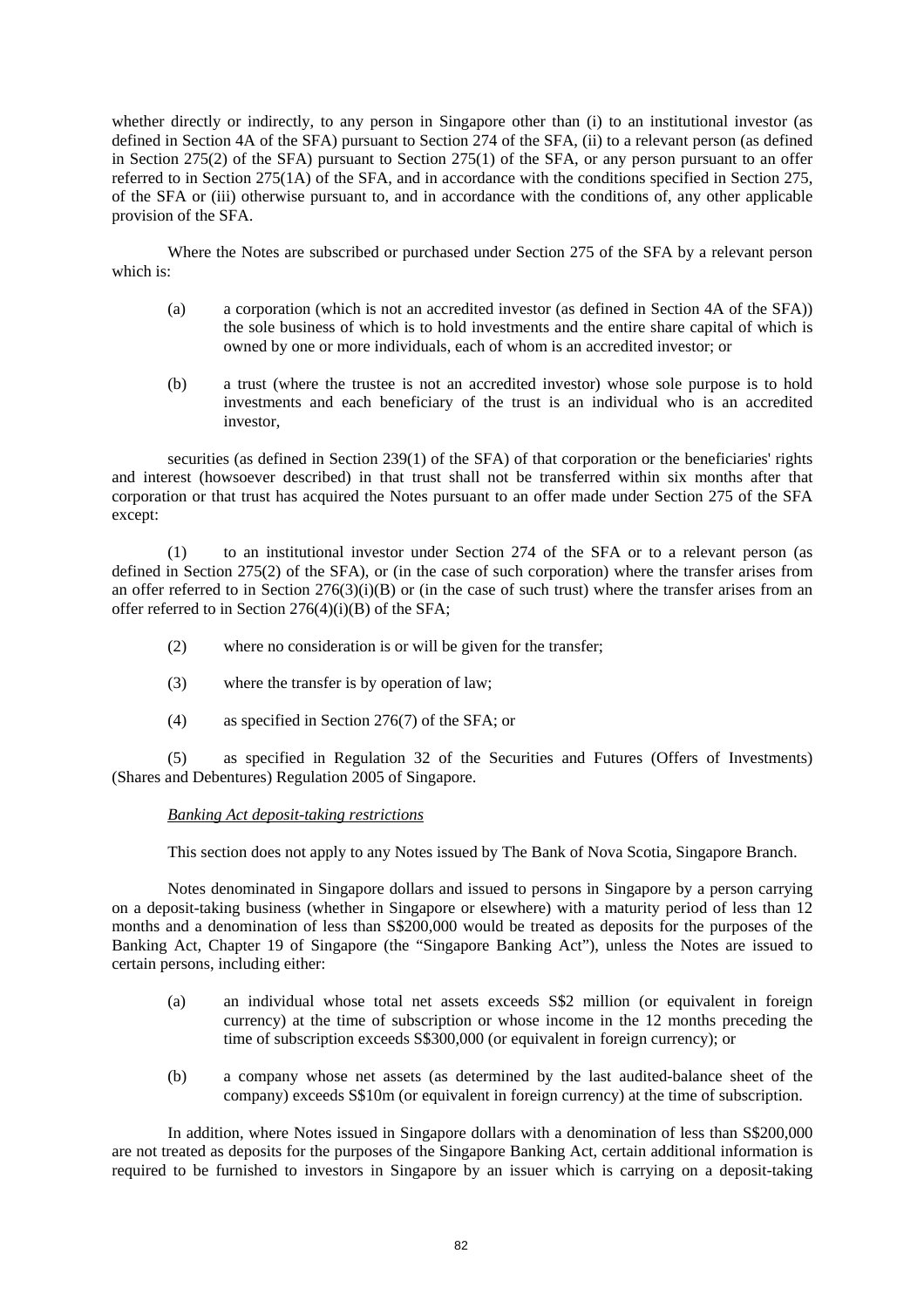whether directly or indirectly, to any person in Singapore other than (i) to an institutional investor (as defined in Section 4A of the SFA) pursuant to Section 274 of the SFA, (ii) to a relevant person (as defined in Section 275(2) of the SFA) pursuant to Section 275(1) of the SFA, or any person pursuant to an offer referred to in Section 275(1A) of the SFA, and in accordance with the conditions specified in Section 275, of the SFA or (iii) otherwise pursuant to, and in accordance with the conditions of, any other applicable provision of the SFA.

Where the Notes are subscribed or purchased under Section 275 of the SFA by a relevant person which is:

(a) a corporation (which is not an accredited investor (as defined in Section 4A of the SFA)) the sole business of which is to hold investments and the entire share capital of which is owned by one or more individuals, each of whom is an accredited investor; or

(b) a trust (where the trustee is not an accredited investor) whose sole purpose is to hold investments and each beneficiary of the trust is an individual who is an accredited investor,

securities (as defined in Section 239(1) of the SFA) of that corporation or the beneficiaries' rights and interest (howsoever described) in that trust shall not be transferred within six months after that corporation or that trust has acquired the Notes pursuant to an offer made under Section 275 of the SFA except:

(1) to an institutional investor under Section 274 of the SFA or to a relevant person (as defined in Section 275(2) of the SFA), or (in the case of such corporation) where the transfer arises from an offer referred to in Section 276(3)(i)(B) or (in the case of such trust) where the transfer arises from an offer referred to in Section 276(4)(i)(B) of the SFA;

(2) where no consideration is or will be given for the transfer;

(3) where the transfer is by operation of law;

(4) as specified in Section 276(7) of the SFA; or

(5) as specified in Regulation 32 of the Securities and Futures (Offers of Investments) (Shares and Debentures) Regulation 2005 of Singapore.

*Banking Act deposit-taking restrictions*

This section does not apply to any Notes issued by The Bank of Nova Scotia, Singapore Branch.

Notes denominated in Singapore dollars and issued to persons in Singapore by a person carrying on a deposit-taking business (whether in Singapore or elsewhere) with a maturity period of less than 12 months and a denomination of less than S$200,000 would be treated as deposits for the purposes of the Banking Act, Chapter 19 of Singapore (the "Singapore Banking Act"), unless the Notes are issued to certain persons, including either:

(a) an individual whose total net assets exceeds S$2 million (or equivalent in foreign currency) at the time of subscription or whose income in the 12 months preceding the time of subscription exceeds S$300,000 (or equivalent in foreign currency); or

(b) a company whose net assets (as determined by the last audited-balance sheet of the company) exceeds S$10m (or equivalent in foreign currency) at the time of subscription.

In addition, where Notes issued in Singapore dollars with a denomination of less than S$200,000 are not treated as deposits for the purposes of the Singapore Banking Act, certain additional information is required to be furnished to investors in Singapore by an issuer which is carrying on a deposit-taking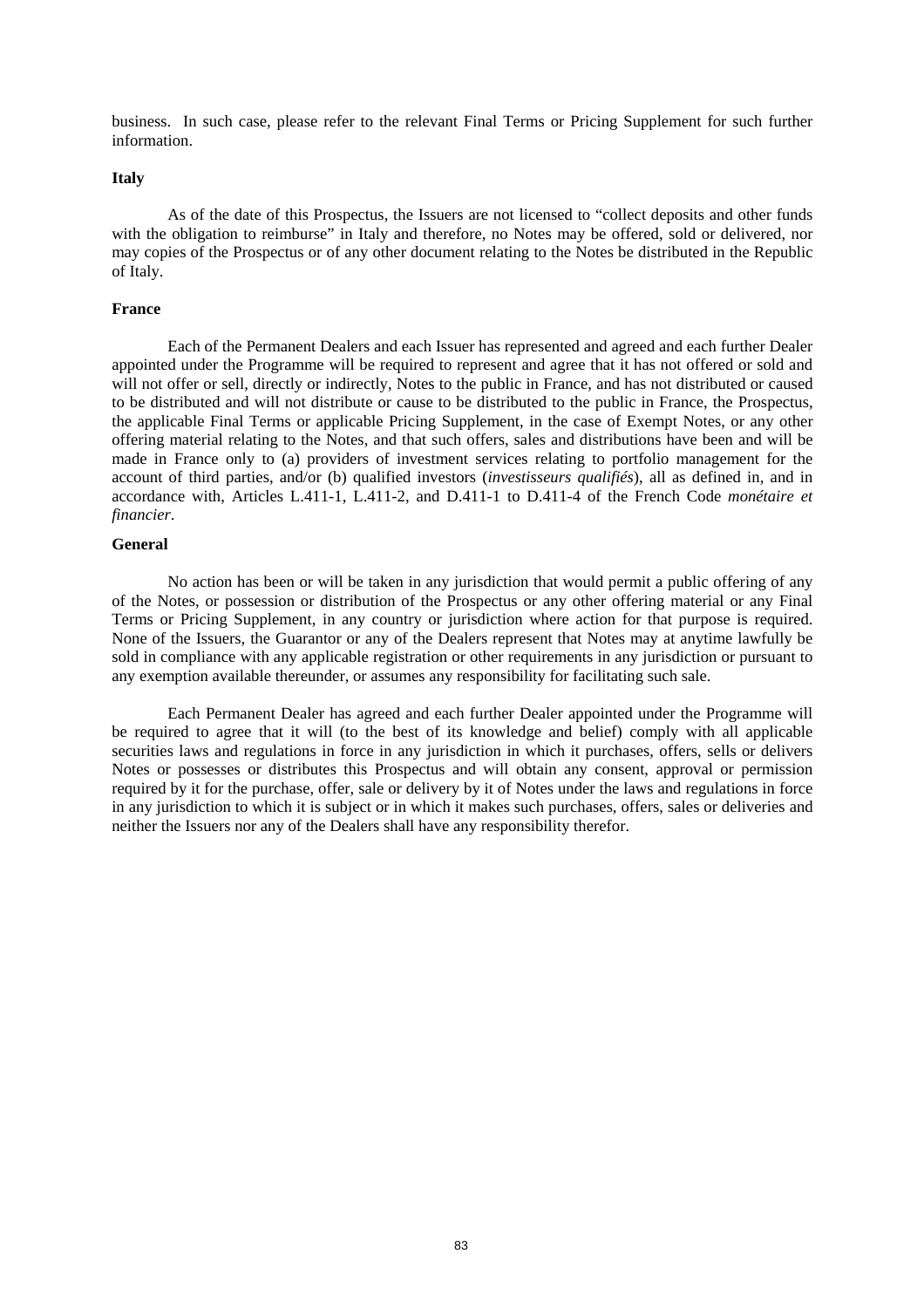business. In such case, please refer to the relevant Final Terms or Pricing Supplement for such further information.

**Italy**

As of the date of this Prospectus, the Issuers are not licensed to "collect deposits and other funds with the obligation to reimburse" in Italy and therefore, no Notes may be offered, sold or delivered, nor may copies of the Prospectus or of any other document relating to the Notes be distributed in the Republic of Italy.

**France**

Each of the Permanent Dealers and each Issuer has represented and agreed and each further Dealer appointed under the Programme will be required to represent and agree that it has not offered or sold and will not offer or sell, directly or indirectly, Notes to the public in France, and has not distributed or caused to be distributed and will not distribute or cause to be distributed to the public in France, the Prospectus, the applicable Final Terms or applicable Pricing Supplement, in the case of Exempt Notes, or any other offering material relating to the Notes, and that such offers, sales and distributions have been and will be made in France only to (a) providers of investment services relating to portfolio management for the account of third parties, and/or (b) qualified investors (*investisseurs qualifiés*), all as defined in, and in accordance with, Articles L.411-1, L.411-2, and D.411-1 to D.411-4 of the French Code *monétaire et financier*.

**General**

No action has been or will be taken in any jurisdiction that would permit a public offering of any of the Notes, or possession or distribution of the Prospectus or any other offering material or any Final Terms or Pricing Supplement, in any country or jurisdiction where action for that purpose is required. None of the Issuers, the Guarantor or any of the Dealers represent that Notes may at anytime lawfully be sold in compliance with any applicable registration or other requirements in any jurisdiction or pursuant to any exemption available thereunder, or assumes any responsibility for facilitating such sale.

Each Permanent Dealer has agreed and each further Dealer appointed under the Programme will be required to agree that it will (to the best of its knowledge and belief) comply with all applicable securities laws and regulations in force in any jurisdiction in which it purchases, offers, sells or delivers Notes or possesses or distributes this Prospectus and will obtain any consent, approval or permission required by it for the purchase, offer, sale or delivery by it of Notes under the laws and regulations in force in any jurisdiction to which it is subject or in which it makes such purchases, offers, sales or deliveries and neither the Issuers nor any of the Dealers shall have any responsibility therefor.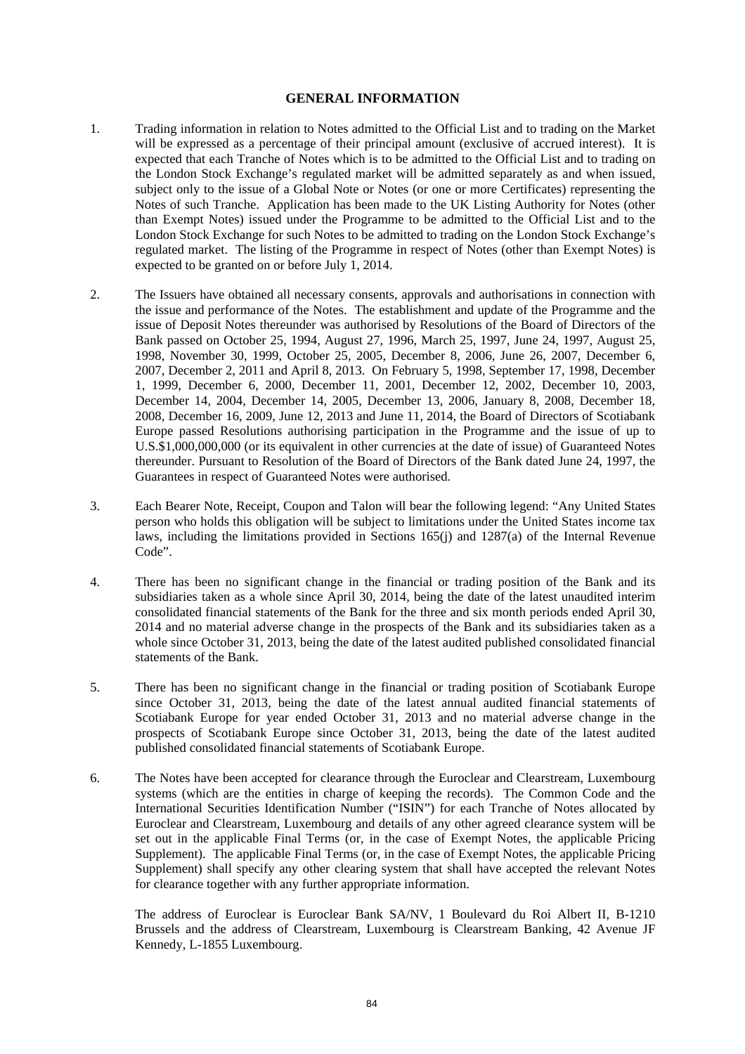## GENERAL INFORMATION

1. Trading information in relation to Notes admitted to the Official List and to trading on the Market will be expressed as a percentage of their principal amount (exclusive of accrued interest). It is expected that each Tranche of Notes which is to be admitted to the Official List and to trading on the London Stock Exchange's regulated market will be admitted separately as and when issued, subject only to the issue of a Global Note or Notes (or one or more Certificates) representing the Notes of such Tranche. Application has been made to the UK Listing Authority for Notes (other than Exempt Notes) issued under the Programme to be admitted to the Official List and to the London Stock Exchange for such Notes to be admitted to trading on the London Stock Exchange's regulated market. The listing of the Programme in respect of Notes (other than Exempt Notes) is expected to be granted on or before July 1, 2014.

2. The Issuers have obtained all necessary consents, approvals and authorisations in connection with the issue and performance of the Notes. The establishment and update of the Programme and the issue of Deposit Notes thereunder was authorised by Resolutions of the Board of Directors of the Bank passed on October 25, 1994, August 27, 1996, March 25, 1997, June 24, 1997, August 25, 1998, November 30, 1999, October 25, 2005, December 8, 2006, June 26, 2007, December 6, 2007, December 2, 2011 and April 8, 2013. On February 5, 1998, September 17, 1998, December 1, 1999, December 6, 2000, December 11, 2001, December 12, 2002, December 10, 2003, December 14, 2004, December 14, 2005, December 13, 2006, January 8, 2008, December 18, 2008, December 16, 2009, June 12, 2013 and June 11, 2014, the Board of Directors of Scotiabank Europe passed Resolutions authorising participation in the Programme and the issue of up to U.S.$1,000,000,000 (or its equivalent in other currencies at the date of issue) of Guaranteed Notes thereunder. Pursuant to Resolution of the Board of Directors of the Bank dated June 24, 1997, the Guarantees in respect of Guaranteed Notes were authorised.

3. Each Bearer Note, Receipt, Coupon and Talon will bear the following legend: "Any United States person who holds this obligation will be subject to limitations under the United States income tax laws, including the limitations provided in Sections 165(j) and 1287(a) of the Internal Revenue Code".

4. There has been no significant change in the financial or trading position of the Bank and its subsidiaries taken as a whole since April 30, 2014, being the date of the latest unaudited interim consolidated financial statements of the Bank for the three and six month periods ended April 30, 2014 and no material adverse change in the prospects of the Bank and its subsidiaries taken as a whole since October 31, 2013, being the date of the latest audited published consolidated financial statements of the Bank.

5. There has been no significant change in the financial or trading position of Scotiabank Europe since October 31, 2013, being the date of the latest annual audited financial statements of Scotiabank Europe for year ended October 31, 2013 and no material adverse change in the prospects of Scotiabank Europe since October 31, 2013, being the date of the latest audited published consolidated financial statements of Scotiabank Europe.

6. The Notes have been accepted for clearance through the Euroclear and Clearstream, Luxembourg systems (which are the entities in charge of keeping the records). The Common Code and the International Securities Identification Number ("ISIN") for each Tranche of Notes allocated by Euroclear and Clearstream, Luxembourg and details of any other agreed clearance system will be set out in the applicable Final Terms (or, in the case of Exempt Notes, the applicable Pricing Supplement). The applicable Final Terms (or, in the case of Exempt Notes, the applicable Pricing Supplement) shall specify any other clearing system that shall have accepted the relevant Notes for clearance together with any further appropriate information.

   The address of Euroclear is Euroclear Bank SA/NV, 1 Boulevard du Roi Albert II, B-1210 Brussels and the address of Clearstream, Luxembourg is Clearstream Banking, 42 Avenue JF Kennedy, L-1855 Luxembourg.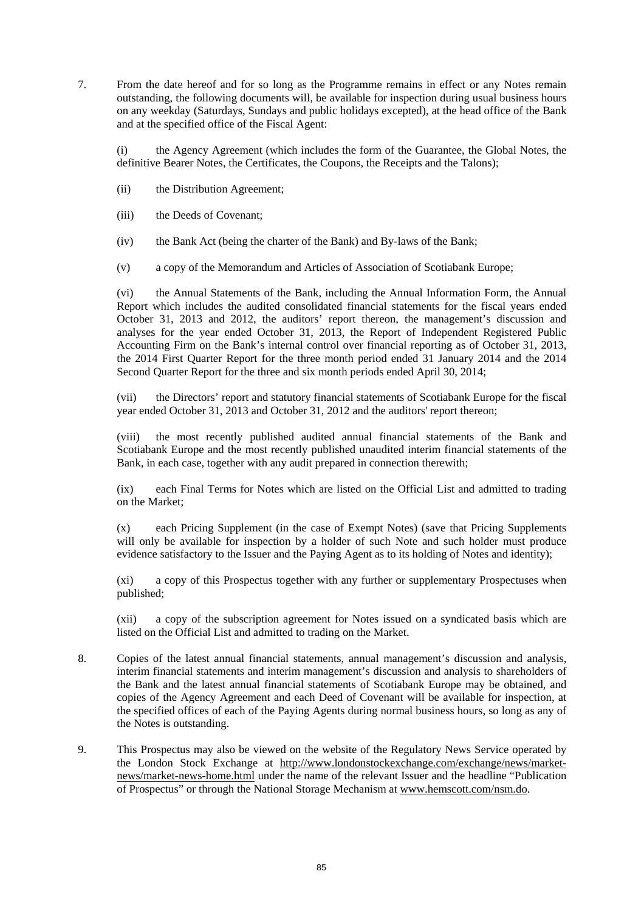7. From the date hereof and for so long as the Programme remains in effect or any Notes remain outstanding, the following documents will, be available for inspection during usual business hours on any weekday (Saturdays, Sundays and public holidays excepted), at the head office of the Bank and at the specified office of the Fiscal Agent:

   (i) the Agency Agreement (which includes the form of the Guarantee, the Global Notes, the definitive Bearer Notes, the Certificates, the Coupons, the Receipts and the Talons);

   (ii) the Distribution Agreement;

   (iii) the Deeds of Covenant;

   (iv) the Bank Act (being the charter of the Bank) and By-laws of the Bank;

   (v) a copy of the Memorandum and Articles of Association of Scotiabank Europe;

   (vi) the Annual Statements of the Bank, including the Annual Information Form, the Annual Report which includes the audited consolidated financial statements for the fiscal years ended October 31, 2013 and 2012, the auditors' report thereon, the management's discussion and analyses for the year ended October 31, 2013, the Report of Independent Registered Public Accounting Firm on the Bank's internal control over financial reporting as of October 31, 2013, the 2014 First Quarter Report for the three month period ended 31 January 2014 and the 2014 Second Quarter Report for the three and six month periods ended April 30, 2014;

   (vii) the Directors' report and statutory financial statements of Scotiabank Europe for the fiscal year ended October 31, 2013 and October 31, 2012 and the auditors' report thereon;

   (viii) the most recently published audited annual financial statements of the Bank and Scotiabank Europe and the most recently published unaudited interim financial statements of the Bank, in each case, together with any audit prepared in connection therewith;

   (ix) each Final Terms for Notes which are listed on the Official List and admitted to trading on the Market;

   (x) each Pricing Supplement (in the case of Exempt Notes) (save that Pricing Supplements will only be available for inspection by a holder of such Note and such holder must produce evidence satisfactory to the Issuer and the Paying Agent as to its holding of Notes and identity);

   (xi) a copy of this Prospectus together with any further or supplementary Prospectuses when published;

   (xii) a copy of the subscription agreement for Notes issued on a syndicated basis which are listed on the Official List and admitted to trading on the Market.

8. Copies of the latest annual financial statements, annual management's discussion and analysis, interim financial statements and interim management's discussion and analysis to shareholders of the Bank and the latest annual financial statements of Scotiabank Europe may be obtained, and copies of the Agency Agreement and each Deed of Covenant will be available for inspection, at the specified offices of each of the Paying Agents during normal business hours, so long as any of the Notes is outstanding.

9. This Prospectus may also be viewed on the website of the Regulatory News Service operated by the London Stock Exchange at http://www.londonstockexchange.com/exchange/news/market-news/market-news-home.html under the name of the relevant Issuer and the headline "Publication of Prospectus" or through the National Storage Mechanism at www.hemscott.com/nsm.do.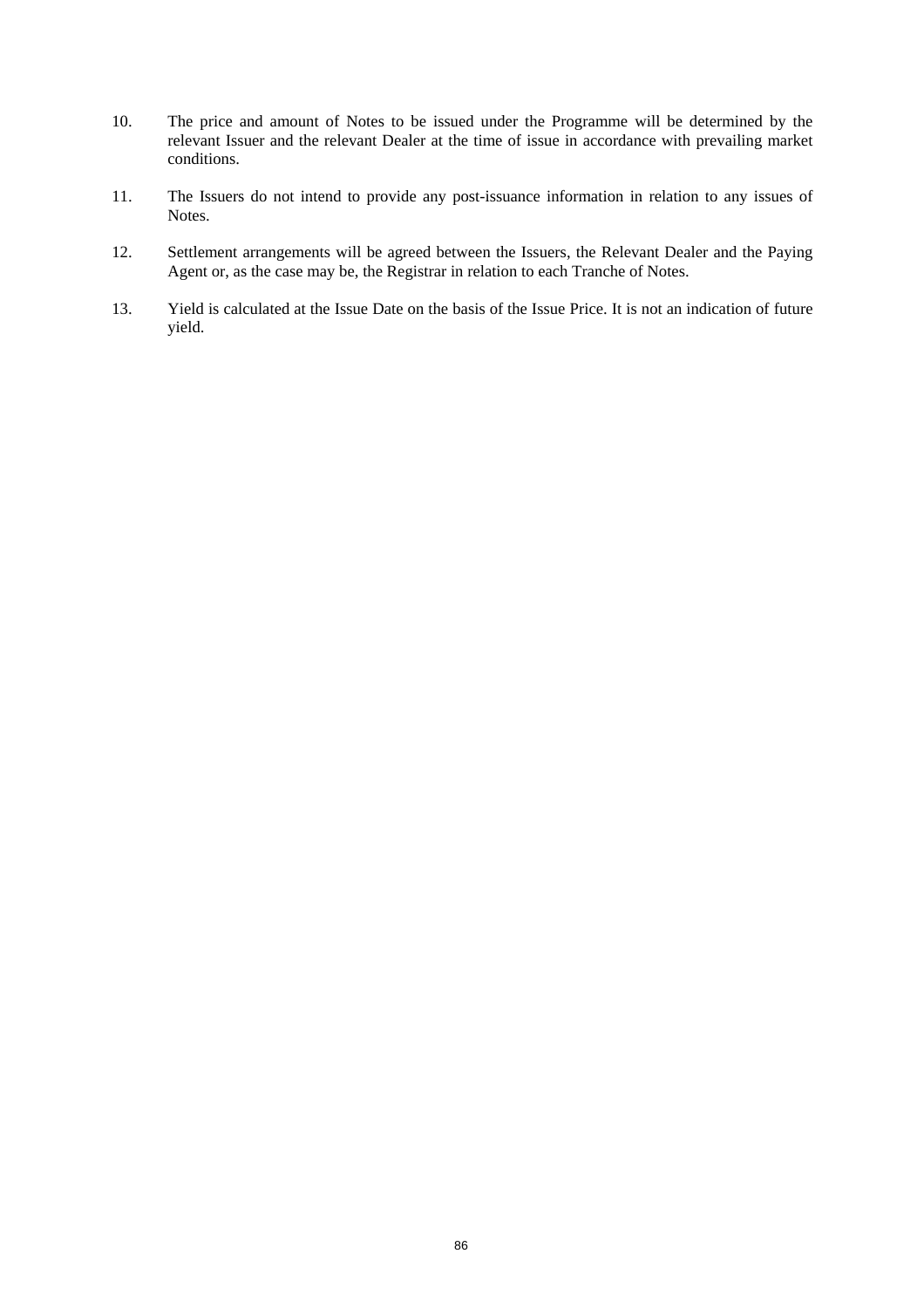10. The price and amount of Notes to be issued under the Programme will be determined by the relevant Issuer and the relevant Dealer at the time of issue in accordance with prevailing market conditions.

11. The Issuers do not intend to provide any post-issuance information in relation to any issues of Notes.

12. Settlement arrangements will be agreed between the Issuers, the Relevant Dealer and the Paying Agent or, as the case may be, the Registrar in relation to each Tranche of Notes.

13. Yield is calculated at the Issue Date on the basis of the Issue Price. It is not an indication of future yield.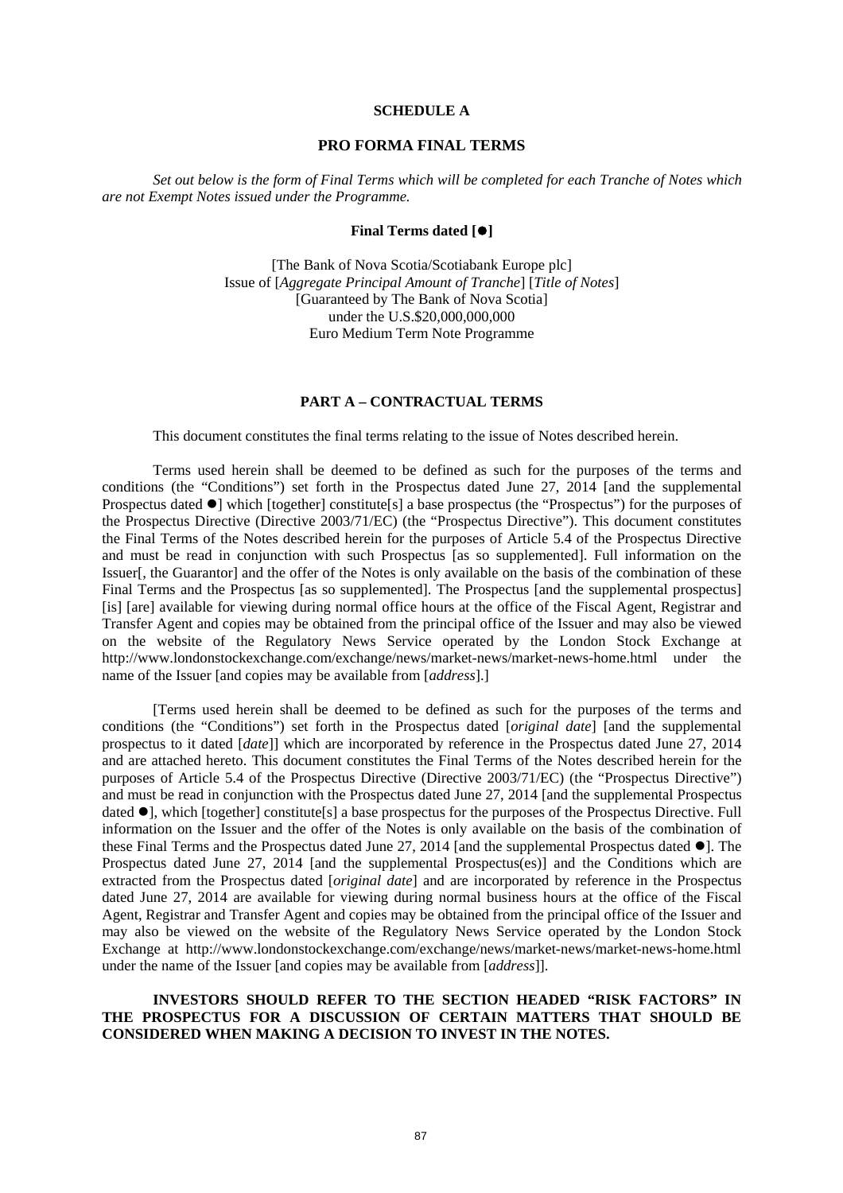**SCHEDULE A**

**PRO FORMA FINAL TERMS**

*Set out below is the form of Final Terms which will be completed for each Tranche of Notes which are not Exempt Notes issued under the Programme.*

**Final Terms dated [●]**

[The Bank of Nova Scotia/Scotiabank Europe plc]
Issue of [*Aggregate Principal Amount of Tranche*] [*Title of Notes*]
[Guaranteed by The Bank of Nova Scotia]
under the U.S.$20,000,000,000
Euro Medium Term Note Programme

**PART A – CONTRACTUAL TERMS**

This document constitutes the final terms relating to the issue of Notes described herein.

Terms used herein shall be deemed to be defined as such for the purposes of the terms and conditions (the "Conditions") set forth in the Prospectus dated June 27, 2014 [and the supplemental Prospectus dated ●] which [together] constitute[s] a base prospectus (the "Prospectus") for the purposes of the Prospectus Directive (Directive 2003/71/EC) (the "Prospectus Directive"). This document constitutes the Final Terms of the Notes described herein for the purposes of Article 5.4 of the Prospectus Directive and must be read in conjunction with such Prospectus [as so supplemented]. Full information on the Issuer[, the Guarantor] and the offer of the Notes is only available on the basis of the combination of these Final Terms and the Prospectus [as so supplemented]. The Prospectus [and the supplemental prospectus] [is] [are] available for viewing during normal office hours at the office of the Fiscal Agent, Registrar and Transfer Agent and copies may be obtained from the principal office of the Issuer and may also be viewed on the website of the Regulatory News Service operated by the London Stock Exchange at http://www.londonstockexchange.com/exchange/news/market-news/market-news-home.html under the name of the Issuer [and copies may be available from [*address*].]

[Terms used herein shall be deemed to be defined as such for the purposes of the terms and conditions (the "Conditions") set forth in the Prospectus dated [*original date*] [and the supplemental prospectus to it dated [*date*]] which are incorporated by reference in the Prospectus dated June 27, 2014 and are attached hereto. This document constitutes the Final Terms of the Notes described herein for the purposes of Article 5.4 of the Prospectus Directive (Directive 2003/71/EC) (the "Prospectus Directive") and must be read in conjunction with the Prospectus dated June 27, 2014 [and the supplemental Prospectus dated ●], which [together] constitute[s] a base prospectus for the purposes of the Prospectus Directive. Full information on the Issuer and the offer of the Notes is only available on the basis of the combination of these Final Terms and the Prospectus dated June 27, 2014 [and the supplemental Prospectus dated ●]. The Prospectus dated June 27, 2014 [and the supplemental Prospectus(es)] and the Conditions which are extracted from the Prospectus dated [*original date*] and are incorporated by reference in the Prospectus dated June 27, 2014 are available for viewing during normal business hours at the office of the Fiscal Agent, Registrar and Transfer Agent and copies may be obtained from the principal office of the Issuer and may also be viewed on the website of the Regulatory News Service operated by the London Stock Exchange at http://www.londonstockexchange.com/exchange/news/market-news/market-news-home.html under the name of the Issuer [and copies may be available from [*address*]].

**INVESTORS SHOULD REFER TO THE SECTION HEADED "RISK FACTORS" IN THE PROSPECTUS FOR A DISCUSSION OF CERTAIN MATTERS THAT SHOULD BE CONSIDERED WHEN MAKING A DECISION TO INVEST IN THE NOTES.**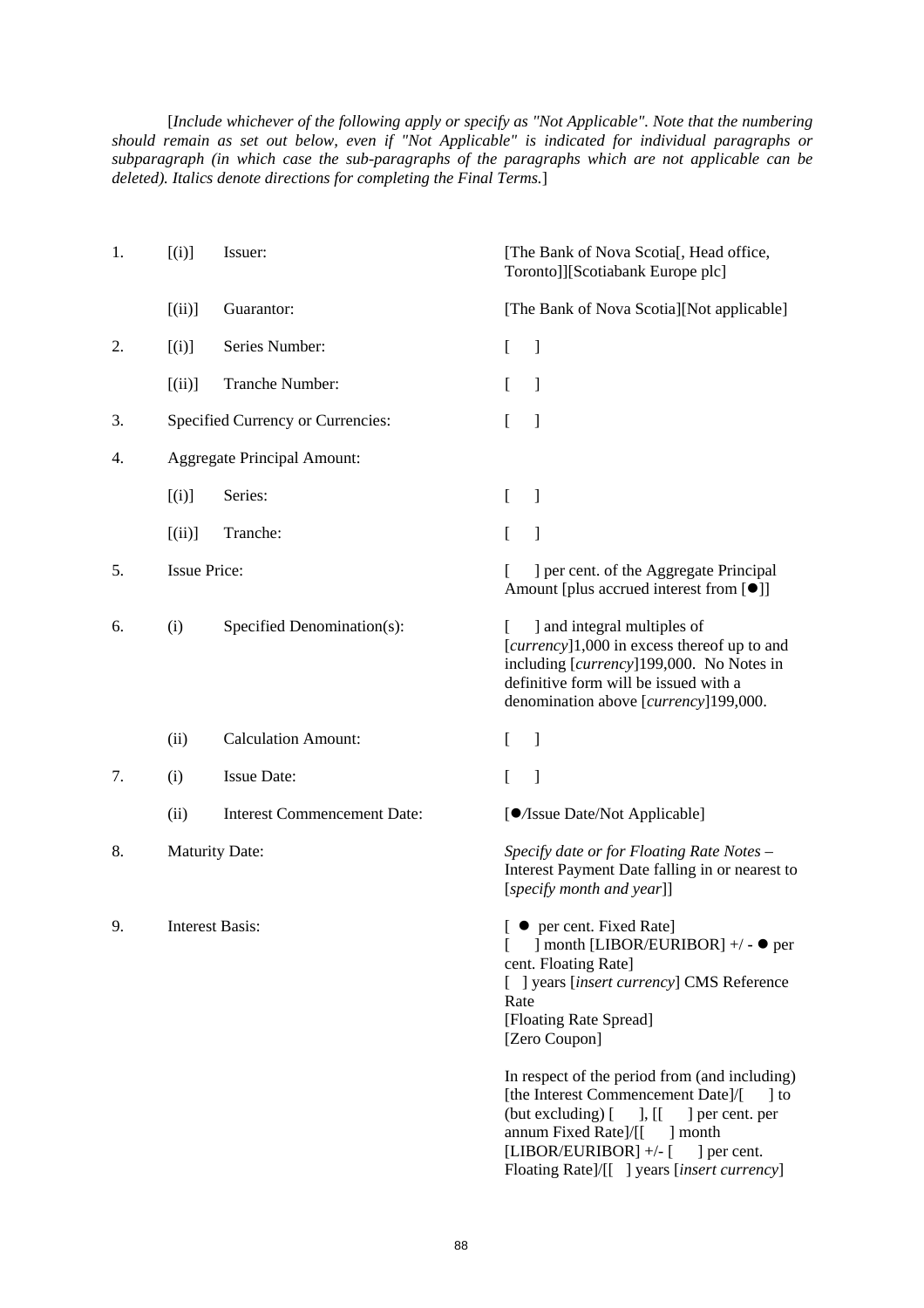[*Include whichever of the following apply or specify as "Not Applicable". Note that the numbering should remain as set out below, even if "Not Applicable" is indicated for individual paragraphs or subparagraph (in which case the sub-paragraphs of the paragraphs which are not applicable can be deleted). Italics denote directions for completing the Final Terms.*]

| | | | |
|---|---|---|---|
| 1. | [(i)] | Issuer: | [The Bank of Nova Scotia[, Head office, Toronto]][Scotiabank Europe plc] |
| | [(ii)] | Guarantor: | [The Bank of Nova Scotia][Not applicable] |
| 2. | [(i)] | Series Number: | [ ] |
| | [(ii)] | Tranche Number: | [ ] |
| 3. | Specified Currency or Currencies: | | [ ] |
| 4. | Aggregate Principal Amount: | | |
| | [(i)] | Series: | [ ] |
| | [(ii)] | Tranche: | [ ] |
| 5. | Issue Price: | | [ ] per cent. of the Aggregate Principal Amount [plus accrued interest from [●]] |
| 6. | (i) | Specified Denomination(s): | [ ] and integral multiples of [*currency*]1,000 in excess thereof up to and including [*currency*]199,000. No Notes in definitive form will be issued with a denomination above [*currency*]199,000. |
| | (ii) | Calculation Amount: | [ ] |
| 7. | (i) | Issue Date: | [ ] |
| | (ii) | Interest Commencement Date: | [●/Issue Date/Not Applicable] |
| 8. | Maturity Date: | | *Specify date or for Floating Rate Notes* – Interest Payment Date falling in or nearest to [*specify month and year*]] |
| 9. | Interest Basis: | | [ ● per cent. Fixed Rate]<br>[ ] month [LIBOR/EURIBOR] +/ - ● per cent. Floating Rate]<br>[ ] years [*insert currency*] CMS Reference Rate<br>[Floating Rate Spread]<br>[Zero Coupon]<br><br>In respect of the period from (and including) [the Interest Commencement Date]/[ ] to (but excluding) [ ], [[ ] per cent. per annum Fixed Rate]/[[ ] month [LIBOR/EURIBOR] +/- [ ] per cent. Floating Rate]/[[ ] years [*insert currency*] |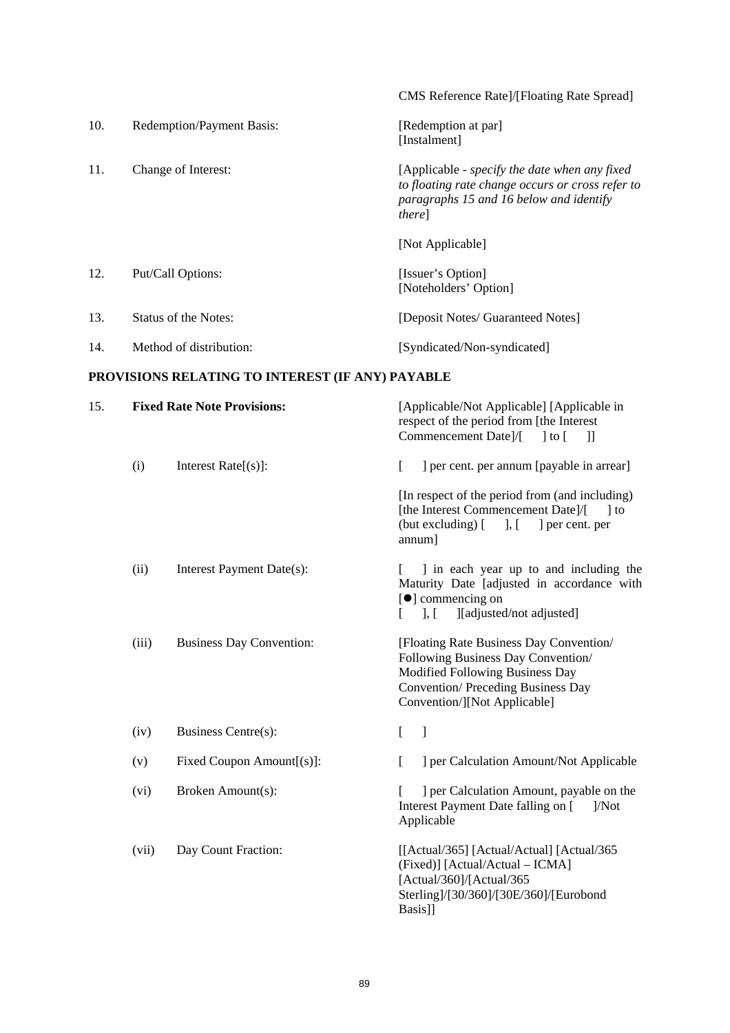| | | | |
|---|---|---|---|
| | | | CMS Reference Rate]/[Floating Rate Spread] |
| 10. | Redemption/Payment Basis: | | [Redemption at par]<br>[Instalment] |
| 11. | Change of Interest: | | [Applicable - *specify the date when any fixed to floating rate change occurs or cross refer to paragraphs 15 and 16 below and identify there*]<br><br>[Not Applicable] |
| 12. | Put/Call Options: | | [Issuer's Option]<br>[Noteholders' Option] |
| 13. | Status of the Notes: | | [Deposit Notes/ Guaranteed Notes] |
| 14. | Method of distribution: | | [Syndicated/Non-syndicated] |

**PROVISIONS RELATING TO INTEREST (IF ANY) PAYABLE**

| | | | |
|---|---|---|---|
| 15. | **Fixed Rate Note Provisions:** | | [Applicable/Not Applicable] [Applicable in respect of the period from [the Interest Commencement Date]/[ ] to [ ]] |
| | (i) | Interest Rate[(s)]: | [ ] per cent. per annum [payable in arrear]<br><br>[In respect of the period from (and including) [the Interest Commencement Date]/[ ] to (but excluding) [ ], [ ] per cent. per annum] |
| | (ii) | Interest Payment Date(s): | [ ] in each year up to and including the Maturity Date [adjusted in accordance with [●] commencing on [ ], [ ][adjusted/not adjusted] |
| | (iii) | Business Day Convention: | [Floating Rate Business Day Convention/ Following Business Day Convention/ Modified Following Business Day Convention/ Preceding Business Day Convention/][Not Applicable] |
| | (iv) | Business Centre(s): | [ ] |
| | (v) | Fixed Coupon Amount[(s)]: | [ ] per Calculation Amount/Not Applicable |
| | (vi) | Broken Amount(s): | [ ] per Calculation Amount, payable on the Interest Payment Date falling on [ ]/Not Applicable |
| | (vii) | Day Count Fraction: | [[Actual/365] [Actual/Actual] [Actual/365 (Fixed)] [Actual/Actual – ICMA] [Actual/360]/[Actual/365 Sterling]/[30/360]/[30E/360]/[Eurobond Basis]] |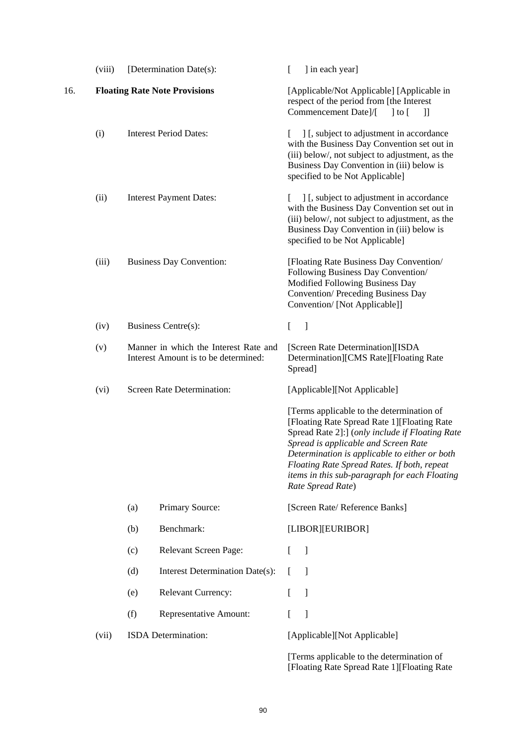| | | | |
|---|---|---|---|
| | (viii) | [Determination Date(s): | [ ] in each year] |
| 16. | **Floating Rate Note Provisions** | | [Applicable/Not Applicable] [Applicable in respect of the period from [the Interest Commencement Date]/[ ] to [ ]] |
| | (i) | Interest Period Dates: | [ ] [, subject to adjustment in accordance with the Business Day Convention set out in (iii) below/, not subject to adjustment, as the Business Day Convention in (iii) below is specified to be Not Applicable] |
| | (ii) | Interest Payment Dates: | [ ] [, subject to adjustment in accordance with the Business Day Convention set out in (iii) below/, not subject to adjustment, as the Business Day Convention in (iii) below is specified to be Not Applicable] |
| | (iii) | Business Day Convention: | [Floating Rate Business Day Convention/ Following Business Day Convention/ Modified Following Business Day Convention/ Preceding Business Day Convention/ [Not Applicable]] |
| | (iv) | Business Centre(s): | [ ] |
| | (v) | Manner in which the Interest Rate and Interest Amount is to be determined: | [Screen Rate Determination][ISDA Determination][CMS Rate][Floating Rate Spread] |
| | (vi) | Screen Rate Determination: | [Applicable][Not Applicable] |
| | | | [Terms applicable to the determination of [Floating Rate Spread Rate 1][Floating Rate Spread Rate 2]:] (*only include if Floating Rate Spread is applicable and Screen Rate Determination is applicable to either or both Floating Rate Spread Rates. If both, repeat items in this sub-paragraph for each Floating Rate Spread Rate*) |
| | | (a) Primary Source: | [Screen Rate/ Reference Banks] |
| | | (b) Benchmark: | [LIBOR][EURIBOR] |
| | | (c) Relevant Screen Page: | [ ] |
| | | (d) Interest Determination Date(s): | [ ] |
| | | (e) Relevant Currency: | [ ] |
| | | (f) Representative Amount: | [ ] |
| | (vii) | ISDA Determination: | [Applicable][Not Applicable] |
| | | | [Terms applicable to the determination of [Floating Rate Spread Rate 1][Floating Rate |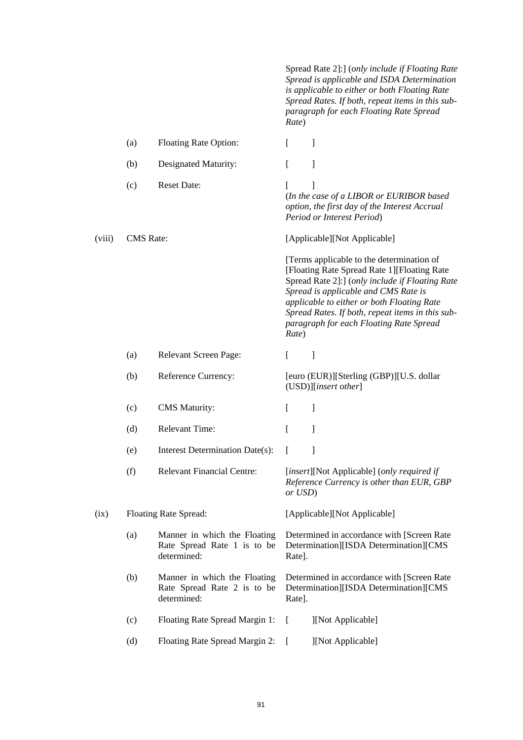| | | | |
|---|---|---|---|
| | | | Spread Rate 2]:] (*only include if Floating Rate Spread is applicable and ISDA Determination is applicable to either or both Floating Rate Spread Rates. If both, repeat items in this sub-paragraph for each Floating Rate Spread Rate*) |
| | (a) | Floating Rate Option: | [ ] |
| | (b) | Designated Maturity: | [ ] |
| | (c) | Reset Date: | [ ]<br>(*In the case of a LIBOR or EURIBOR based option, the first day of the Interest Accrual Period or Interest Period*) |
| (viii) | CMS Rate: | | [Applicable][Not Applicable] |
| | | | [Terms applicable to the determination of [Floating Rate Spread Rate 1][Floating Rate Spread Rate 2]:] (*only include if Floating Rate Spread is applicable and CMS Rate is applicable to either or both Floating Rate Spread Rates. If both, repeat items in this sub-paragraph for each Floating Rate Spread Rate*) |
| | (a) | Relevant Screen Page: | [ ] |
| | (b) | Reference Currency: | [euro (EUR)][Sterling (GBP)][U.S. dollar (USD)][*insert other*] |
| | (c) | CMS Maturity: | [ ] |
| | (d) | Relevant Time: | [ ] |
| | (e) | Interest Determination Date(s): | [ ] |
| | (f) | Relevant Financial Centre: | [*insert*][Not Applicable] (*only required if Reference Currency is other than EUR, GBP or USD*) |
| (ix) | Floating Rate Spread: | | [Applicable][Not Applicable] |
| | (a) | Manner in which the Floating Rate Spread Rate 1 is to be determined: | Determined in accordance with [Screen Rate Determination][ISDA Determination][CMS Rate]. |
| | (b) | Manner in which the Floating Rate Spread Rate 2 is to be determined: | Determined in accordance with [Screen Rate Determination][ISDA Determination][CMS Rate]. |
| | (c) | Floating Rate Spread Margin 1: | [ ][Not Applicable] |
| | (d) | Floating Rate Spread Margin 2: | [ ][Not Applicable] |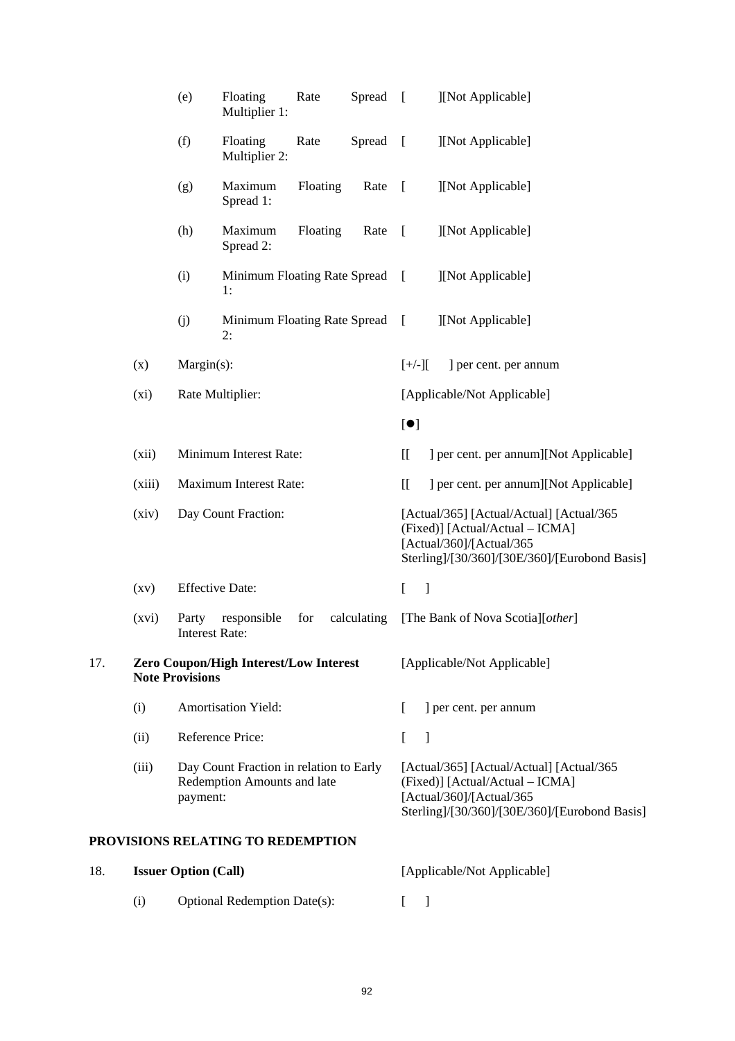| | | | |
|---|---|---|---|
| | (e) | Floating Rate Spread Multiplier 1: | [ ][Not Applicable] |
| | (f) | Floating Rate Spread Multiplier 2: | [ ][Not Applicable] |
| | (g) | Maximum Floating Rate Spread 1: | [ ][Not Applicable] |
| | (h) | Maximum Floating Rate Spread 2: | [ ][Not Applicable] |
| | (i) | Minimum Floating Rate Spread 1: | [ ][Not Applicable] |
| | (j) | Minimum Floating Rate Spread 2: | [ ][Not Applicable] |
| (x) | | Margin(s): | [+/-][ ] per cent. per annum |
| (xi) | | Rate Multiplier: | [Applicable/Not Applicable]<br><br>[●] |
| (xii) | | Minimum Interest Rate: | [[ ] per cent. per annum][Not Applicable] |
| (xiii) | | Maximum Interest Rate: | [[ ] per cent. per annum][Not Applicable] |
| (xiv) | | Day Count Fraction: | [Actual/365] [Actual/Actual] [Actual/365 (Fixed)] [Actual/Actual – ICMA] [Actual/360]/[Actual/365 Sterling]/[30/360]/[30E/360]/[Eurobond Basis] |
| (xv) | | Effective Date: | [ ] |
| (xvi) | | Party responsible for calculating Interest Rate: | [The Bank of Nova Scotia][*other*] |

17. **Zero Coupon/High Interest/Low Interest Note Provisions** — [Applicable/Not Applicable]

| | | |
|---|---|---|
| (i) | Amortisation Yield: | [ ] per cent. per annum |
| (ii) | Reference Price: | [ ] |
| (iii) | Day Count Fraction in relation to Early Redemption Amounts and late payment: | [Actual/365] [Actual/Actual] [Actual/365 (Fixed)] [Actual/Actual – ICMA] [Actual/360]/[Actual/365 Sterling]/[30/360]/[30E/360]/[Eurobond Basis] |

**PROVISIONS RELATING TO REDEMPTION**

18. **Issuer Option (Call)** — [Applicable/Not Applicable]

| | | |
|---|---|---|
| (i) | Optional Redemption Date(s): | [ ] |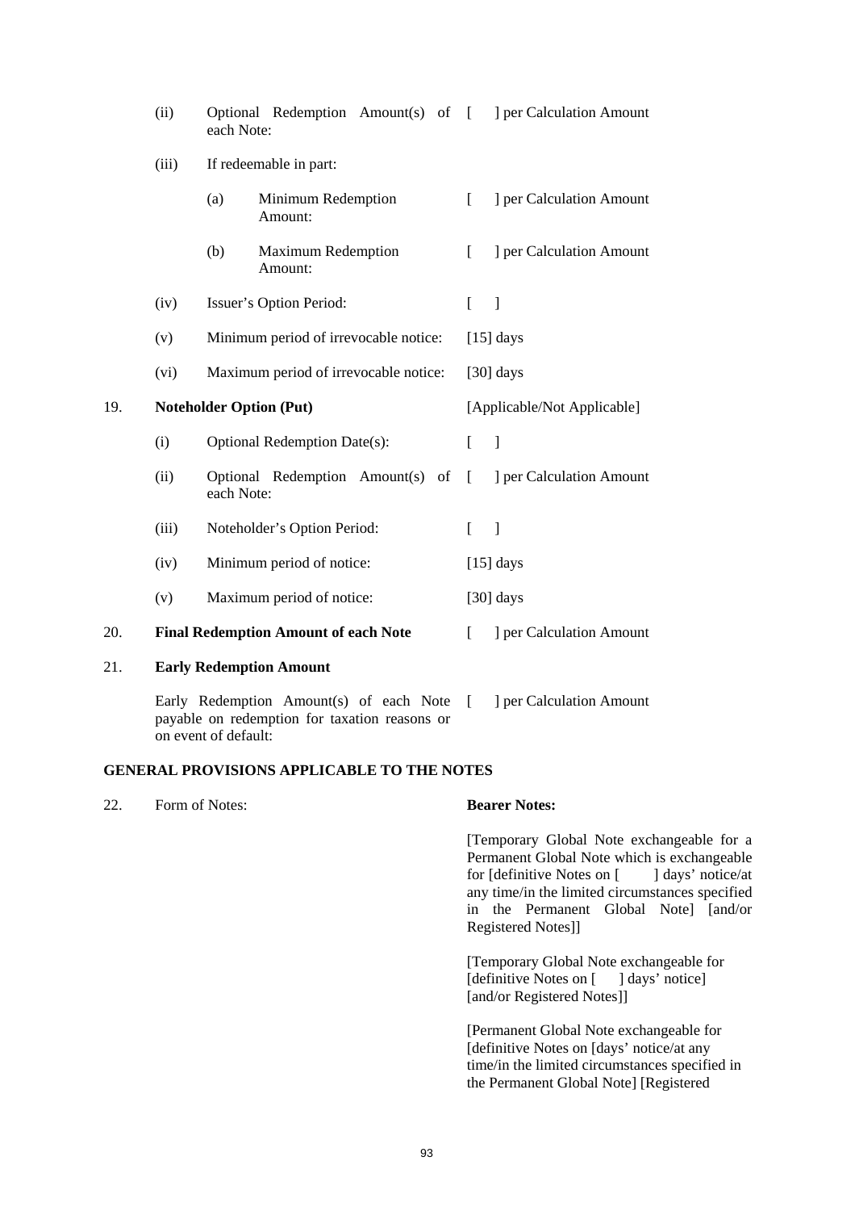| | | | |
|---|---|---|---|
| | (ii) | Optional Redemption Amount(s) of each Note: | [ ] per Calculation Amount |
| | (iii) | If redeemable in part: | |
| | | (a) Minimum Redemption Amount: | [ ] per Calculation Amount |
| | | (b) Maximum Redemption Amount: | [ ] per Calculation Amount |
| | (iv) | Issuer's Option Period: | [ ] |
| | (v) | Minimum period of irrevocable notice: | [15] days |
| | (vi) | Maximum period of irrevocable notice: | [30] days |
| 19. | **Noteholder Option (Put)** | | [Applicable/Not Applicable] |
| | (i) | Optional Redemption Date(s): | [ ] |
| | (ii) | Optional Redemption Amount(s) of each Note: | [ ] per Calculation Amount |
| | (iii) | Noteholder's Option Period: | [ ] |
| | (iv) | Minimum period of notice: | [15] days |
| | (v) | Maximum period of notice: | [30] days |
| 20. | **Final Redemption Amount of each Note** | | [ ] per Calculation Amount |
| 21. | **Early Redemption Amount** | | |
| | Early Redemption Amount(s) of each Note payable on redemption for taxation reasons or on event of default: | | [ ] per Calculation Amount |

**GENERAL PROVISIONS APPLICABLE TO THE NOTES**

| | | |
|---|---|---|
| 22. | Form of Notes: | **Bearer Notes:** |
| | | [Temporary Global Note exchangeable for a Permanent Global Note which is exchangeable for [definitive Notes on [ ] days' notice/at any time/in the limited circumstances specified in the Permanent Global Note] [and/or Registered Notes]] |
| | | [Temporary Global Note exchangeable for [definitive Notes on [ ] days' notice] [and/or Registered Notes]] |
| | | [Permanent Global Note exchangeable for [definitive Notes on [days' notice/at any time/in the limited circumstances specified in the Permanent Global Note] [Registered |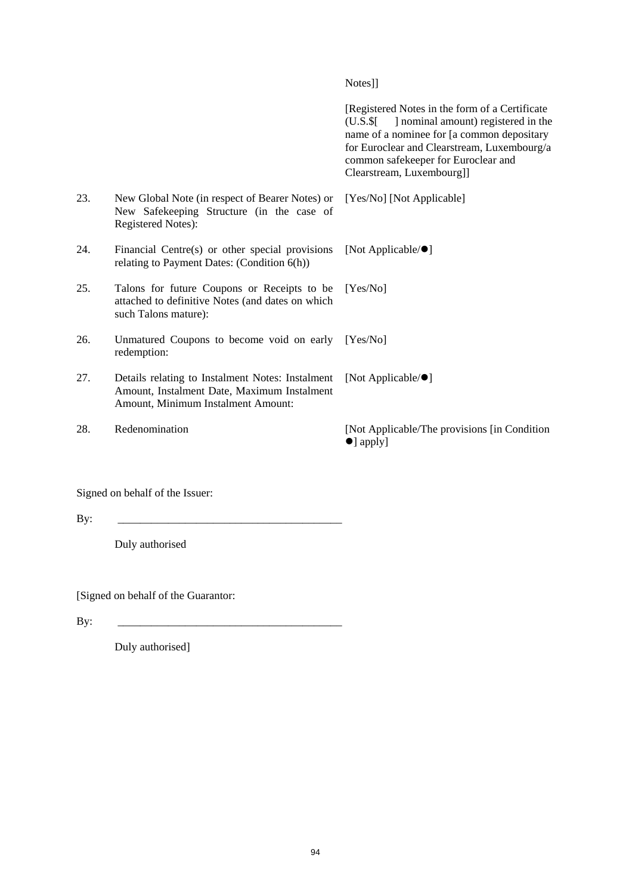| | | |
|---|---|---|
| | | Notes]] |
| | | [Registered Notes in the form of a Certificate (U.S.$[ ] nominal amount) registered in the name of a nominee for [a common depositary for Euroclear and Clearstream, Luxembourg/a common safekeeper for Euroclear and Clearstream, Luxembourg]] |
| 23. | New Global Note (in respect of Bearer Notes) or New Safekeeping Structure (in the case of Registered Notes): | [Yes/No] [Not Applicable] |
| 24. | Financial Centre(s) or other special provisions relating to Payment Dates: (Condition 6(h)) | [Not Applicable/●] |
| 25. | Talons for future Coupons or Receipts to be attached to definitive Notes (and dates on which such Talons mature): | [Yes/No] |
| 26. | Unmatured Coupons to become void on early redemption: | [Yes/No] |
| 27. | Details relating to Instalment Notes: Instalment Amount, Instalment Date, Maximum Instalment Amount, Minimum Instalment Amount: | [Not Applicable/●] |
| 28. | Redenomination | [Not Applicable/The provisions [in Condition ●] apply] |

Signed on behalf of the Issuer:

By: ________________________________________

Duly authorised

[Signed on behalf of the Guarantor:

By: ________________________________________

Duly authorised]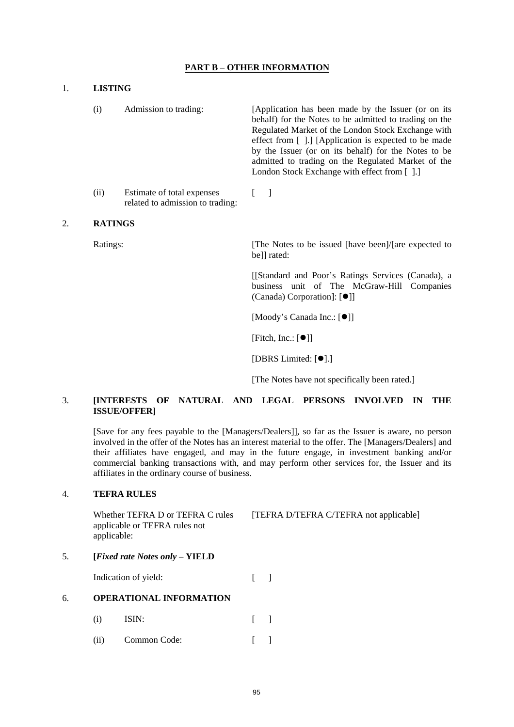## PART B – OTHER INFORMATION

1. **LISTING**

| | | |
|---|---|---|
| (i) | Admission to trading: | [Application has been made by the Issuer (or on its behalf) for the Notes to be admitted to trading on the Regulated Market of the London Stock Exchange with effect from [ ].] [Application is expected to be made by the Issuer (or on its behalf) for the Notes to be admitted to trading on the Regulated Market of the London Stock Exchange with effect from [ ].] |
| (ii) | Estimate of total expenses related to admission to trading: | [ ] |

2. **RATINGS**

Ratings: [The Notes to be issued [have been]/[are expected to be]] rated:

[[Standard and Poor's Ratings Services (Canada), a business unit of The McGraw-Hill Companies (Canada) Corporation]: [●]]

[Moody's Canada Inc.: [●]]

[Fitch, Inc.: [●]]

[DBRS Limited: [●].]

[The Notes have not specifically been rated.]

3. **[INTERESTS OF NATURAL AND LEGAL PERSONS INVOLVED IN THE ISSUE/OFFER]**

[Save for any fees payable to the [Managers/Dealers]], so far as the Issuer is aware, no person involved in the offer of the Notes has an interest material to the offer. The [Managers/Dealers] and their affiliates have engaged, and may in the future engage, in investment banking and/or commercial banking transactions with, and may perform other services for, the Issuer and its affiliates in the ordinary course of business.

4. **TEFRA RULES**

| | |
|---|---|
| Whether TEFRA D or TEFRA C rules applicable or TEFRA rules not applicable: | [TEFRA D/TEFRA C/TEFRA not applicable] |

5. **[*Fixed rate Notes only* – YIELD**

| | |
|---|---|
| Indication of yield: | [ ] |

6. **OPERATIONAL INFORMATION**

| | | |
|---|---|---|
| (i) | ISIN: | [ ] |
| (ii) | Common Code: | [ ] |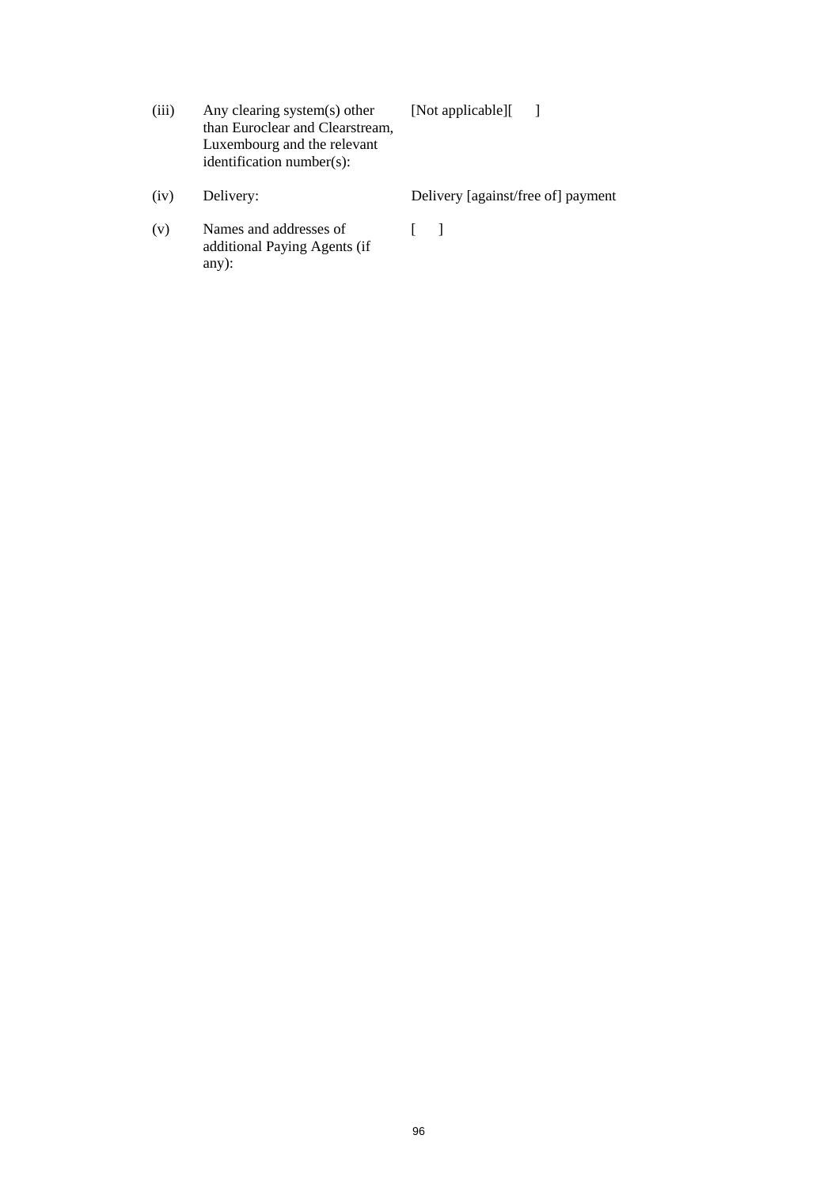| | | |
|---|---|---|
| (iii) | Any clearing system(s) other than Euroclear and Clearstream, Luxembourg and the relevant identification number(s): | [Not applicable][ ] |
| (iv) | Delivery: | Delivery [against/free of] payment |
| (v) | Names and addresses of additional Paying Agents (if any): | [ ] |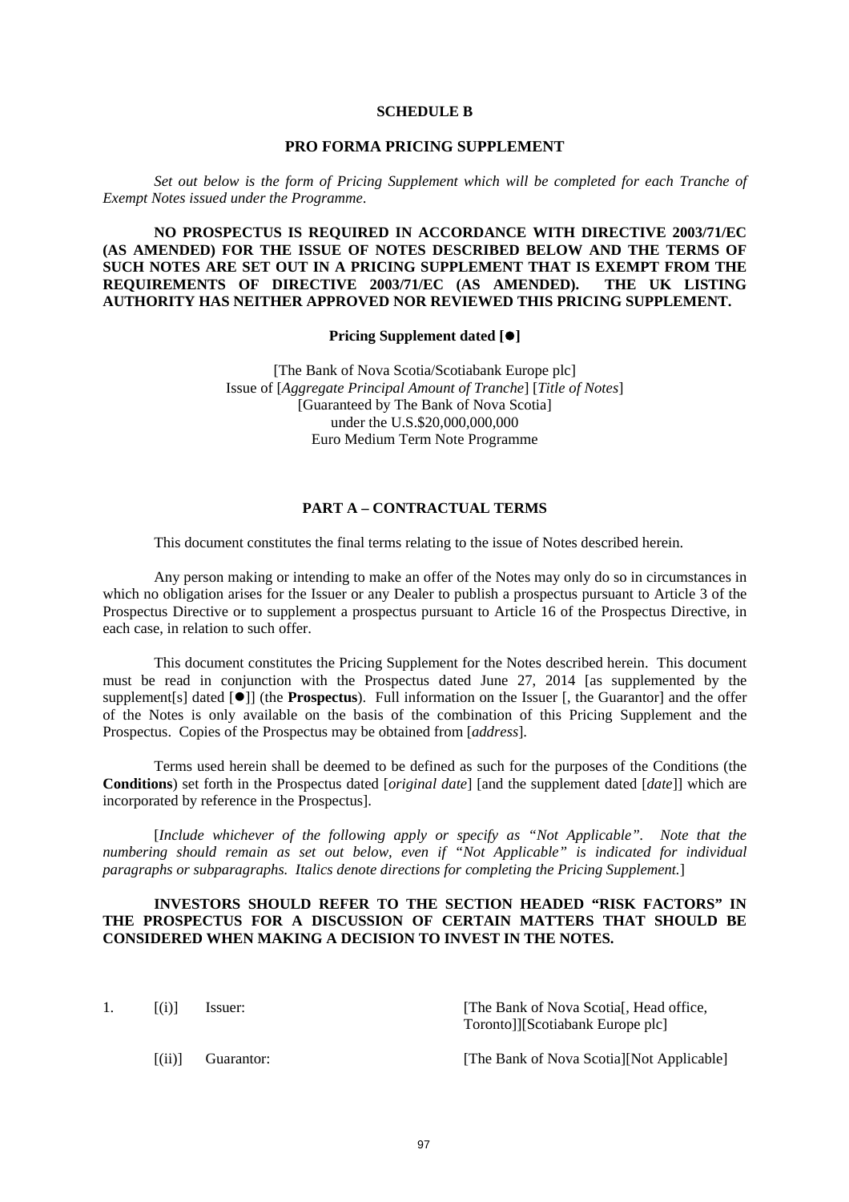## SCHEDULE B

## PRO FORMA PRICING SUPPLEMENT

*Set out below is the form of Pricing Supplement which will be completed for each Tranche of Exempt Notes issued under the Programme.*

**NO PROSPECTUS IS REQUIRED IN ACCORDANCE WITH DIRECTIVE 2003/71/EC (AS AMENDED) FOR THE ISSUE OF NOTES DESCRIBED BELOW AND THE TERMS OF SUCH NOTES ARE SET OUT IN A PRICING SUPPLEMENT THAT IS EXEMPT FROM THE REQUIREMENTS OF DIRECTIVE 2003/71/EC (AS AMENDED). THE UK LISTING AUTHORITY HAS NEITHER APPROVED NOR REVIEWED THIS PRICING SUPPLEMENT.**

**Pricing Supplement dated [●]**

[The Bank of Nova Scotia/Scotiabank Europe plc]
Issue of [*Aggregate Principal Amount of Tranche*] [*Title of Notes*]
[Guaranteed by The Bank of Nova Scotia]
under the U.S.$20,000,000,000
Euro Medium Term Note Programme

### PART A – CONTRACTUAL TERMS

This document constitutes the final terms relating to the issue of Notes described herein.

Any person making or intending to make an offer of the Notes may only do so in circumstances in which no obligation arises for the Issuer or any Dealer to publish a prospectus pursuant to Article 3 of the Prospectus Directive or to supplement a prospectus pursuant to Article 16 of the Prospectus Directive, in each case, in relation to such offer.

This document constitutes the Pricing Supplement for the Notes described herein. This document must be read in conjunction with the Prospectus dated June 27, 2014 [as supplemented by the supplement[s] dated [●]] (the **Prospectus**). Full information on the Issuer [, the Guarantor] and the offer of the Notes is only available on the basis of the combination of this Pricing Supplement and the Prospectus. Copies of the Prospectus may be obtained from [*address*].

Terms used herein shall be deemed to be defined as such for the purposes of the Conditions (the **Conditions**) set forth in the Prospectus dated [*original date*] [and the supplement dated [*date*]] which are incorporated by reference in the Prospectus].

[*Include whichever of the following apply or specify as "Not Applicable". Note that the numbering should remain as set out below, even if "Not Applicable" is indicated for individual paragraphs or subparagraphs. Italics denote directions for completing the Pricing Supplement.*]

**INVESTORS SHOULD REFER TO THE SECTION HEADED "RISK FACTORS" IN THE PROSPECTUS FOR A DISCUSSION OF CERTAIN MATTERS THAT SHOULD BE CONSIDERED WHEN MAKING A DECISION TO INVEST IN THE NOTES.**

| | | | |
|---|---|---|---|
| 1. | [(i)] | Issuer: | [The Bank of Nova Scotia[, Head office, Toronto]][Scotiabank Europe plc] |
| | [(ii)] | Guarantor: | [The Bank of Nova Scotia][Not Applicable] |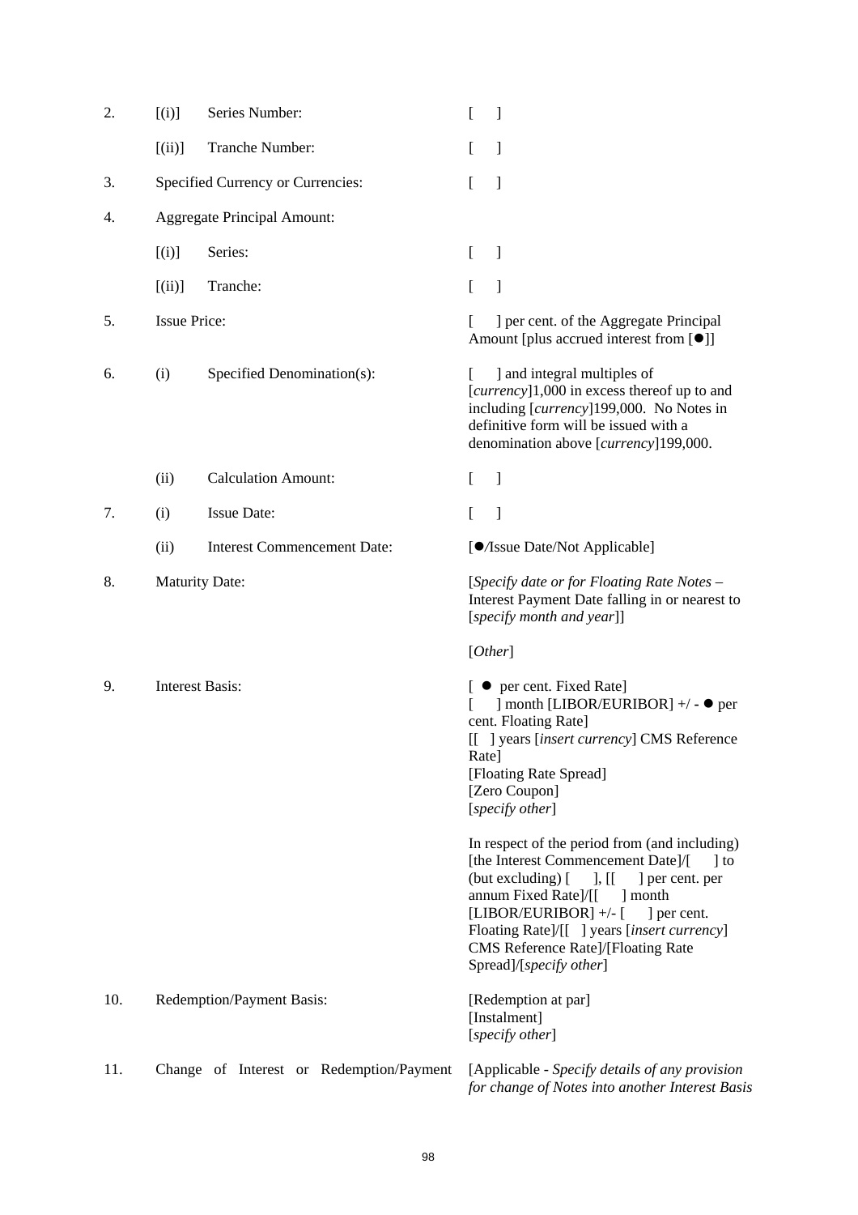| | | | |
|---|---|---|---|
| 2. | [(i)] | Series Number: | [ ] |
| | [(ii)] | Tranche Number: | [ ] |
| 3. | Specified Currency or Currencies: | | [ ] |
| 4. | Aggregate Principal Amount: | | |
| | [(i)] | Series: | [ ] |
| | [(ii)] | Tranche: | [ ] |
| 5. | Issue Price: | | [ ] per cent. of the Aggregate Principal Amount [plus accrued interest from [●]] |
| 6. | (i) | Specified Denomination(s): | [ ] and integral multiples of [*currency*]1,000 in excess thereof up to and including [*currency*]199,000. No Notes in definitive form will be issued with a denomination above [*currency*]199,000. |
| | (ii) | Calculation Amount: | [ ] |
| 7. | (i) | Issue Date: | [ ] |
| | (ii) | Interest Commencement Date: | [●/Issue Date/Not Applicable] |
| 8. | Maturity Date: | | [*Specify date or for Floating Rate Notes* – Interest Payment Date falling in or nearest to [*specify month and year*]]<br><br>[*Other*] |
| 9. | Interest Basis: | | [ ● per cent. Fixed Rate]<br>[ ] month [LIBOR/EURIBOR] +/ - ● per cent. Floating Rate]<br>[[ ] years [*insert currency*] CMS Reference Rate]<br>[Floating Rate Spread]<br>[Zero Coupon]<br>[*specify other*]<br><br>In respect of the period from (and including) [the Interest Commencement Date]/[ ] to (but excluding) [ ], [[ ] per cent. per annum Fixed Rate]/[[ ] month [LIBOR/EURIBOR] +/- [ ] per cent. Floating Rate]/[[ ] years [*insert currency*] CMS Reference Rate]/[Floating Rate Spread]/[*specify other*] |
| 10. | Redemption/Payment Basis: | | [Redemption at par]<br>[Instalment]<br>[*specify other*] |
| 11. | Change of Interest or Redemption/Payment | | [Applicable - *Specify details of any provision for change of Notes into another Interest Basis* |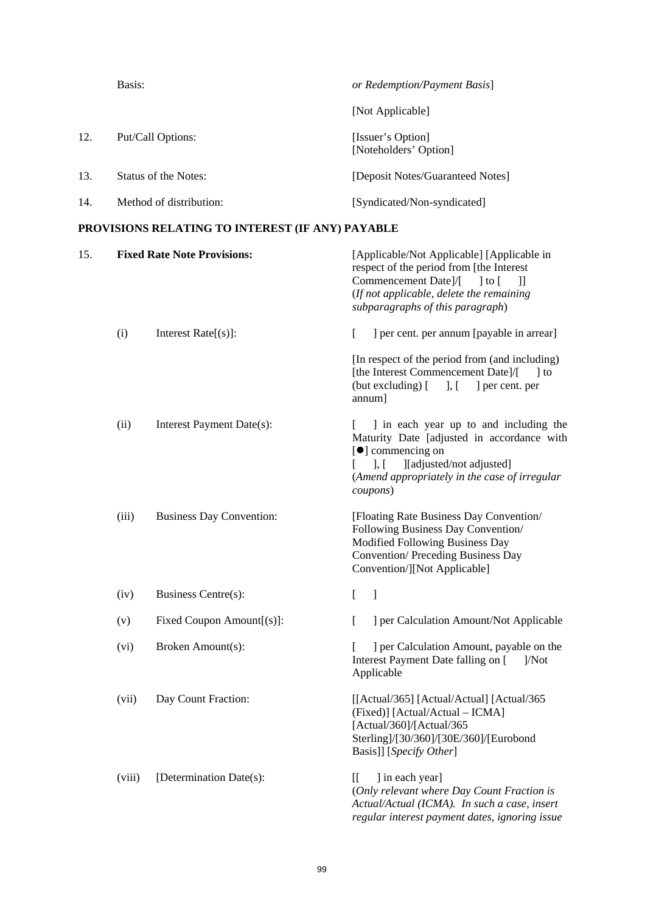| | | | |
|---|---|---|---|
| | Basis: | | *or Redemption/Payment Basis*] |
| | | | [Not Applicable] |
| 12. | Put/Call Options: | | [Issuer's Option] [Noteholders' Option] |
| 13. | Status of the Notes: | | [Deposit Notes/Guaranteed Notes] |
| 14. | Method of distribution: | | [Syndicated/Non-syndicated] |

**PROVISIONS RELATING TO INTEREST (IF ANY) PAYABLE**

| | | | |
|---|---|---|---|
| 15. | **Fixed Rate Note Provisions:** | | [Applicable/Not Applicable] [Applicable in respect of the period from [the Interest Commencement Date]/[ ] to [ ]] (*If not applicable, delete the remaining subparagraphs of this paragraph*) |
| | (i) | Interest Rate[(s)]: | [ ] per cent. per annum [payable in arrear] |
| | | | [In respect of the period from (and including) [the Interest Commencement Date]/[ ] to (but excluding) [ ], [ ] per cent. per annum] |
| | (ii) | Interest Payment Date(s): | [ ] in each year up to and including the Maturity Date [adjusted in accordance with [●] commencing on [ ], [ ][adjusted/not adjusted] (*Amend appropriately in the case of irregular coupons*) |
| | (iii) | Business Day Convention: | [Floating Rate Business Day Convention/ Following Business Day Convention/ Modified Following Business Day Convention/ Preceding Business Day Convention/][Not Applicable] |
| | (iv) | Business Centre(s): | [ ] |
| | (v) | Fixed Coupon Amount[(s)]: | [ ] per Calculation Amount/Not Applicable |
| | (vi) | Broken Amount(s): | [ ] per Calculation Amount, payable on the Interest Payment Date falling on [ ]/Not Applicable |
| | (vii) | Day Count Fraction: | [[Actual/365] [Actual/Actual] [Actual/365 (Fixed)] [Actual/Actual – ICMA] [Actual/360]/[Actual/365 Sterling]/[30/360]/[30E/360]/[Eurobond Basis]] [*Specify Other*] |
| | (viii) | [Determination Date(s): | [[ ] in each year] (*Only relevant where Day Count Fraction is Actual/Actual (ICMA). In such a case, insert regular interest payment dates, ignoring issue* |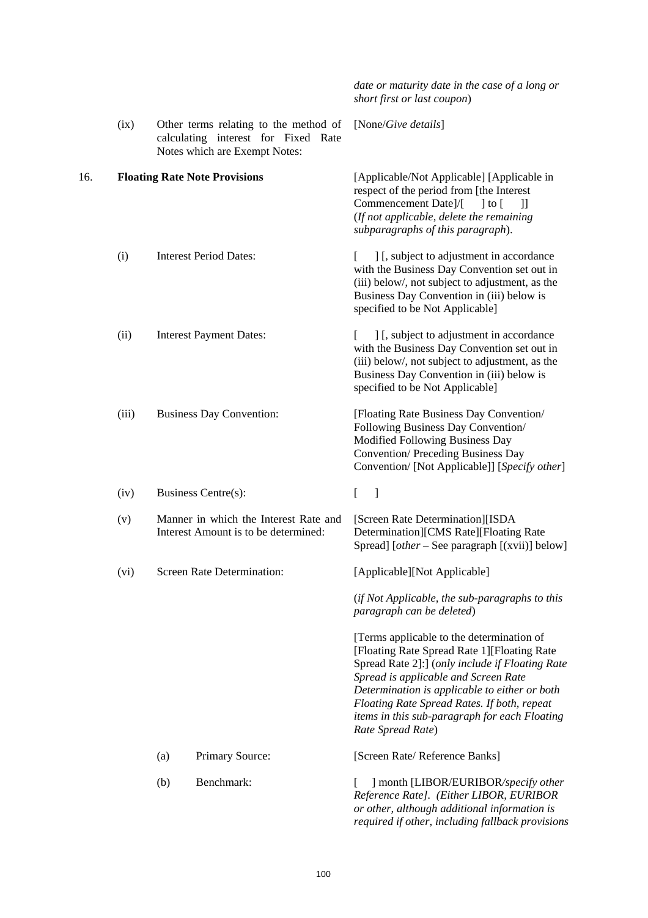|  |  |  | *date or maturity date in the case of a long or short first or last coupon*) |
|---|---|---|---|
|  | (ix) | Other terms relating to the method of calculating interest for Fixed Rate Notes which are Exempt Notes: | [None/*Give details*] |
| 16. | **Floating Rate Note Provisions** |  | [Applicable/Not Applicable] [Applicable in respect of the period from [the Interest Commencement Date]/[ ] to [ ]] (*If not applicable, delete the remaining subparagraphs of this paragraph*). |
|  | (i) | Interest Period Dates: | [ ] [, subject to adjustment in accordance with the Business Day Convention set out in (iii) below/, not subject to adjustment, as the Business Day Convention in (iii) below is specified to be Not Applicable] |
|  | (ii) | Interest Payment Dates: | [ ] [, subject to adjustment in accordance with the Business Day Convention set out in (iii) below/, not subject to adjustment, as the Business Day Convention in (iii) below is specified to be Not Applicable] |
|  | (iii) | Business Day Convention: | [Floating Rate Business Day Convention/ Following Business Day Convention/ Modified Following Business Day Convention/ Preceding Business Day Convention/ [Not Applicable]] [*Specify other*] |
|  | (iv) | Business Centre(s): | [ ] |
|  | (v) | Manner in which the Interest Rate and Interest Amount is to be determined: | [Screen Rate Determination][ISDA Determination][CMS Rate][Floating Rate Spread] [*other* – See paragraph [(xvii)] below] |
|  | (vi) | Screen Rate Determination: | [Applicable][Not Applicable]<br><br>(*if Not Applicable, the sub-paragraphs to this paragraph can be deleted*)<br><br>[Terms applicable to the determination of [Floating Rate Spread Rate 1][Floating Rate Spread Rate 2]:] (*only include if Floating Rate Spread is applicable and Screen Rate Determination is applicable to either or both Floating Rate Spread Rates. If both, repeat items in this sub-paragraph for each Floating Rate Spread Rate*) |
|  |  | (a) Primary Source: | [Screen Rate/ Reference Banks] |
|  |  | (b) Benchmark: | [ ] month [LIBOR/EURIBOR*/specify other Reference Rate]. (Either LIBOR, EURIBOR or other, although additional information is required if other, including fallback provisions* |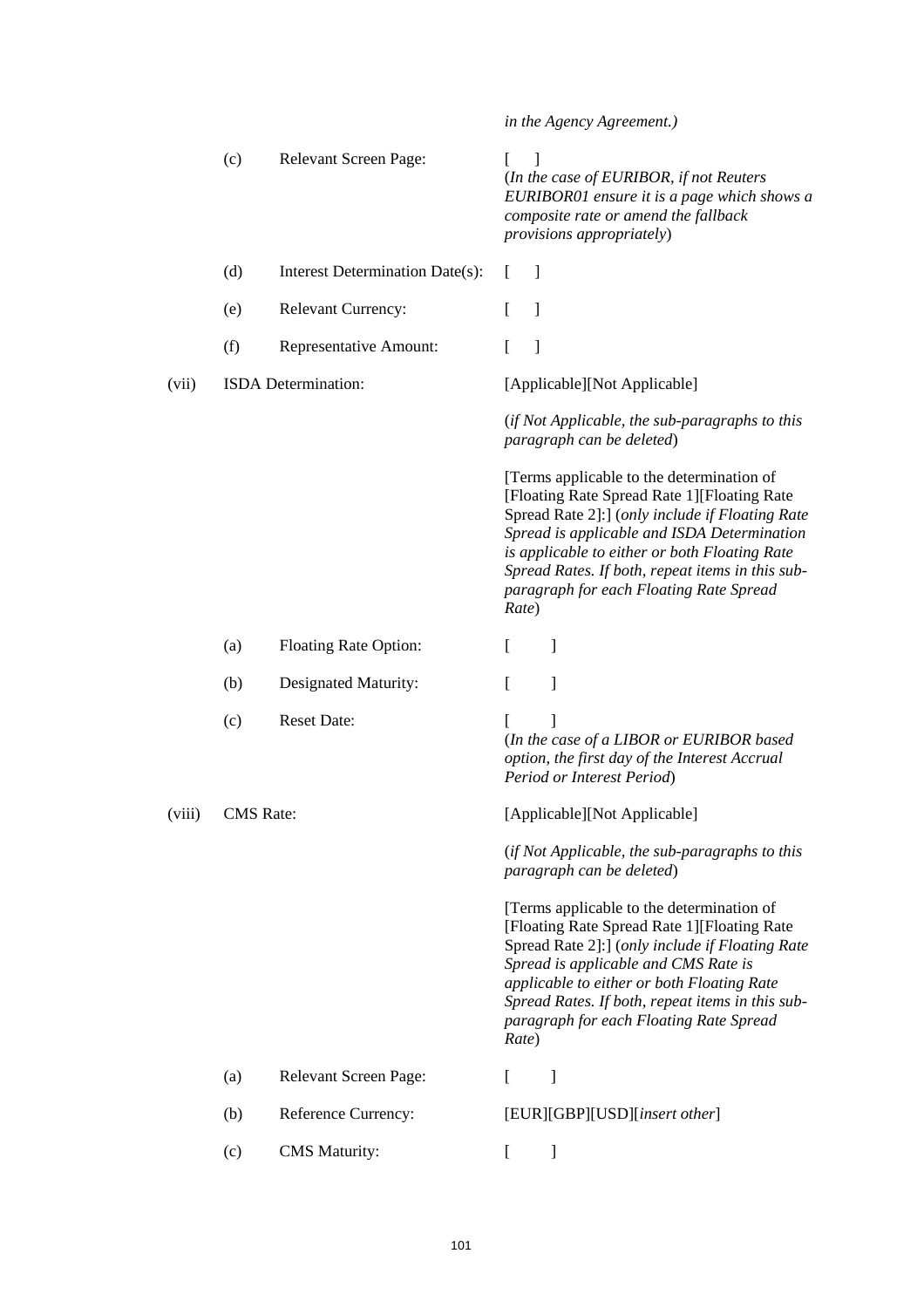*in the Agency Agreement.)*

| | | | |
|---|---|---|---|
| | (c) | Relevant Screen Page: | [ ]<br>(*In the case of EURIBOR, if not Reuters EURIBOR01 ensure it is a page which shows a composite rate or amend the fallback provisions appropriately*) |
| | (d) | Interest Determination Date(s): | [ ] |
| | (e) | Relevant Currency: | [ ] |
| | (f) | Representative Amount: | [ ] |
| (vii) | ISDA Determination: | | [Applicable][Not Applicable]<br><br>(*if Not Applicable, the sub-paragraphs to this paragraph can be deleted*)<br><br>[Terms applicable to the determination of [Floating Rate Spread Rate 1][Floating Rate Spread Rate 2]:] (*only include if Floating Rate Spread is applicable and ISDA Determination is applicable to either or both Floating Rate Spread Rates. If both, repeat items in this sub-paragraph for each Floating Rate Spread Rate*) |
| | (a) | Floating Rate Option: | [ ] |
| | (b) | Designated Maturity: | [ ] |
| | (c) | Reset Date: | [ ]<br>(*In the case of a LIBOR or EURIBOR based option, the first day of the Interest Accrual Period or Interest Period*) |
| (viii) | CMS Rate: | | [Applicable][Not Applicable]<br><br>(*if Not Applicable, the sub-paragraphs to this paragraph can be deleted*)<br><br>[Terms applicable to the determination of [Floating Rate Spread Rate 1][Floating Rate Spread Rate 2]:] (*only include if Floating Rate Spread is applicable and CMS Rate is applicable to either or both Floating Rate Spread Rates. If both, repeat items in this sub-paragraph for each Floating Rate Spread Rate*) |
| | (a) | Relevant Screen Page: | [ ] |
| | (b) | Reference Currency: | [EUR][GBP][USD][*insert other*] |
| | (c) | CMS Maturity: | [ ] |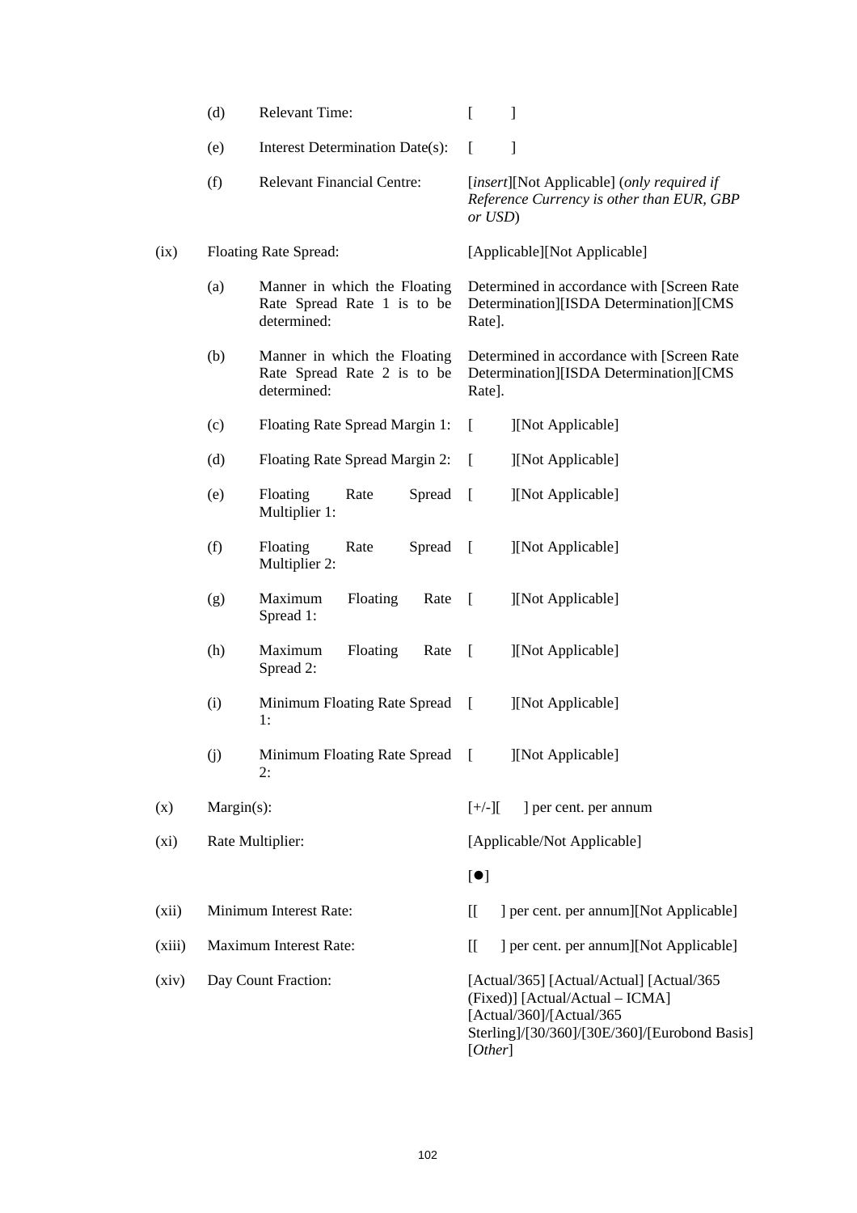| | | | |
|---|---|---|---|
| | (d) | Relevant Time: | [ ] |
| | (e) | Interest Determination Date(s): | [ ] |
| | (f) | Relevant Financial Centre: | [*insert*][Not Applicable] (*only required if Reference Currency is other than EUR, GBP or USD*) |
| (ix) | Floating Rate Spread: | | [Applicable][Not Applicable] |
| | (a) | Manner in which the Floating Rate Spread Rate 1 is to be determined: | Determined in accordance with [Screen Rate Determination][ISDA Determination][CMS Rate]. |
| | (b) | Manner in which the Floating Rate Spread Rate 2 is to be determined: | Determined in accordance with [Screen Rate Determination][ISDA Determination][CMS Rate]. |
| | (c) | Floating Rate Spread Margin 1: | [ ][Not Applicable] |
| | (d) | Floating Rate Spread Margin 2: | [ ][Not Applicable] |
| | (e) | Floating Rate Spread Multiplier 1: | [ ][Not Applicable] |
| | (f) | Floating Rate Spread Multiplier 2: | [ ][Not Applicable] |
| | (g) | Maximum Floating Rate Spread 1: | [ ][Not Applicable] |
| | (h) | Maximum Floating Rate Spread 2: | [ ][Not Applicable] |
| | (i) | Minimum Floating Rate Spread 1: | [ ][Not Applicable] |
| | (j) | Minimum Floating Rate Spread 2: | [ ][Not Applicable] |
| (x) | Margin(s): | | [+/-][ ] per cent. per annum |
| (xi) | Rate Multiplier: | | [Applicable/Not Applicable]<br><br>[●] |
| (xii) | Minimum Interest Rate: | | [[ ] per cent. per annum][Not Applicable] |
| (xiii) | Maximum Interest Rate: | | [[ ] per cent. per annum][Not Applicable] |
| (xiv) | Day Count Fraction: | | [Actual/365] [Actual/Actual] [Actual/365 (Fixed)] [Actual/Actual – ICMA] [Actual/360]/[Actual/365 Sterling]/[30/360]/[30E/360]/[Eurobond Basis] [*Other*] |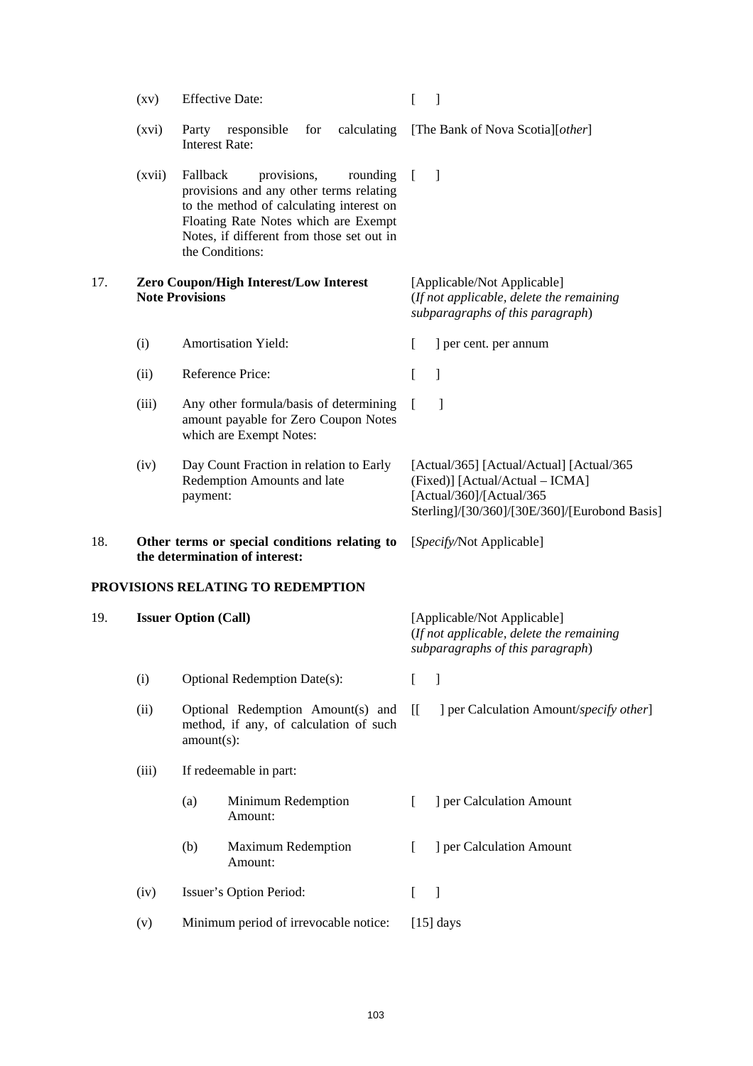| | | | |
|---|---|---|---|
| | (xv) | Effective Date: | [ ] |
| | (xvi) | Party responsible for calculating Interest Rate: | [The Bank of Nova Scotia][*other*] |
| | (xvii) | Fallback provisions, rounding provisions and any other terms relating to the method of calculating interest on Floating Rate Notes which are Exempt Notes, if different from those set out in the Conditions: | [ ] |
| 17. | **Zero Coupon/High Interest/Low Interest Note Provisions** | | [Applicable/Not Applicable] (*If not applicable, delete the remaining subparagraphs of this paragraph*) |
| | (i) | Amortisation Yield: | [ ] per cent. per annum |
| | (ii) | Reference Price: | [ ] |
| | (iii) | Any other formula/basis of determining amount payable for Zero Coupon Notes which are Exempt Notes: | [ ] |
| | (iv) | Day Count Fraction in relation to Early Redemption Amounts and late payment: | [Actual/365] [Actual/Actual] [Actual/365 (Fixed)] [Actual/Actual – ICMA] [Actual/360]/[Actual/365 Sterling]/[30/360]/[30E/360]/[Eurobond Basis] |
| 18. | **Other terms or special conditions relating to the determination of interest:** | | [*Specify/*Not Applicable] |

**PROVISIONS RELATING TO REDEMPTION**

| | | | |
|---|---|---|---|
| 19. | **Issuer Option (Call)** | | [Applicable/Not Applicable] (*If not applicable, delete the remaining subparagraphs of this paragraph*) |
| | (i) | Optional Redemption Date(s): | [ ] |
| | (ii) | Optional Redemption Amount(s) and method, if any, of calculation of such amount(s): | [[ ] per Calculation Amount/*specify other*] |
| | (iii) | If redeemable in part: | |
| | | (a) Minimum Redemption Amount: | [ ] per Calculation Amount |
| | | (b) Maximum Redemption Amount: | [ ] per Calculation Amount |
| | (iv) | Issuer's Option Period: | [ ] |
| | (v) | Minimum period of irrevocable notice: | [15] days |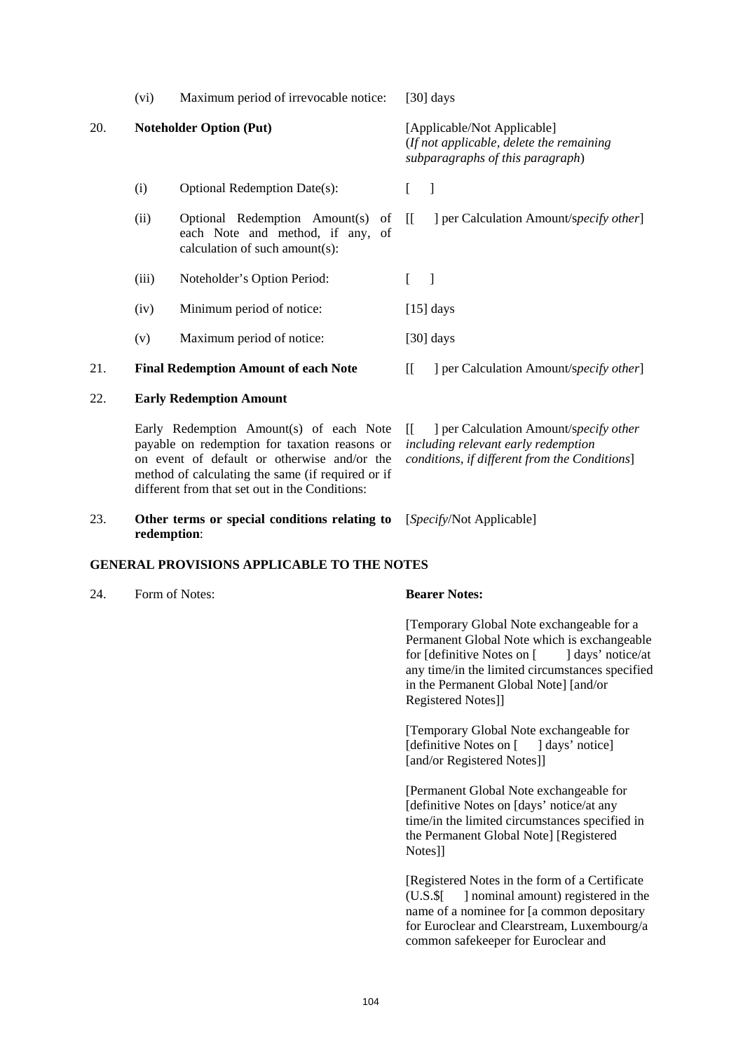| | | | |
|---|---|---|---|
| | (vi) | Maximum period of irrevocable notice: | [30] days |
| 20. | **Noteholder Option (Put)** | | [Applicable/Not Applicable] (*If not applicable, delete the remaining subparagraphs of this paragraph*) |
| | (i) | Optional Redemption Date(s): | [ ] |
| | (ii) | Optional Redemption Amount(s) of each Note and method, if any, of calculation of such amount(s): | [[ ] per Calculation Amount/s*pecify other*] |
| | (iii) | Noteholder's Option Period: | [ ] |
| | (iv) | Minimum period of notice: | [15] days |
| | (v) | Maximum period of notice: | [30] days |
| 21. | **Final Redemption Amount of each Note** | | [[ ] per Calculation Amount/s*pecify other*] |
| 22. | **Early Redemption Amount** | | |
| | Early Redemption Amount(s) of each Note payable on redemption for taxation reasons or on event of default or otherwise and/or the method of calculating the same (if required or if different from that set out in the Conditions: | | [[ ] per Calculation Amount/s*pecify other including relevant early redemption conditions, if different from the Conditions*] |
| 23. | **Other terms or special conditions relating to redemption**: | | [*Specify*/Not Applicable] |

**GENERAL PROVISIONS APPLICABLE TO THE NOTES**

| | | |
|---|---|---|
| 24. | Form of Notes: | **Bearer Notes:** |
| | | [Temporary Global Note exchangeable for a Permanent Global Note which is exchangeable for [definitive Notes on [ ] days' notice/at any time/in the limited circumstances specified in the Permanent Global Note] [and/or Registered Notes]] |
| | | [Temporary Global Note exchangeable for [definitive Notes on [ ] days' notice] [and/or Registered Notes]] |
| | | [Permanent Global Note exchangeable for [definitive Notes on [days' notice/at any time/in the limited circumstances specified in the Permanent Global Note] [Registered Notes]] |
| | | [Registered Notes in the form of a Certificate (U.S.$[ ] nominal amount) registered in the name of a nominee for [a common depositary for Euroclear and Clearstream, Luxembourg/a common safekeeper for Euroclear and |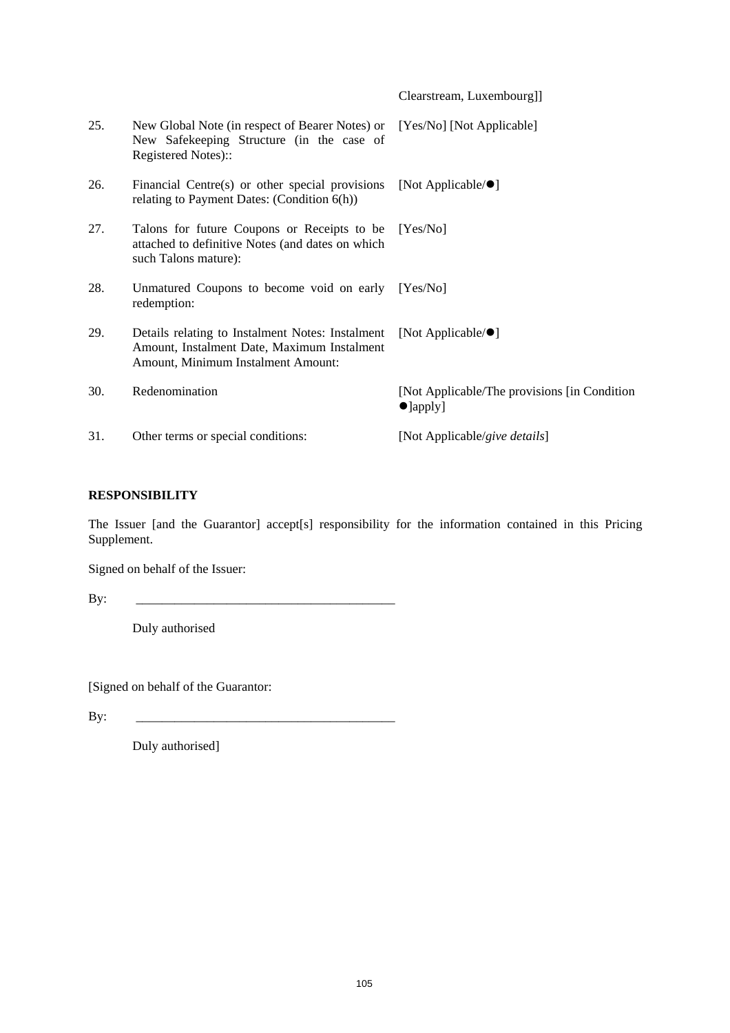| | | Clearstream, Luxembourg]] |
|---|---|---|
| 25. | New Global Note (in respect of Bearer Notes) or New Safekeeping Structure (in the case of Registered Notes):: | [Yes/No] [Not Applicable] |
| 26. | Financial Centre(s) or other special provisions relating to Payment Dates: (Condition 6(h)) | [Not Applicable/●] |
| 27. | Talons for future Coupons or Receipts to be attached to definitive Notes (and dates on which such Talons mature): | [Yes/No] |
| 28. | Unmatured Coupons to become void on early redemption: | [Yes/No] |
| 29. | Details relating to Instalment Notes: Instalment Amount, Instalment Date, Maximum Instalment Amount, Minimum Instalment Amount: | [Not Applicable/●] |
| 30. | Redenomination | [Not Applicable/The provisions [in Condition ●]apply] |
| 31. | Other terms or special conditions: | [Not Applicable/*give details*] |

**RESPONSIBILITY**

The Issuer [and the Guarantor] accept[s] responsibility for the information contained in this Pricing Supplement.

Signed on behalf of the Issuer:

By: ________________________________________

Duly authorised

[Signed on behalf of the Guarantor:

By: ________________________________________

Duly authorised]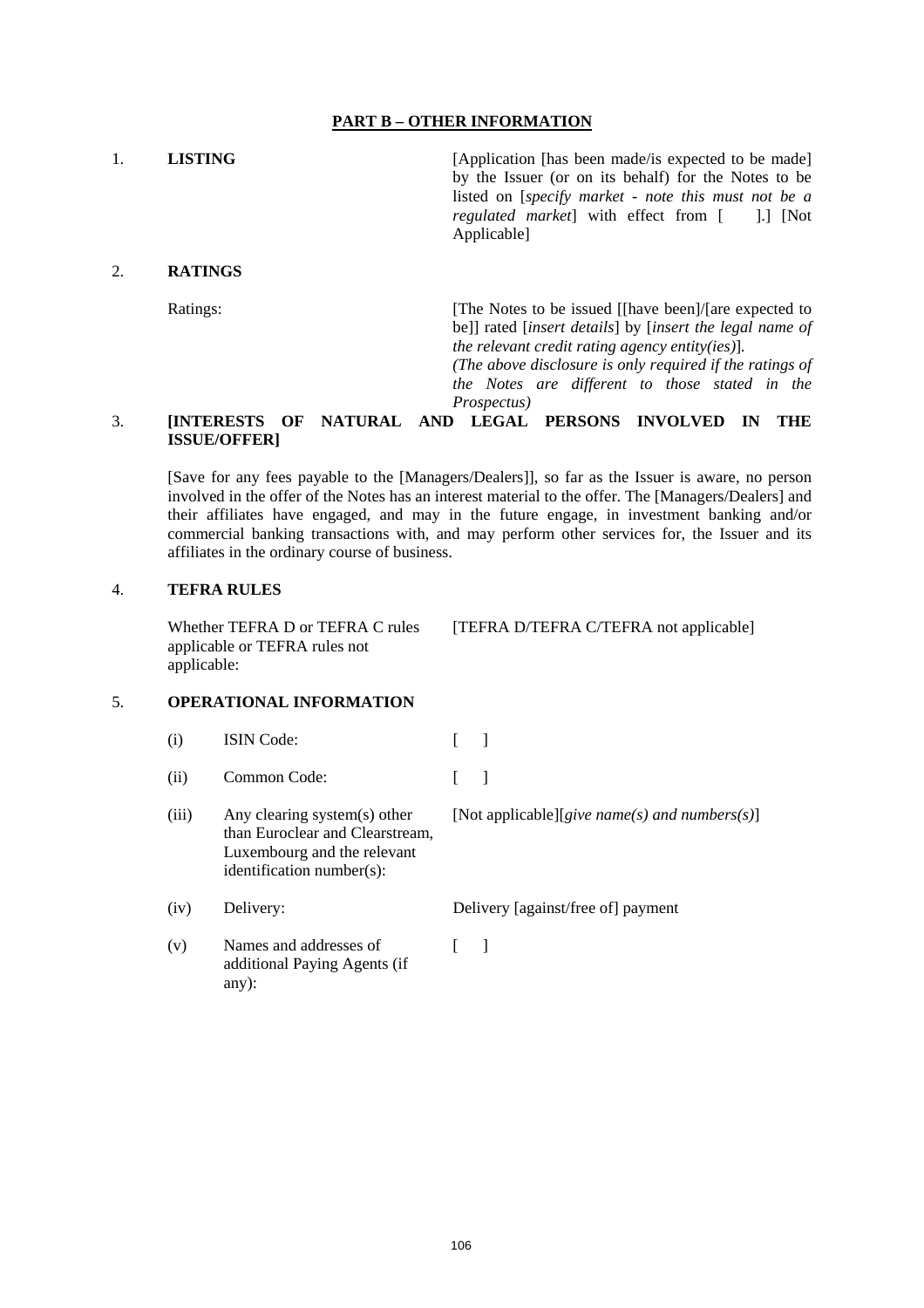## PART B – OTHER INFORMATION

1. **LISTING**

[Application [has been made/is expected to be made] by the Issuer (or on its behalf) for the Notes to be listed on [*specify market - note this must not be a regulated market*] with effect from [ ].] [Not Applicable]

2. **RATINGS**

| | |
|---|---|
| Ratings: | [The Notes to be issued [[have been]/[are expected to be]] rated [*insert details*] by [*insert the legal name of the relevant credit rating agency entity(ies)*]. *(The above disclosure is only required if the ratings of the Notes are different to those stated in the Prospectus)* |

3. **[INTERESTS OF NATURAL AND LEGAL PERSONS INVOLVED IN THE ISSUE/OFFER]**

[Save for any fees payable to the [Managers/Dealers]], so far as the Issuer is aware, no person involved in the offer of the Notes has an interest material to the offer. The [Managers/Dealers] and their affiliates have engaged, and may in the future engage, in investment banking and/or commercial banking transactions with, and may perform other services for, the Issuer and its affiliates in the ordinary course of business.

4. **TEFRA RULES**

| | |
|---|---|
| Whether TEFRA D or TEFRA C rules applicable or TEFRA rules not applicable: | [TEFRA D/TEFRA C/TEFRA not applicable] |

5. **OPERATIONAL INFORMATION**

| | | |
|---|---|---|
| (i) | ISIN Code: | [ ] |
| (ii) | Common Code: | [ ] |
| (iii) | Any clearing system(s) other than Euroclear and Clearstream, Luxembourg and the relevant identification number(s): | [Not applicable][*give name(s) and numbers(s)*] |
| (iv) | Delivery: | Delivery [against/free of] payment |
| (v) | Names and addresses of additional Paying Agents (if any): | [ ] |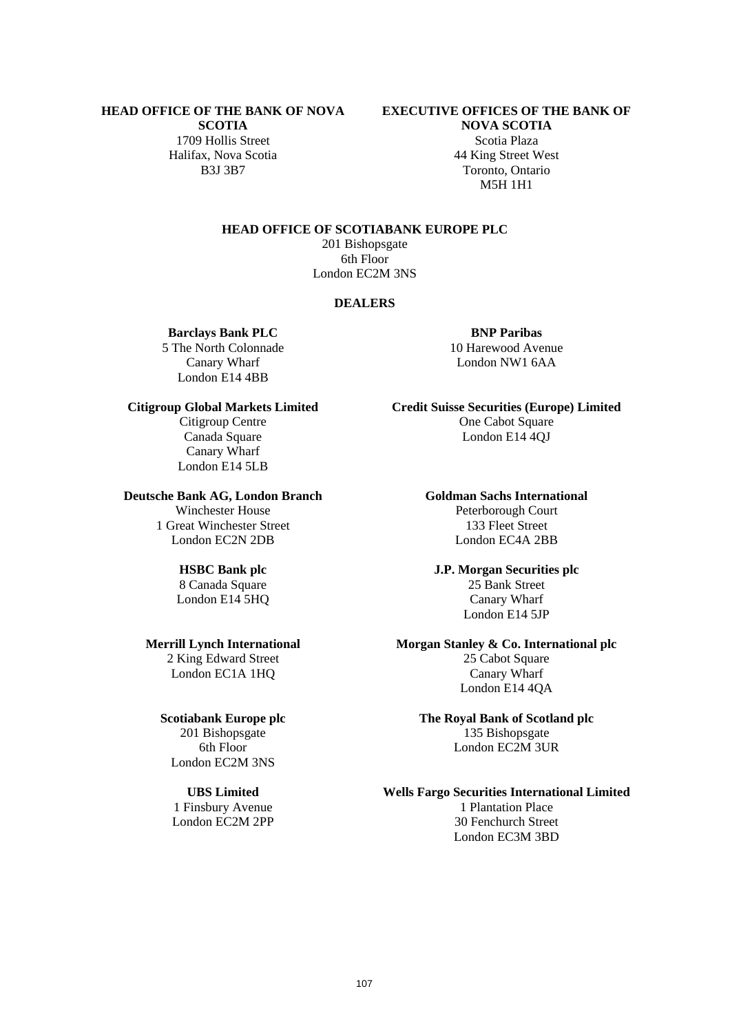**HEAD OFFICE OF THE BANK OF NOVA SCOTIA**
1709 Hollis Street
Halifax, Nova Scotia
B3J 3B7

**EXECUTIVE OFFICES OF THE BANK OF NOVA SCOTIA**
Scotia Plaza
44 King Street West
Toronto, Ontario
M5H 1H1

**HEAD OFFICE OF SCOTIABANK EUROPE PLC**
201 Bishopsgate
6th Floor
London EC2M 3NS

**DEALERS**

**Barclays Bank PLC**
5 The North Colonnade
Canary Wharf
London E14 4BB

**BNP Paribas**
10 Harewood Avenue
London NW1 6AA

**Citigroup Global Markets Limited**
Citigroup Centre
Canada Square
Canary Wharf
London E14 5LB

**Credit Suisse Securities (Europe) Limited**
One Cabot Square
London E14 4QJ

**Deutsche Bank AG, London Branch**
Winchester House
1 Great Winchester Street
London EC2N 2DB

**Goldman Sachs International**
Peterborough Court
133 Fleet Street
London EC4A 2BB

**HSBC Bank plc**
8 Canada Square
London E14 5HQ

**J.P. Morgan Securities plc**
25 Bank Street
Canary Wharf
London E14 5JP

**Merrill Lynch International**
2 King Edward Street
London EC1A 1HQ

**Morgan Stanley & Co. International plc**
25 Cabot Square
Canary Wharf
London E14 4QA

**Scotiabank Europe plc**
201 Bishopsgate
6th Floor
London EC2M 3NS

**The Royal Bank of Scotland plc**
135 Bishopsgate
London EC2M 3UR

**UBS Limited**
1 Finsbury Avenue
London EC2M 2PP

**Wells Fargo Securities International Limited**
1 Plantation Place
30 Fenchurch Street
London EC3M 3BD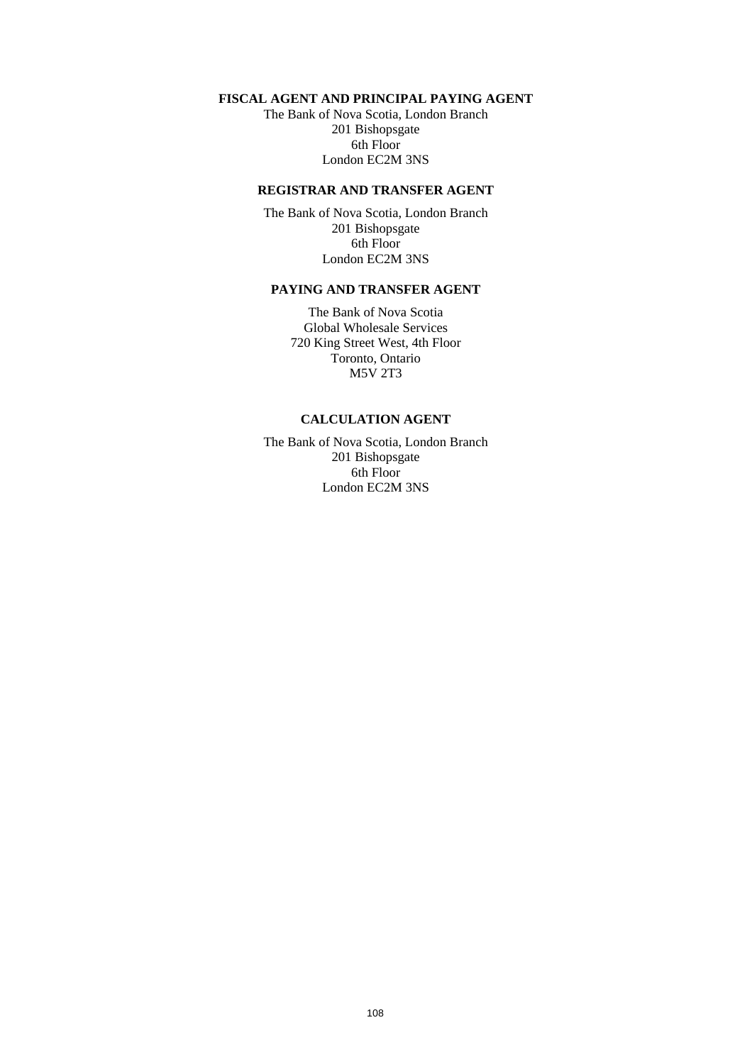**FISCAL AGENT AND PRINCIPAL PAYING AGENT**

The Bank of Nova Scotia, London Branch
201 Bishopsgate
6th Floor
London EC2M 3NS

**REGISTRAR AND TRANSFER AGENT**

The Bank of Nova Scotia, London Branch
201 Bishopsgate
6th Floor
London EC2M 3NS

**PAYING AND TRANSFER AGENT**

The Bank of Nova Scotia
Global Wholesale Services
720 King Street West, 4th Floor
Toronto, Ontario
M5V 2T3

**CALCULATION AGENT**

The Bank of Nova Scotia, London Branch
201 Bishopsgate
6th Floor
London EC2M 3NS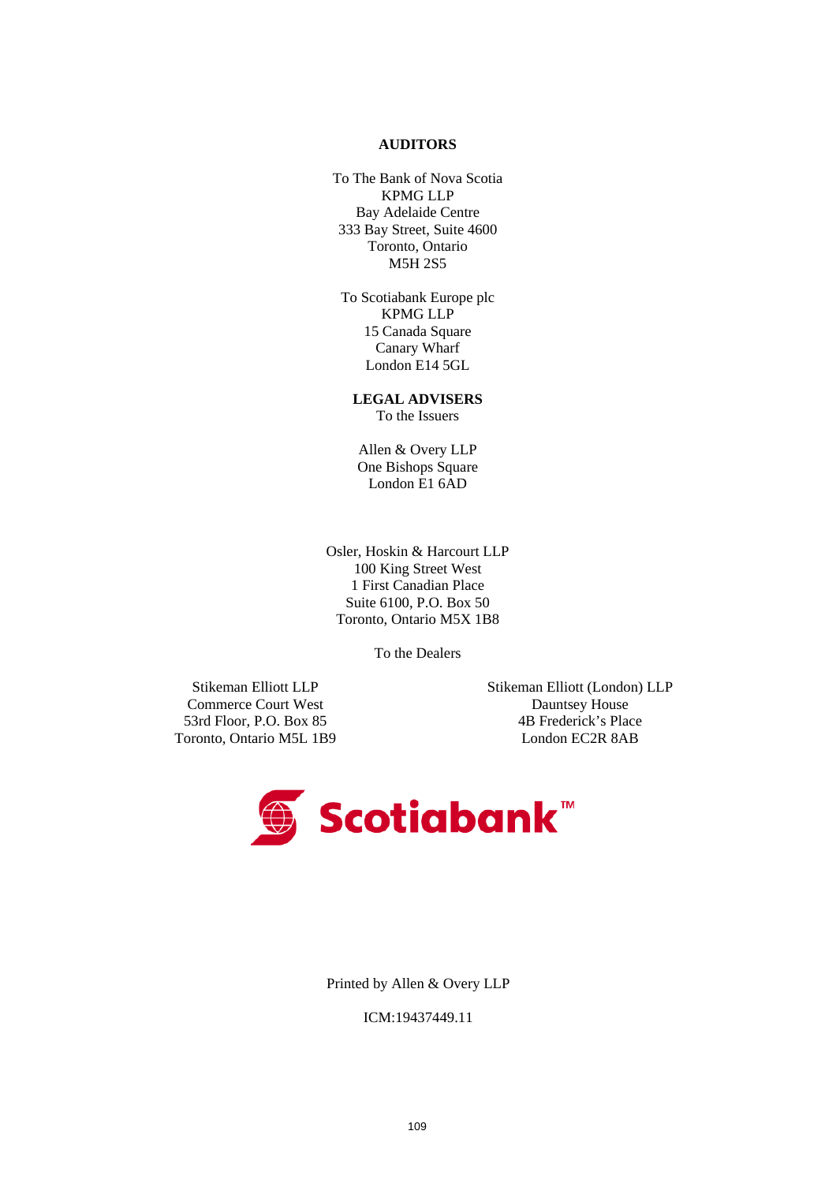## AUDITORS

To The Bank of Nova Scotia
KPMG LLP
Bay Adelaide Centre
333 Bay Street, Suite 4600
Toronto, Ontario
M5H 2S5

To Scotiabank Europe plc
KPMG LLP
15 Canada Square
Canary Wharf
London E14 5GL

## LEGAL ADVISERS

To the Issuers

Allen & Overy LLP
One Bishops Square
London E1 6AD

Osler, Hoskin & Harcourt LLP
100 King Street West
1 First Canadian Place
Suite 6100, P.O. Box 50
Toronto, Ontario M5X 1B8

To the Dealers

Stikeman Elliott LLP
Commerce Court West
53rd Floor, P.O. Box 85
Toronto, Ontario M5L 1B9

Stikeman Elliott (London) LLP
Dauntsey House
4B Frederick's Place
London EC2R 8AB

Scotiabank™

Printed by Allen & Overy LLP

ICM:19437449.11